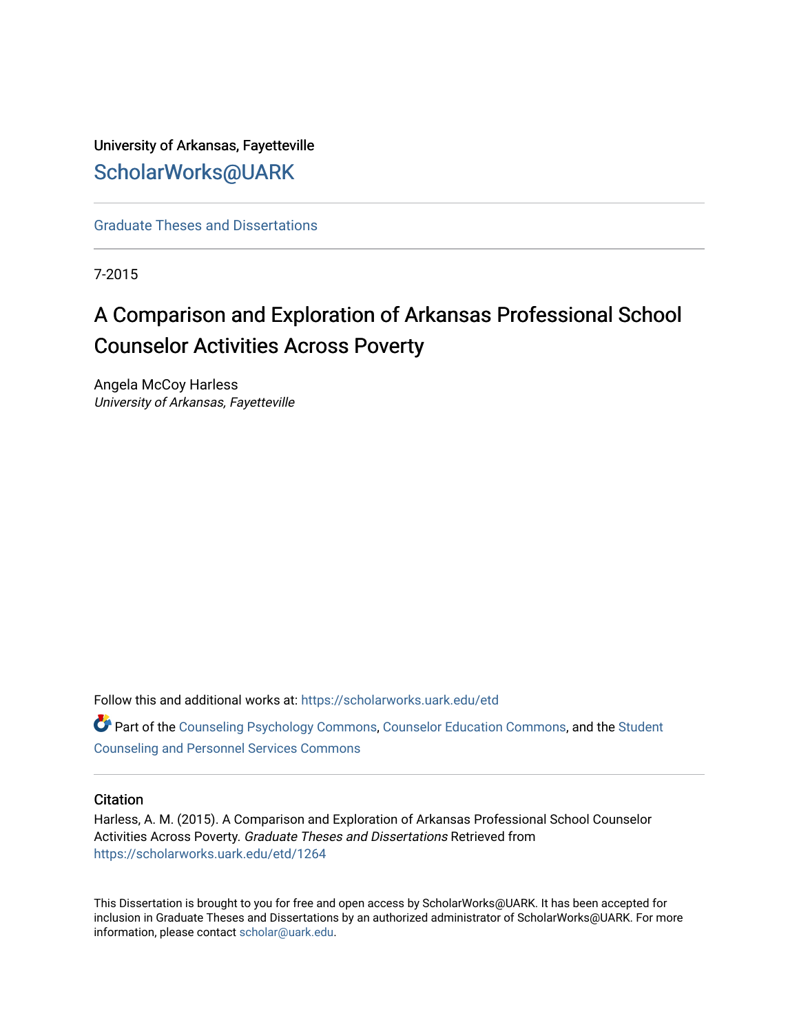University of Arkansas, Fayetteville

ScholarWorks@UARK

Graduate Theses and Dissertations

7-2015

# A Comparison and Exploration of Arkansas Professional School Counselor Activities Across Poverty

Angela McCoy Harless
*University of Arkansas, Fayetteville*

Follow this and additional works at: https://scholarworks.uark.edu/etd

Part of the Counseling Psychology Commons, Counselor Education Commons, and the Student Counseling and Personnel Services Commons

## Citation

Harless, A. M. (2015). A Comparison and Exploration of Arkansas Professional School Counselor Activities Across Poverty. *Graduate Theses and Dissertations* Retrieved from https://scholarworks.uark.edu/etd/1264

This Dissertation is brought to you for free and open access by ScholarWorks@UARK. It has been accepted for inclusion in Graduate Theses and Dissertations by an authorized administrator of ScholarWorks@UARK. For more information, please contact scholar@uark.edu.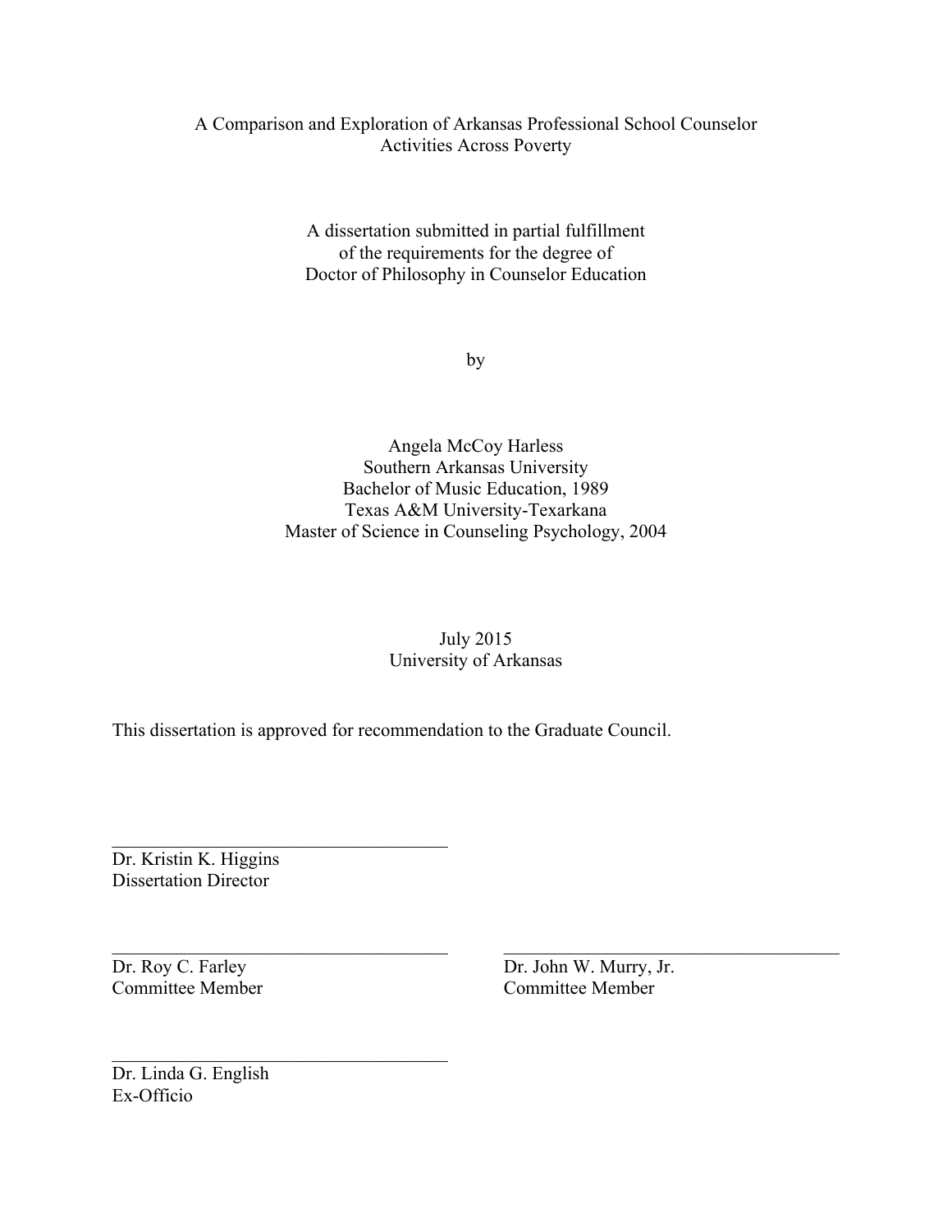A Comparison and Exploration of Arkansas Professional School Counselor Activities Across Poverty

A dissertation submitted in partial fulfillment
of the requirements for the degree of
Doctor of Philosophy in Counselor Education

by

Angela McCoy Harless
Southern Arkansas University
Bachelor of Music Education, 1989
Texas A&M University-Texarkana
Master of Science in Counseling Psychology, 2004

July 2015
University of Arkansas

This dissertation is approved for recommendation to the Graduate Council.

\_\_\_\_\_\_\_\_\_\_\_\_\_\_\_\_\_\_\_\_\_\_\_\_\_\_\_\_\_\_\_\_\_\_\_\_
Dr. Kristin K. Higgins
Dissertation Director

\_\_\_\_\_\_\_\_\_\_\_\_\_\_\_\_\_\_\_\_\_\_\_\_\_\_\_\_\_\_\_\_\_\_\_\_
Dr. Roy C. Farley
Committee Member

\_\_\_\_\_\_\_\_\_\_\_\_\_\_\_\_\_\_\_\_\_\_\_\_\_\_\_\_\_\_\_\_\_\_\_\_
Dr. John W. Murry, Jr.
Committee Member

\_\_\_\_\_\_\_\_\_\_\_\_\_\_\_\_\_\_\_\_\_\_\_\_\_\_\_\_\_\_\_\_\_\_\_\_
Dr. Linda G. English
Ex-Officio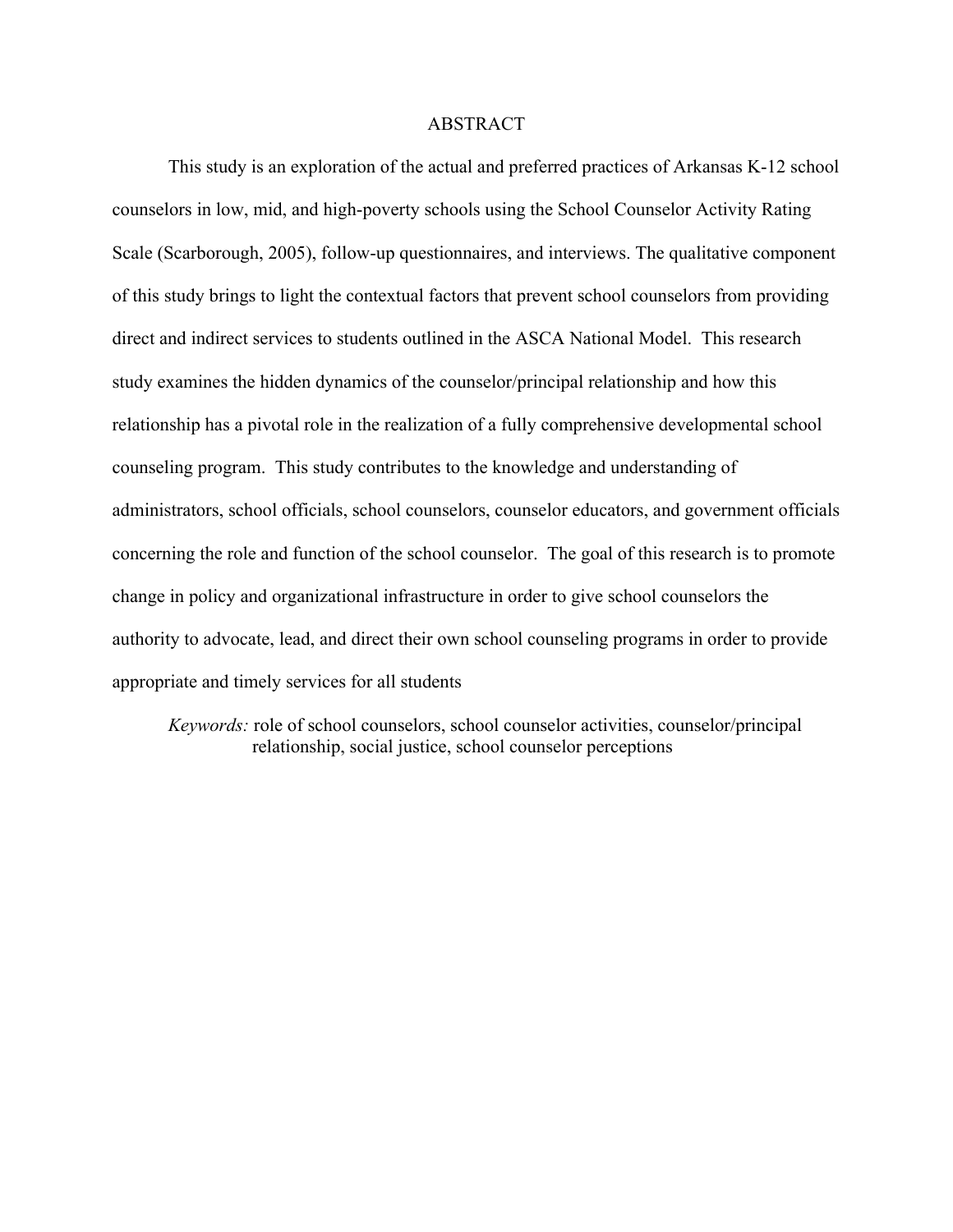# ABSTRACT

This study is an exploration of the actual and preferred practices of Arkansas K-12 school counselors in low, mid, and high-poverty schools using the School Counselor Activity Rating Scale (Scarborough, 2005), follow-up questionnaires, and interviews. The qualitative component of this study brings to light the contextual factors that prevent school counselors from providing direct and indirect services to students outlined in the ASCA National Model. This research study examines the hidden dynamics of the counselor/principal relationship and how this relationship has a pivotal role in the realization of a fully comprehensive developmental school counseling program. This study contributes to the knowledge and understanding of administrators, school officials, school counselors, counselor educators, and government officials concerning the role and function of the school counselor. The goal of this research is to promote change in policy and organizational infrastructure in order to give school counselors the authority to advocate, lead, and direct their own school counseling programs in order to provide appropriate and timely services for all students

*Keywords:* role of school counselors, school counselor activities, counselor/principal relationship, social justice, school counselor perceptions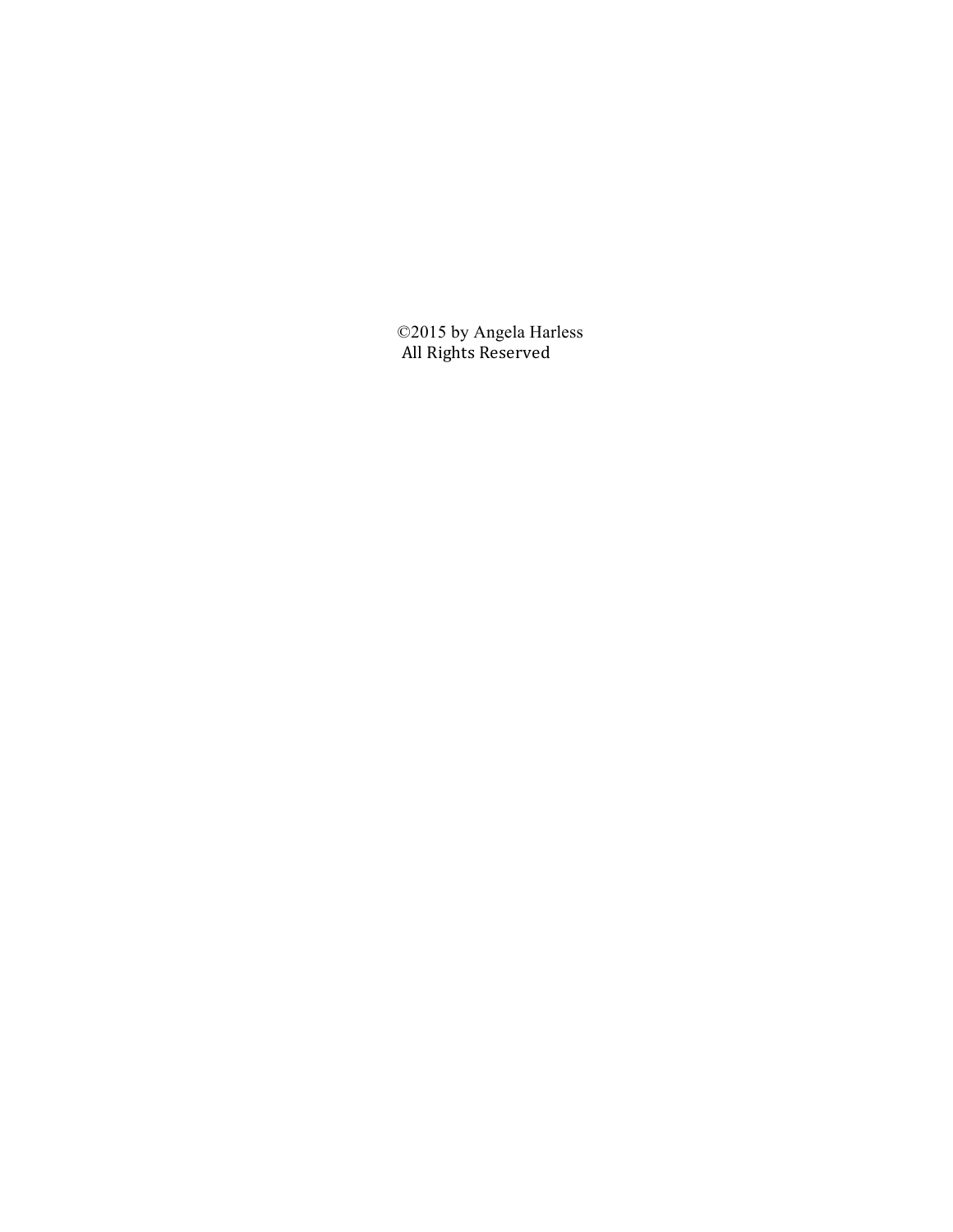©2015 by Angela Harless
All Rights Reserved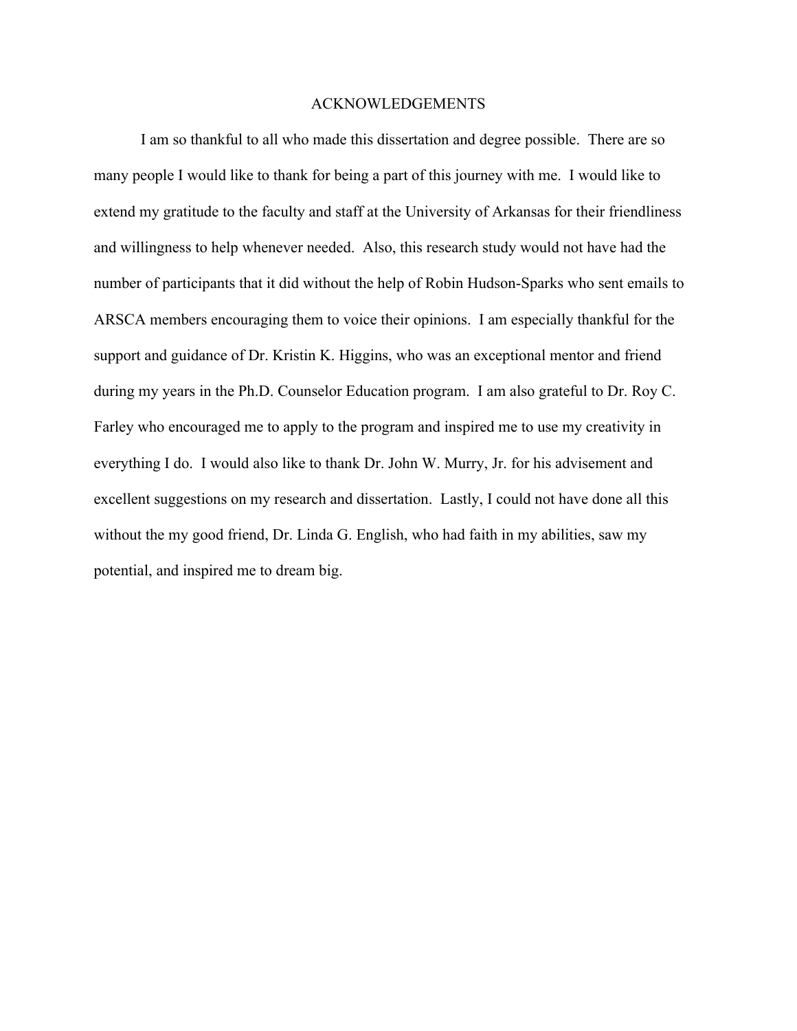# ACKNOWLEDGEMENTS

I am so thankful to all who made this dissertation and degree possible. There are so many people I would like to thank for being a part of this journey with me. I would like to extend my gratitude to the faculty and staff at the University of Arkansas for their friendliness and willingness to help whenever needed. Also, this research study would not have had the number of participants that it did without the help of Robin Hudson-Sparks who sent emails to ARSCA members encouraging them to voice their opinions. I am especially thankful for the support and guidance of Dr. Kristin K. Higgins, who was an exceptional mentor and friend during my years in the Ph.D. Counselor Education program. I am also grateful to Dr. Roy C. Farley who encouraged me to apply to the program and inspired me to use my creativity in everything I do. I would also like to thank Dr. John W. Murry, Jr. for his advisement and excellent suggestions on my research and dissertation. Lastly, I could not have done all this without the my good friend, Dr. Linda G. English, who had faith in my abilities, saw my potential, and inspired me to dream big.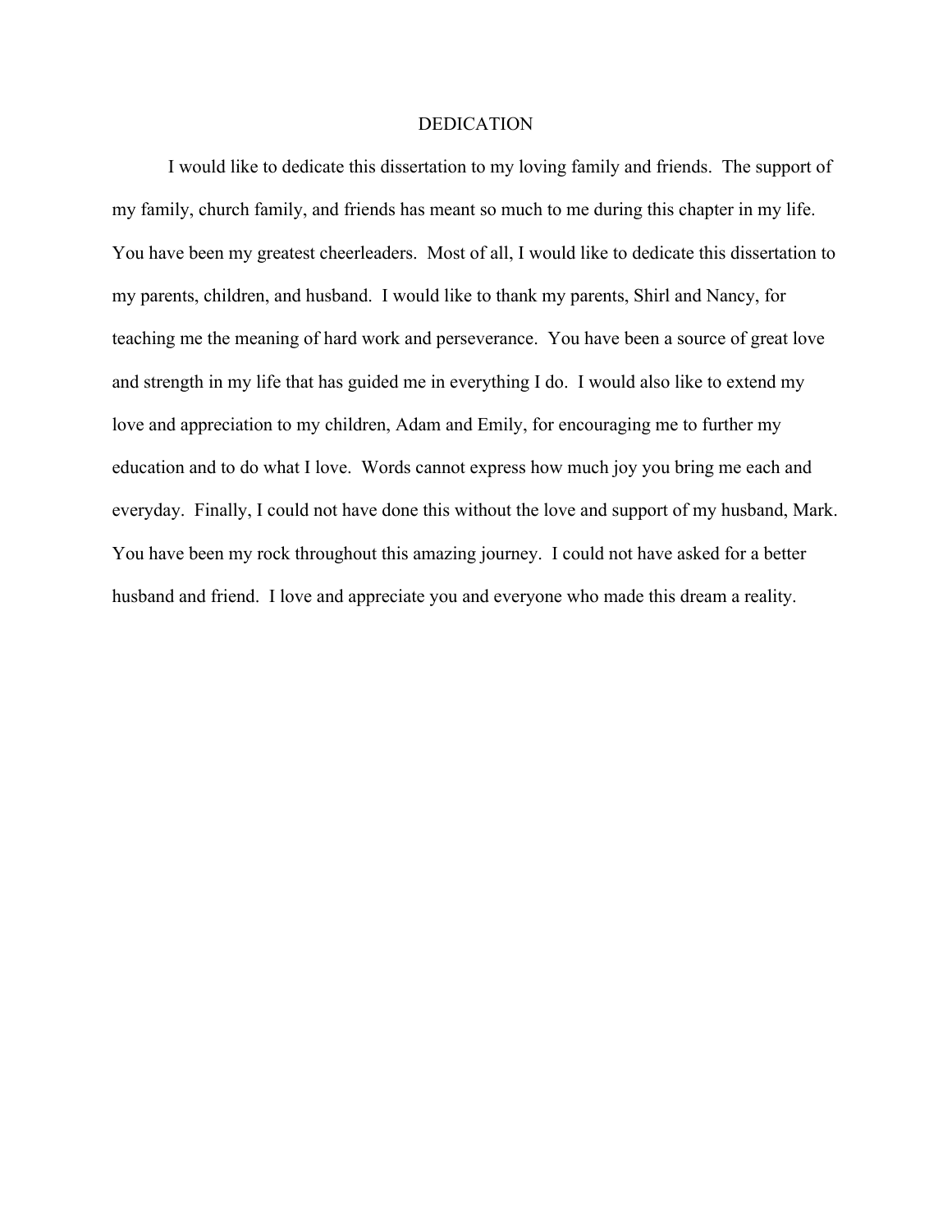# DEDICATION

I would like to dedicate this dissertation to my loving family and friends. The support of my family, church family, and friends has meant so much to me during this chapter in my life. You have been my greatest cheerleaders. Most of all, I would like to dedicate this dissertation to my parents, children, and husband. I would like to thank my parents, Shirl and Nancy, for teaching me the meaning of hard work and perseverance. You have been a source of great love and strength in my life that has guided me in everything I do. I would also like to extend my love and appreciation to my children, Adam and Emily, for encouraging me to further my education and to do what I love. Words cannot express how much joy you bring me each and everyday. Finally, I could not have done this without the love and support of my husband, Mark. You have been my rock throughout this amazing journey. I could not have asked for a better husband and friend. I love and appreciate you and everyone who made this dream a reality.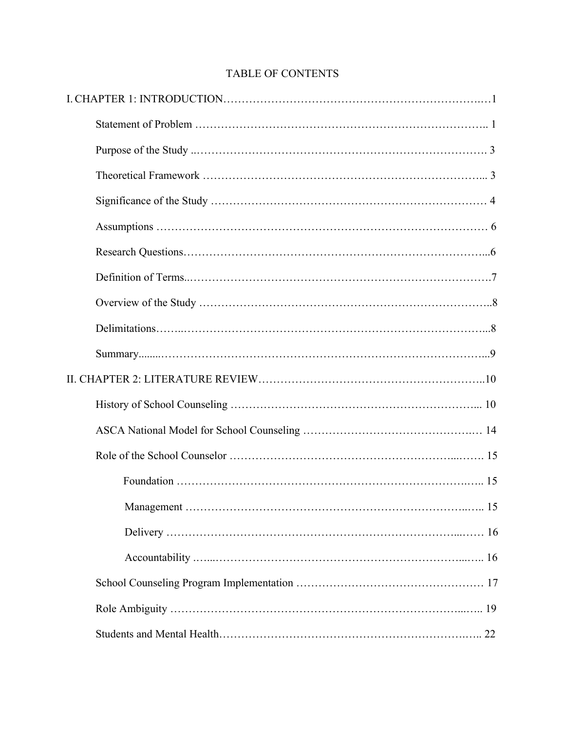# TABLE OF CONTENTS

I. CHAPTER 1: INTRODUCTION ........................................................... 1

- Statement of Problem ........................................................... 1
- Purpose of the Study ........................................................... 3
- Theoretical Framework ........................................................... 3
- Significance of the Study ........................................................... 4
- Assumptions ........................................................... 6
- Research Questions ........................................................... 6
- Definition of Terms ........................................................... 7
- Overview of the Study ........................................................... 8
- Delimitations ........................................................... 8
- Summary ........................................................... 9

II. CHAPTER 2: LITERATURE REVIEW ........................................................... 10

- History of School Counseling ........................................................... 10
- ASCA National Model for School Counseling ........................................................... 14
- Role of the School Counselor ........................................................... 15
  - Foundation ........................................................... 15
  - Management ........................................................... 15
  - Delivery ........................................................... 16
  - Accountability ........................................................... 16
- School Counseling Program Implementation ........................................................... 17
- Role Ambiguity ........................................................... 19
- Students and Mental Health ........................................................... 22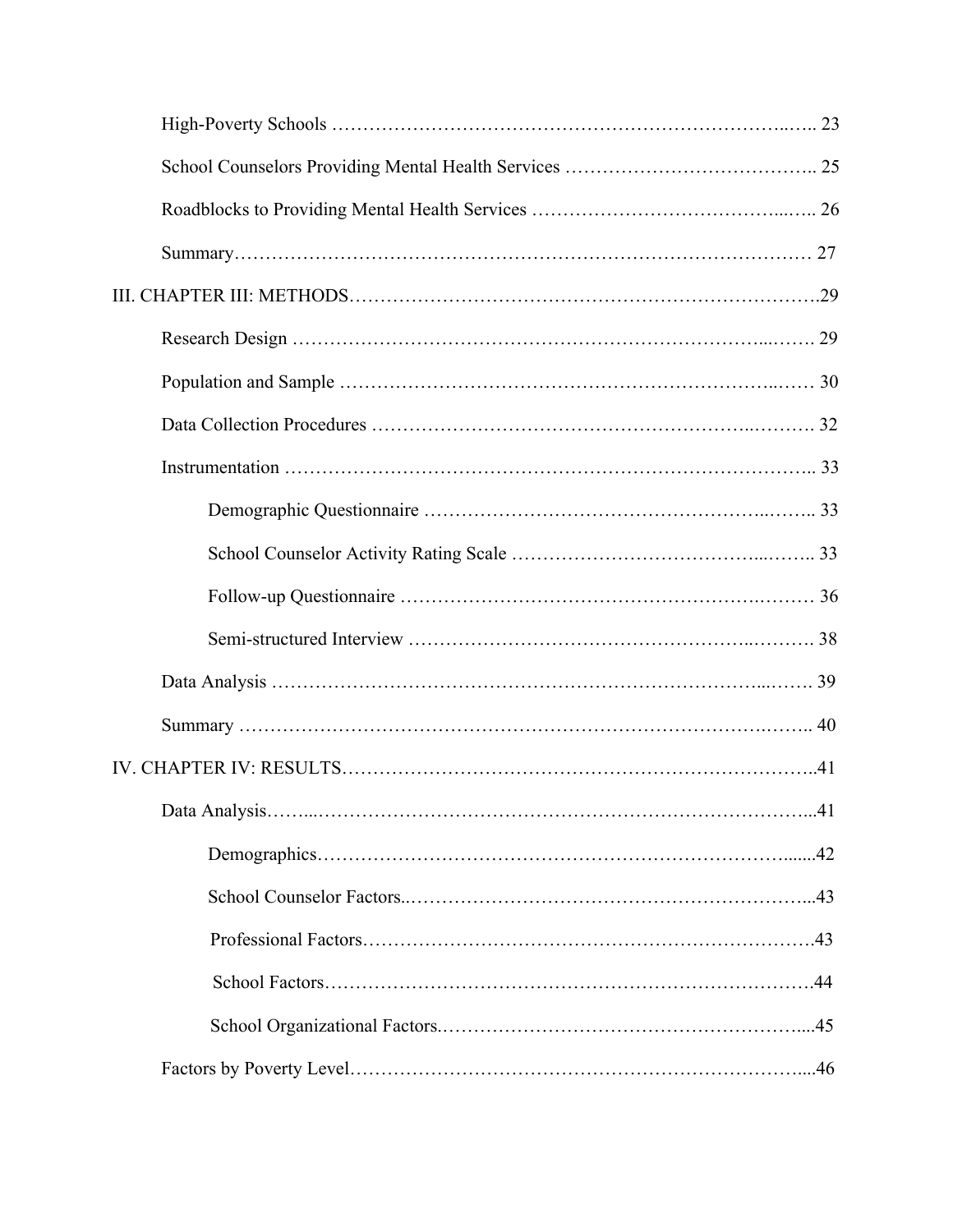High-Poverty Schools ........................................................................ 23

School Counselors Providing Mental Health Services ........................................ 25

Roadblocks to Providing Mental Health Services ............................................ 26

Summary.................................................................................................. 27

III. CHAPTER III: METHODS.........................................................................29

Research Design ........................................................................................ 29

Population and Sample ............................................................................... 30

Data Collection Procedures ......................................................................... 32

Instrumentation ......................................................................................... 33

Demographic Questionnaire ......................................................................... 33

School Counselor Activity Rating Scale ......................................................... 33

Follow-up Questionnaire ............................................................................. 36

Semi-structured Interview ........................................................................... 38

Data Analysis ............................................................................................ 39

Summary .................................................................................................. 40

IV. CHAPTER IV: RESULTS............................................................................41

Data Analysis.............................................................................................41

Demographics.............................................................................................42

School Counselor Factors.............................................................................43

Professional Factors....................................................................................43

School Factors............................................................................................44

School Organizational Factors......................................................................45

Factors by Poverty Level..............................................................................46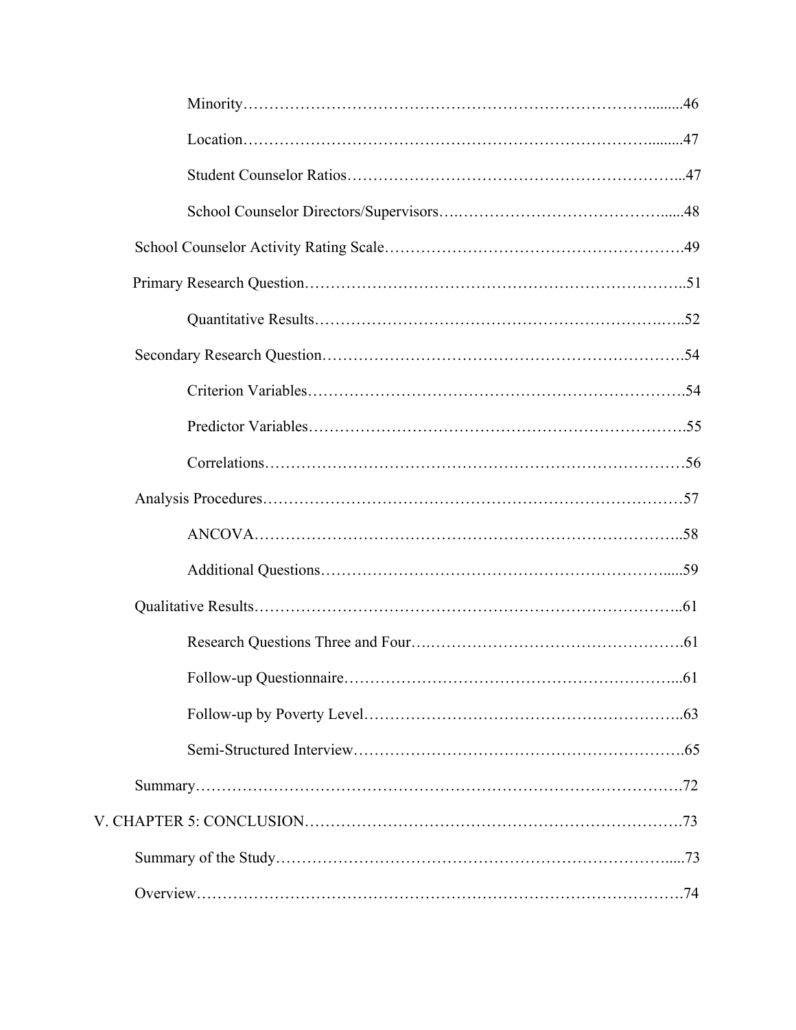Minority………………………………………………………………………........46

Location……………………………………………………………………........47

Student Counselor Ratios………………………………………………………...47

School Counselor Directors/Supervisors….……………………………………......48

School Counselor Activity Rating Scale……………………………………………….49

Primary Research Question……………………………………………………………..51

Quantitative Results…………………………………………………………..52

Secondary Research Question…………………………………………………………….54

Criterion Variables……………………………………………………………….54

Predictor Variables……………………………………………………………….55

Correlations………………………………………………………………………56

Analysis Procedures………………………………………………………………………57

ANCOVA…………………………………………………………………………..58

Additional Questions………………………………………………………….....59

Qualitative Results………………………………………………………………………..61

Research Questions Three and Four….………………………………………….61

Follow-up Questionnaire………………………………………………………...61

Follow-up by Poverty Level…………………………………………………..63

Semi-Structured Interview……………………………………………………….65

Summary……………………………………………………………………………….72

V. CHAPTER 5: CONCLUSION……………………………………………………………….73

Summary of the Study…………………………………………………………….....73

Overview……………………………………………………………………………….74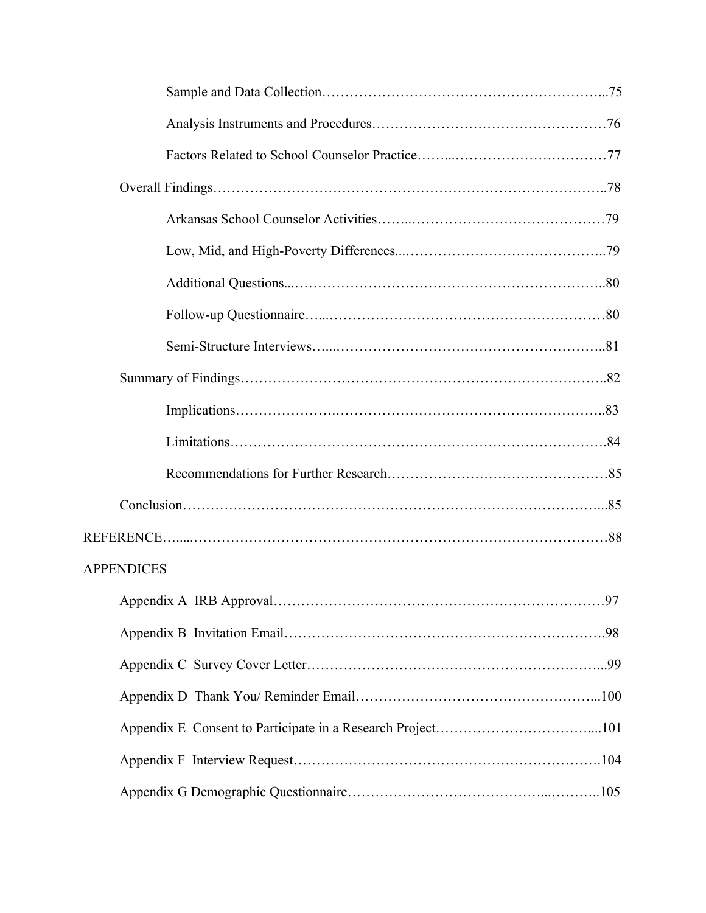Sample and Data Collection……………………………………………………...75

Analysis Instruments and Procedures…………………………………………76

Factors Related to School Counselor Practice……...…………………………77

Overall Findings……………………………………………………………………..78

Arkansas School Counselor Activities……..…………………………………79

Low, Mid, and High-Poverty Differences...…………………………………..79

Additional Questions...………………………………………………………..80

Follow-up Questionnaire…...…………………………………………………80

Semi-Structure Interviews…...………………………………………………..81

Summary of Findings………………………………………………………………..82

Implications…………………………………………………………………..83

Limitations……………………………………………………………………84

Recommendations for Further Research………………………………………85

Conclusion…………………………………………………………………………...85

REFERENCE…....…………………………………………………………………………88

APPENDICES

Appendix A IRB Approval……………………………………………………………97

Appendix B Invitation Email………………………………………………………….98

Appendix C Survey Cover Letter……………………………………………………...99

Appendix D Thank You/ Reminder Email……………………………………………...100

Appendix E Consent to Participate in a Research Project……………………………....101

Appendix F Interview Request…………………………………………………………104

Appendix G Demographic Questionnaire…………………………………...………..105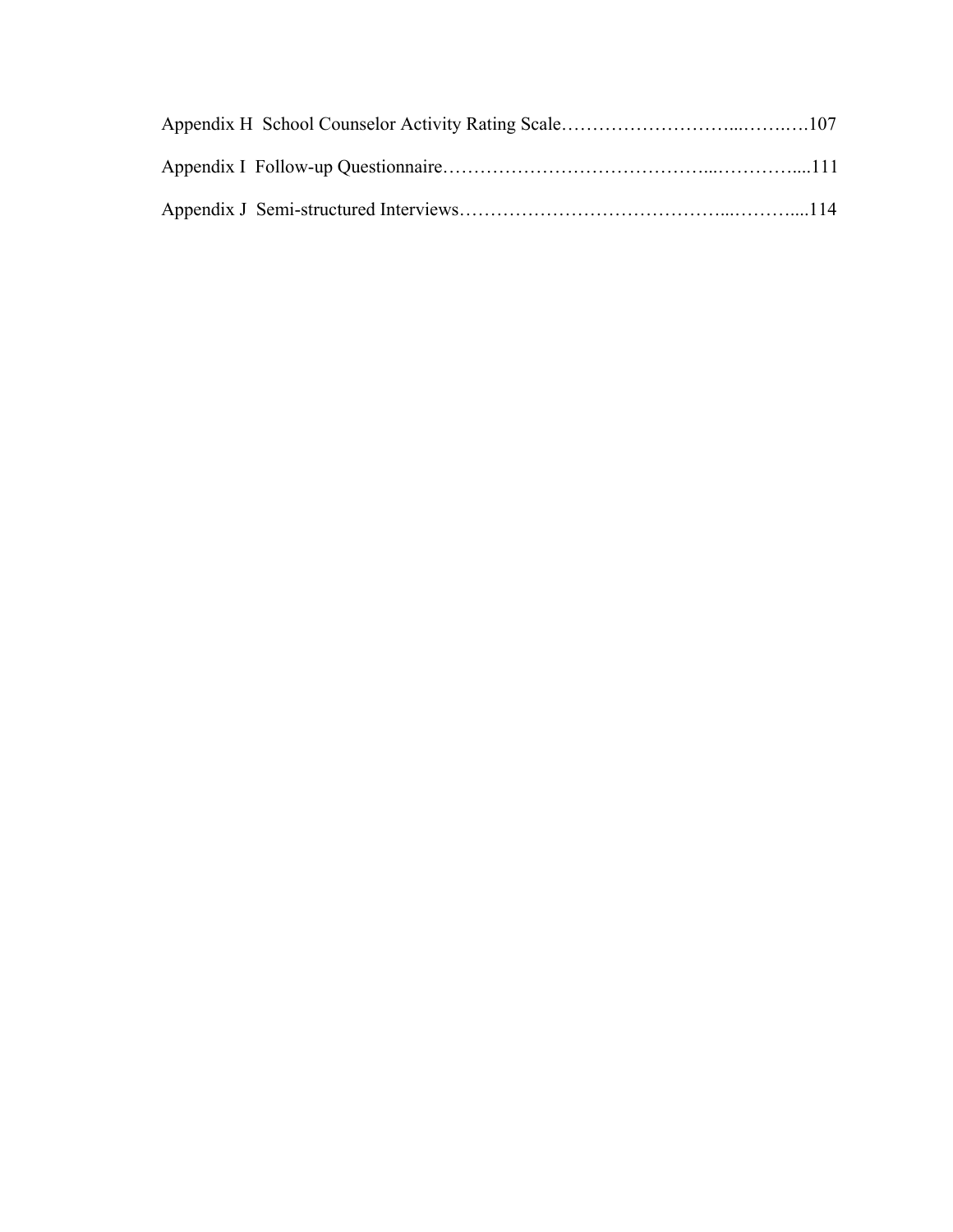Appendix H School Counselor Activity Rating Scale……………………………...……..….107

Appendix I Follow-up Questionnaire…………………………………...…………....111

Appendix J Semi-structured Interviews…………………………………...………....114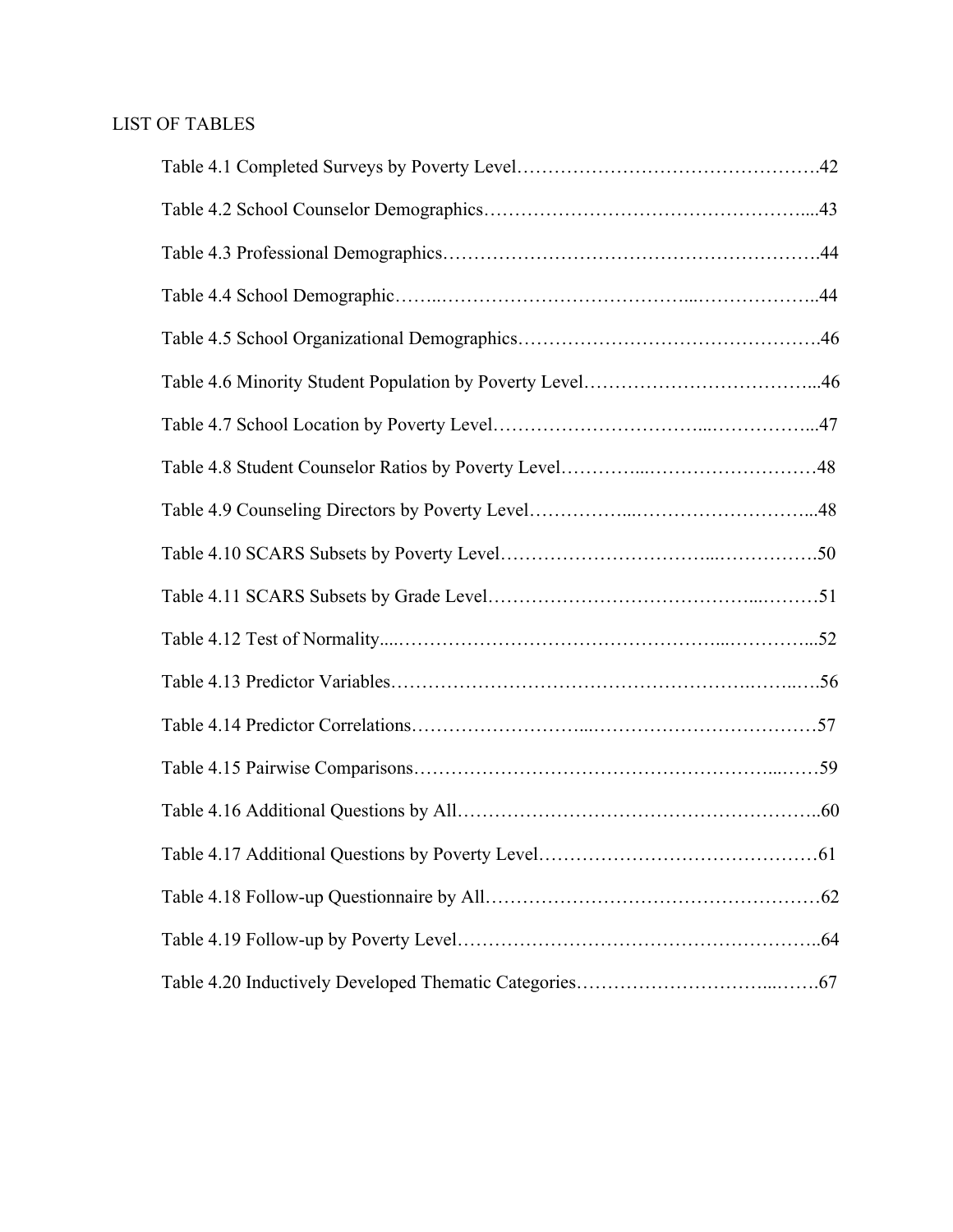# LIST OF TABLES

Table 4.1 Completed Surveys by Poverty Level………………………………………….42

Table 4.2 School Counselor Demographics……………………………………………....43

Table 4.3 Professional Demographics…………………………………………………….44

Table 4.4 School Demographic……..…………………………………...………………..44

Table 4.5 School Organizational Demographics…………………………………………46

Table 4.6 Minority Student Population by Poverty Level………………………………...46

Table 4.7 School Location by Poverty Level…………………………...……………...47

Table 4.8 Student Counselor Ratios by Poverty Level…………...………………………48

Table 4.9 Counseling Directors by Poverty Level……………...………………………...48

Table 4.10 SCARS Subsets by Poverty Level…………………………...…………….50

Table 4.11 SCARS Subsets by Grade Level…………………………………...………51

Table 4.12 Test of Normality....…………………………………………...…………...52

Table 4.13 Predictor Variables……………………………………………….……..….56

Table 4.14 Predictor Correlations……………………...………………………………57

Table 4.15 Pairwise Comparisons………………………………………………...……59

Table 4.16 Additional Questions by All…………………………………………………..60

Table 4.17 Additional Questions by Poverty Level……………………………………61

Table 4.18 Follow-up Questionnaire by All……………………………………………62

Table 4.19 Follow-up by Poverty Level…………………………………………………..64

Table 4.20 Inductively Developed Thematic Categories…………………………...…….67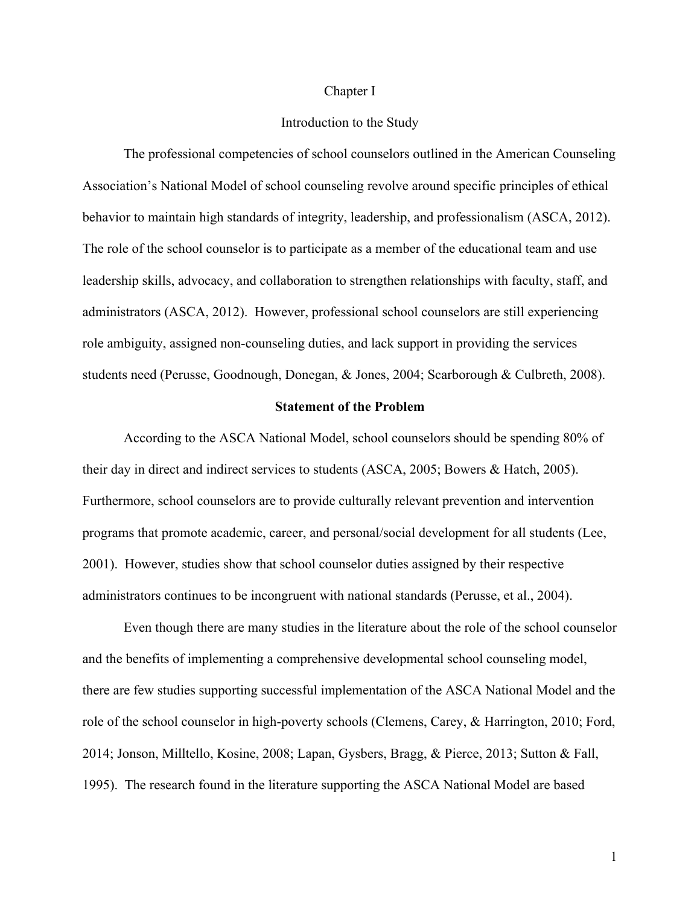# Chapter I

## Introduction to the Study

The professional competencies of school counselors outlined in the American Counseling Association's National Model of school counseling revolve around specific principles of ethical behavior to maintain high standards of integrity, leadership, and professionalism (ASCA, 2012). The role of the school counselor is to participate as a member of the educational team and use leadership skills, advocacy, and collaboration to strengthen relationships with faculty, staff, and administrators (ASCA, 2012). However, professional school counselors are still experiencing role ambiguity, assigned non-counseling duties, and lack support in providing the services students need (Perusse, Goodnough, Donegan, & Jones, 2004; Scarborough & Culbreth, 2008).

### Statement of the Problem

According to the ASCA National Model, school counselors should be spending 80% of their day in direct and indirect services to students (ASCA, 2005; Bowers & Hatch, 2005). Furthermore, school counselors are to provide culturally relevant prevention and intervention programs that promote academic, career, and personal/social development for all students (Lee, 2001). However, studies show that school counselor duties assigned by their respective administrators continues to be incongruent with national standards (Perusse, et al., 2004).

Even though there are many studies in the literature about the role of the school counselor and the benefits of implementing a comprehensive developmental school counseling model, there are few studies supporting successful implementation of the ASCA National Model and the role of the school counselor in high-poverty schools (Clemens, Carey, & Harrington, 2010; Ford, 2014; Jonson, Milltello, Kosine, 2008; Lapan, Gysbers, Bragg, & Pierce, 2013; Sutton & Fall, 1995). The research found in the literature supporting the ASCA National Model are based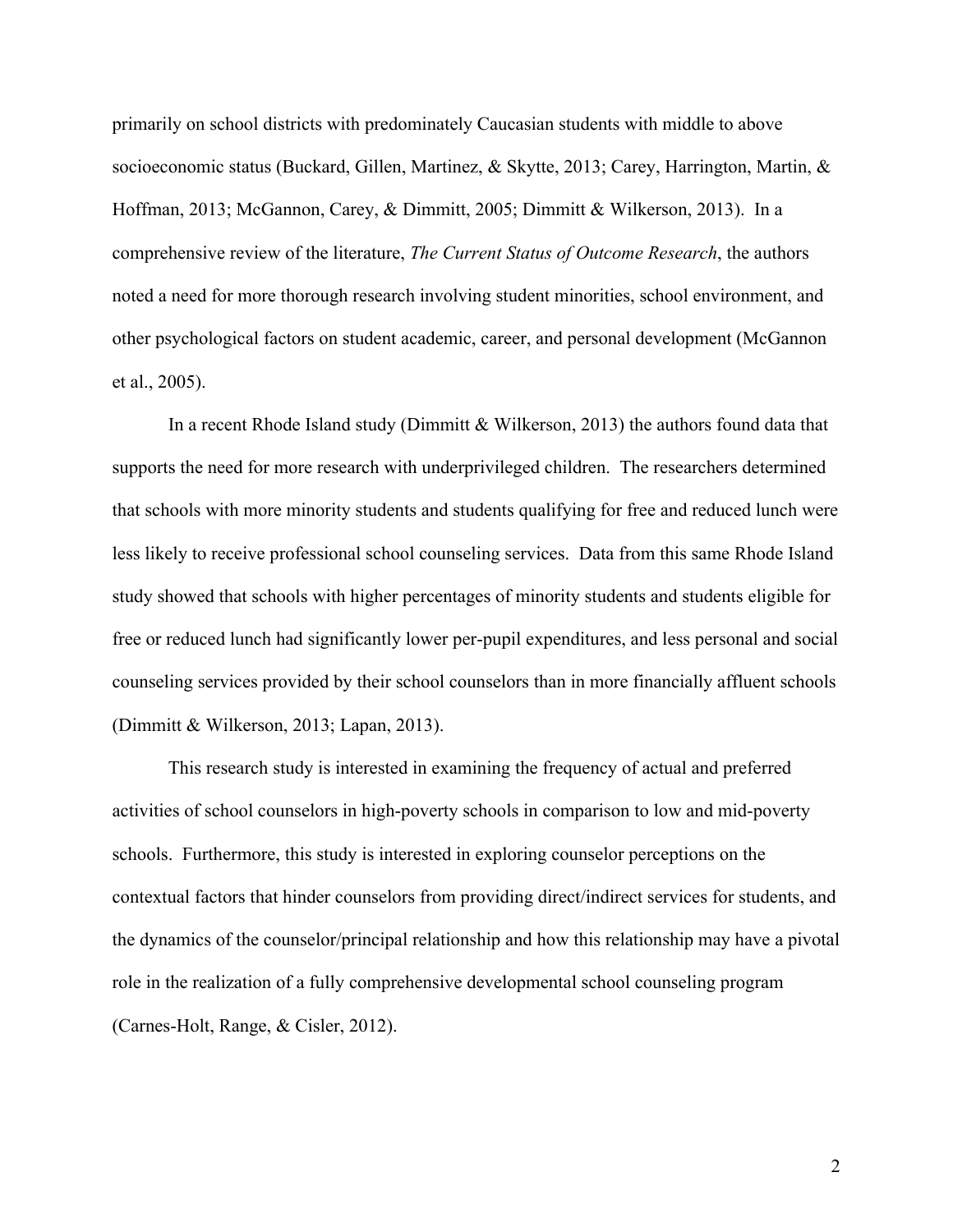primarily on school districts with predominately Caucasian students with middle to above socioeconomic status (Buckard, Gillen, Martinez, & Skytte, 2013; Carey, Harrington, Martin, & Hoffman, 2013; McGannon, Carey, & Dimmitt, 2005; Dimmitt & Wilkerson, 2013). In a comprehensive review of the literature, *The Current Status of Outcome Research*, the authors noted a need for more thorough research involving student minorities, school environment, and other psychological factors on student academic, career, and personal development (McGannon et al., 2005).

In a recent Rhode Island study (Dimmitt & Wilkerson, 2013) the authors found data that supports the need for more research with underprivileged children. The researchers determined that schools with more minority students and students qualifying for free and reduced lunch were less likely to receive professional school counseling services. Data from this same Rhode Island study showed that schools with higher percentages of minority students and students eligible for free or reduced lunch had significantly lower per-pupil expenditures, and less personal and social counseling services provided by their school counselors than in more financially affluent schools (Dimmitt & Wilkerson, 2013; Lapan, 2013).

This research study is interested in examining the frequency of actual and preferred activities of school counselors in high-poverty schools in comparison to low and mid-poverty schools. Furthermore, this study is interested in exploring counselor perceptions on the contextual factors that hinder counselors from providing direct/indirect services for students, and the dynamics of the counselor/principal relationship and how this relationship may have a pivotal role in the realization of a fully comprehensive developmental school counseling program (Carnes-Holt, Range, & Cisler, 2012).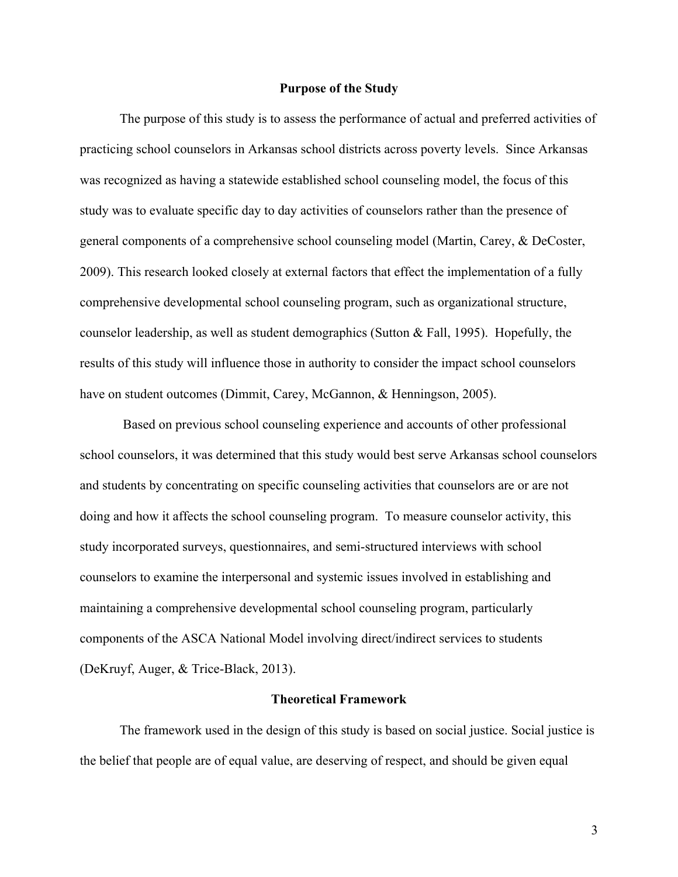## Purpose of the Study

The purpose of this study is to assess the performance of actual and preferred activities of practicing school counselors in Arkansas school districts across poverty levels. Since Arkansas was recognized as having a statewide established school counseling model, the focus of this study was to evaluate specific day to day activities of counselors rather than the presence of general components of a comprehensive school counseling model (Martin, Carey, & DeCoster, 2009). This research looked closely at external factors that effect the implementation of a fully comprehensive developmental school counseling program, such as organizational structure, counselor leadership, as well as student demographics (Sutton & Fall, 1995). Hopefully, the results of this study will influence those in authority to consider the impact school counselors have on student outcomes (Dimmit, Carey, McGannon, & Henningson, 2005).

Based on previous school counseling experience and accounts of other professional school counselors, it was determined that this study would best serve Arkansas school counselors and students by concentrating on specific counseling activities that counselors are or are not doing and how it affects the school counseling program. To measure counselor activity, this study incorporated surveys, questionnaires, and semi-structured interviews with school counselors to examine the interpersonal and systemic issues involved in establishing and maintaining a comprehensive developmental school counseling program, particularly components of the ASCA National Model involving direct/indirect services to students (DeKruyf, Auger, & Trice-Black, 2013).

## Theoretical Framework

The framework used in the design of this study is based on social justice. Social justice is the belief that people are of equal value, are deserving of respect, and should be given equal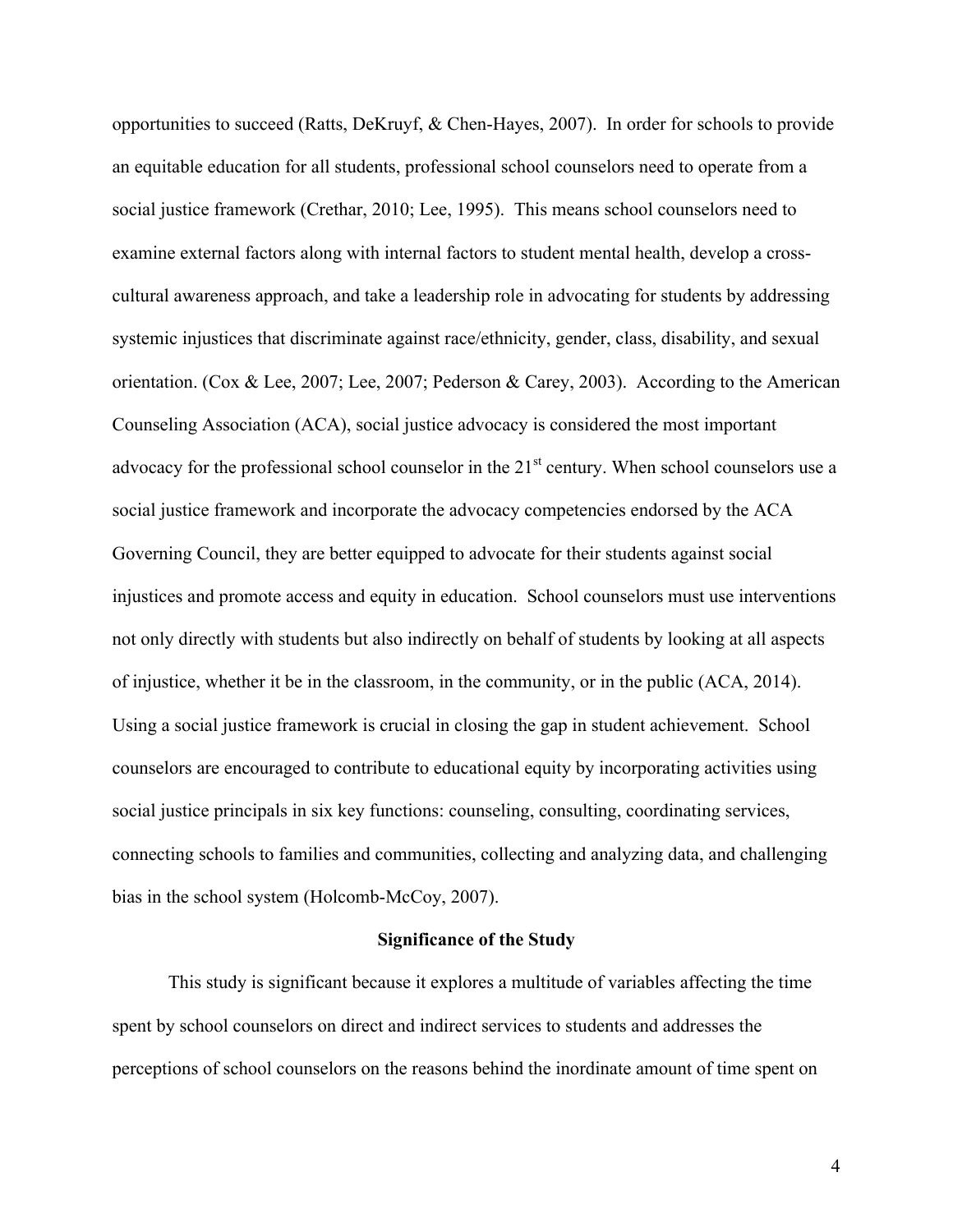opportunities to succeed (Ratts, DeKruyf, & Chen-Hayes, 2007). In order for schools to provide an equitable education for all students, professional school counselors need to operate from a social justice framework (Crethar, 2010; Lee, 1995). This means school counselors need to examine external factors along with internal factors to student mental health, develop a cross-cultural awareness approach, and take a leadership role in advocating for students by addressing systemic injustices that discriminate against race/ethnicity, gender, class, disability, and sexual orientation. (Cox & Lee, 2007; Lee, 2007; Pederson & Carey, 2003). According to the American Counseling Association (ACA), social justice advocacy is considered the most important advocacy for the professional school counselor in the 21st century. When school counselors use a social justice framework and incorporate the advocacy competencies endorsed by the ACA Governing Council, they are better equipped to advocate for their students against social injustices and promote access and equity in education. School counselors must use interventions not only directly with students but also indirectly on behalf of students by looking at all aspects of injustice, whether it be in the classroom, in the community, or in the public (ACA, 2014). Using a social justice framework is crucial in closing the gap in student achievement. School counselors are encouraged to contribute to educational equity by incorporating activities using social justice principals in six key functions: counseling, consulting, coordinating services, connecting schools to families and communities, collecting and analyzing data, and challenging bias in the school system (Holcomb-McCoy, 2007).

## Significance of the Study

This study is significant because it explores a multitude of variables affecting the time spent by school counselors on direct and indirect services to students and addresses the perceptions of school counselors on the reasons behind the inordinate amount of time spent on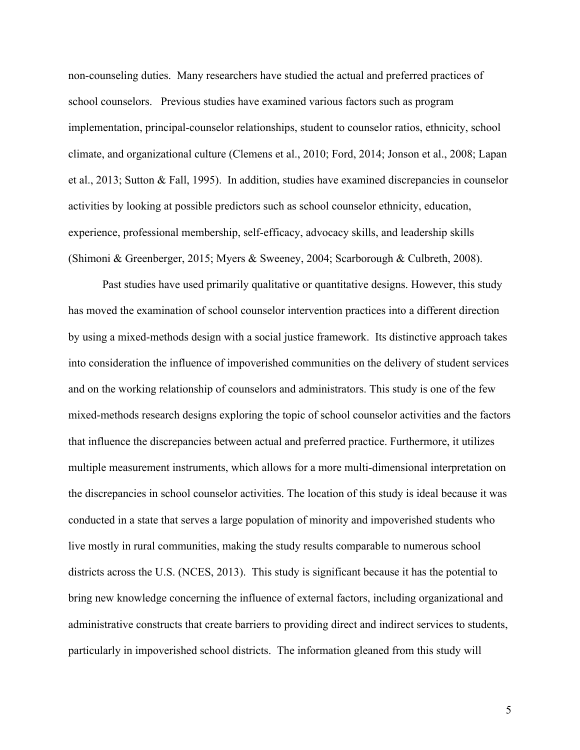non-counseling duties. Many researchers have studied the actual and preferred practices of school counselors. Previous studies have examined various factors such as program implementation, principal-counselor relationships, student to counselor ratios, ethnicity, school climate, and organizational culture (Clemens et al., 2010; Ford, 2014; Jonson et al., 2008; Lapan et al., 2013; Sutton & Fall, 1995). In addition, studies have examined discrepancies in counselor activities by looking at possible predictors such as school counselor ethnicity, education, experience, professional membership, self-efficacy, advocacy skills, and leadership skills (Shimoni & Greenberger, 2015; Myers & Sweeney, 2004; Scarborough & Culbreth, 2008).

Past studies have used primarily qualitative or quantitative designs. However, this study has moved the examination of school counselor intervention practices into a different direction by using a mixed-methods design with a social justice framework. Its distinctive approach takes into consideration the influence of impoverished communities on the delivery of student services and on the working relationship of counselors and administrators. This study is one of the few mixed-methods research designs exploring the topic of school counselor activities and the factors that influence the discrepancies between actual and preferred practice. Furthermore, it utilizes multiple measurement instruments, which allows for a more multi-dimensional interpretation on the discrepancies in school counselor activities. The location of this study is ideal because it was conducted in a state that serves a large population of minority and impoverished students who live mostly in rural communities, making the study results comparable to numerous school districts across the U.S. (NCES, 2013). This study is significant because it has the potential to bring new knowledge concerning the influence of external factors, including organizational and administrative constructs that create barriers to providing direct and indirect services to students, particularly in impoverished school districts. The information gleaned from this study will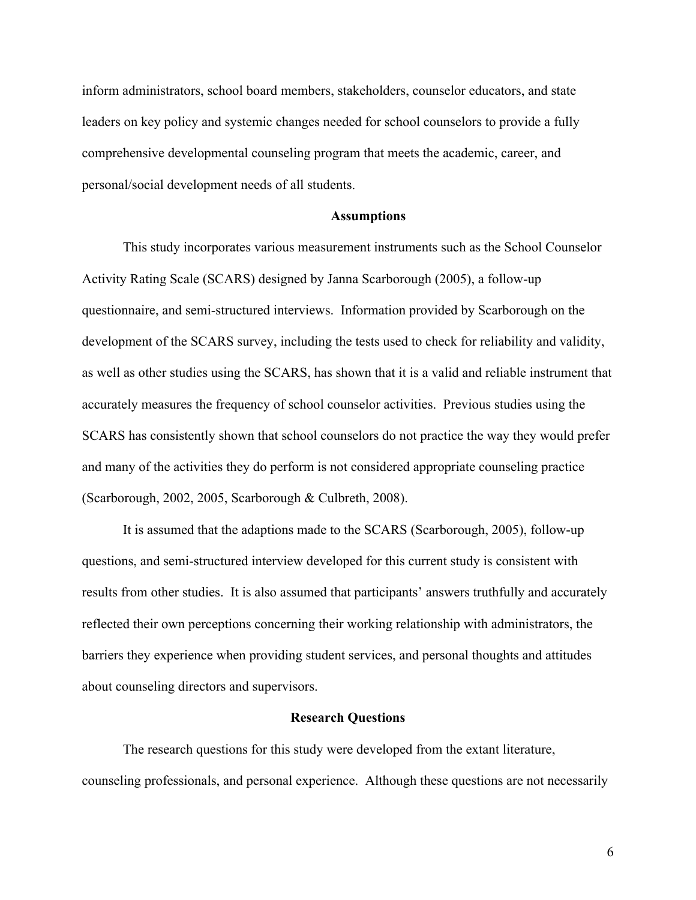inform administrators, school board members, stakeholders, counselor educators, and state leaders on key policy and systemic changes needed for school counselors to provide a fully comprehensive developmental counseling program that meets the academic, career, and personal/social development needs of all students.

## Assumptions

This study incorporates various measurement instruments such as the School Counselor Activity Rating Scale (SCARS) designed by Janna Scarborough (2005), a follow-up questionnaire, and semi-structured interviews. Information provided by Scarborough on the development of the SCARS survey, including the tests used to check for reliability and validity, as well as other studies using the SCARS, has shown that it is a valid and reliable instrument that accurately measures the frequency of school counselor activities. Previous studies using the SCARS has consistently shown that school counselors do not practice the way they would prefer and many of the activities they do perform is not considered appropriate counseling practice (Scarborough, 2002, 2005, Scarborough & Culbreth, 2008).

It is assumed that the adaptions made to the SCARS (Scarborough, 2005), follow-up questions, and semi-structured interview developed for this current study is consistent with results from other studies. It is also assumed that participants' answers truthfully and accurately reflected their own perceptions concerning their working relationship with administrators, the barriers they experience when providing student services, and personal thoughts and attitudes about counseling directors and supervisors.

## Research Questions

The research questions for this study were developed from the extant literature, counseling professionals, and personal experience. Although these questions are not necessarily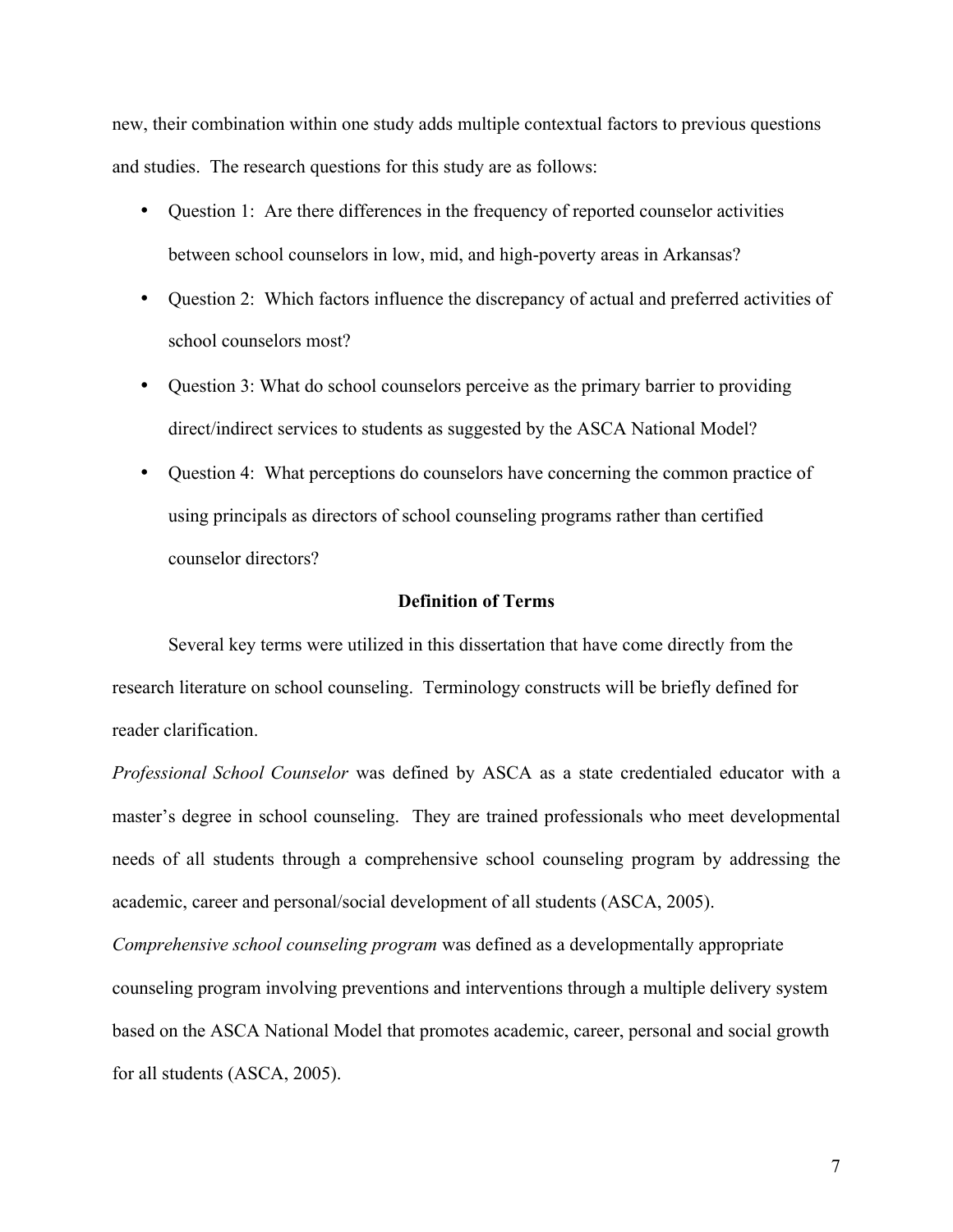new, their combination within one study adds multiple contextual factors to previous questions and studies. The research questions for this study are as follows:

- Question 1: Are there differences in the frequency of reported counselor activities between school counselors in low, mid, and high-poverty areas in Arkansas?
- Question 2: Which factors influence the discrepancy of actual and preferred activities of school counselors most?
- Question 3: What do school counselors perceive as the primary barrier to providing direct/indirect services to students as suggested by the ASCA National Model?
- Question 4: What perceptions do counselors have concerning the common practice of using principals as directors of school counseling programs rather than certified counselor directors?

## Definition of Terms

Several key terms were utilized in this dissertation that have come directly from the research literature on school counseling. Terminology constructs will be briefly defined for reader clarification.

*Professional School Counselor* was defined by ASCA as a state credentialed educator with a master's degree in school counseling. They are trained professionals who meet developmental needs of all students through a comprehensive school counseling program by addressing the academic, career and personal/social development of all students (ASCA, 2005).

*Comprehensive school counseling program* was defined as a developmentally appropriate counseling program involving preventions and interventions through a multiple delivery system based on the ASCA National Model that promotes academic, career, personal and social growth for all students (ASCA, 2005).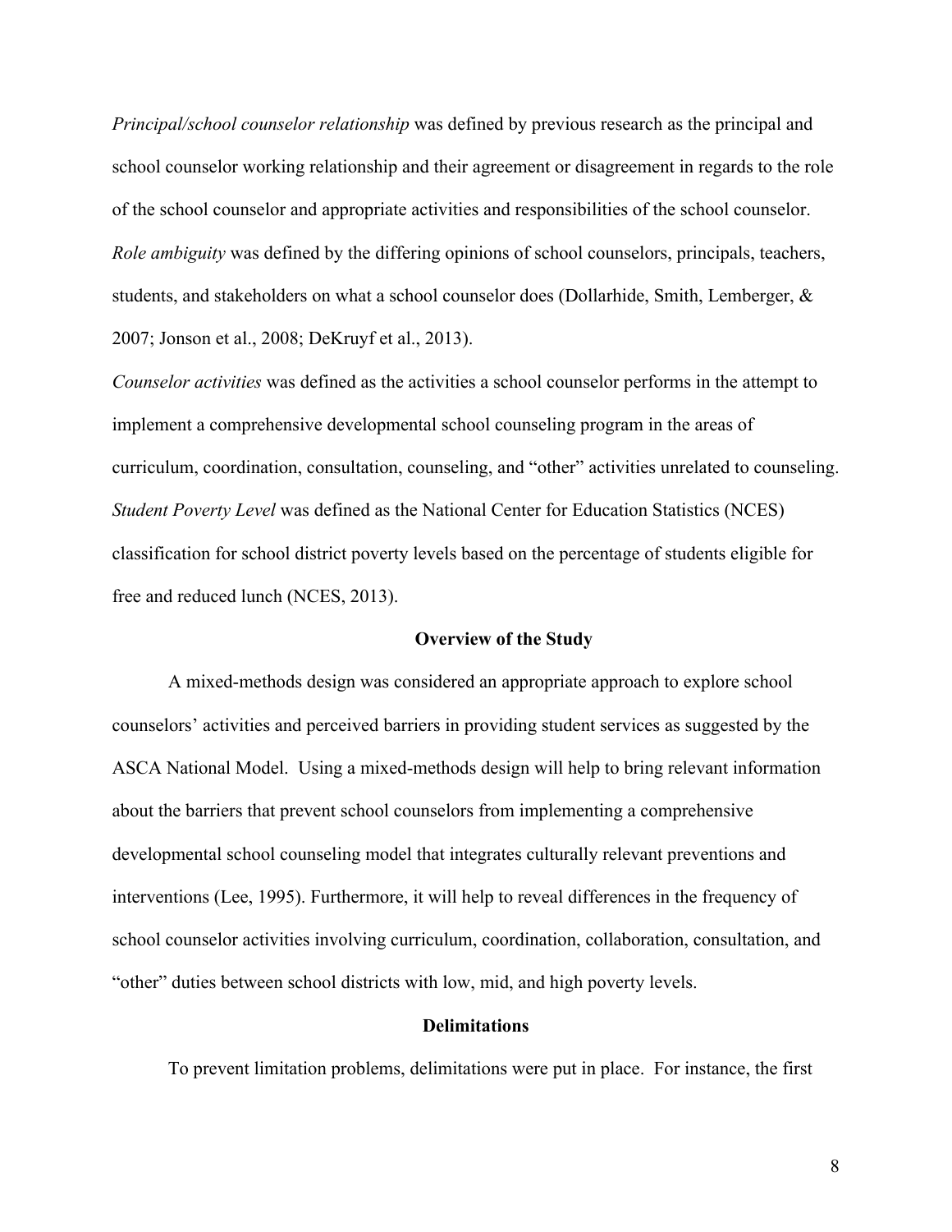*Principal/school counselor relationship* was defined by previous research as the principal and school counselor working relationship and their agreement or disagreement in regards to the role of the school counselor and appropriate activities and responsibilities of the school counselor.

*Role ambiguity* was defined by the differing opinions of school counselors, principals, teachers, students, and stakeholders on what a school counselor does (Dollarhide, Smith, Lemberger, & 2007; Jonson et al., 2008; DeKruyf et al., 2013).

*Counselor activities* was defined as the activities a school counselor performs in the attempt to implement a comprehensive developmental school counseling program in the areas of curriculum, coordination, consultation, counseling, and "other" activities unrelated to counseling.

*Student Poverty Level* was defined as the National Center for Education Statistics (NCES) classification for school district poverty levels based on the percentage of students eligible for free and reduced lunch (NCES, 2013).

## Overview of the Study

A mixed-methods design was considered an appropriate approach to explore school counselors' activities and perceived barriers in providing student services as suggested by the ASCA National Model. Using a mixed-methods design will help to bring relevant information about the barriers that prevent school counselors from implementing a comprehensive developmental school counseling model that integrates culturally relevant preventions and interventions (Lee, 1995). Furthermore, it will help to reveal differences in the frequency of school counselor activities involving curriculum, coordination, collaboration, consultation, and "other" duties between school districts with low, mid, and high poverty levels.

## Delimitations

To prevent limitation problems, delimitations were put in place. For instance, the first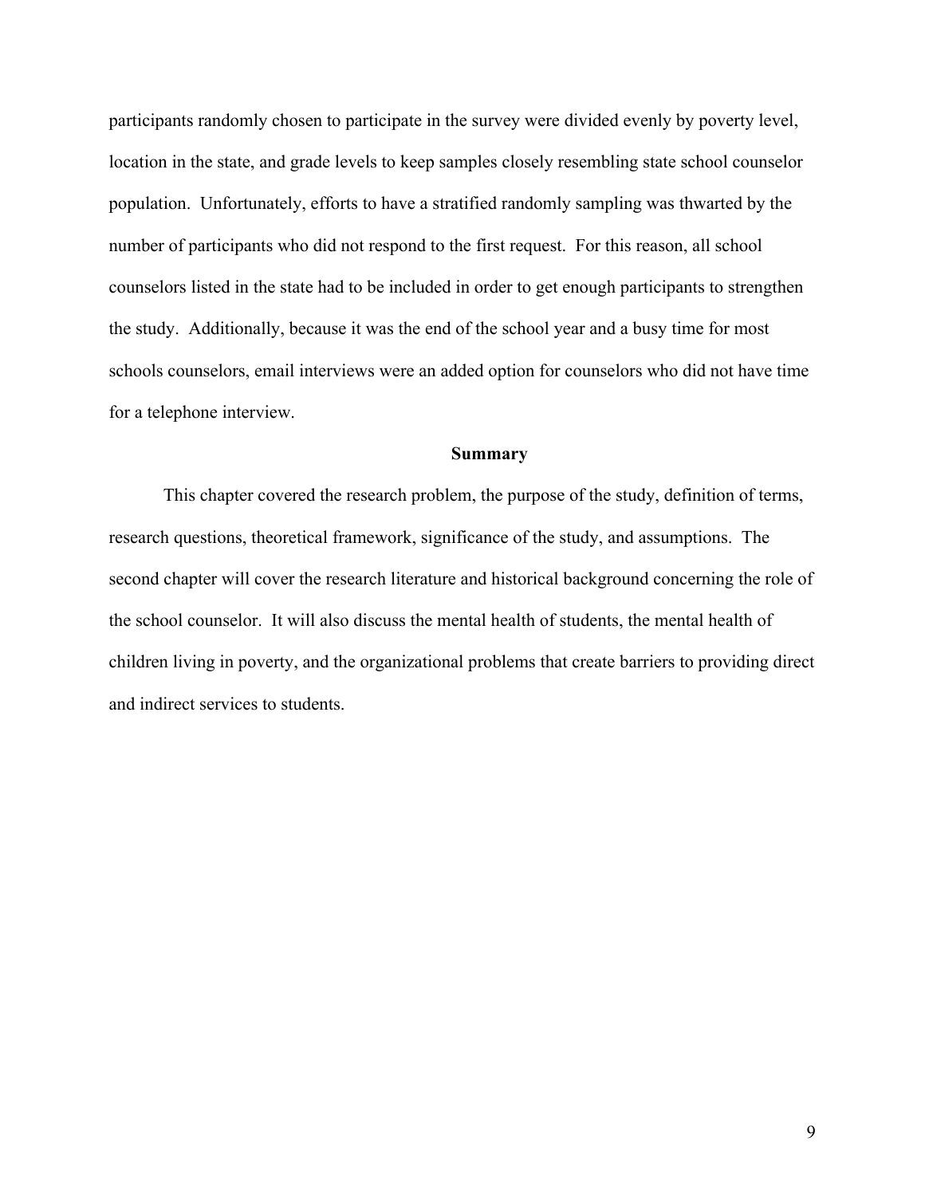participants randomly chosen to participate in the survey were divided evenly by poverty level, location in the state, and grade levels to keep samples closely resembling state school counselor population. Unfortunately, efforts to have a stratified randomly sampling was thwarted by the number of participants who did not respond to the first request. For this reason, all school counselors listed in the state had to be included in order to get enough participants to strengthen the study. Additionally, because it was the end of the school year and a busy time for most schools counselors, email interviews were an added option for counselors who did not have time for a telephone interview.

## Summary

This chapter covered the research problem, the purpose of the study, definition of terms, research questions, theoretical framework, significance of the study, and assumptions. The second chapter will cover the research literature and historical background concerning the role of the school counselor. It will also discuss the mental health of students, the mental health of children living in poverty, and the organizational problems that create barriers to providing direct and indirect services to students.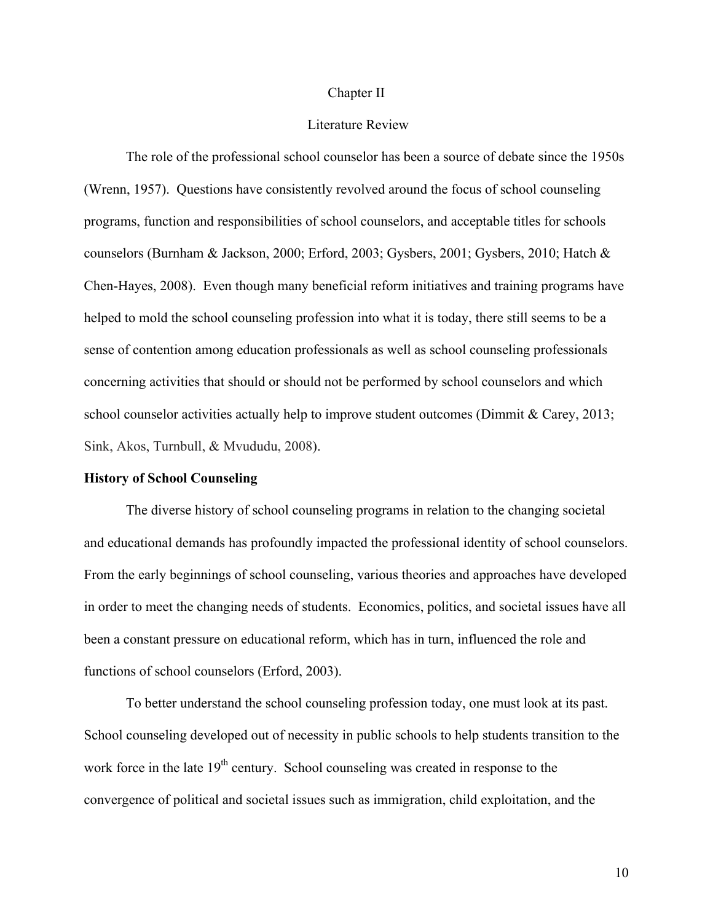# Chapter II

# Literature Review

The role of the professional school counselor has been a source of debate since the 1950s (Wrenn, 1957). Questions have consistently revolved around the focus of school counseling programs, function and responsibilities of school counselors, and acceptable titles for schools counselors (Burnham & Jackson, 2000; Erford, 2003; Gysbers, 2001; Gysbers, 2010; Hatch & Chen-Hayes, 2008). Even though many beneficial reform initiatives and training programs have helped to mold the school counseling profession into what it is today, there still seems to be a sense of contention among education professionals as well as school counseling professionals concerning activities that should or should not be performed by school counselors and which school counselor activities actually help to improve student outcomes (Dimmit & Carey, 2013; Sink, Akos, Turnbull, & Mvududu, 2008).

**History of School Counseling**

The diverse history of school counseling programs in relation to the changing societal and educational demands has profoundly impacted the professional identity of school counselors. From the early beginnings of school counseling, various theories and approaches have developed in order to meet the changing needs of students. Economics, politics, and societal issues have all been a constant pressure on educational reform, which has in turn, influenced the role and functions of school counselors (Erford, 2003).

To better understand the school counseling profession today, one must look at its past. School counseling developed out of necessity in public schools to help students transition to the work force in the late 19th century. School counseling was created in response to the convergence of political and societal issues such as immigration, child exploitation, and the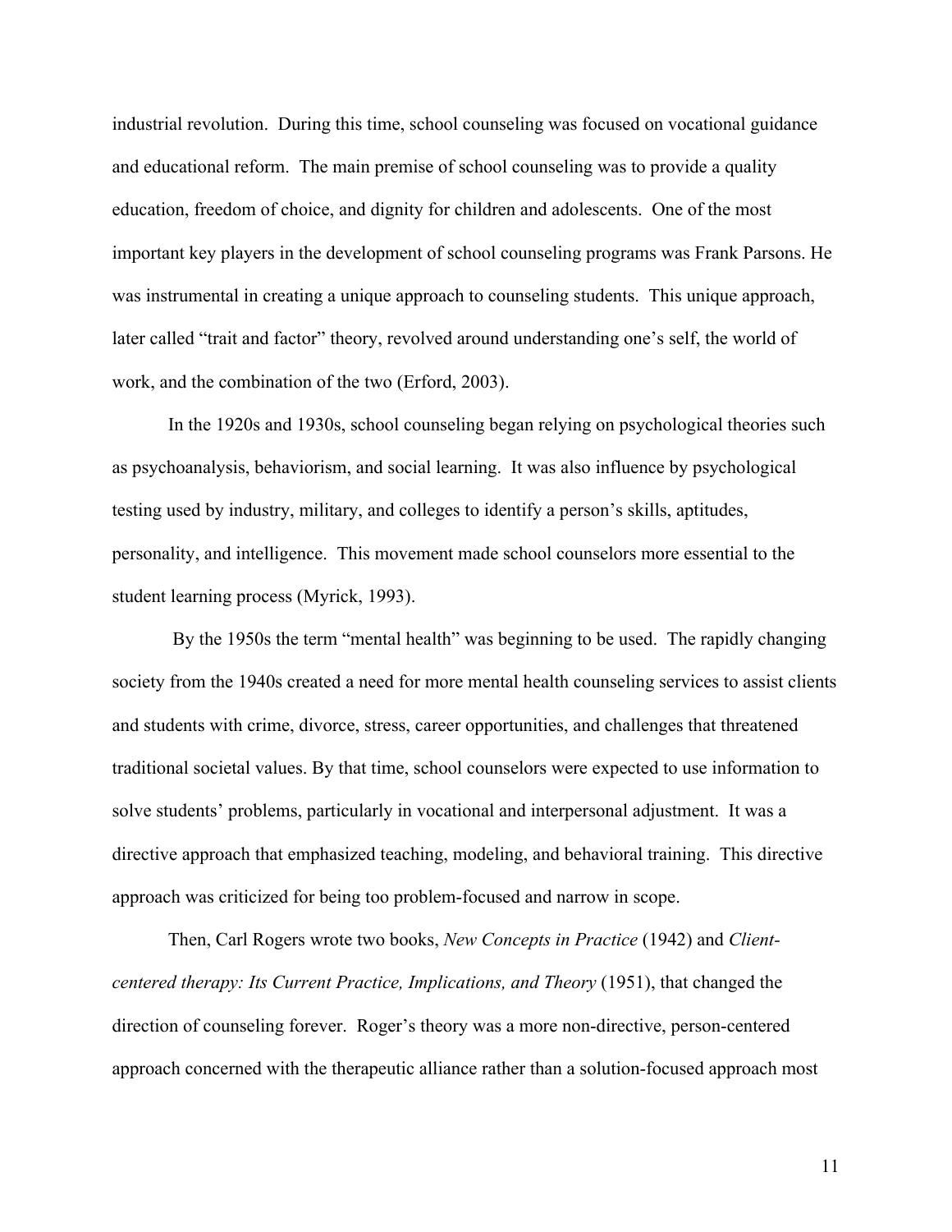industrial revolution. During this time, school counseling was focused on vocational guidance and educational reform. The main premise of school counseling was to provide a quality education, freedom of choice, and dignity for children and adolescents. One of the most important key players in the development of school counseling programs was Frank Parsons. He was instrumental in creating a unique approach to counseling students. This unique approach, later called "trait and factor" theory, revolved around understanding one's self, the world of work, and the combination of the two (Erford, 2003).

In the 1920s and 1930s, school counseling began relying on psychological theories such as psychoanalysis, behaviorism, and social learning. It was also influence by psychological testing used by industry, military, and colleges to identify a person's skills, aptitudes, personality, and intelligence. This movement made school counselors more essential to the student learning process (Myrick, 1993).

By the 1950s the term "mental health" was beginning to be used. The rapidly changing society from the 1940s created a need for more mental health counseling services to assist clients and students with crime, divorce, stress, career opportunities, and challenges that threatened traditional societal values. By that time, school counselors were expected to use information to solve students' problems, particularly in vocational and interpersonal adjustment. It was a directive approach that emphasized teaching, modeling, and behavioral training. This directive approach was criticized for being too problem-focused and narrow in scope.

Then, Carl Rogers wrote two books, *New Concepts in Practice* (1942) and *Client-centered therapy: Its Current Practice, Implications, and Theory* (1951), that changed the direction of counseling forever. Roger's theory was a more non-directive, person-centered approach concerned with the therapeutic alliance rather than a solution-focused approach most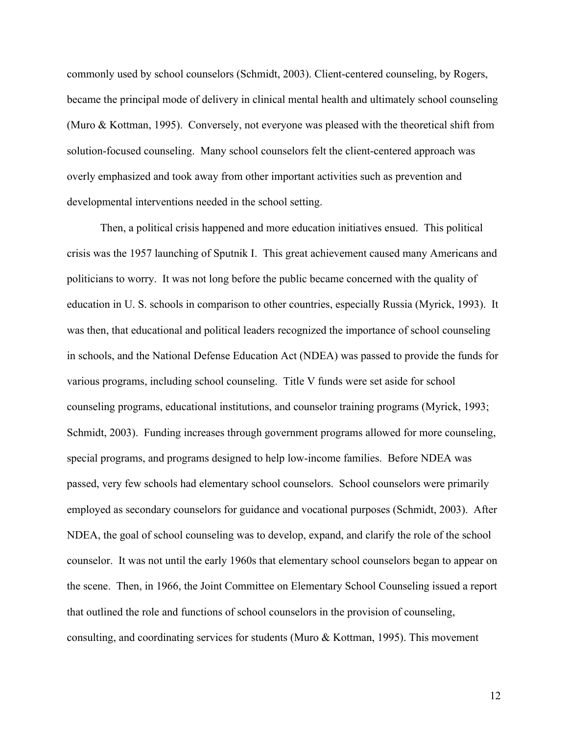commonly used by school counselors (Schmidt, 2003). Client-centered counseling, by Rogers, became the principal mode of delivery in clinical mental health and ultimately school counseling (Muro & Kottman, 1995). Conversely, not everyone was pleased with the theoretical shift from solution-focused counseling. Many school counselors felt the client-centered approach was overly emphasized and took away from other important activities such as prevention and developmental interventions needed in the school setting.

Then, a political crisis happened and more education initiatives ensued. This political crisis was the 1957 launching of Sputnik I. This great achievement caused many Americans and politicians to worry. It was not long before the public became concerned with the quality of education in U. S. schools in comparison to other countries, especially Russia (Myrick, 1993). It was then, that educational and political leaders recognized the importance of school counseling in schools, and the National Defense Education Act (NDEA) was passed to provide the funds for various programs, including school counseling. Title V funds were set aside for school counseling programs, educational institutions, and counselor training programs (Myrick, 1993; Schmidt, 2003). Funding increases through government programs allowed for more counseling, special programs, and programs designed to help low-income families. Before NDEA was passed, very few schools had elementary school counselors. School counselors were primarily employed as secondary counselors for guidance and vocational purposes (Schmidt, 2003). After NDEA, the goal of school counseling was to develop, expand, and clarify the role of the school counselor. It was not until the early 1960s that elementary school counselors began to appear on the scene. Then, in 1966, the Joint Committee on Elementary School Counseling issued a report that outlined the role and functions of school counselors in the provision of counseling, consulting, and coordinating services for students (Muro & Kottman, 1995). This movement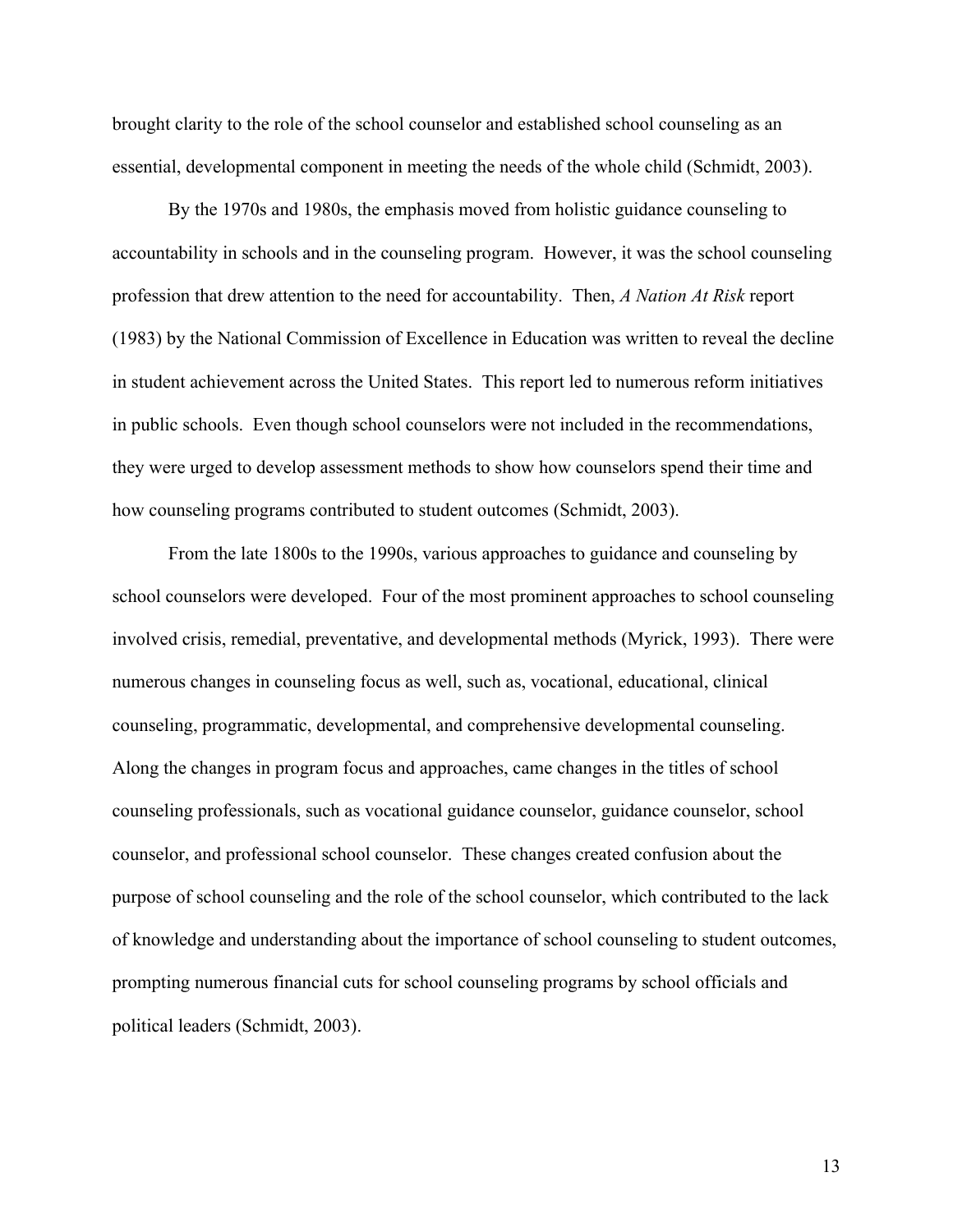brought clarity to the role of the school counselor and established school counseling as an essential, developmental component in meeting the needs of the whole child (Schmidt, 2003).

By the 1970s and 1980s, the emphasis moved from holistic guidance counseling to accountability in schools and in the counseling program. However, it was the school counseling profession that drew attention to the need for accountability. Then, *A Nation At Risk* report (1983) by the National Commission of Excellence in Education was written to reveal the decline in student achievement across the United States. This report led to numerous reform initiatives in public schools. Even though school counselors were not included in the recommendations, they were urged to develop assessment methods to show how counselors spend their time and how counseling programs contributed to student outcomes (Schmidt, 2003).

From the late 1800s to the 1990s, various approaches to guidance and counseling by school counselors were developed. Four of the most prominent approaches to school counseling involved crisis, remedial, preventative, and developmental methods (Myrick, 1993). There were numerous changes in counseling focus as well, such as, vocational, educational, clinical counseling, programmatic, developmental, and comprehensive developmental counseling. Along the changes in program focus and approaches, came changes in the titles of school counseling professionals, such as vocational guidance counselor, guidance counselor, school counselor, and professional school counselor. These changes created confusion about the purpose of school counseling and the role of the school counselor, which contributed to the lack of knowledge and understanding about the importance of school counseling to student outcomes, prompting numerous financial cuts for school counseling programs by school officials and political leaders (Schmidt, 2003).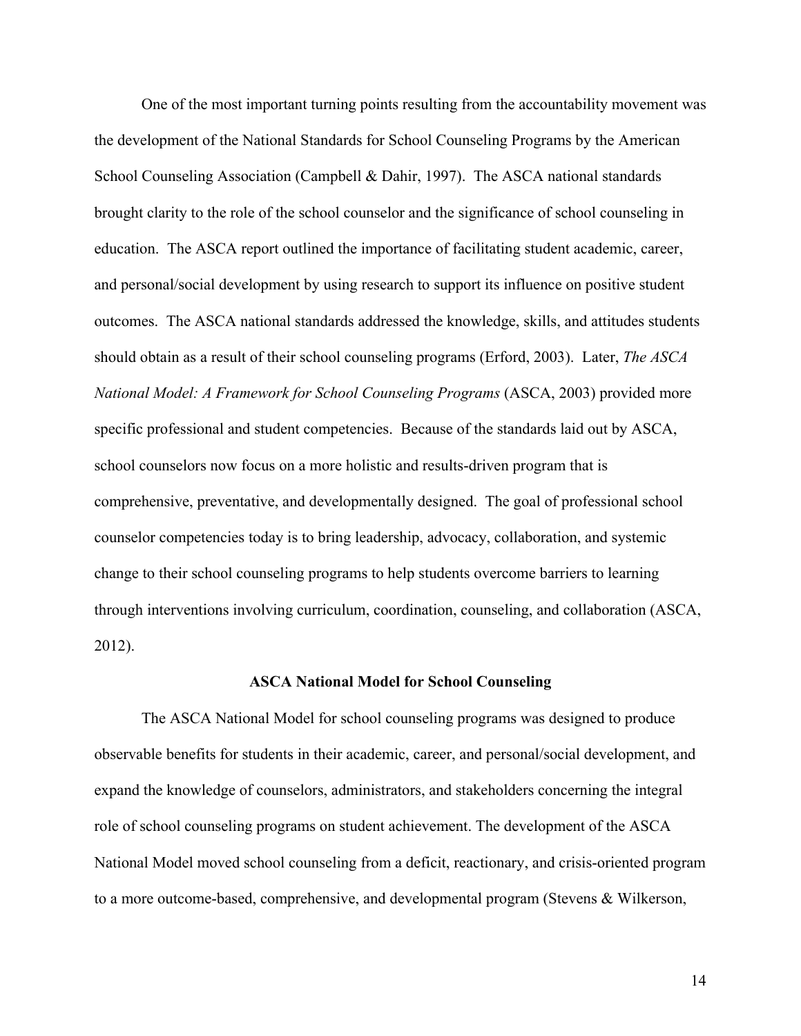One of the most important turning points resulting from the accountability movement was the development of the National Standards for School Counseling Programs by the American School Counseling Association (Campbell & Dahir, 1997). The ASCA national standards brought clarity to the role of the school counselor and the significance of school counseling in education. The ASCA report outlined the importance of facilitating student academic, career, and personal/social development by using research to support its influence on positive student outcomes. The ASCA national standards addressed the knowledge, skills, and attitudes students should obtain as a result of their school counseling programs (Erford, 2003). Later, *The ASCA National Model: A Framework for School Counseling Programs* (ASCA, 2003) provided more specific professional and student competencies. Because of the standards laid out by ASCA, school counselors now focus on a more holistic and results-driven program that is comprehensive, preventative, and developmentally designed. The goal of professional school counselor competencies today is to bring leadership, advocacy, collaboration, and systemic change to their school counseling programs to help students overcome barriers to learning through interventions involving curriculum, coordination, counseling, and collaboration (ASCA, 2012).

## ASCA National Model for School Counseling

The ASCA National Model for school counseling programs was designed to produce observable benefits for students in their academic, career, and personal/social development, and expand the knowledge of counselors, administrators, and stakeholders concerning the integral role of school counseling programs on student achievement. The development of the ASCA National Model moved school counseling from a deficit, reactionary, and crisis-oriented program to a more outcome-based, comprehensive, and developmental program (Stevens & Wilkerson,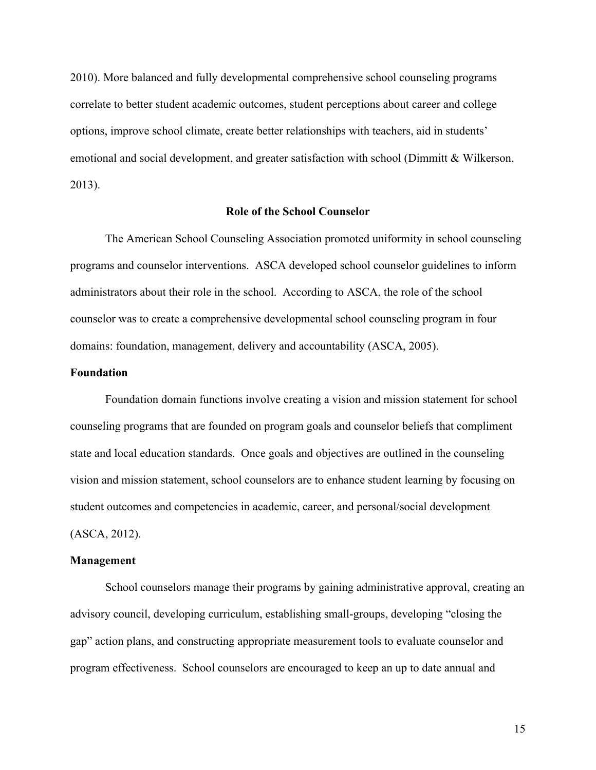2010). More balanced and fully developmental comprehensive school counseling programs correlate to better student academic outcomes, student perceptions about career and college options, improve school climate, create better relationships with teachers, aid in students' emotional and social development, and greater satisfaction with school (Dimmitt & Wilkerson, 2013).

## Role of the School Counselor

The American School Counseling Association promoted uniformity in school counseling programs and counselor interventions. ASCA developed school counselor guidelines to inform administrators about their role in the school. According to ASCA, the role of the school counselor was to create a comprehensive developmental school counseling program in four domains: foundation, management, delivery and accountability (ASCA, 2005).

### Foundation

Foundation domain functions involve creating a vision and mission statement for school counseling programs that are founded on program goals and counselor beliefs that compliment state and local education standards. Once goals and objectives are outlined in the counseling vision and mission statement, school counselors are to enhance student learning by focusing on student outcomes and competencies in academic, career, and personal/social development (ASCA, 2012).

### Management

School counselors manage their programs by gaining administrative approval, creating an advisory council, developing curriculum, establishing small-groups, developing "closing the gap" action plans, and constructing appropriate measurement tools to evaluate counselor and program effectiveness. School counselors are encouraged to keep an up to date annual and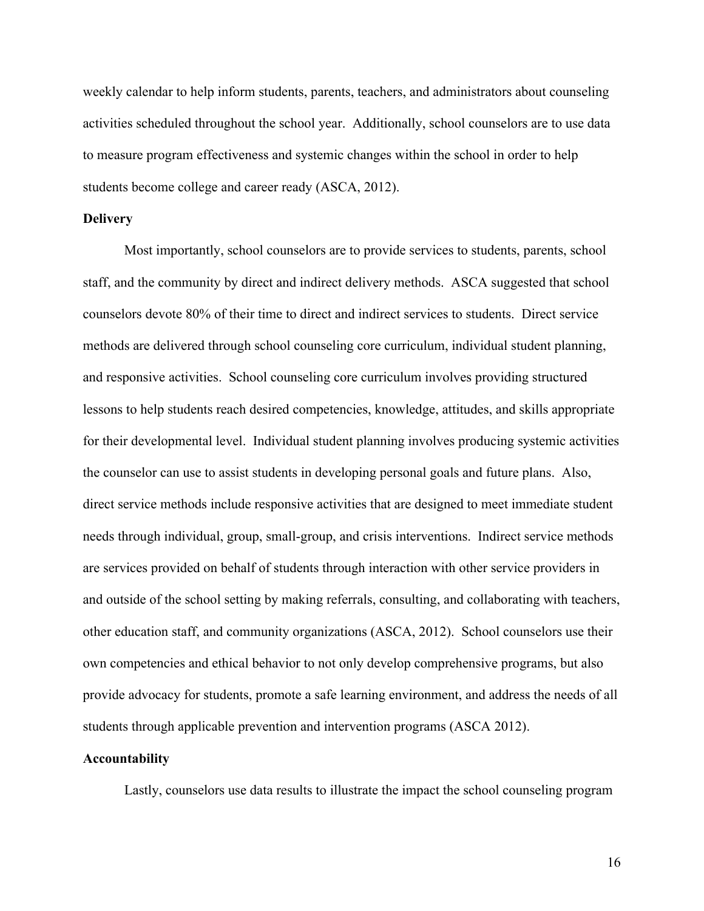weekly calendar to help inform students, parents, teachers, and administrators about counseling activities scheduled throughout the school year. Additionally, school counselors are to use data to measure program effectiveness and systemic changes within the school in order to help students become college and career ready (ASCA, 2012).

**Delivery**

Most importantly, school counselors are to provide services to students, parents, school staff, and the community by direct and indirect delivery methods. ASCA suggested that school counselors devote 80% of their time to direct and indirect services to students. Direct service methods are delivered through school counseling core curriculum, individual student planning, and responsive activities. School counseling core curriculum involves providing structured lessons to help students reach desired competencies, knowledge, attitudes, and skills appropriate for their developmental level. Individual student planning involves producing systemic activities the counselor can use to assist students in developing personal goals and future plans. Also, direct service methods include responsive activities that are designed to meet immediate student needs through individual, group, small-group, and crisis interventions. Indirect service methods are services provided on behalf of students through interaction with other service providers in and outside of the school setting by making referrals, consulting, and collaborating with teachers, other education staff, and community organizations (ASCA, 2012). School counselors use their own competencies and ethical behavior to not only develop comprehensive programs, but also provide advocacy for students, promote a safe learning environment, and address the needs of all students through applicable prevention and intervention programs (ASCA 2012).

**Accountability**

Lastly, counselors use data results to illustrate the impact the school counseling program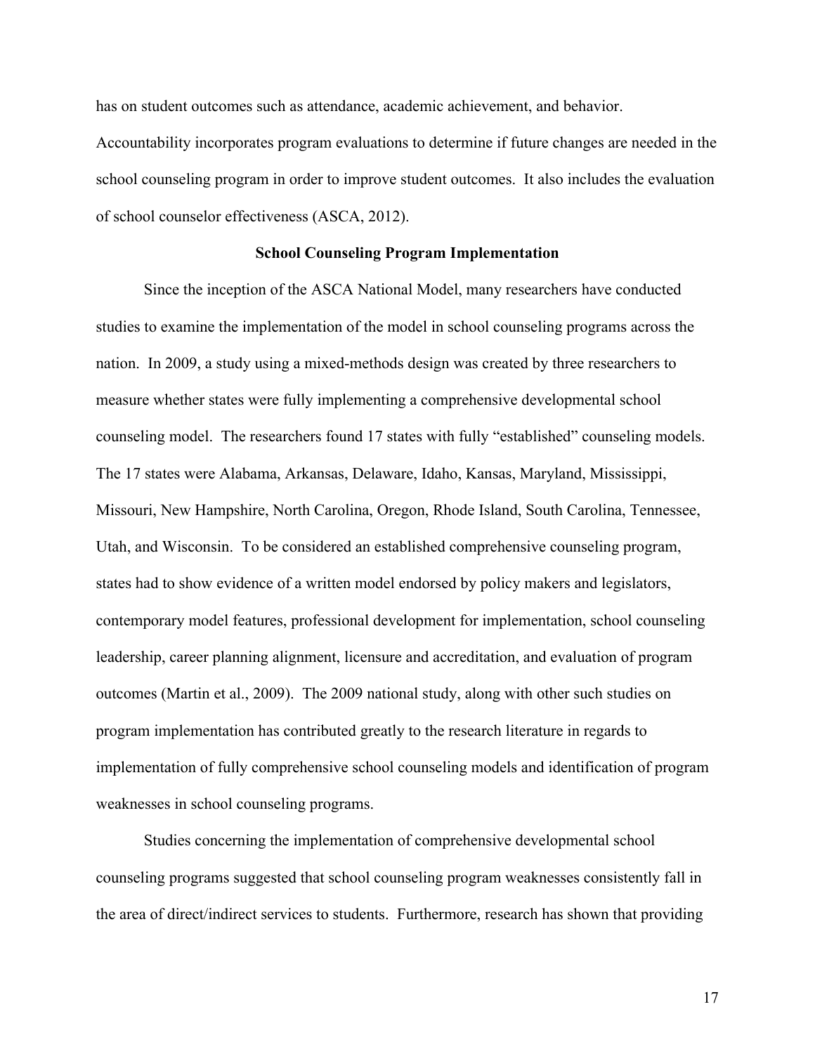has on student outcomes such as attendance, academic achievement, and behavior. Accountability incorporates program evaluations to determine if future changes are needed in the school counseling program in order to improve student outcomes. It also includes the evaluation of school counselor effectiveness (ASCA, 2012).

## School Counseling Program Implementation

Since the inception of the ASCA National Model, many researchers have conducted studies to examine the implementation of the model in school counseling programs across the nation. In 2009, a study using a mixed-methods design was created by three researchers to measure whether states were fully implementing a comprehensive developmental school counseling model. The researchers found 17 states with fully "established" counseling models. The 17 states were Alabama, Arkansas, Delaware, Idaho, Kansas, Maryland, Mississippi, Missouri, New Hampshire, North Carolina, Oregon, Rhode Island, South Carolina, Tennessee, Utah, and Wisconsin. To be considered an established comprehensive counseling program, states had to show evidence of a written model endorsed by policy makers and legislators, contemporary model features, professional development for implementation, school counseling leadership, career planning alignment, licensure and accreditation, and evaluation of program outcomes (Martin et al., 2009). The 2009 national study, along with other such studies on program implementation has contributed greatly to the research literature in regards to implementation of fully comprehensive school counseling models and identification of program weaknesses in school counseling programs.

Studies concerning the implementation of comprehensive developmental school counseling programs suggested that school counseling program weaknesses consistently fall in the area of direct/indirect services to students. Furthermore, research has shown that providing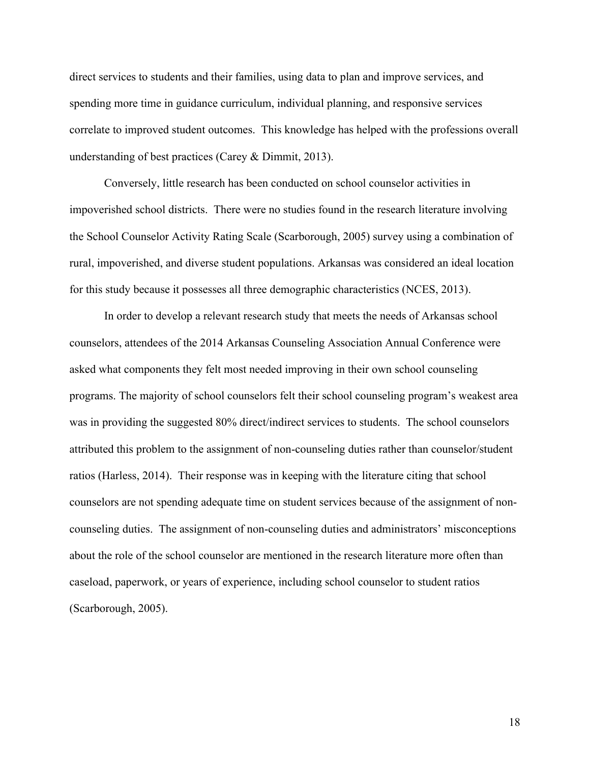direct services to students and their families, using data to plan and improve services, and spending more time in guidance curriculum, individual planning, and responsive services correlate to improved student outcomes. This knowledge has helped with the professions overall understanding of best practices (Carey & Dimmit, 2013).

Conversely, little research has been conducted on school counselor activities in impoverished school districts. There were no studies found in the research literature involving the School Counselor Activity Rating Scale (Scarborough, 2005) survey using a combination of rural, impoverished, and diverse student populations. Arkansas was considered an ideal location for this study because it possesses all three demographic characteristics (NCES, 2013).

In order to develop a relevant research study that meets the needs of Arkansas school counselors, attendees of the 2014 Arkansas Counseling Association Annual Conference were asked what components they felt most needed improving in their own school counseling programs. The majority of school counselors felt their school counseling program's weakest area was in providing the suggested 80% direct/indirect services to students. The school counselors attributed this problem to the assignment of non-counseling duties rather than counselor/student ratios (Harless, 2014). Their response was in keeping with the literature citing that school counselors are not spending adequate time on student services because of the assignment of non-counseling duties. The assignment of non-counseling duties and administrators' misconceptions about the role of the school counselor are mentioned in the research literature more often than caseload, paperwork, or years of experience, including school counselor to student ratios (Scarborough, 2005).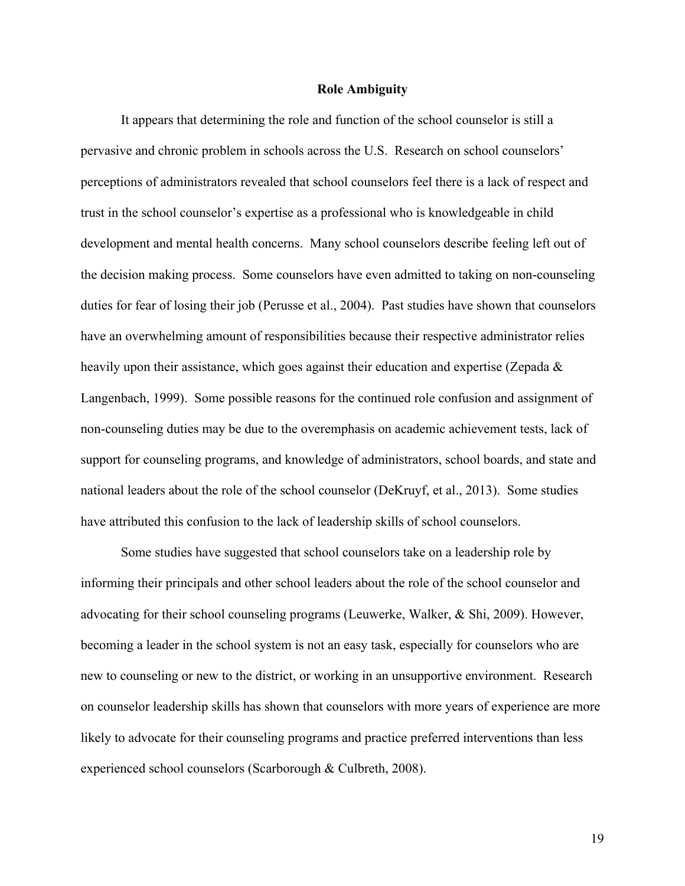## Role Ambiguity

It appears that determining the role and function of the school counselor is still a pervasive and chronic problem in schools across the U.S. Research on school counselors' perceptions of administrators revealed that school counselors feel there is a lack of respect and trust in the school counselor's expertise as a professional who is knowledgeable in child development and mental health concerns. Many school counselors describe feeling left out of the decision making process. Some counselors have even admitted to taking on non-counseling duties for fear of losing their job (Perusse et al., 2004). Past studies have shown that counselors have an overwhelming amount of responsibilities because their respective administrator relies heavily upon their assistance, which goes against their education and expertise (Zepada & Langenbach, 1999). Some possible reasons for the continued role confusion and assignment of non-counseling duties may be due to the overemphasis on academic achievement tests, lack of support for counseling programs, and knowledge of administrators, school boards, and state and national leaders about the role of the school counselor (DeKruyf, et al., 2013). Some studies have attributed this confusion to the lack of leadership skills of school counselors.

Some studies have suggested that school counselors take on a leadership role by informing their principals and other school leaders about the role of the school counselor and advocating for their school counseling programs (Leuwerke, Walker, & Shi, 2009). However, becoming a leader in the school system is not an easy task, especially for counselors who are new to counseling or new to the district, or working in an unsupportive environment. Research on counselor leadership skills has shown that counselors with more years of experience are more likely to advocate for their counseling programs and practice preferred interventions than less experienced school counselors (Scarborough & Culbreth, 2008).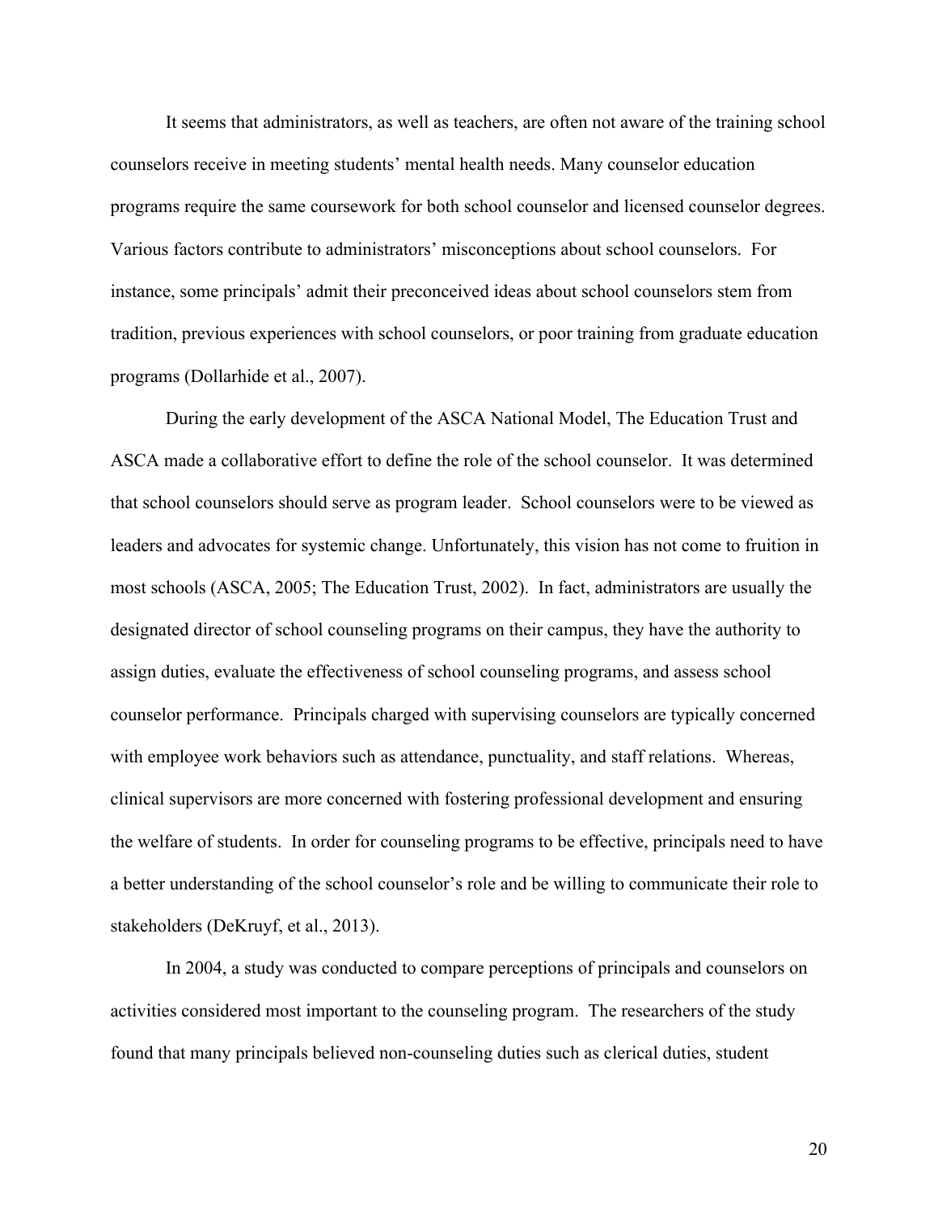It seems that administrators, as well as teachers, are often not aware of the training school counselors receive in meeting students' mental health needs. Many counselor education programs require the same coursework for both school counselor and licensed counselor degrees. Various factors contribute to administrators' misconceptions about school counselors. For instance, some principals' admit their preconceived ideas about school counselors stem from tradition, previous experiences with school counselors, or poor training from graduate education programs (Dollarhide et al., 2007).

During the early development of the ASCA National Model, The Education Trust and ASCA made a collaborative effort to define the role of the school counselor. It was determined that school counselors should serve as program leader. School counselors were to be viewed as leaders and advocates for systemic change. Unfortunately, this vision has not come to fruition in most schools (ASCA, 2005; The Education Trust, 2002). In fact, administrators are usually the designated director of school counseling programs on their campus, they have the authority to assign duties, evaluate the effectiveness of school counseling programs, and assess school counselor performance. Principals charged with supervising counselors are typically concerned with employee work behaviors such as attendance, punctuality, and staff relations. Whereas, clinical supervisors are more concerned with fostering professional development and ensuring the welfare of students. In order for counseling programs to be effective, principals need to have a better understanding of the school counselor's role and be willing to communicate their role to stakeholders (DeKruyf, et al., 2013).

In 2004, a study was conducted to compare perceptions of principals and counselors on activities considered most important to the counseling program. The researchers of the study found that many principals believed non-counseling duties such as clerical duties, student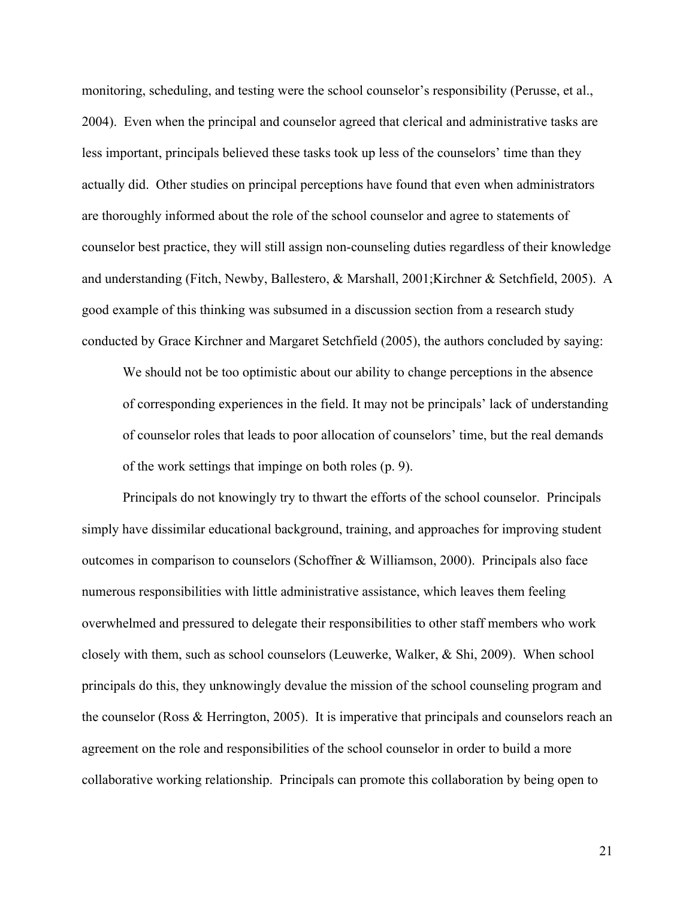monitoring, scheduling, and testing were the school counselor's responsibility (Perusse, et al., 2004). Even when the principal and counselor agreed that clerical and administrative tasks are less important, principals believed these tasks took up less of the counselors' time than they actually did. Other studies on principal perceptions have found that even when administrators are thoroughly informed about the role of the school counselor and agree to statements of counselor best practice, they will still assign non-counseling duties regardless of their knowledge and understanding (Fitch, Newby, Ballestero, & Marshall, 2001;Kirchner & Setchfield, 2005). A good example of this thinking was subsumed in a discussion section from a research study conducted by Grace Kirchner and Margaret Setchfield (2005), the authors concluded by saying:

> We should not be too optimistic about our ability to change perceptions in the absence of corresponding experiences in the field. It may not be principals' lack of understanding of counselor roles that leads to poor allocation of counselors' time, but the real demands of the work settings that impinge on both roles (p. 9).

Principals do not knowingly try to thwart the efforts of the school counselor. Principals simply have dissimilar educational background, training, and approaches for improving student outcomes in comparison to counselors (Schoffner & Williamson, 2000). Principals also face numerous responsibilities with little administrative assistance, which leaves them feeling overwhelmed and pressured to delegate their responsibilities to other staff members who work closely with them, such as school counselors (Leuwerke, Walker, & Shi, 2009). When school principals do this, they unknowingly devalue the mission of the school counseling program and the counselor (Ross & Herrington, 2005). It is imperative that principals and counselors reach an agreement on the role and responsibilities of the school counselor in order to build a more collaborative working relationship. Principals can promote this collaboration by being open to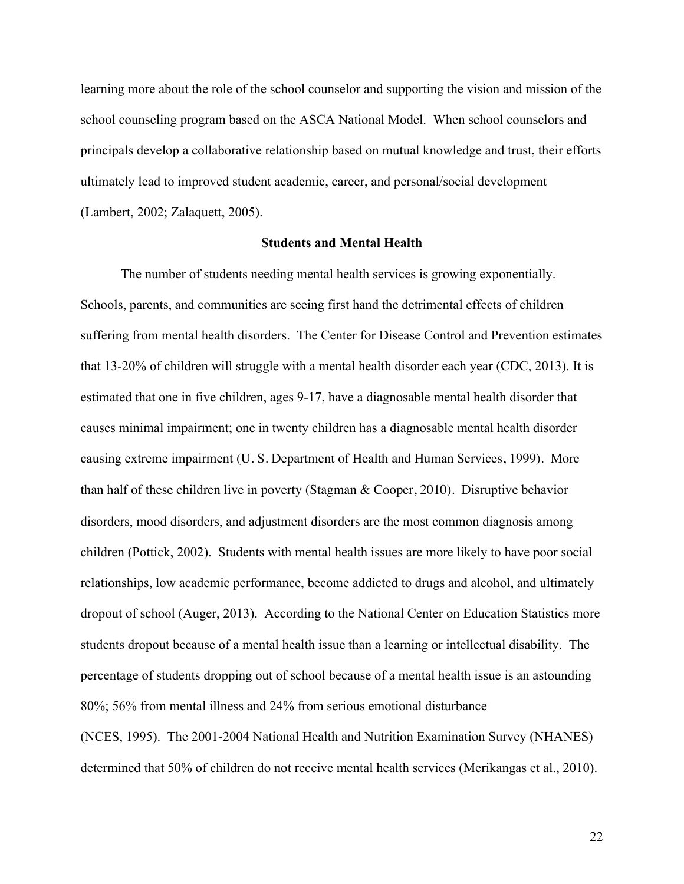learning more about the role of the school counselor and supporting the vision and mission of the school counseling program based on the ASCA National Model. When school counselors and principals develop a collaborative relationship based on mutual knowledge and trust, their efforts ultimately lead to improved student academic, career, and personal/social development (Lambert, 2002; Zalaquett, 2005).

## Students and Mental Health

The number of students needing mental health services is growing exponentially. Schools, parents, and communities are seeing first hand the detrimental effects of children suffering from mental health disorders. The Center for Disease Control and Prevention estimates that 13-20% of children will struggle with a mental health disorder each year (CDC, 2013). It is estimated that one in five children, ages 9-17, have a diagnosable mental health disorder that causes minimal impairment; one in twenty children has a diagnosable mental health disorder causing extreme impairment (U. S. Department of Health and Human Services, 1999). More than half of these children live in poverty (Stagman & Cooper, 2010). Disruptive behavior disorders, mood disorders, and adjustment disorders are the most common diagnosis among children (Pottick, 2002). Students with mental health issues are more likely to have poor social relationships, low academic performance, become addicted to drugs and alcohol, and ultimately dropout of school (Auger, 2013). According to the National Center on Education Statistics more students dropout because of a mental health issue than a learning or intellectual disability. The percentage of students dropping out of school because of a mental health issue is an astounding 80%; 56% from mental illness and 24% from serious emotional disturbance (NCES, 1995). The 2001-2004 National Health and Nutrition Examination Survey (NHANES) determined that 50% of children do not receive mental health services (Merikangas et al., 2010).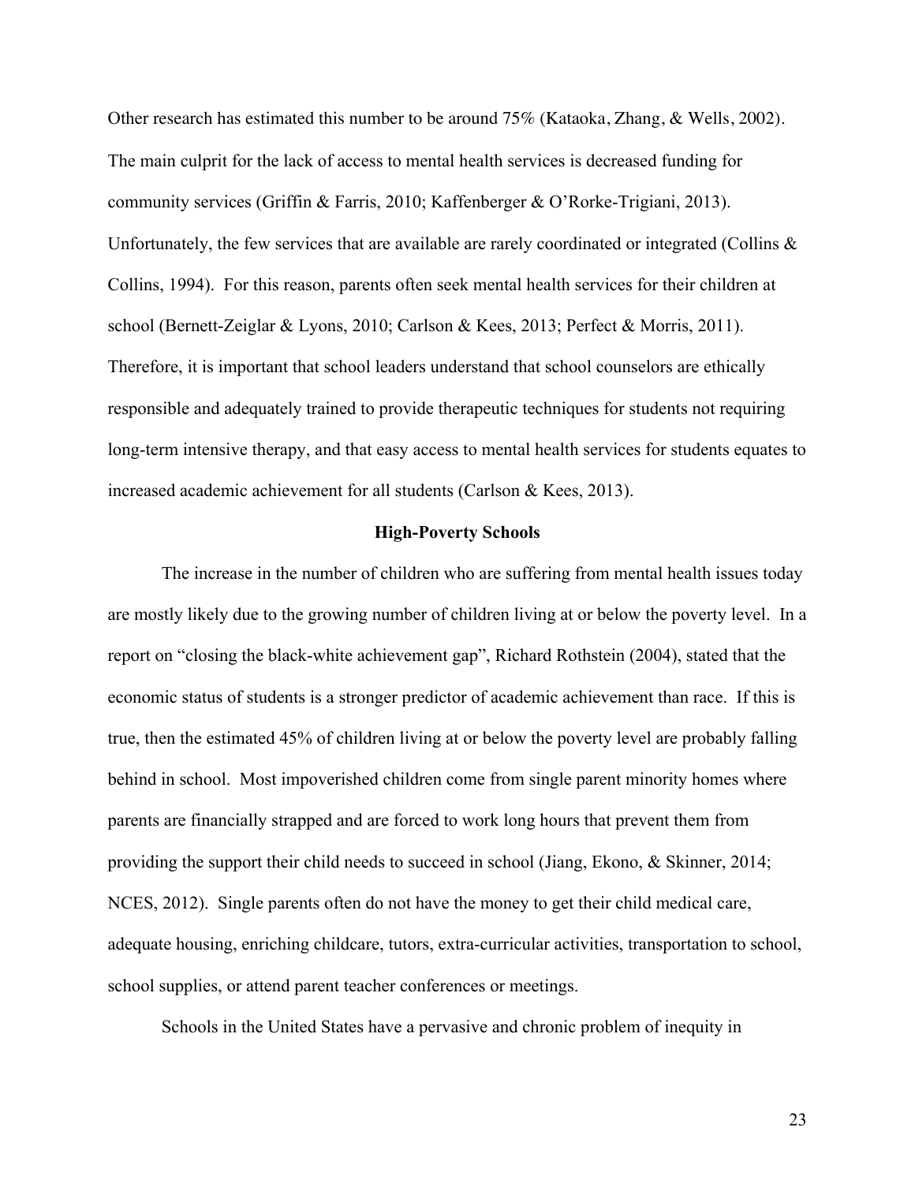Other research has estimated this number to be around 75% (Kataoka, Zhang, & Wells, 2002). The main culprit for the lack of access to mental health services is decreased funding for community services (Griffin & Farris, 2010; Kaffenberger & O'Rorke-Trigiani, 2013). Unfortunately, the few services that are available are rarely coordinated or integrated (Collins & Collins, 1994). For this reason, parents often seek mental health services for their children at school (Bernett-Zeiglar & Lyons, 2010; Carlson & Kees, 2013; Perfect & Morris, 2011). Therefore, it is important that school leaders understand that school counselors are ethically responsible and adequately trained to provide therapeutic techniques for students not requiring long-term intensive therapy, and that easy access to mental health services for students equates to increased academic achievement for all students (Carlson & Kees, 2013).

## High-Poverty Schools

The increase in the number of children who are suffering from mental health issues today are mostly likely due to the growing number of children living at or below the poverty level. In a report on "closing the black-white achievement gap", Richard Rothstein (2004), stated that the economic status of students is a stronger predictor of academic achievement than race. If this is true, then the estimated 45% of children living at or below the poverty level are probably falling behind in school. Most impoverished children come from single parent minority homes where parents are financially strapped and are forced to work long hours that prevent them from providing the support their child needs to succeed in school (Jiang, Ekono, & Skinner, 2014; NCES, 2012). Single parents often do not have the money to get their child medical care, adequate housing, enriching childcare, tutors, extra-curricular activities, transportation to school, school supplies, or attend parent teacher conferences or meetings.

Schools in the United States have a pervasive and chronic problem of inequity in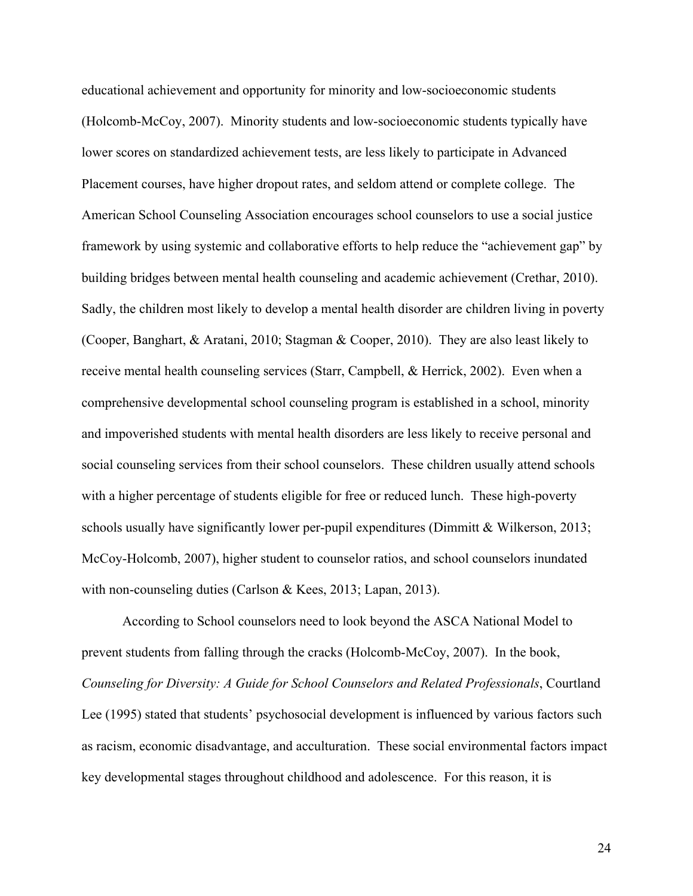educational achievement and opportunity for minority and low-socioeconomic students (Holcomb-McCoy, 2007). Minority students and low-socioeconomic students typically have lower scores on standardized achievement tests, are less likely to participate in Advanced Placement courses, have higher dropout rates, and seldom attend or complete college. The American School Counseling Association encourages school counselors to use a social justice framework by using systemic and collaborative efforts to help reduce the "achievement gap" by building bridges between mental health counseling and academic achievement (Crethar, 2010). Sadly, the children most likely to develop a mental health disorder are children living in poverty (Cooper, Banghart, & Aratani, 2010; Stagman & Cooper, 2010). They are also least likely to receive mental health counseling services (Starr, Campbell, & Herrick, 2002). Even when a comprehensive developmental school counseling program is established in a school, minority and impoverished students with mental health disorders are less likely to receive personal and social counseling services from their school counselors. These children usually attend schools with a higher percentage of students eligible for free or reduced lunch. These high-poverty schools usually have significantly lower per-pupil expenditures (Dimmitt & Wilkerson, 2013; McCoy-Holcomb, 2007), higher student to counselor ratios, and school counselors inundated with non-counseling duties (Carlson & Kees, 2013; Lapan, 2013).

According to School counselors need to look beyond the ASCA National Model to prevent students from falling through the cracks (Holcomb-McCoy, 2007). In the book, *Counseling for Diversity: A Guide for School Counselors and Related Professionals*, Courtland Lee (1995) stated that students' psychosocial development is influenced by various factors such as racism, economic disadvantage, and acculturation. These social environmental factors impact key developmental stages throughout childhood and adolescence. For this reason, it is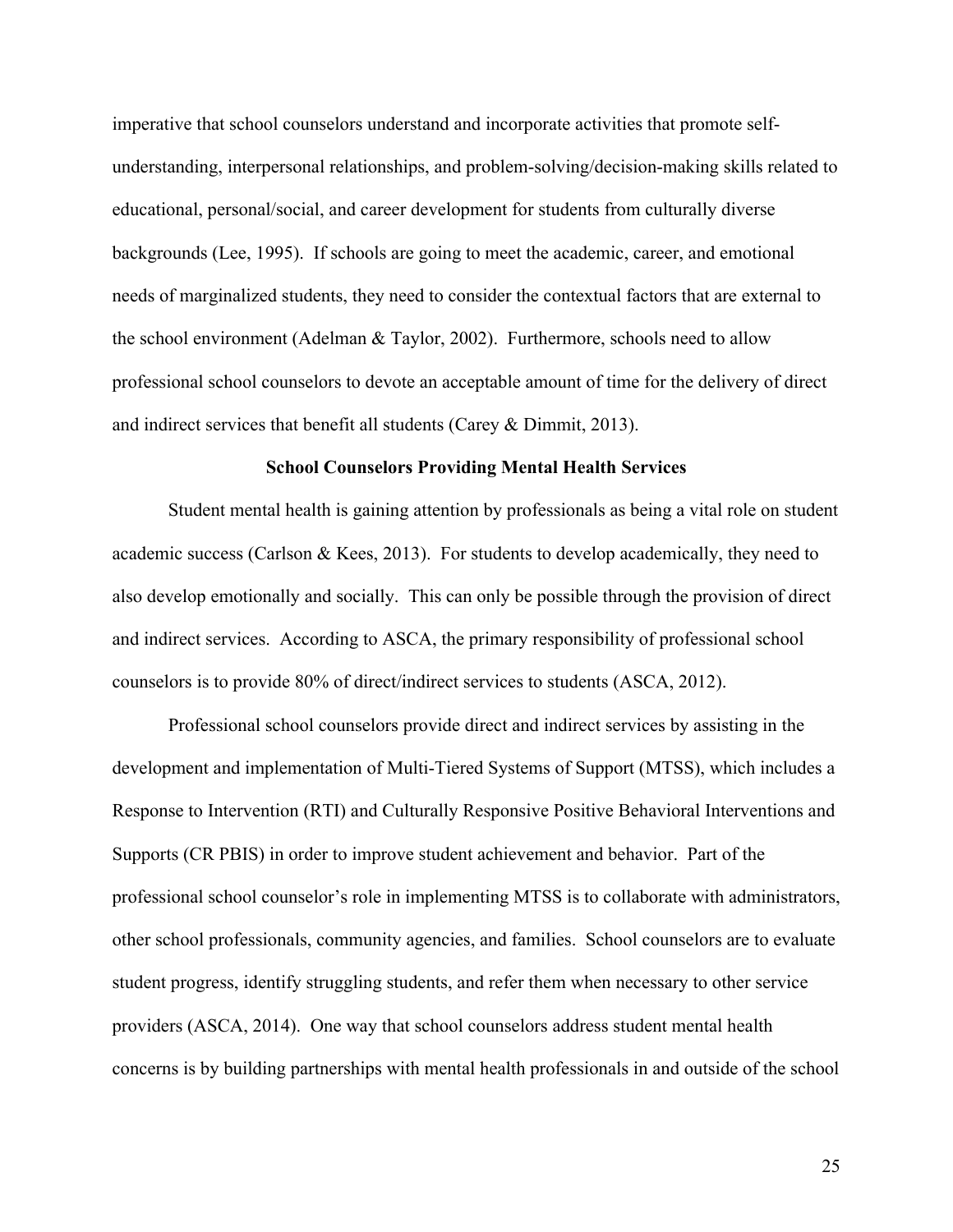imperative that school counselors understand and incorporate activities that promote self-understanding, interpersonal relationships, and problem-solving/decision-making skills related to educational, personal/social, and career development for students from culturally diverse backgrounds (Lee, 1995). If schools are going to meet the academic, career, and emotional needs of marginalized students, they need to consider the contextual factors that are external to the school environment (Adelman & Taylor, 2002). Furthermore, schools need to allow professional school counselors to devote an acceptable amount of time for the delivery of direct and indirect services that benefit all students (Carey & Dimmit, 2013).

## School Counselors Providing Mental Health Services

Student mental health is gaining attention by professionals as being a vital role on student academic success (Carlson & Kees, 2013). For students to develop academically, they need to also develop emotionally and socially. This can only be possible through the provision of direct and indirect services. According to ASCA, the primary responsibility of professional school counselors is to provide 80% of direct/indirect services to students (ASCA, 2012).

Professional school counselors provide direct and indirect services by assisting in the development and implementation of Multi-Tiered Systems of Support (MTSS), which includes a Response to Intervention (RTI) and Culturally Responsive Positive Behavioral Interventions and Supports (CR PBIS) in order to improve student achievement and behavior. Part of the professional school counselor's role in implementing MTSS is to collaborate with administrators, other school professionals, community agencies, and families. School counselors are to evaluate student progress, identify struggling students, and refer them when necessary to other service providers (ASCA, 2014). One way that school counselors address student mental health concerns is by building partnerships with mental health professionals in and outside of the school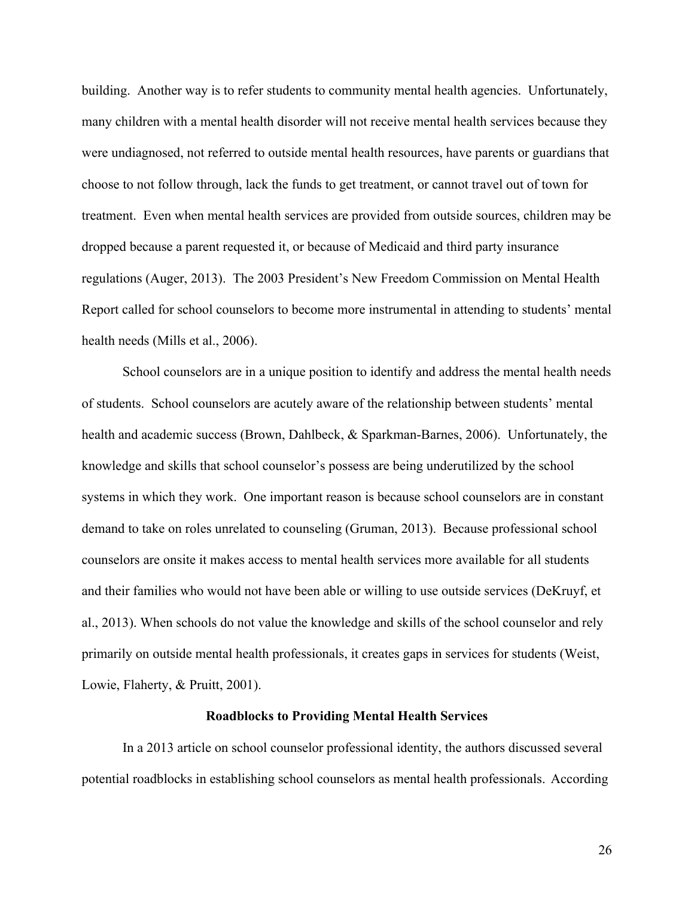building. Another way is to refer students to community mental health agencies. Unfortunately, many children with a mental health disorder will not receive mental health services because they were undiagnosed, not referred to outside mental health resources, have parents or guardians that choose to not follow through, lack the funds to get treatment, or cannot travel out of town for treatment. Even when mental health services are provided from outside sources, children may be dropped because a parent requested it, or because of Medicaid and third party insurance regulations (Auger, 2013). The 2003 President's New Freedom Commission on Mental Health Report called for school counselors to become more instrumental in attending to students' mental health needs (Mills et al., 2006).

School counselors are in a unique position to identify and address the mental health needs of students. School counselors are acutely aware of the relationship between students' mental health and academic success (Brown, Dahlbeck, & Sparkman-Barnes, 2006). Unfortunately, the knowledge and skills that school counselor's possess are being underutilized by the school systems in which they work. One important reason is because school counselors are in constant demand to take on roles unrelated to counseling (Gruman, 2013). Because professional school counselors are onsite it makes access to mental health services more available for all students and their families who would not have been able or willing to use outside services (DeKruyf, et al., 2013). When schools do not value the knowledge and skills of the school counselor and rely primarily on outside mental health professionals, it creates gaps in services for students (Weist, Lowie, Flaherty, & Pruitt, 2001).

## Roadblocks to Providing Mental Health Services

In a 2013 article on school counselor professional identity, the authors discussed several potential roadblocks in establishing school counselors as mental health professionals. According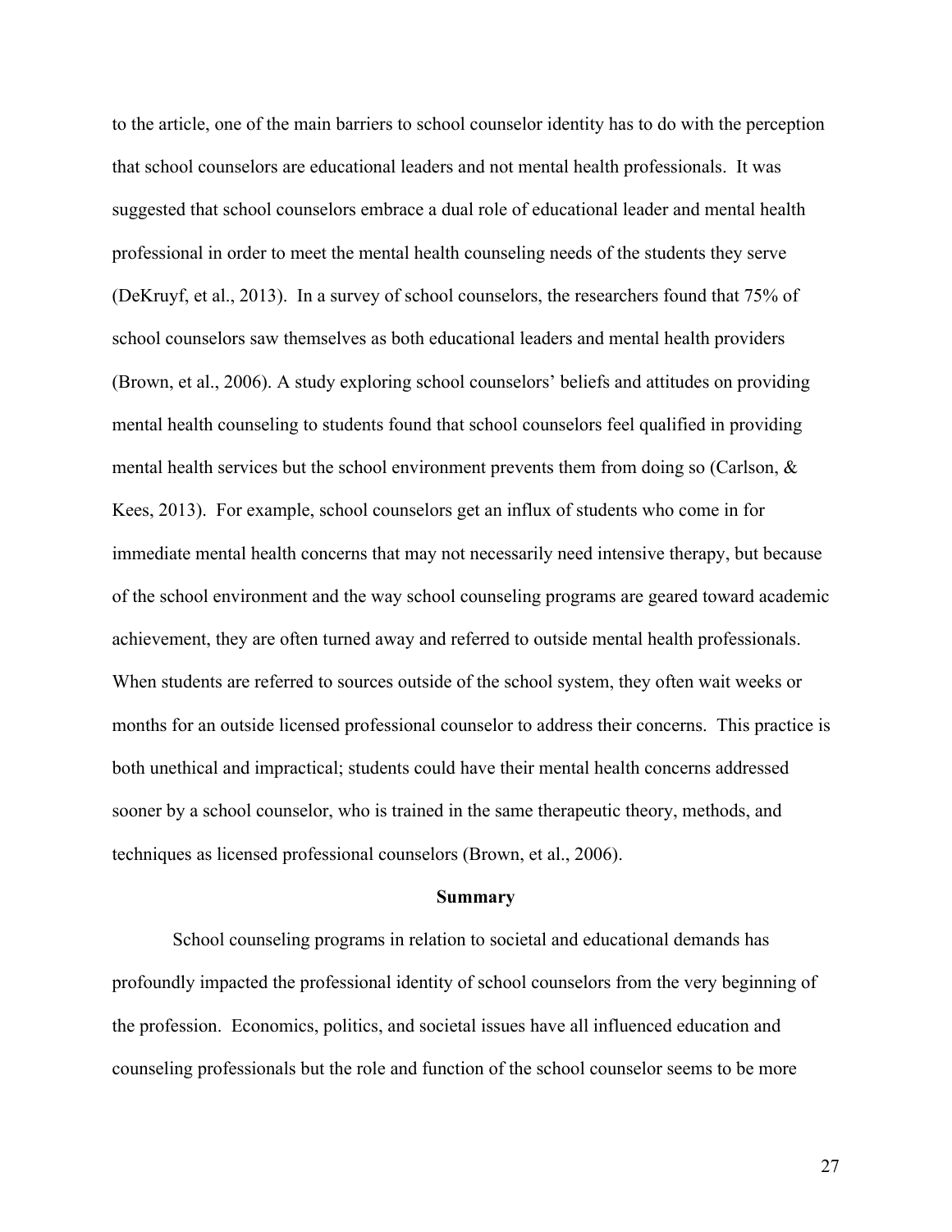to the article, one of the main barriers to school counselor identity has to do with the perception that school counselors are educational leaders and not mental health professionals. It was suggested that school counselors embrace a dual role of educational leader and mental health professional in order to meet the mental health counseling needs of the students they serve (DeKruyf, et al., 2013). In a survey of school counselors, the researchers found that 75% of school counselors saw themselves as both educational leaders and mental health providers (Brown, et al., 2006). A study exploring school counselors' beliefs and attitudes on providing mental health counseling to students found that school counselors feel qualified in providing mental health services but the school environment prevents them from doing so (Carlson, & Kees, 2013). For example, school counselors get an influx of students who come in for immediate mental health concerns that may not necessarily need intensive therapy, but because of the school environment and the way school counseling programs are geared toward academic achievement, they are often turned away and referred to outside mental health professionals. When students are referred to sources outside of the school system, they often wait weeks or months for an outside licensed professional counselor to address their concerns. This practice is both unethical and impractical; students could have their mental health concerns addressed sooner by a school counselor, who is trained in the same therapeutic theory, methods, and techniques as licensed professional counselors (Brown, et al., 2006).

## Summary

School counseling programs in relation to societal and educational demands has profoundly impacted the professional identity of school counselors from the very beginning of the profession. Economics, politics, and societal issues have all influenced education and counseling professionals but the role and function of the school counselor seems to be more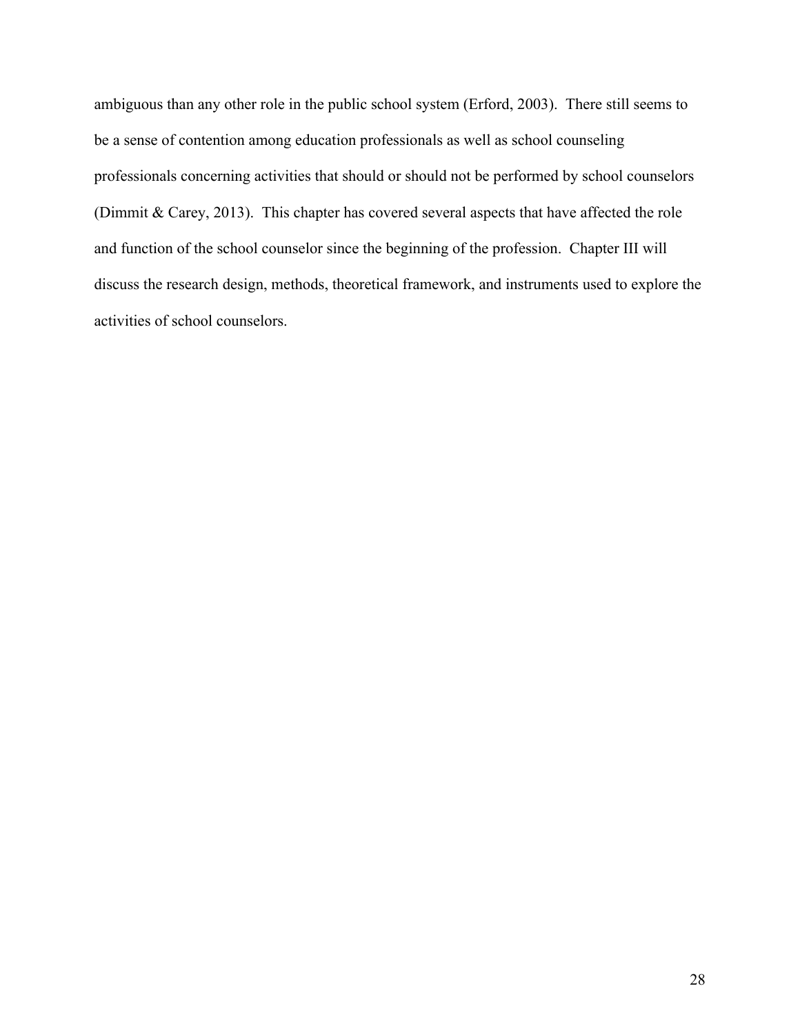ambiguous than any other role in the public school system (Erford, 2003). There still seems to be a sense of contention among education professionals as well as school counseling professionals concerning activities that should or should not be performed by school counselors (Dimmit & Carey, 2013). This chapter has covered several aspects that have affected the role and function of the school counselor since the beginning of the profession. Chapter III will discuss the research design, methods, theoretical framework, and instruments used to explore the activities of school counselors.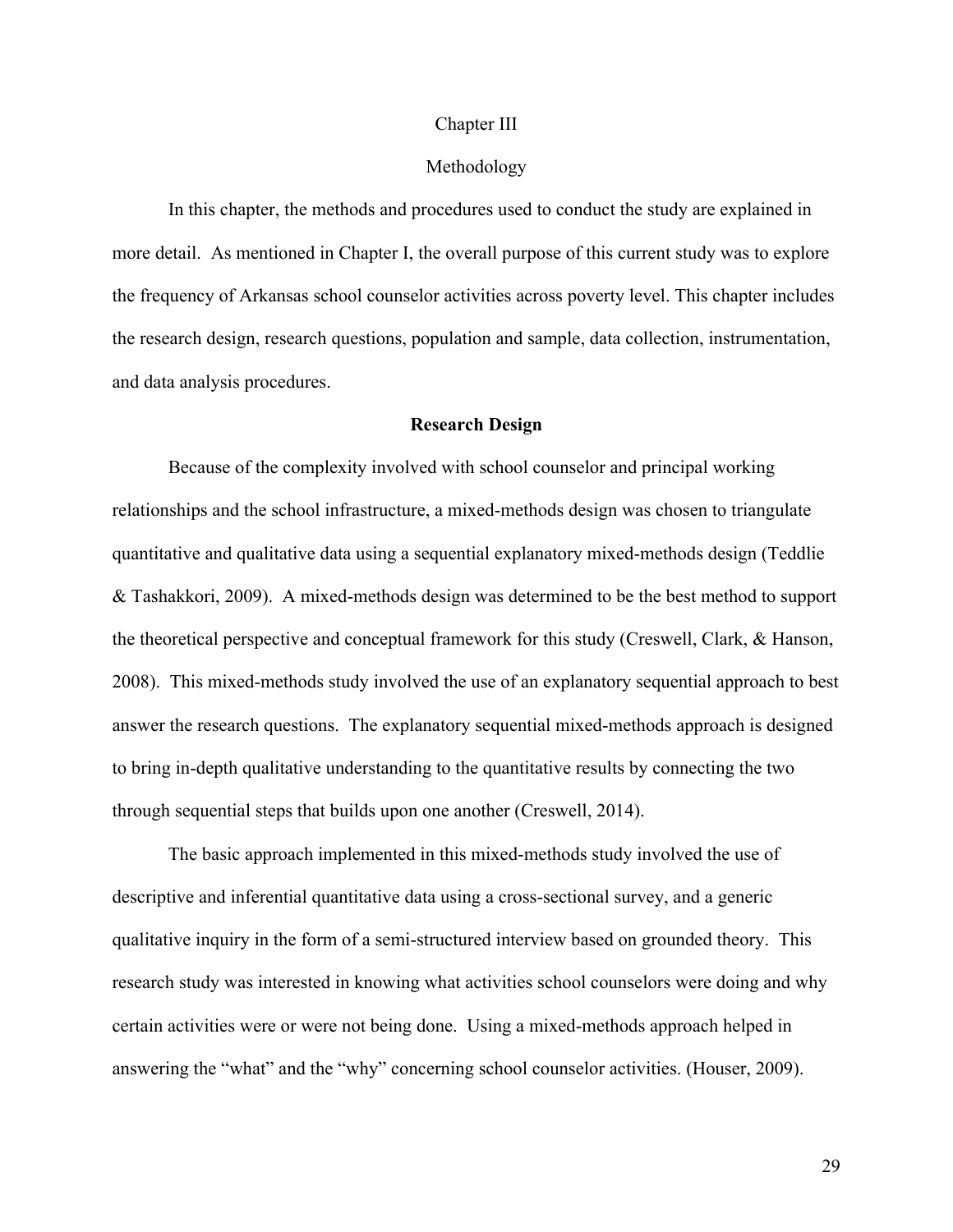# Chapter III

# Methodology

In this chapter, the methods and procedures used to conduct the study are explained in more detail. As mentioned in Chapter I, the overall purpose of this current study was to explore the frequency of Arkansas school counselor activities across poverty level. This chapter includes the research design, research questions, population and sample, data collection, instrumentation, and data analysis procedures.

## Research Design

Because of the complexity involved with school counselor and principal working relationships and the school infrastructure, a mixed-methods design was chosen to triangulate quantitative and qualitative data using a sequential explanatory mixed-methods design (Teddlie & Tashakkori, 2009). A mixed-methods design was determined to be the best method to support the theoretical perspective and conceptual framework for this study (Creswell, Clark, & Hanson, 2008). This mixed-methods study involved the use of an explanatory sequential approach to best answer the research questions. The explanatory sequential mixed-methods approach is designed to bring in-depth qualitative understanding to the quantitative results by connecting the two through sequential steps that builds upon one another (Creswell, 2014).

The basic approach implemented in this mixed-methods study involved the use of descriptive and inferential quantitative data using a cross-sectional survey, and a generic qualitative inquiry in the form of a semi-structured interview based on grounded theory. This research study was interested in knowing what activities school counselors were doing and why certain activities were or were not being done. Using a mixed-methods approach helped in answering the "what" and the "why" concerning school counselor activities. (Houser, 2009).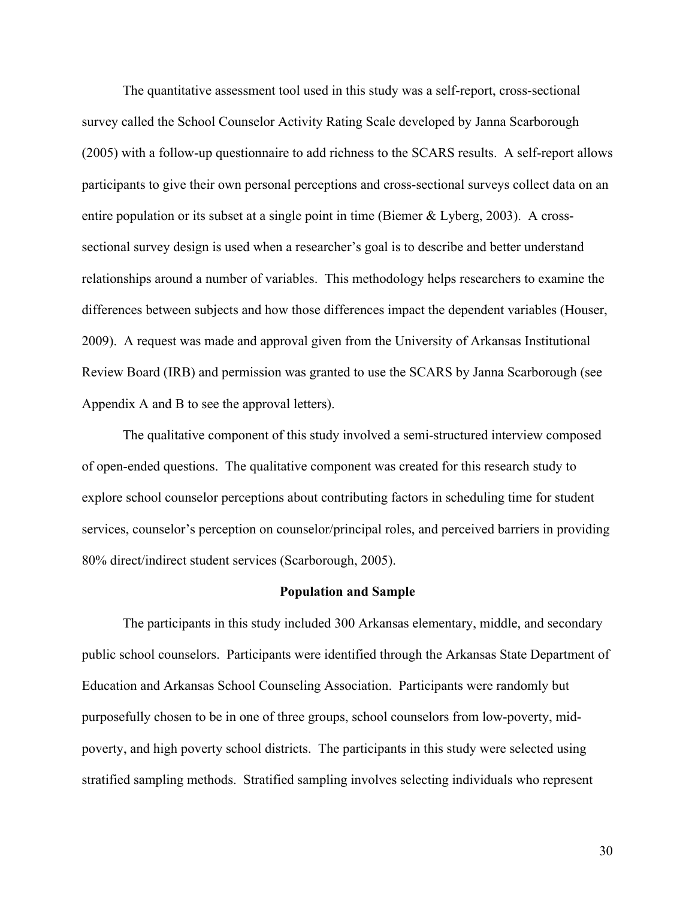The quantitative assessment tool used in this study was a self-report, cross-sectional survey called the School Counselor Activity Rating Scale developed by Janna Scarborough (2005) with a follow-up questionnaire to add richness to the SCARS results. A self-report allows participants to give their own personal perceptions and cross-sectional surveys collect data on an entire population or its subset at a single point in time (Biemer & Lyberg, 2003). A cross-sectional survey design is used when a researcher's goal is to describe and better understand relationships around a number of variables. This methodology helps researchers to examine the differences between subjects and how those differences impact the dependent variables (Houser, 2009). A request was made and approval given from the University of Arkansas Institutional Review Board (IRB) and permission was granted to use the SCARS by Janna Scarborough (see Appendix A and B to see the approval letters).

The qualitative component of this study involved a semi-structured interview composed of open-ended questions. The qualitative component was created for this research study to explore school counselor perceptions about contributing factors in scheduling time for student services, counselor's perception on counselor/principal roles, and perceived barriers in providing 80% direct/indirect student services (Scarborough, 2005).

## Population and Sample

The participants in this study included 300 Arkansas elementary, middle, and secondary public school counselors. Participants were identified through the Arkansas State Department of Education and Arkansas School Counseling Association. Participants were randomly but purposefully chosen to be in one of three groups, school counselors from low-poverty, mid-poverty, and high poverty school districts. The participants in this study were selected using stratified sampling methods. Stratified sampling involves selecting individuals who represent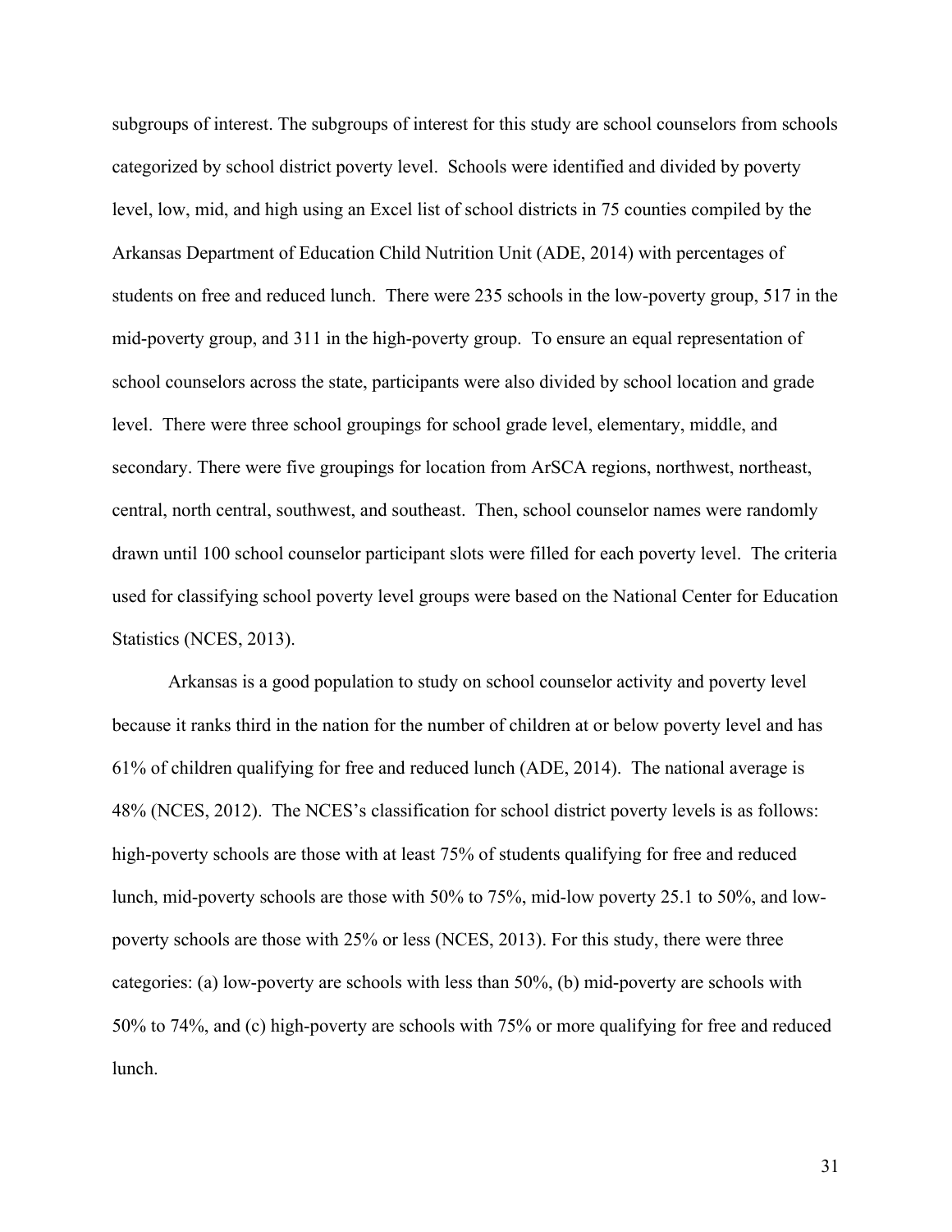subgroups of interest. The subgroups of interest for this study are school counselors from schools categorized by school district poverty level. Schools were identified and divided by poverty level, low, mid, and high using an Excel list of school districts in 75 counties compiled by the Arkansas Department of Education Child Nutrition Unit (ADE, 2014) with percentages of students on free and reduced lunch. There were 235 schools in the low-poverty group, 517 in the mid-poverty group, and 311 in the high-poverty group. To ensure an equal representation of school counselors across the state, participants were also divided by school location and grade level. There were three school groupings for school grade level, elementary, middle, and secondary. There were five groupings for location from ArSCA regions, northwest, northeast, central, north central, southwest, and southeast. Then, school counselor names were randomly drawn until 100 school counselor participant slots were filled for each poverty level. The criteria used for classifying school poverty level groups were based on the National Center for Education Statistics (NCES, 2013).

Arkansas is a good population to study on school counselor activity and poverty level because it ranks third in the nation for the number of children at or below poverty level and has 61% of children qualifying for free and reduced lunch (ADE, 2014). The national average is 48% (NCES, 2012). The NCES's classification for school district poverty levels is as follows: high-poverty schools are those with at least 75% of students qualifying for free and reduced lunch, mid-poverty schools are those with 50% to 75%, mid-low poverty 25.1 to 50%, and low-poverty schools are those with 25% or less (NCES, 2013). For this study, there were three categories: (a) low-poverty are schools with less than 50%, (b) mid-poverty are schools with 50% to 74%, and (c) high-poverty are schools with 75% or more qualifying for free and reduced lunch.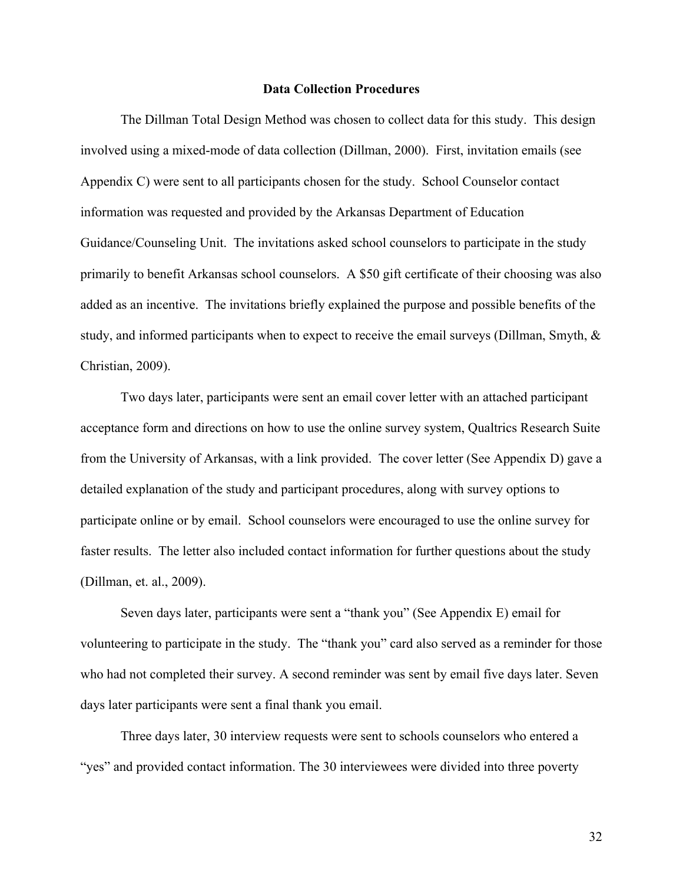## Data Collection Procedures

The Dillman Total Design Method was chosen to collect data for this study. This design involved using a mixed-mode of data collection (Dillman, 2000). First, invitation emails (see Appendix C) were sent to all participants chosen for the study. School Counselor contact information was requested and provided by the Arkansas Department of Education Guidance/Counseling Unit. The invitations asked school counselors to participate in the study primarily to benefit Arkansas school counselors. A $50 gift certificate of their choosing was also added as an incentive. The invitations briefly explained the purpose and possible benefits of the study, and informed participants when to expect to receive the email surveys (Dillman, Smyth, & Christian, 2009).

Two days later, participants were sent an email cover letter with an attached participant acceptance form and directions on how to use the online survey system, Qualtrics Research Suite from the University of Arkansas, with a link provided. The cover letter (See Appendix D) gave a detailed explanation of the study and participant procedures, along with survey options to participate online or by email. School counselors were encouraged to use the online survey for faster results. The letter also included contact information for further questions about the study (Dillman, et. al., 2009).

Seven days later, participants were sent a "thank you" (See Appendix E) email for volunteering to participate in the study. The "thank you" card also served as a reminder for those who had not completed their survey. A second reminder was sent by email five days later. Seven days later participants were sent a final thank you email.

Three days later, 30 interview requests were sent to schools counselors who entered a "yes" and provided contact information. The 30 interviewees were divided into three poverty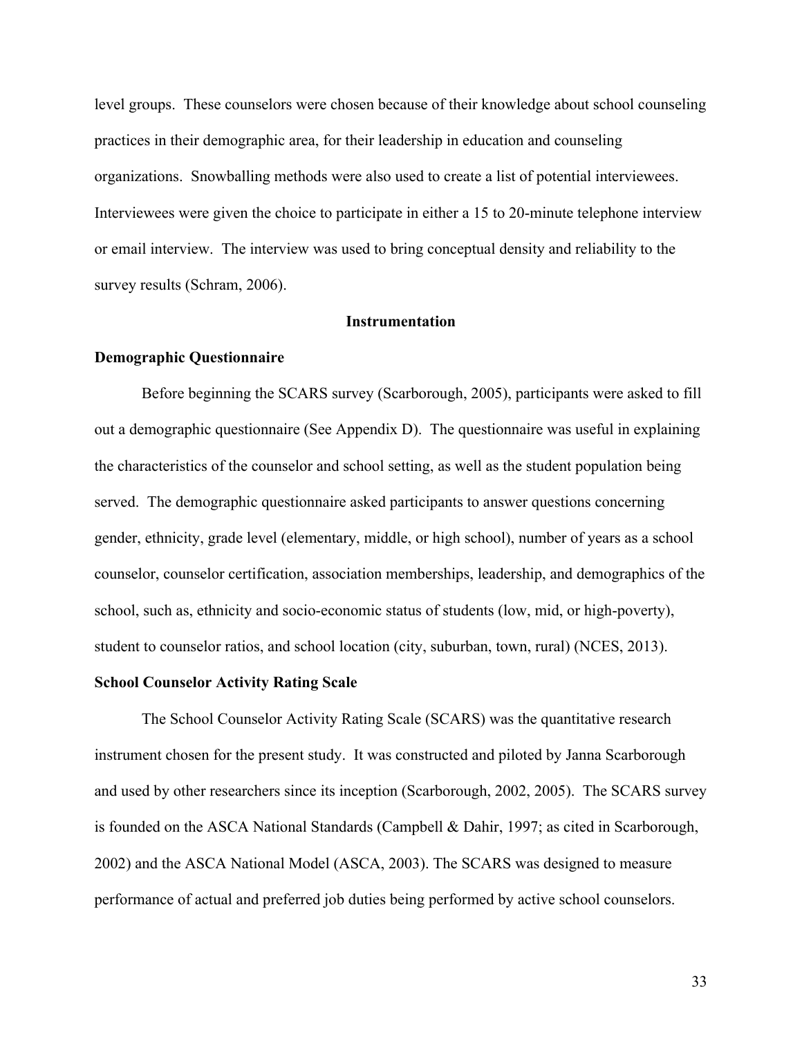level groups. These counselors were chosen because of their knowledge about school counseling practices in their demographic area, for their leadership in education and counseling organizations. Snowballing methods were also used to create a list of potential interviewees. Interviewees were given the choice to participate in either a 15 to 20-minute telephone interview or email interview. The interview was used to bring conceptual density and reliability to the survey results (Schram, 2006).

## Instrumentation

### Demographic Questionnaire

Before beginning the SCARS survey (Scarborough, 2005), participants were asked to fill out a demographic questionnaire (See Appendix D). The questionnaire was useful in explaining the characteristics of the counselor and school setting, as well as the student population being served. The demographic questionnaire asked participants to answer questions concerning gender, ethnicity, grade level (elementary, middle, or high school), number of years as a school counselor, counselor certification, association memberships, leadership, and demographics of the school, such as, ethnicity and socio-economic status of students (low, mid, or high-poverty), student to counselor ratios, and school location (city, suburban, town, rural) (NCES, 2013).

### School Counselor Activity Rating Scale

The School Counselor Activity Rating Scale (SCARS) was the quantitative research instrument chosen for the present study. It was constructed and piloted by Janna Scarborough and used by other researchers since its inception (Scarborough, 2002, 2005). The SCARS survey is founded on the ASCA National Standards (Campbell & Dahir, 1997; as cited in Scarborough, 2002) and the ASCA National Model (ASCA, 2003). The SCARS was designed to measure performance of actual and preferred job duties being performed by active school counselors.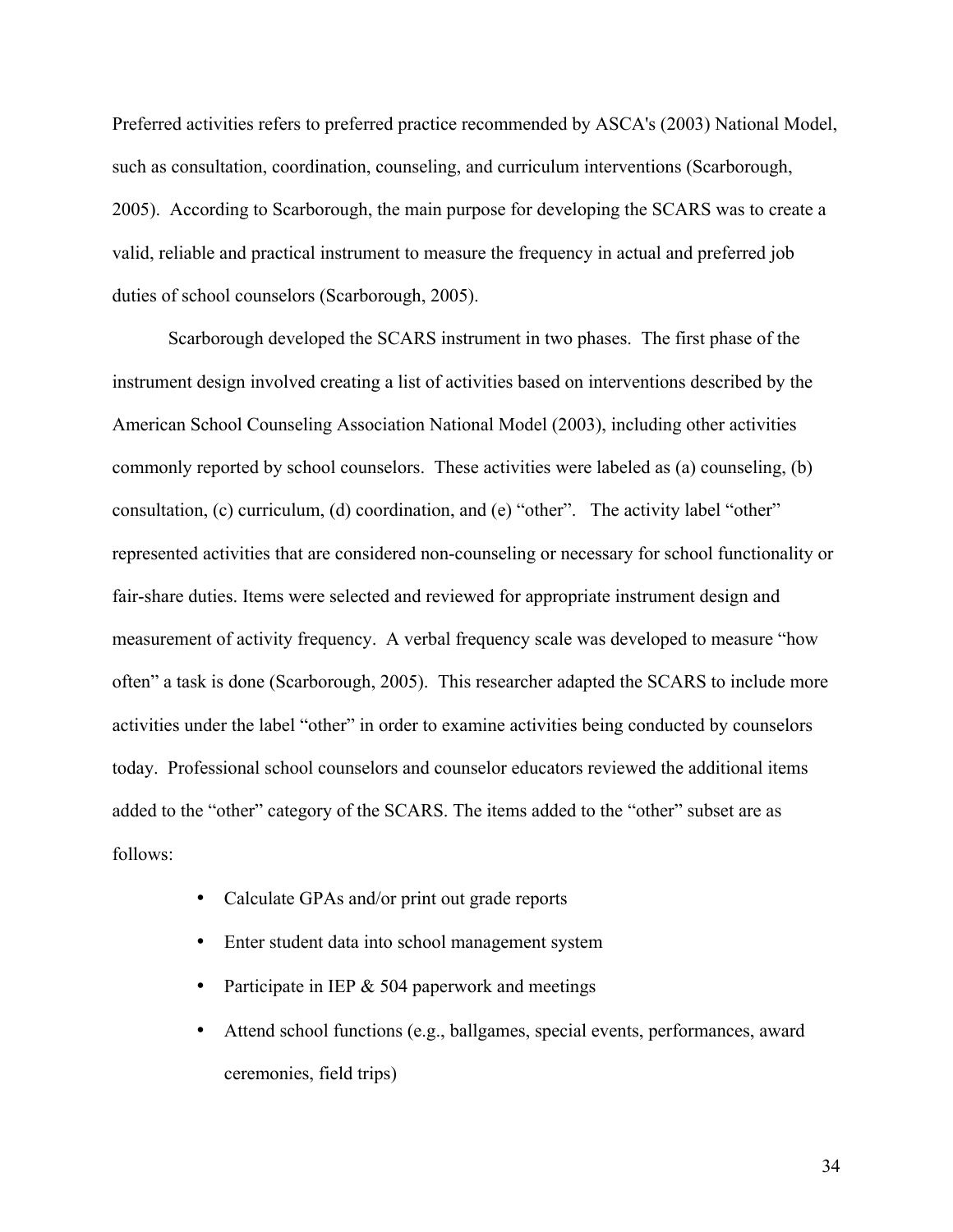Preferred activities refers to preferred practice recommended by ASCA's (2003) National Model, such as consultation, coordination, counseling, and curriculum interventions (Scarborough, 2005). According to Scarborough, the main purpose for developing the SCARS was to create a valid, reliable and practical instrument to measure the frequency in actual and preferred job duties of school counselors (Scarborough, 2005).

Scarborough developed the SCARS instrument in two phases. The first phase of the instrument design involved creating a list of activities based on interventions described by the American School Counseling Association National Model (2003), including other activities commonly reported by school counselors. These activities were labeled as (a) counseling, (b) consultation, (c) curriculum, (d) coordination, and (e) "other". The activity label "other" represented activities that are considered non-counseling or necessary for school functionality or fair-share duties. Items were selected and reviewed for appropriate instrument design and measurement of activity frequency. A verbal frequency scale was developed to measure "how often" a task is done (Scarborough, 2005). This researcher adapted the SCARS to include more activities under the label "other" in order to examine activities being conducted by counselors today. Professional school counselors and counselor educators reviewed the additional items added to the "other" category of the SCARS. The items added to the "other" subset are as follows:

- Calculate GPAs and/or print out grade reports
- Enter student data into school management system
- Participate in IEP & 504 paperwork and meetings
- Attend school functions (e.g., ballgames, special events, performances, award ceremonies, field trips)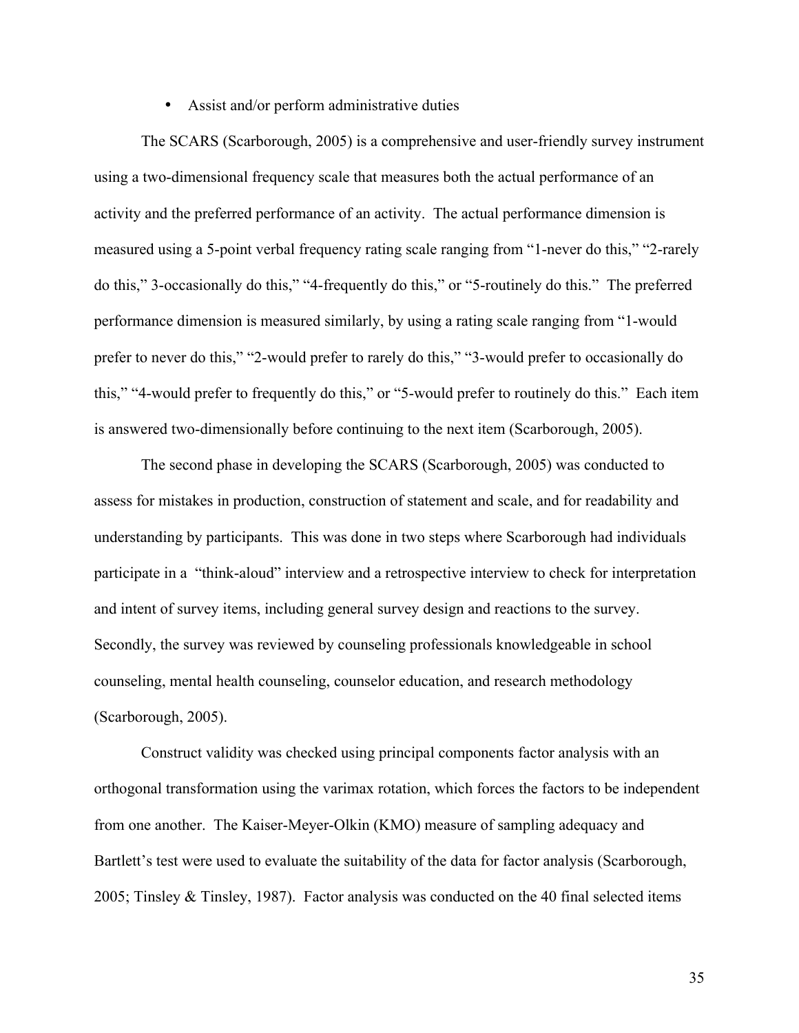- Assist and/or perform administrative duties

The SCARS (Scarborough, 2005) is a comprehensive and user-friendly survey instrument using a two-dimensional frequency scale that measures both the actual performance of an activity and the preferred performance of an activity. The actual performance dimension is measured using a 5-point verbal frequency rating scale ranging from “1-never do this,” “2-rarely do this,” 3-occasionally do this,” “4-frequently do this,” or “5-routinely do this.” The preferred performance dimension is measured similarly, by using a rating scale ranging from “1-would prefer to never do this,” “2-would prefer to rarely do this,” “3-would prefer to occasionally do this,” “4-would prefer to frequently do this,” or “5-would prefer to routinely do this.” Each item is answered two-dimensionally before continuing to the next item (Scarborough, 2005).

The second phase in developing the SCARS (Scarborough, 2005) was conducted to assess for mistakes in production, construction of statement and scale, and for readability and understanding by participants. This was done in two steps where Scarborough had individuals participate in a “think-aloud” interview and a retrospective interview to check for interpretation and intent of survey items, including general survey design and reactions to the survey. Secondly, the survey was reviewed by counseling professionals knowledgeable in school counseling, mental health counseling, counselor education, and research methodology (Scarborough, 2005).

Construct validity was checked using principal components factor analysis with an orthogonal transformation using the varimax rotation, which forces the factors to be independent from one another. The Kaiser-Meyer-Olkin (KMO) measure of sampling adequacy and Bartlett’s test were used to evaluate the suitability of the data for factor analysis (Scarborough, 2005; Tinsley & Tinsley, 1987). Factor analysis was conducted on the 40 final selected items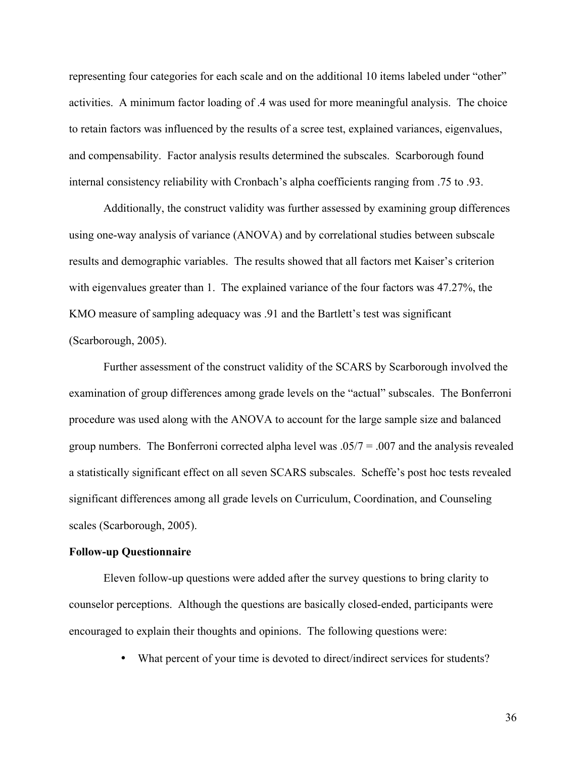representing four categories for each scale and on the additional 10 items labeled under "other" activities. A minimum factor loading of .4 was used for more meaningful analysis. The choice to retain factors was influenced by the results of a scree test, explained variances, eigenvalues, and compensability. Factor analysis results determined the subscales. Scarborough found internal consistency reliability with Cronbach's alpha coefficients ranging from .75 to .93.

Additionally, the construct validity was further assessed by examining group differences using one-way analysis of variance (ANOVA) and by correlational studies between subscale results and demographic variables. The results showed that all factors met Kaiser's criterion with eigenvalues greater than 1. The explained variance of the four factors was 47.27%, the KMO measure of sampling adequacy was .91 and the Bartlett's test was significant (Scarborough, 2005).

Further assessment of the construct validity of the SCARS by Scarborough involved the examination of group differences among grade levels on the "actual" subscales. The Bonferroni procedure was used along with the ANOVA to account for the large sample size and balanced group numbers. The Bonferroni corrected alpha level was $.05/7 = .007$ and the analysis revealed a statistically significant effect on all seven SCARS subscales. Scheffe's post hoc tests revealed significant differences among all grade levels on Curriculum, Coordination, and Counseling scales (Scarborough, 2005).

**Follow-up Questionnaire**

Eleven follow-up questions were added after the survey questions to bring clarity to counselor perceptions. Although the questions are basically closed-ended, participants were encouraged to explain their thoughts and opinions. The following questions were:

- What percent of your time is devoted to direct/indirect services for students?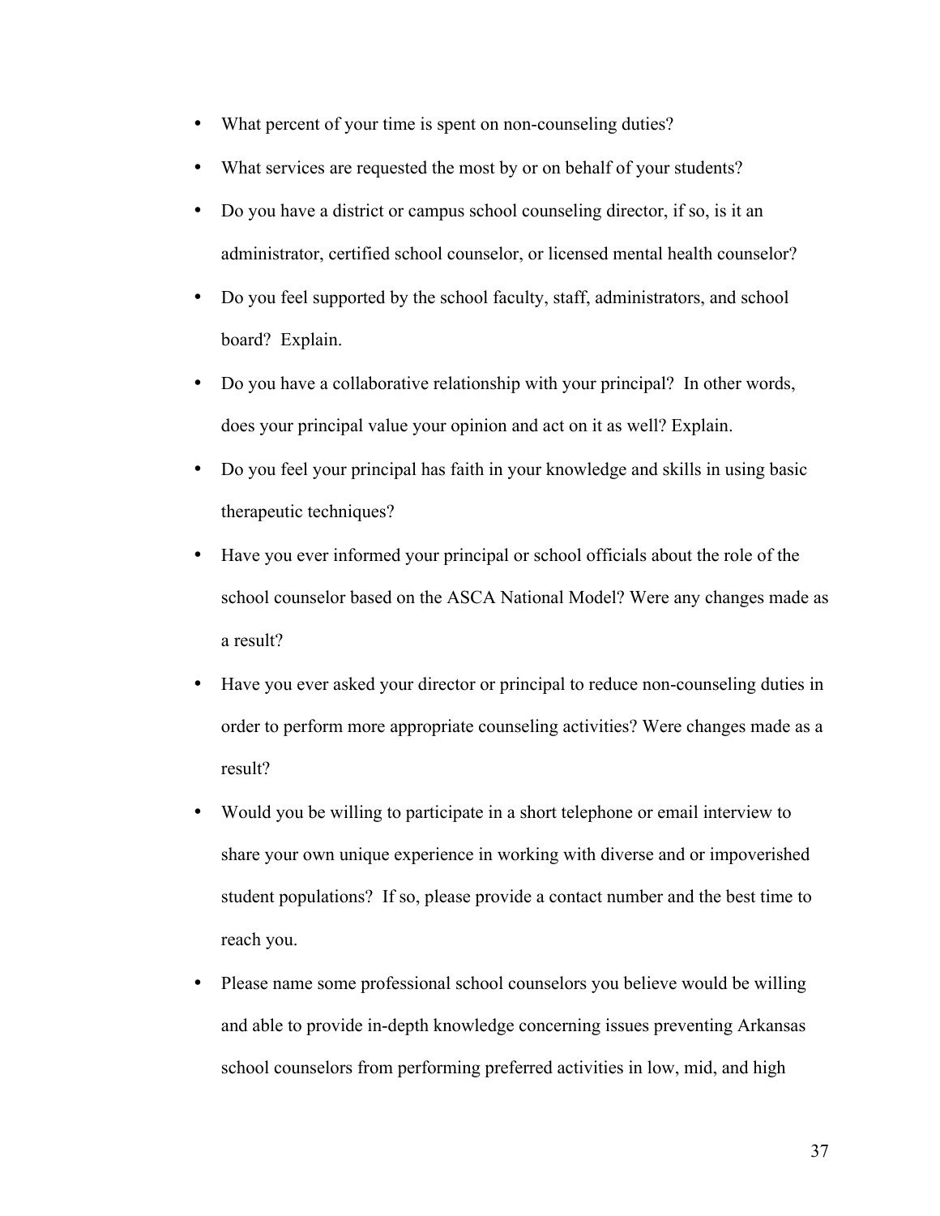- What percent of your time is spent on non-counseling duties?
- What services are requested the most by or on behalf of your students?
- Do you have a district or campus school counseling director, if so, is it an administrator, certified school counselor, or licensed mental health counselor?
- Do you feel supported by the school faculty, staff, administrators, and school board? Explain.
- Do you have a collaborative relationship with your principal? In other words, does your principal value your opinion and act on it as well? Explain.
- Do you feel your principal has faith in your knowledge and skills in using basic therapeutic techniques?
- Have you ever informed your principal or school officials about the role of the school counselor based on the ASCA National Model? Were any changes made as a result?
- Have you ever asked your director or principal to reduce non-counseling duties in order to perform more appropriate counseling activities? Were changes made as a result?
- Would you be willing to participate in a short telephone or email interview to share your own unique experience in working with diverse and or impoverished student populations? If so, please provide a contact number and the best time to reach you.
- Please name some professional school counselors you believe would be willing and able to provide in-depth knowledge concerning issues preventing Arkansas school counselors from performing preferred activities in low, mid, and high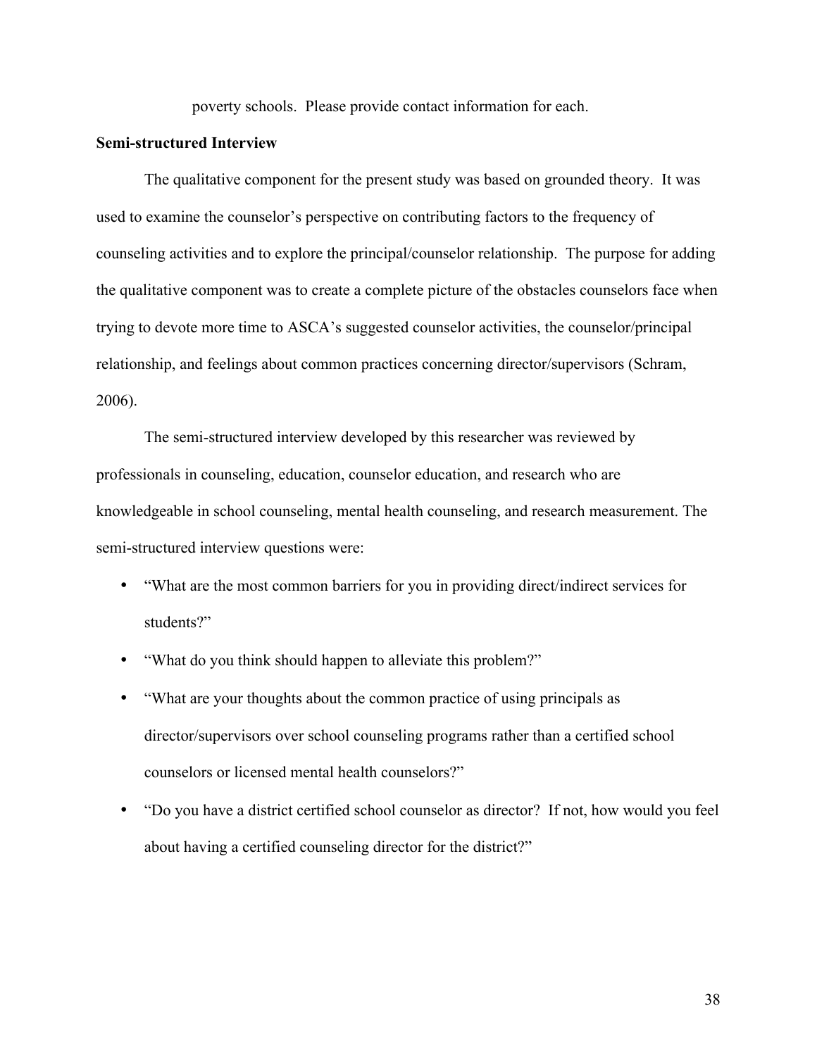poverty schools. Please provide contact information for each.

**Semi-structured Interview**

The qualitative component for the present study was based on grounded theory. It was used to examine the counselor's perspective on contributing factors to the frequency of counseling activities and to explore the principal/counselor relationship. The purpose for adding the qualitative component was to create a complete picture of the obstacles counselors face when trying to devote more time to ASCA's suggested counselor activities, the counselor/principal relationship, and feelings about common practices concerning director/supervisors (Schram, 2006).

The semi-structured interview developed by this researcher was reviewed by professionals in counseling, education, counselor education, and research who are knowledgeable in school counseling, mental health counseling, and research measurement. The semi-structured interview questions were:

- "What are the most common barriers for you in providing direct/indirect services for students?"
- "What do you think should happen to alleviate this problem?"
- "What are your thoughts about the common practice of using principals as director/supervisors over school counseling programs rather than a certified school counselors or licensed mental health counselors?"
- "Do you have a district certified school counselor as director? If not, how would you feel about having a certified counseling director for the district?"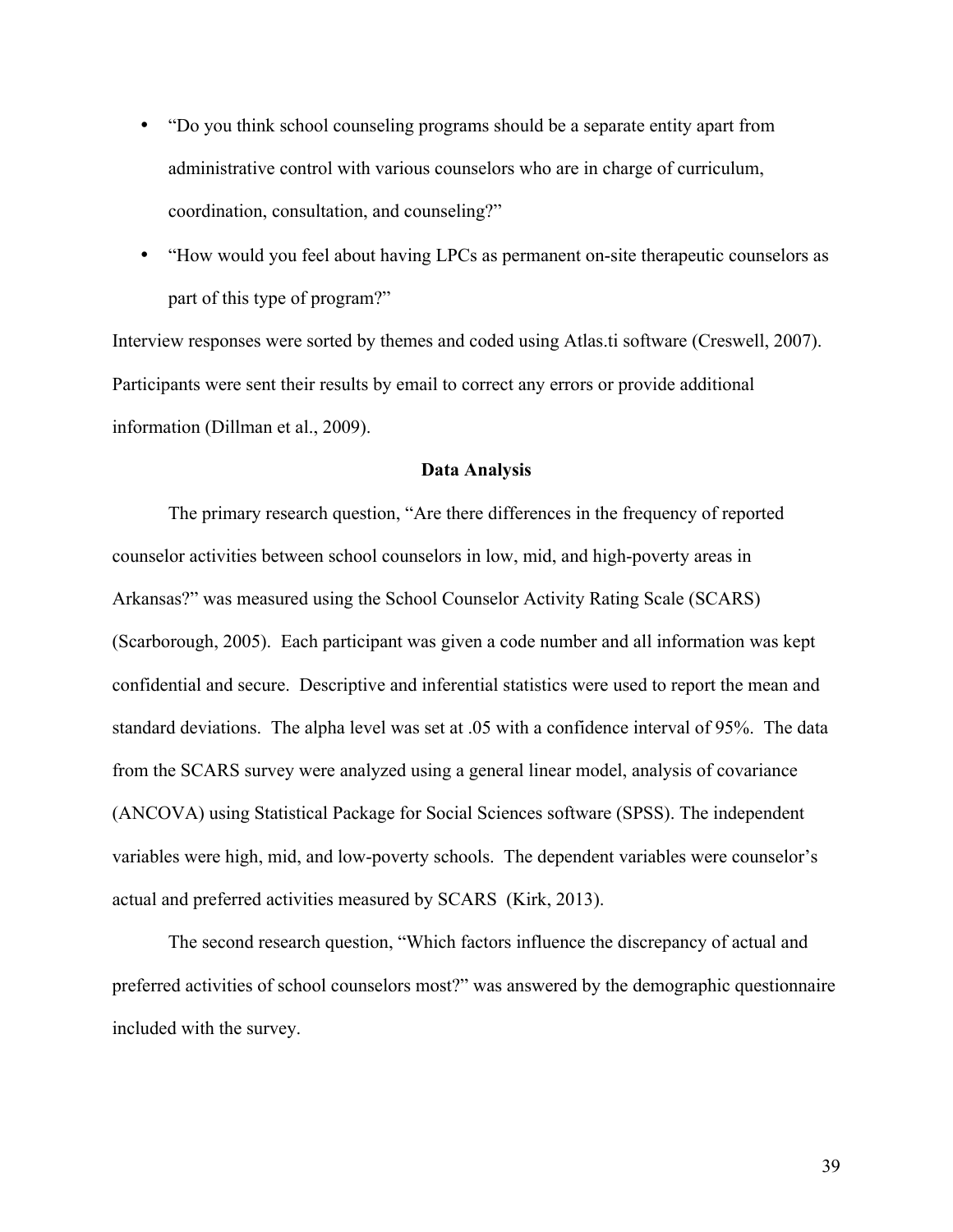- “Do you think school counseling programs should be a separate entity apart from administrative control with various counselors who are in charge of curriculum, coordination, consultation, and counseling?”
- “How would you feel about having LPCs as permanent on-site therapeutic counselors as part of this type of program?”

Interview responses were sorted by themes and coded using Atlas.ti software (Creswell, 2007). Participants were sent their results by email to correct any errors or provide additional information (Dillman et al., 2009).

**Data Analysis**

The primary research question, “Are there differences in the frequency of reported counselor activities between school counselors in low, mid, and high-poverty areas in Arkansas?” was measured using the School Counselor Activity Rating Scale (SCARS) (Scarborough, 2005). Each participant was given a code number and all information was kept confidential and secure. Descriptive and inferential statistics were used to report the mean and standard deviations. The alpha level was set at .05 with a confidence interval of 95%. The data from the SCARS survey were analyzed using a general linear model, analysis of covariance (ANCOVA) using Statistical Package for Social Sciences software (SPSS). The independent variables were high, mid, and low-poverty schools. The dependent variables were counselor’s actual and preferred activities measured by SCARS (Kirk, 2013).

The second research question, “Which factors influence the discrepancy of actual and preferred activities of school counselors most?” was answered by the demographic questionnaire included with the survey.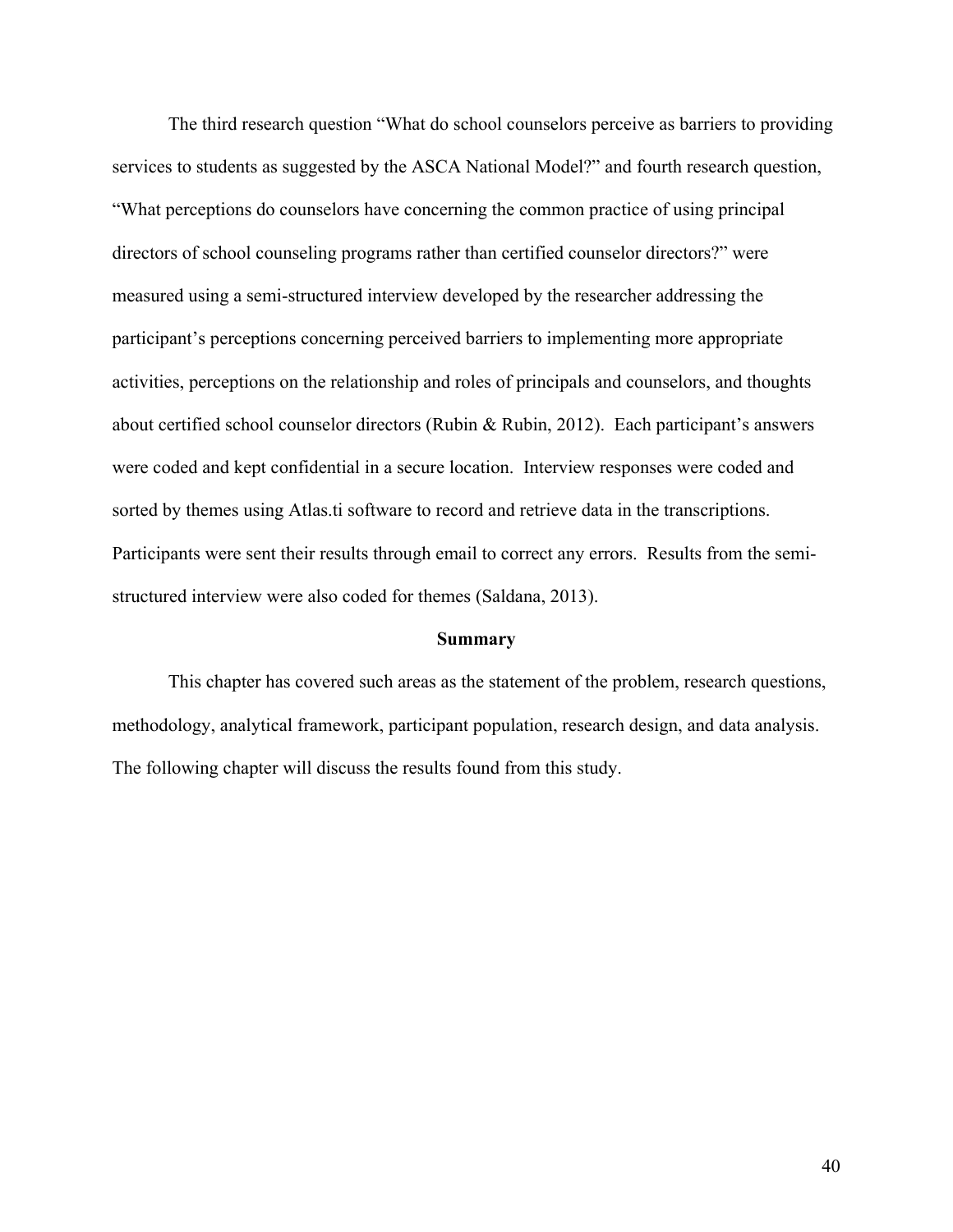The third research question "What do school counselors perceive as barriers to providing services to students as suggested by the ASCA National Model?" and fourth research question, "What perceptions do counselors have concerning the common practice of using principal directors of school counseling programs rather than certified counselor directors?" were measured using a semi-structured interview developed by the researcher addressing the participant's perceptions concerning perceived barriers to implementing more appropriate activities, perceptions on the relationship and roles of principals and counselors, and thoughts about certified school counselor directors (Rubin & Rubin, 2012). Each participant's answers were coded and kept confidential in a secure location. Interview responses were coded and sorted by themes using Atlas.ti software to record and retrieve data in the transcriptions. Participants were sent their results through email to correct any errors. Results from the semi-structured interview were also coded for themes (Saldana, 2013).

## Summary

This chapter has covered such areas as the statement of the problem, research questions, methodology, analytical framework, participant population, research design, and data analysis. The following chapter will discuss the results found from this study.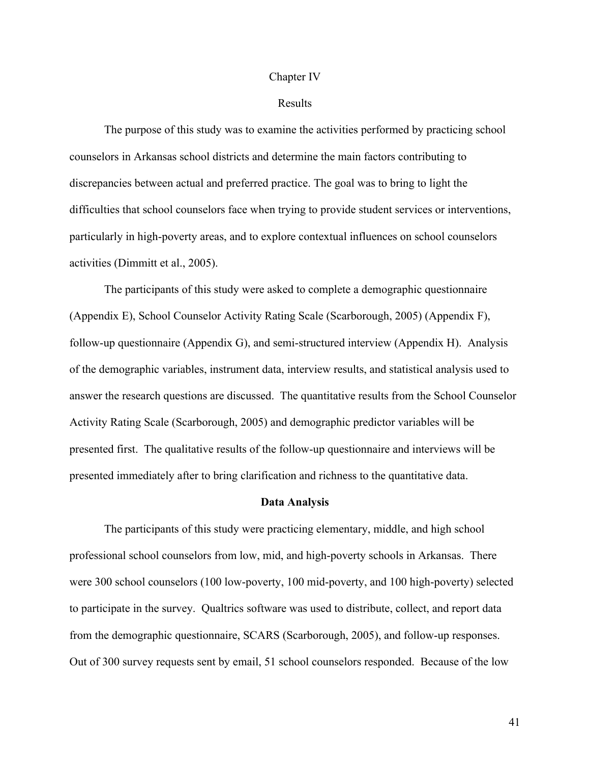# Chapter IV

## Results

The purpose of this study was to examine the activities performed by practicing school counselors in Arkansas school districts and determine the main factors contributing to discrepancies between actual and preferred practice. The goal was to bring to light the difficulties that school counselors face when trying to provide student services or interventions, particularly in high-poverty areas, and to explore contextual influences on school counselors activities (Dimmitt et al., 2005).

The participants of this study were asked to complete a demographic questionnaire (Appendix E), School Counselor Activity Rating Scale (Scarborough, 2005) (Appendix F), follow-up questionnaire (Appendix G), and semi-structured interview (Appendix H). Analysis of the demographic variables, instrument data, interview results, and statistical analysis used to answer the research questions are discussed. The quantitative results from the School Counselor Activity Rating Scale (Scarborough, 2005) and demographic predictor variables will be presented first. The qualitative results of the follow-up questionnaire and interviews will be presented immediately after to bring clarification and richness to the quantitative data.

### Data Analysis

The participants of this study were practicing elementary, middle, and high school professional school counselors from low, mid, and high-poverty schools in Arkansas. There were 300 school counselors (100 low-poverty, 100 mid-poverty, and 100 high-poverty) selected to participate in the survey. Qualtrics software was used to distribute, collect, and report data from the demographic questionnaire, SCARS (Scarborough, 2005), and follow-up responses. Out of 300 survey requests sent by email, 51 school counselors responded. Because of the low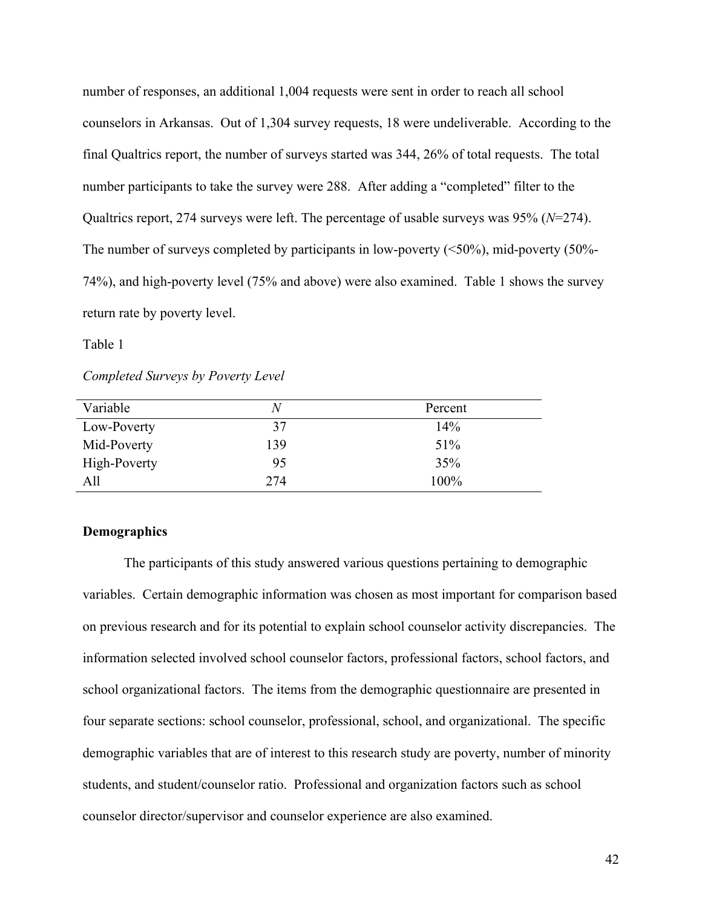number of responses, an additional 1,004 requests were sent in order to reach all school counselors in Arkansas. Out of 1,304 survey requests, 18 were undeliverable. According to the final Qualtrics report, the number of surveys started was 344, 26% of total requests. The total number participants to take the survey were 288. After adding a "completed" filter to the Qualtrics report, 274 surveys were left. The percentage of usable surveys was 95% (*N*=274). The number of surveys completed by participants in low-poverty (<50%), mid-poverty (50%-74%), and high-poverty level (75% and above) were also examined. Table 1 shows the survey return rate by poverty level.

Table 1

*Completed Surveys by Poverty Level*

| Variable | *N* | Percent |
|---|---|---|
| Low-Poverty | 37 | 14% |
| Mid-Poverty | 139 | 51% |
| High-Poverty | 95 | 35% |
| All | 274 | 100% |

**Demographics**

The participants of this study answered various questions pertaining to demographic variables. Certain demographic information was chosen as most important for comparison based on previous research and for its potential to explain school counselor activity discrepancies. The information selected involved school counselor factors, professional factors, school factors, and school organizational factors. The items from the demographic questionnaire are presented in four separate sections: school counselor, professional, school, and organizational. The specific demographic variables that are of interest to this research study are poverty, number of minority students, and student/counselor ratio. Professional and organization factors such as school counselor director/supervisor and counselor experience are also examined.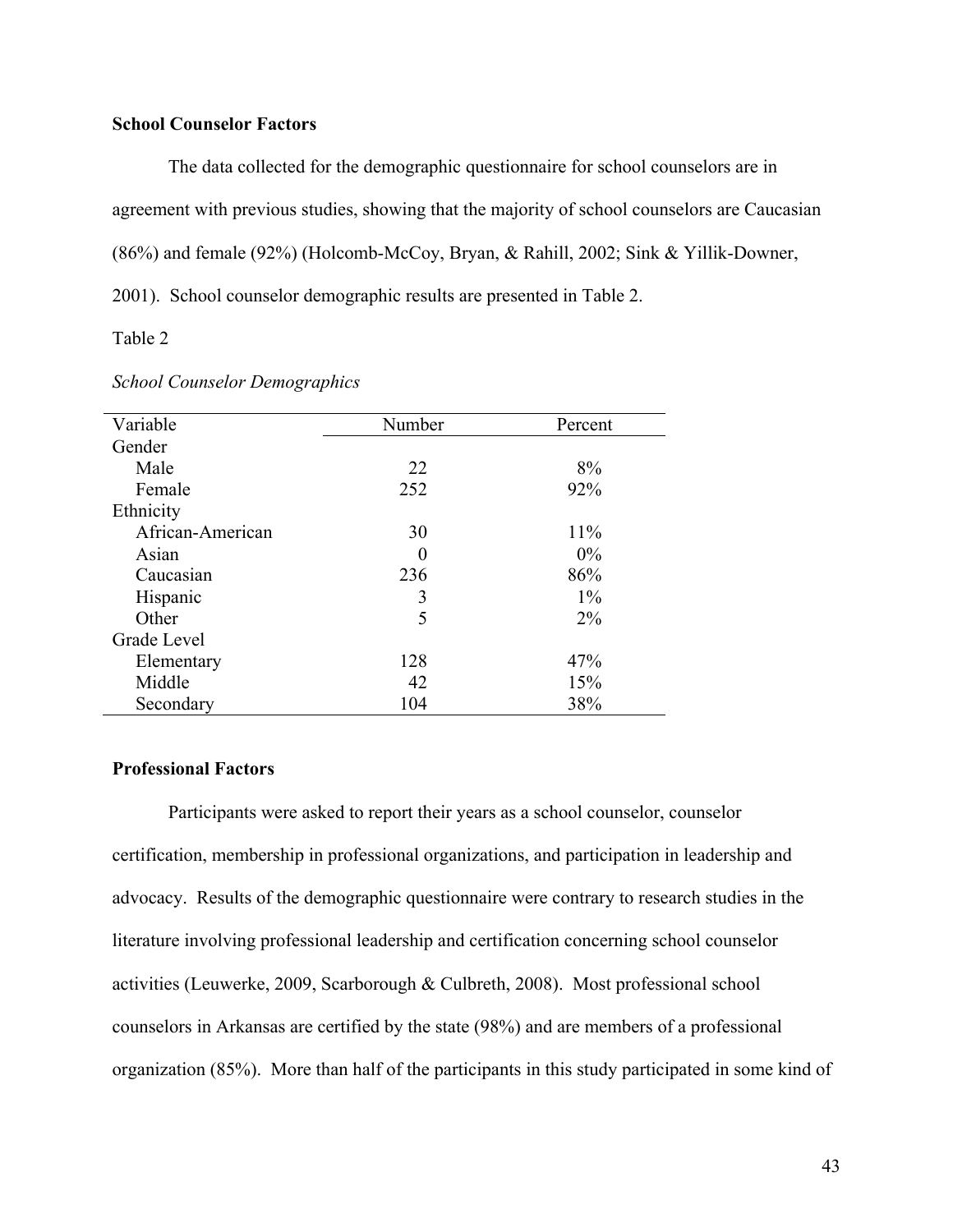**School Counselor Factors**

The data collected for the demographic questionnaire for school counselors are in agreement with previous studies, showing that the majority of school counselors are Caucasian (86%) and female (92%) (Holcomb-McCoy, Bryan, & Rahill, 2002; Sink & Yillik-Downer, 2001). School counselor demographic results are presented in Table 2.

Table 2

*School Counselor Demographics*

| Variable | Number | Percent |
|---|---|---|
| Gender | | |
| Male | 22 | 8% |
| Female | 252 | 92% |
| Ethnicity | | |
| African-American | 30 | 11% |
| Asian | 0 | 0% |
| Caucasian | 236 | 86% |
| Hispanic | 3 | 1% |
| Other | 5 | 2% |
| Grade Level | | |
| Elementary | 128 | 47% |
| Middle | 42 | 15% |
| Secondary | 104 | 38% |

**Professional Factors**

Participants were asked to report their years as a school counselor, counselor certification, membership in professional organizations, and participation in leadership and advocacy. Results of the demographic questionnaire were contrary to research studies in the literature involving professional leadership and certification concerning school counselor activities (Leuwerke, 2009, Scarborough & Culbreth, 2008). Most professional school counselors in Arkansas are certified by the state (98%) and are members of a professional organization (85%). More than half of the participants in this study participated in some kind of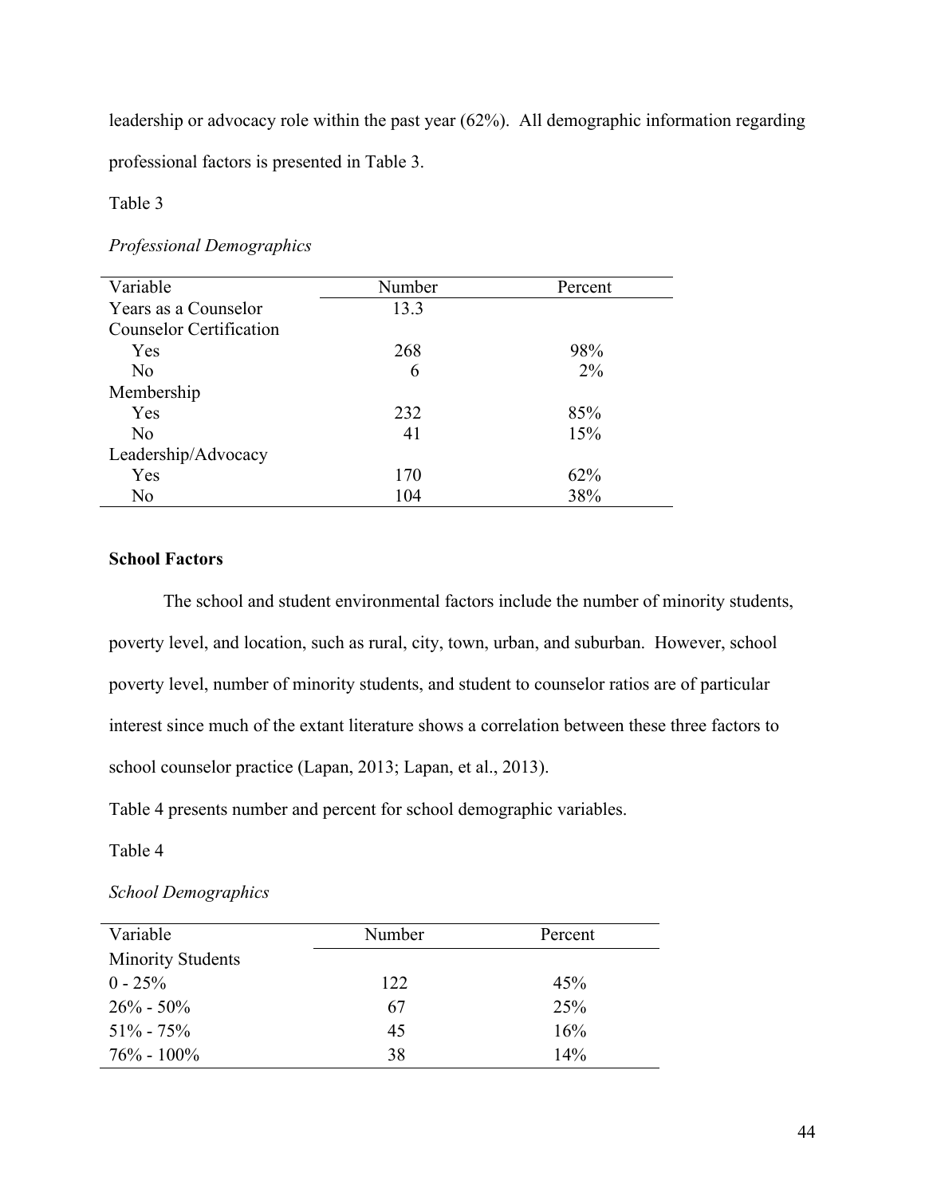leadership or advocacy role within the past year (62%). All demographic information regarding professional factors is presented in Table 3.

Table 3

*Professional Demographics*

| Variable | Number | Percent |
|---|---|---|
| Years as a Counselor | 13.3 | |
| Counselor Certification | | |
| Yes | 268 | 98% |
| No | 6 | 2% |
| Membership | | |
| Yes | 232 | 85% |
| No | 41 | 15% |
| Leadership/Advocacy | | |
| Yes | 170 | 62% |
| No | 104 | 38% |

**School Factors**

The school and student environmental factors include the number of minority students, poverty level, and location, such as rural, city, town, urban, and suburban. However, school poverty level, number of minority students, and student to counselor ratios are of particular interest since much of the extant literature shows a correlation between these three factors to school counselor practice (Lapan, 2013; Lapan, et al., 2013).

Table 4 presents number and percent for school demographic variables.

Table 4

*School Demographics*

| Variable | Number | Percent |
|---|---|---|
| Minority Students | | |
| 0 - 25% | 122 | 45% |
| 26% - 50% | 67 | 25% |
| 51% - 75% | 45 | 16% |
| 76% - 100% | 38 | 14% |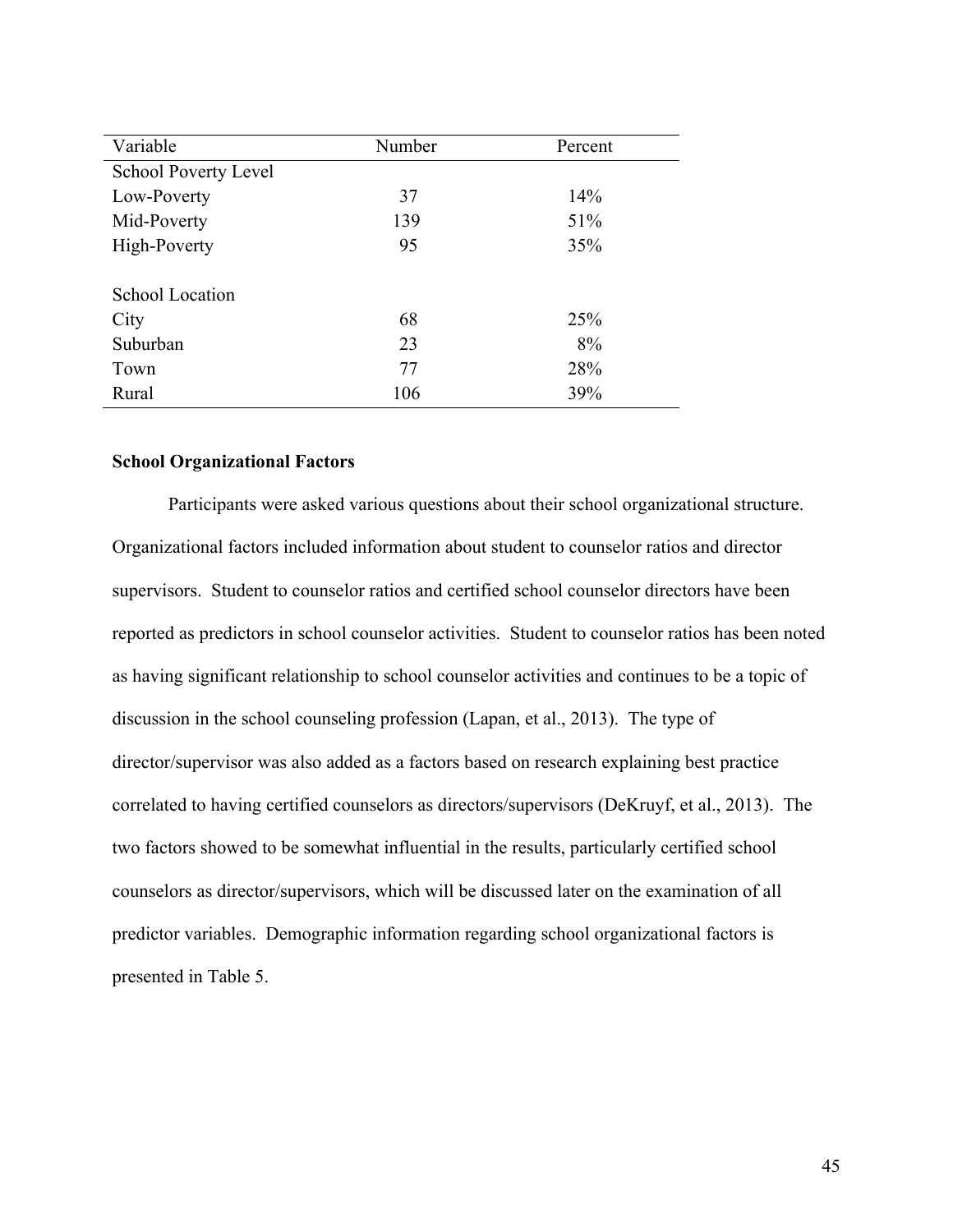| Variable | Number | Percent |
|---|---|---|
| School Poverty Level | | |
| Low-Poverty | 37 | 14% |
| Mid-Poverty | 139 | 51% |
| High-Poverty | 95 | 35% |
| | | |
| School Location | | |
| City | 68 | 25% |
| Suburban | 23 | 8% |
| Town | 77 | 28% |
| Rural | 106 | 39% |

**School Organizational Factors**

Participants were asked various questions about their school organizational structure. Organizational factors included information about student to counselor ratios and director supervisors. Student to counselor ratios and certified school counselor directors have been reported as predictors in school counselor activities. Student to counselor ratios has been noted as having significant relationship to school counselor activities and continues to be a topic of discussion in the school counseling profession (Lapan, et al., 2013). The type of director/supervisor was also added as a factors based on research explaining best practice correlated to having certified counselors as directors/supervisors (DeKruyf, et al., 2013). The two factors showed to be somewhat influential in the results, particularly certified school counselors as director/supervisors, which will be discussed later on the examination of all predictor variables. Demographic information regarding school organizational factors is presented in Table 5.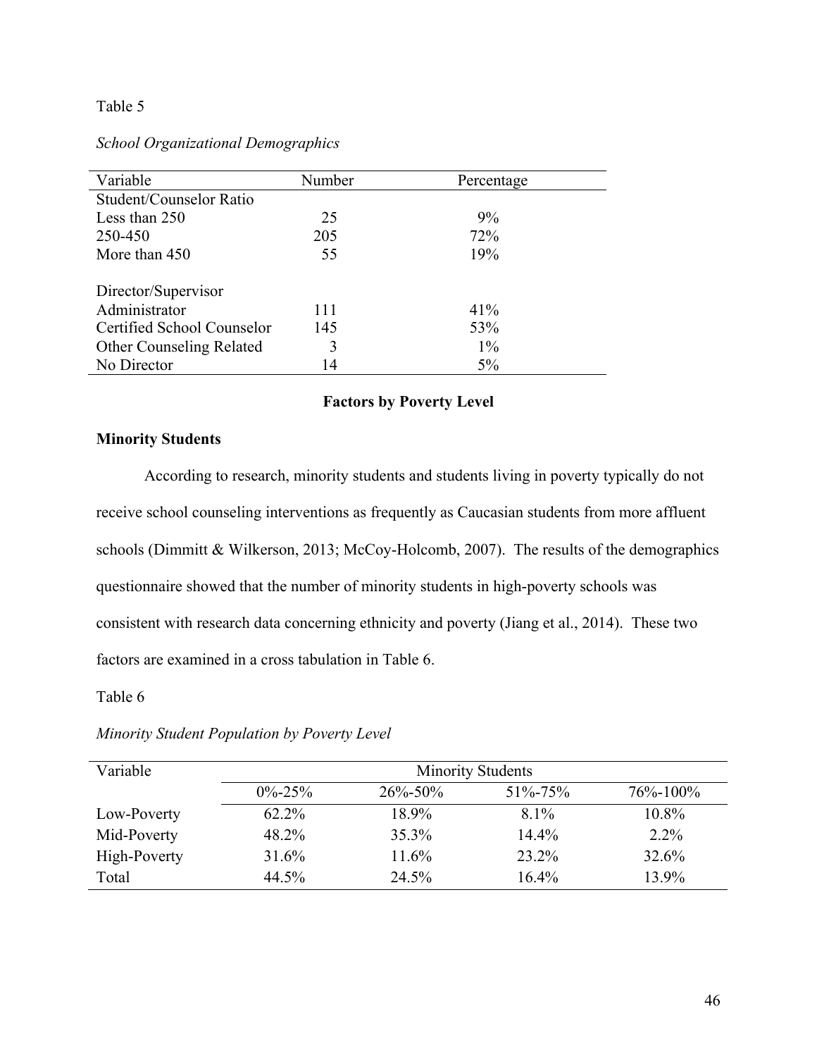Table 5

*School Organizational Demographics*

| Variable | Number | Percentage |
|---|---|---|
| Student/Counselor Ratio | | |
| Less than 250 | 25 | 9% |
| 250-450 | 205 | 72% |
| More than 450 | 55 | 19% |
| | | |
| Director/Supervisor | | |
| Administrator | 111 | 41% |
| Certified School Counselor | 145 | 53% |
| Other Counseling Related | 3 | 1% |
| No Director | 14 | 5% |

## Factors by Poverty Level

### Minority Students

According to research, minority students and students living in poverty typically do not receive school counseling interventions as frequently as Caucasian students from more affluent schools (Dimmitt & Wilkerson, 2013; McCoy-Holcomb, 2007). The results of the demographics questionnaire showed that the number of minority students in high-poverty schools was consistent with research data concerning ethnicity and poverty (Jiang et al., 2014). These two factors are examined in a cross tabulation in Table 6.

Table 6

*Minority Student Population by Poverty Level*

| Variable | Minority Students | | | |
|---|---|---|---|---|
| | 0%-25% | 26%-50% | 51%-75% | 76%-100% |
| Low-Poverty | 62.2% | 18.9% | 8.1% | 10.8% |
| Mid-Poverty | 48.2% | 35.3% | 14.4% | 2.2% |
| High-Poverty | 31.6% | 11.6% | 23.2% | 32.6% |
| Total | 44.5% | 24.5% | 16.4% | 13.9% |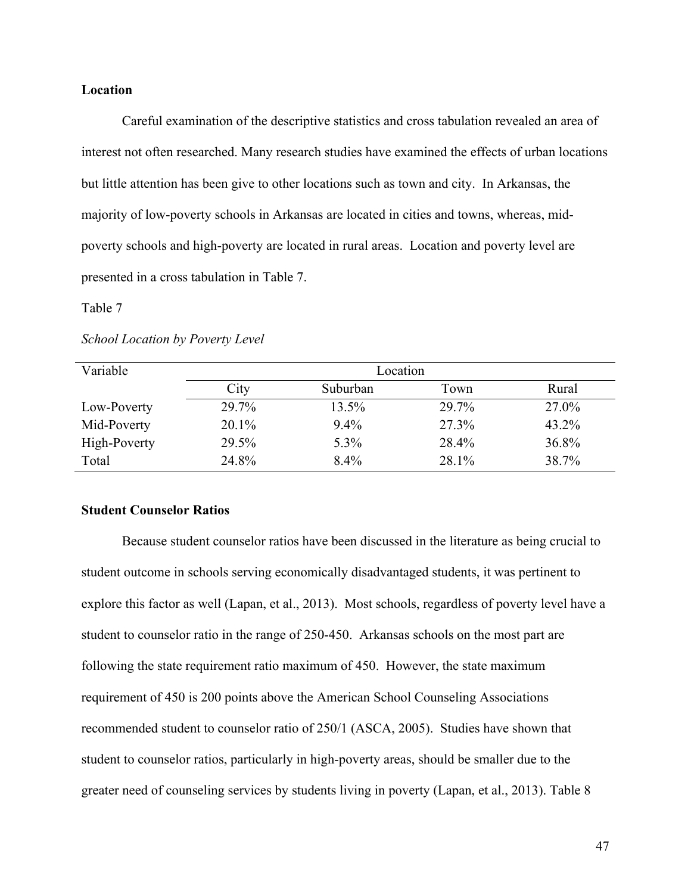**Location**

Careful examination of the descriptive statistics and cross tabulation revealed an area of interest not often researched. Many research studies have examined the effects of urban locations but little attention has been give to other locations such as town and city. In Arkansas, the majority of low-poverty schools in Arkansas are located in cities and towns, whereas, mid-poverty schools and high-poverty are located in rural areas. Location and poverty level are presented in a cross tabulation in Table 7.

Table 7

*School Location by Poverty Level*

| Variable | Location | | | |
|---|---|---|---|---|
| | City | Suburban | Town | Rural |
| Low-Poverty | 29.7% | 13.5% | 29.7% | 27.0% |
| Mid-Poverty | 20.1% | 9.4% | 27.3% | 43.2% |
| High-Poverty | 29.5% | 5.3% | 28.4% | 36.8% |
| Total | 24.8% | 8.4% | 28.1% | 38.7% |

**Student Counselor Ratios**

Because student counselor ratios have been discussed in the literature as being crucial to student outcome in schools serving economically disadvantaged students, it was pertinent to explore this factor as well (Lapan, et al., 2013). Most schools, regardless of poverty level have a student to counselor ratio in the range of 250-450. Arkansas schools on the most part are following the state requirement ratio maximum of 450. However, the state maximum requirement of 450 is 200 points above the American School Counseling Associations recommended student to counselor ratio of 250/1 (ASCA, 2005). Studies have shown that student to counselor ratios, particularly in high-poverty areas, should be smaller due to the greater need of counseling services by students living in poverty (Lapan, et al., 2013). Table 8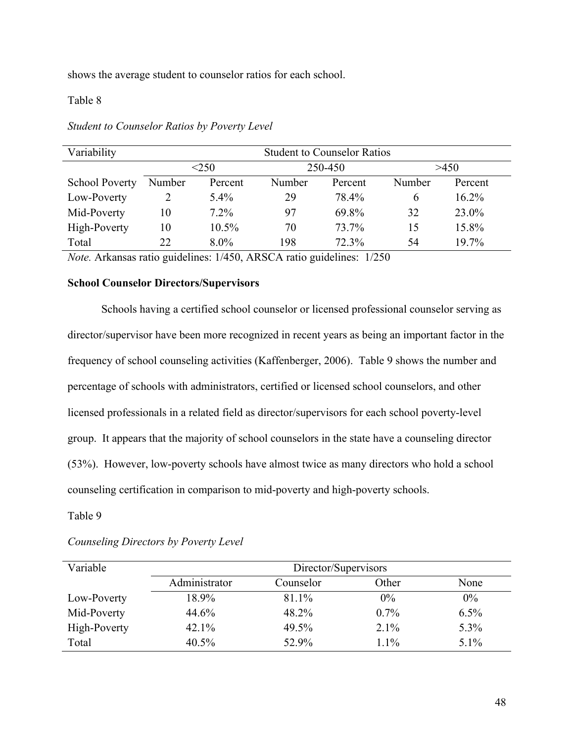shows the average student to counselor ratios for each school.

Table 8

*Student to Counselor Ratios by Poverty Level*

| Variability | Student to Counselor Ratios | | | | | |
|---|---|---|---|---|---|---|
| | <250 | | 250-450 | | >450 | |
| School Poverty | Number | Percent | Number | Percent | Number | Percent |
| Low-Poverty | 2 | 5.4% | 29 | 78.4% | 6 | 16.2% |
| Mid-Poverty | 10 | 7.2% | 97 | 69.8% | 32 | 23.0% |
| High-Poverty | 10 | 10.5% | 70 | 73.7% | 15 | 15.8% |
| Total | 22 | 8.0% | 198 | 72.3% | 54 | 19.7% |

*Note.* Arkansas ratio guidelines: 1/450, ARSCA ratio guidelines: 1/250

**School Counselor Directors/Supervisors**

Schools having a certified school counselor or licensed professional counselor serving as director/supervisor have been more recognized in recent years as being an important factor in the frequency of school counseling activities (Kaffenberger, 2006). Table 9 shows the number and percentage of schools with administrators, certified or licensed school counselors, and other licensed professionals in a related field as director/supervisors for each school poverty-level group. It appears that the majority of school counselors in the state have a counseling director (53%). However, low-poverty schools have almost twice as many directors who hold a school counseling certification in comparison to mid-poverty and high-poverty schools.

Table 9

*Counseling Directors by Poverty Level*

| Variable | Director/Supervisors | | | |
|---|---|---|---|---|
| | Administrator | Counselor | Other | None |
| Low-Poverty | 18.9% | 81.1% | 0% | 0% |
| Mid-Poverty | 44.6% | 48.2% | 0.7% | 6.5% |
| High-Poverty | 42.1% | 49.5% | 2.1% | 5.3% |
| Total | 40.5% | 52.9% | 1.1% | 5.1% |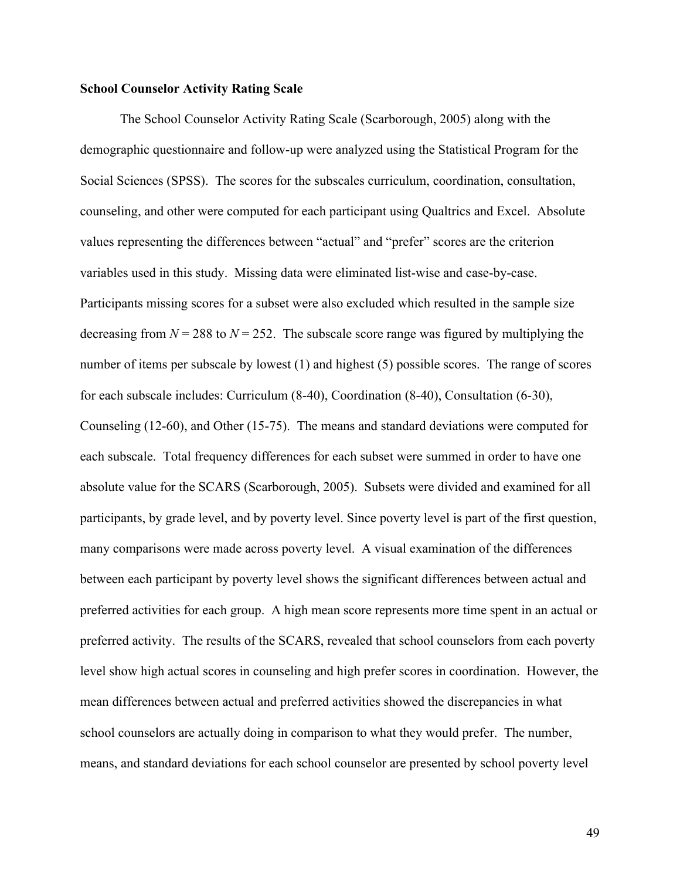**School Counselor Activity Rating Scale**

The School Counselor Activity Rating Scale (Scarborough, 2005) along with the demographic questionnaire and follow-up were analyzed using the Statistical Program for the Social Sciences (SPSS). The scores for the subscales curriculum, coordination, consultation, counseling, and other were computed for each participant using Qualtrics and Excel. Absolute values representing the differences between "actual" and "prefer" scores are the criterion variables used in this study. Missing data were eliminated list-wise and case-by-case. Participants missing scores for a subset were also excluded which resulted in the sample size decreasing from $N = 288$ to $N = 252$. The subscale score range was figured by multiplying the number of items per subscale by lowest (1) and highest (5) possible scores. The range of scores for each subscale includes: Curriculum (8-40), Coordination (8-40), Consultation (6-30), Counseling (12-60), and Other (15-75). The means and standard deviations were computed for each subscale. Total frequency differences for each subset were summed in order to have one absolute value for the SCARS (Scarborough, 2005). Subsets were divided and examined for all participants, by grade level, and by poverty level. Since poverty level is part of the first question, many comparisons were made across poverty level. A visual examination of the differences between each participant by poverty level shows the significant differences between actual and preferred activities for each group. A high mean score represents more time spent in an actual or preferred activity. The results of the SCARS, revealed that school counselors from each poverty level show high actual scores in counseling and high prefer scores in coordination. However, the mean differences between actual and preferred activities showed the discrepancies in what school counselors are actually doing in comparison to what they would prefer. The number, means, and standard deviations for each school counselor are presented by school poverty level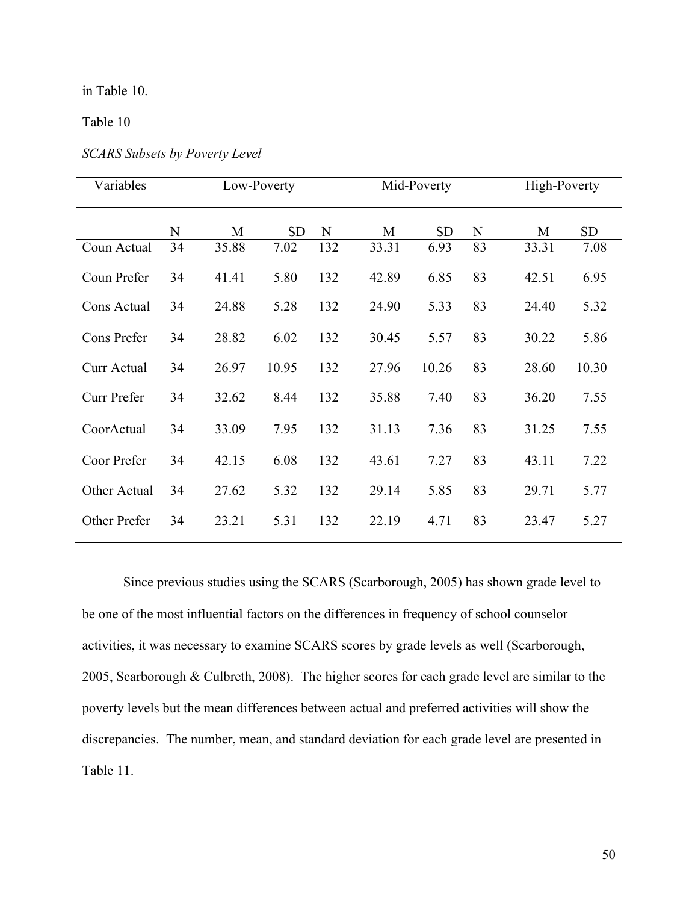in Table 10.

Table 10

*SCARS Subsets by Poverty Level*

| Variables | Low-Poverty | | | Mid-Poverty | | | High-Poverty | | |
|---|---|---|---|---|---|---|---|---|---|
| | N | M | SD | N | M | SD | N | M | SD |
| Coun Actual | 34 | 35.88 | 7.02 | 132 | 33.31 | 6.93 | 83 | 33.31 | 7.08 |
| Coun Prefer | 34 | 41.41 | 5.80 | 132 | 42.89 | 6.85 | 83 | 42.51 | 6.95 |
| Cons Actual | 34 | 24.88 | 5.28 | 132 | 24.90 | 5.33 | 83 | 24.40 | 5.32 |
| Cons Prefer | 34 | 28.82 | 6.02 | 132 | 30.45 | 5.57 | 83 | 30.22 | 5.86 |
| Curr Actual | 34 | 26.97 | 10.95 | 132 | 27.96 | 10.26 | 83 | 28.60 | 10.30 |
| Curr Prefer | 34 | 32.62 | 8.44 | 132 | 35.88 | 7.40 | 83 | 36.20 | 7.55 |
| CoorActual | 34 | 33.09 | 7.95 | 132 | 31.13 | 7.36 | 83 | 31.25 | 7.55 |
| Coor Prefer | 34 | 42.15 | 6.08 | 132 | 43.61 | 7.27 | 83 | 43.11 | 7.22 |
| Other Actual | 34 | 27.62 | 5.32 | 132 | 29.14 | 5.85 | 83 | 29.71 | 5.77 |
| Other Prefer | 34 | 23.21 | 5.31 | 132 | 22.19 | 4.71 | 83 | 23.47 | 5.27 |

Since previous studies using the SCARS (Scarborough, 2005) has shown grade level to be one of the most influential factors on the differences in frequency of school counselor activities, it was necessary to examine SCARS scores by grade levels as well (Scarborough, 2005, Scarborough & Culbreth, 2008). The higher scores for each grade level are similar to the poverty levels but the mean differences between actual and preferred activities will show the discrepancies. The number, mean, and standard deviation for each grade level are presented in Table 11.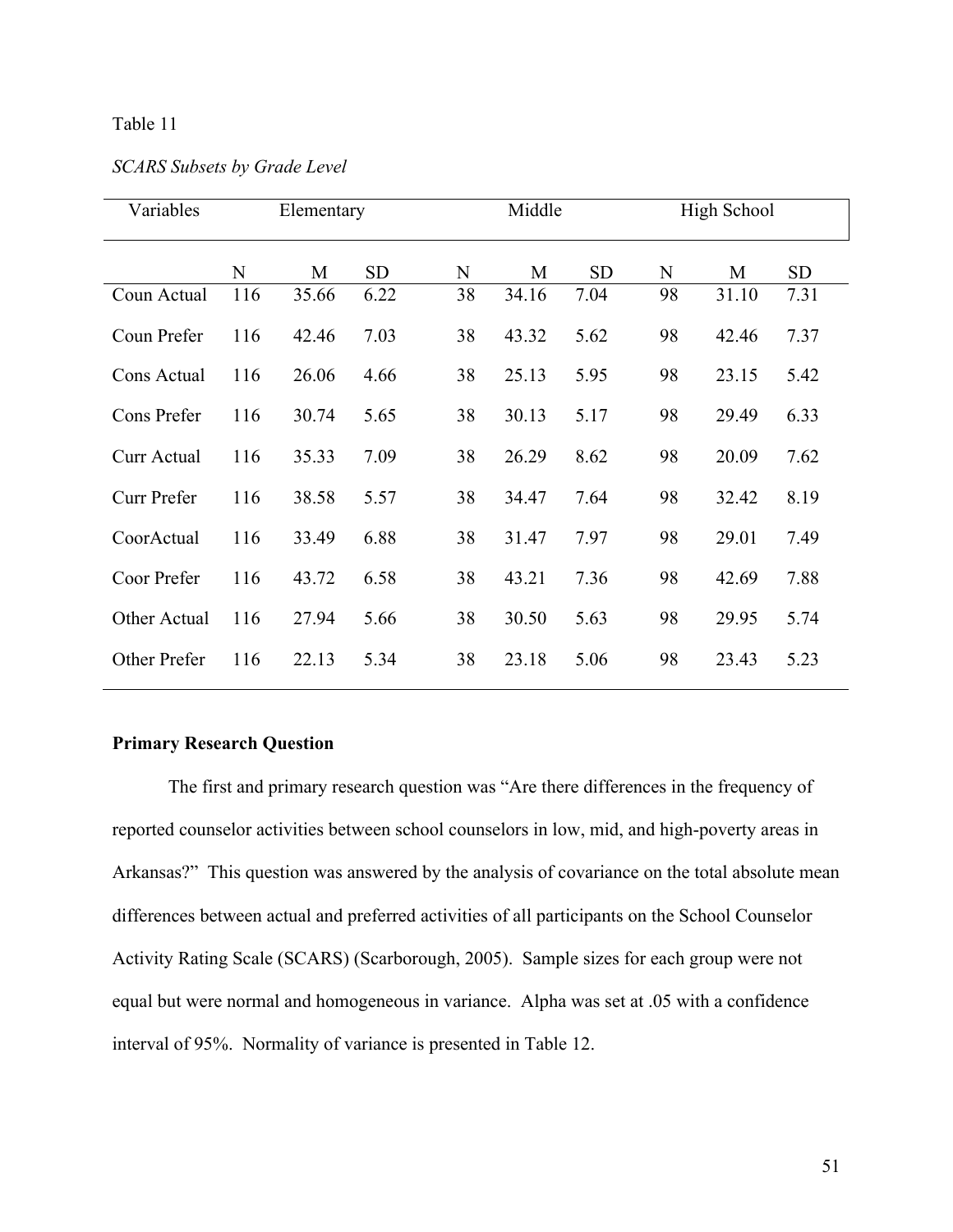Table 11

*SCARS Subsets by Grade Level*

| Variables | Elementary | | | Middle | | | High School | | |
|---|---|---|---|---|---|---|---|---|---|
| | N | M | SD | N | M | SD | N | M | SD |
| Coun Actual | 116 | 35.66 | 6.22 | 38 | 34.16 | 7.04 | 98 | 31.10 | 7.31 |
| Coun Prefer | 116 | 42.46 | 7.03 | 38 | 43.32 | 5.62 | 98 | 42.46 | 7.37 |
| Cons Actual | 116 | 26.06 | 4.66 | 38 | 25.13 | 5.95 | 98 | 23.15 | 5.42 |
| Cons Prefer | 116 | 30.74 | 5.65 | 38 | 30.13 | 5.17 | 98 | 29.49 | 6.33 |
| Curr Actual | 116 | 35.33 | 7.09 | 38 | 26.29 | 8.62 | 98 | 20.09 | 7.62 |
| Curr Prefer | 116 | 38.58 | 5.57 | 38 | 34.47 | 7.64 | 98 | 32.42 | 8.19 |
| CoorActual | 116 | 33.49 | 6.88 | 38 | 31.47 | 7.97 | 98 | 29.01 | 7.49 |
| Coor Prefer | 116 | 43.72 | 6.58 | 38 | 43.21 | 7.36 | 98 | 42.69 | 7.88 |
| Other Actual | 116 | 27.94 | 5.66 | 38 | 30.50 | 5.63 | 98 | 29.95 | 5.74 |
| Other Prefer | 116 | 22.13 | 5.34 | 38 | 23.18 | 5.06 | 98 | 23.43 | 5.23 |

**Primary Research Question**

The first and primary research question was "Are there differences in the frequency of reported counselor activities between school counselors in low, mid, and high-poverty areas in Arkansas?" This question was answered by the analysis of covariance on the total absolute mean differences between actual and preferred activities of all participants on the School Counselor Activity Rating Scale (SCARS) (Scarborough, 2005). Sample sizes for each group were not equal but were normal and homogeneous in variance. Alpha was set at .05 with a confidence interval of 95%. Normality of variance is presented in Table 12.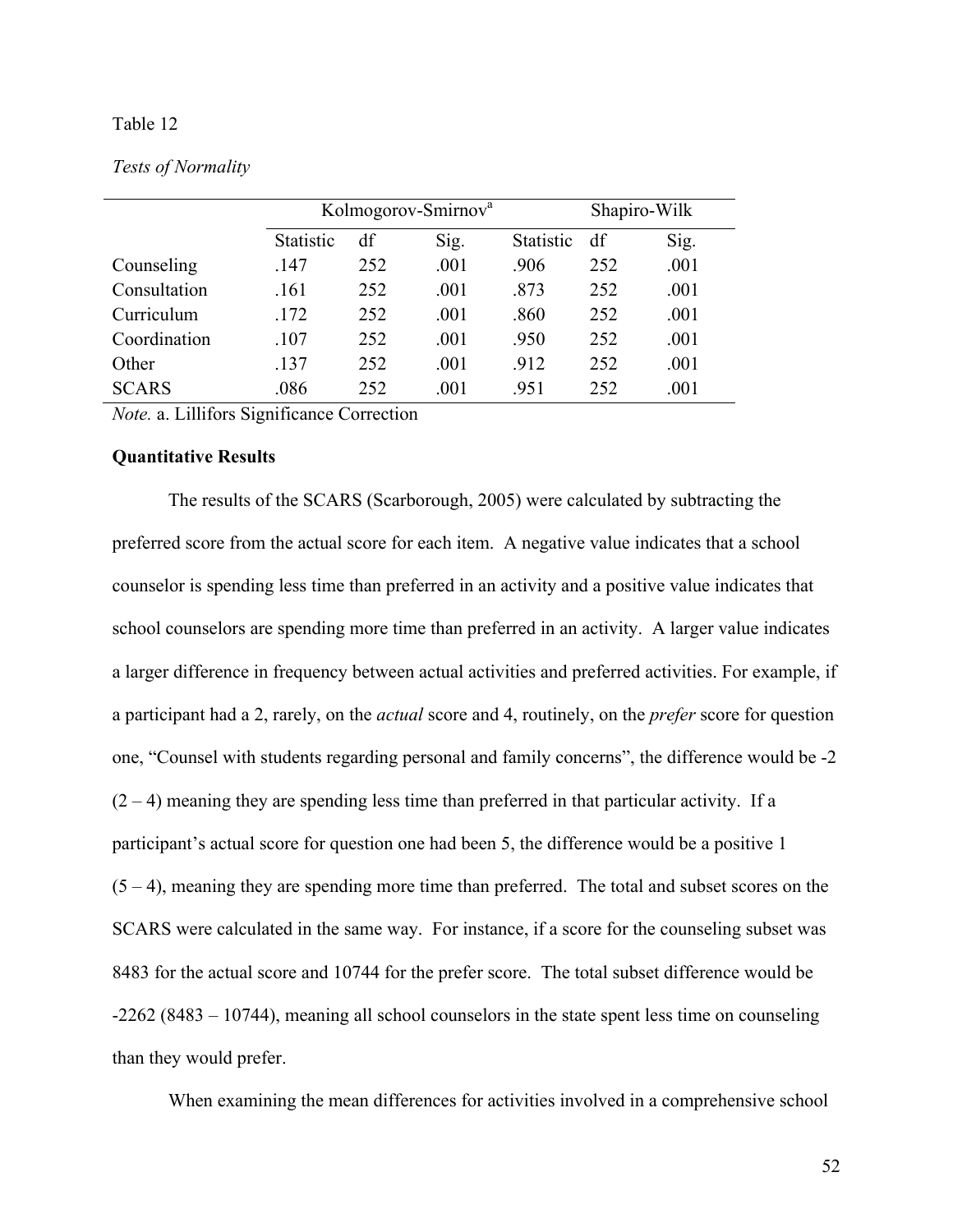Table 12

*Tests of Normality*

| | Kolmogorov-Smirnov[a] | | | Shapiro-Wilk | | |
|---|---|---|---|---|---|---|
| | Statistic | df | Sig. | Statistic | df | Sig. |
| Counseling | .147 | 252 | .001 | .906 | 252 | .001 |
| Consultation | .161 | 252 | .001 | .873 | 252 | .001 |
| Curriculum | .172 | 252 | .001 | .860 | 252 | .001 |
| Coordination | .107 | 252 | .001 | .950 | 252 | .001 |
| Other | .137 | 252 | .001 | .912 | 252 | .001 |
| SCARS | .086 | 252 | .001 | .951 | 252 | .001 |

*Note.* a. Lillifors Significance Correction

**Quantitative Results**

The results of the SCARS (Scarborough, 2005) were calculated by subtracting the preferred score from the actual score for each item. A negative value indicates that a school counselor is spending less time than preferred in an activity and a positive value indicates that school counselors are spending more time than preferred in an activity. A larger value indicates a larger difference in frequency between actual activities and preferred activities. For example, if a participant had a 2, rarely, on the *actual* score and 4, routinely, on the *prefer* score for question one, "Counsel with students regarding personal and family concerns", the difference would be -2 (2 – 4) meaning they are spending less time than preferred in that particular activity. If a participant's actual score for question one had been 5, the difference would be a positive 1 (5 – 4), meaning they are spending more time than preferred. The total and subset scores on the SCARS were calculated in the same way. For instance, if a score for the counseling subset was 8483 for the actual score and 10744 for the prefer score. The total subset difference would be -2262 (8483 – 10744), meaning all school counselors in the state spent less time on counseling than they would prefer.

When examining the mean differences for activities involved in a comprehensive school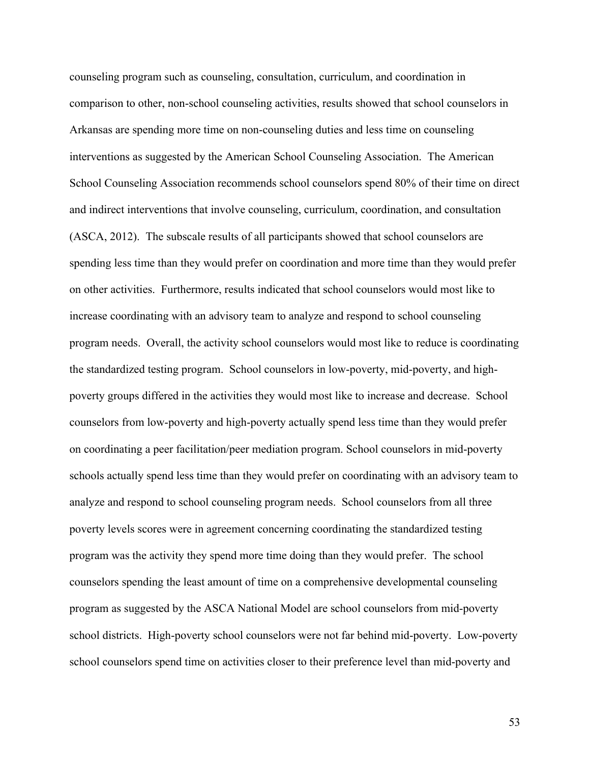counseling program such as counseling, consultation, curriculum, and coordination in comparison to other, non-school counseling activities, results showed that school counselors in Arkansas are spending more time on non-counseling duties and less time on counseling interventions as suggested by the American School Counseling Association. The American School Counseling Association recommends school counselors spend 80% of their time on direct and indirect interventions that involve counseling, curriculum, coordination, and consultation (ASCA, 2012). The subscale results of all participants showed that school counselors are spending less time than they would prefer on coordination and more time than they would prefer on other activities. Furthermore, results indicated that school counselors would most like to increase coordinating with an advisory team to analyze and respond to school counseling program needs. Overall, the activity school counselors would most like to reduce is coordinating the standardized testing program. School counselors in low-poverty, mid-poverty, and high-poverty groups differed in the activities they would most like to increase and decrease. School counselors from low-poverty and high-poverty actually spend less time than they would prefer on coordinating a peer facilitation/peer mediation program. School counselors in mid-poverty schools actually spend less time than they would prefer on coordinating with an advisory team to analyze and respond to school counseling program needs. School counselors from all three poverty levels scores were in agreement concerning coordinating the standardized testing program was the activity they spend more time doing than they would prefer. The school counselors spending the least amount of time on a comprehensive developmental counseling program as suggested by the ASCA National Model are school counselors from mid-poverty school districts. High-poverty school counselors were not far behind mid-poverty. Low-poverty school counselors spend time on activities closer to their preference level than mid-poverty and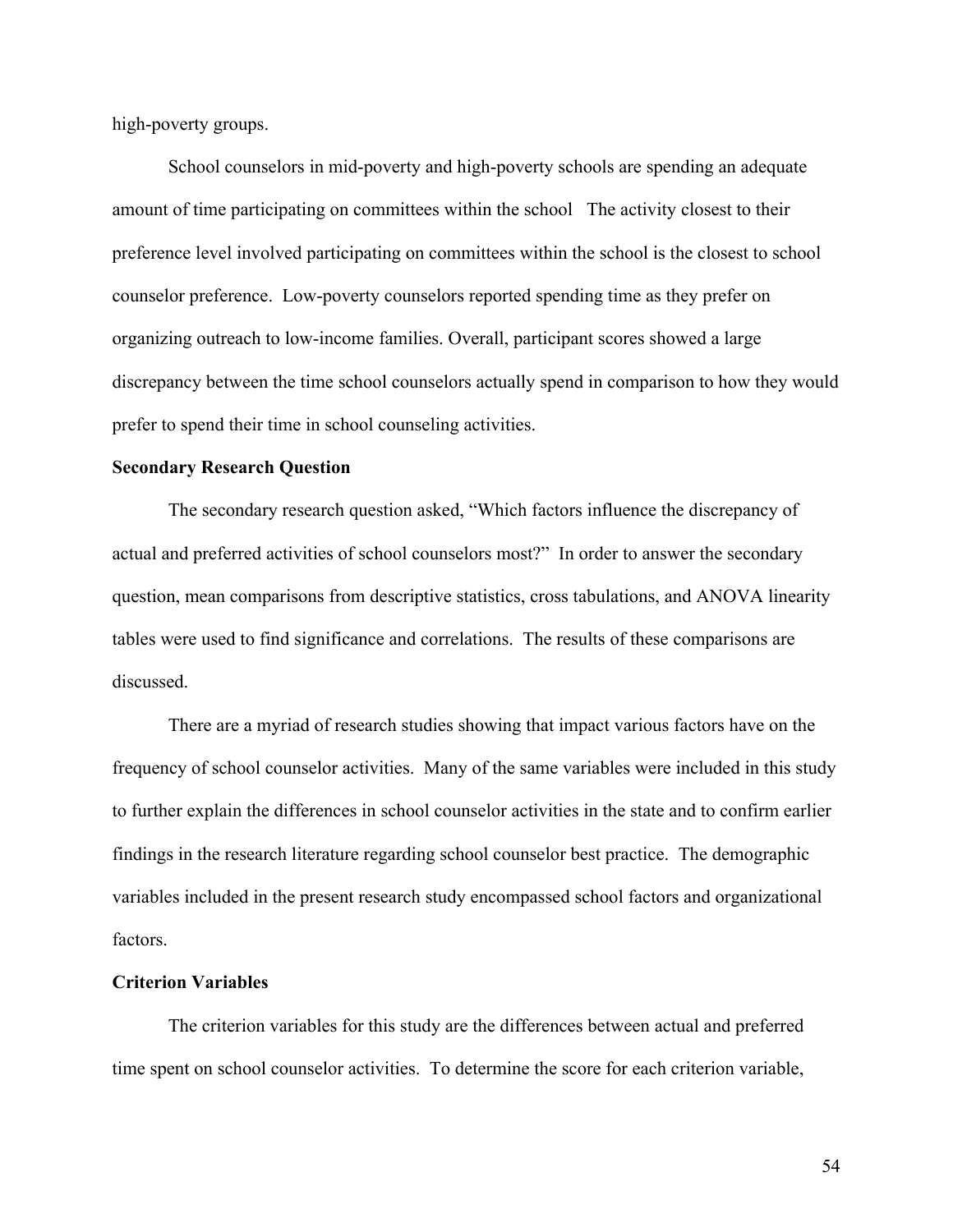high-poverty groups.

School counselors in mid-poverty and high-poverty schools are spending an adequate amount of time participating on committees within the school   The activity closest to their preference level involved participating on committees within the school is the closest to school counselor preference.  Low-poverty counselors reported spending time as they prefer on organizing outreach to low-income families. Overall, participant scores showed a large discrepancy between the time school counselors actually spend in comparison to how they would prefer to spend their time in school counseling activities.

**Secondary Research Question**

The secondary research question asked, "Which factors influence the discrepancy of actual and preferred activities of school counselors most?"  In order to answer the secondary question, mean comparisons from descriptive statistics, cross tabulations, and ANOVA linearity tables were used to find significance and correlations.  The results of these comparisons are discussed.

There are a myriad of research studies showing that impact various factors have on the frequency of school counselor activities.  Many of the same variables were included in this study to further explain the differences in school counselor activities in the state and to confirm earlier findings in the research literature regarding school counselor best practice.  The demographic variables included in the present research study encompassed school factors and organizational factors.

**Criterion Variables**

The criterion variables for this study are the differences between actual and preferred time spent on school counselor activities.  To determine the score for each criterion variable,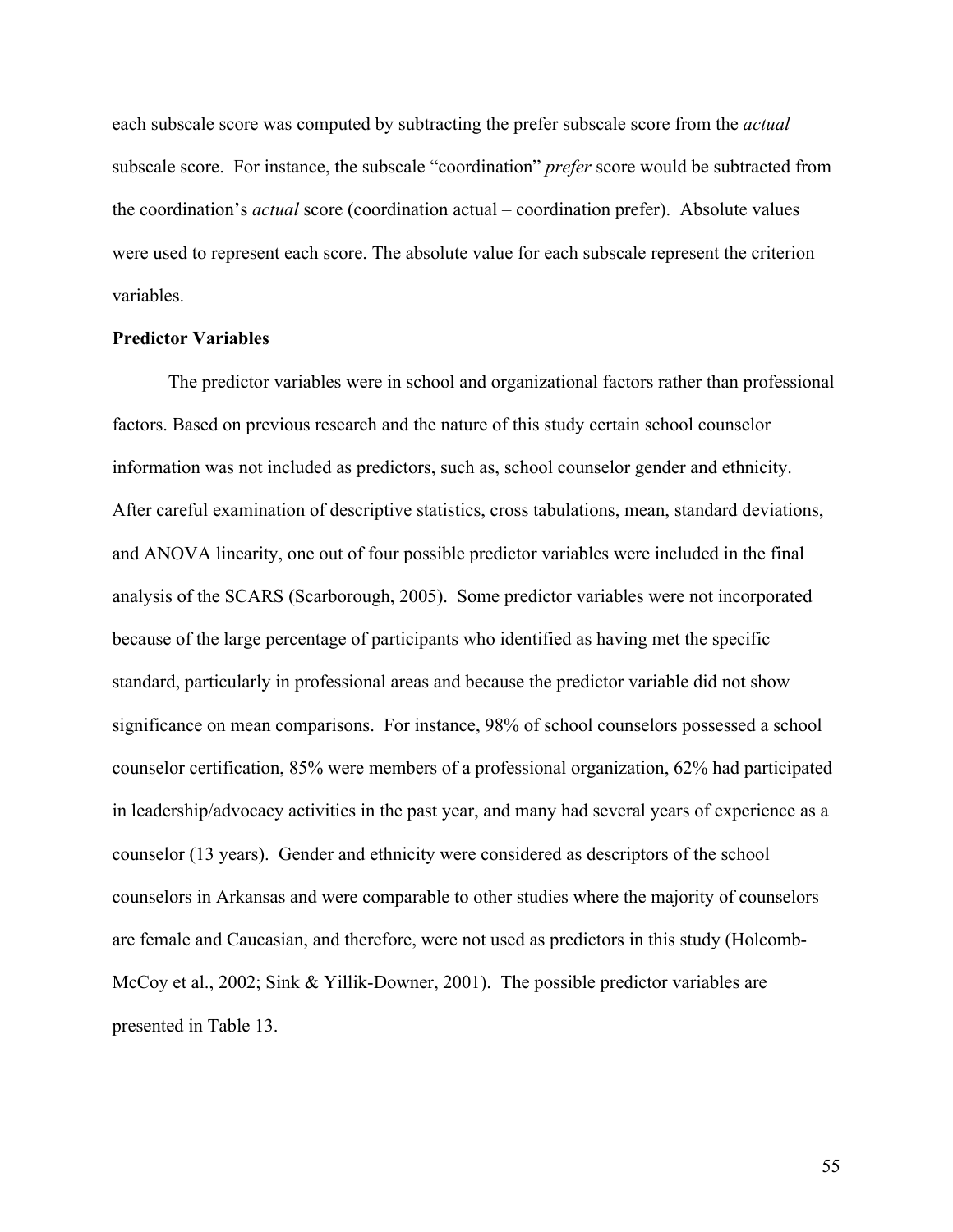each subscale score was computed by subtracting the prefer subscale score from the *actual* subscale score. For instance, the subscale "coordination" *prefer* score would be subtracted from the coordination's *actual* score (coordination actual – coordination prefer). Absolute values were used to represent each score. The absolute value for each subscale represent the criterion variables.

**Predictor Variables**

The predictor variables were in school and organizational factors rather than professional factors. Based on previous research and the nature of this study certain school counselor information was not included as predictors, such as, school counselor gender and ethnicity. After careful examination of descriptive statistics, cross tabulations, mean, standard deviations, and ANOVA linearity, one out of four possible predictor variables were included in the final analysis of the SCARS (Scarborough, 2005). Some predictor variables were not incorporated because of the large percentage of participants who identified as having met the specific standard, particularly in professional areas and because the predictor variable did not show significance on mean comparisons. For instance, 98% of school counselors possessed a school counselor certification, 85% were members of a professional organization, 62% had participated in leadership/advocacy activities in the past year, and many had several years of experience as a counselor (13 years). Gender and ethnicity were considered as descriptors of the school counselors in Arkansas and were comparable to other studies where the majority of counselors are female and Caucasian, and therefore, were not used as predictors in this study (Holcomb-McCoy et al., 2002; Sink & Yillik-Downer, 2001). The possible predictor variables are presented in Table 13.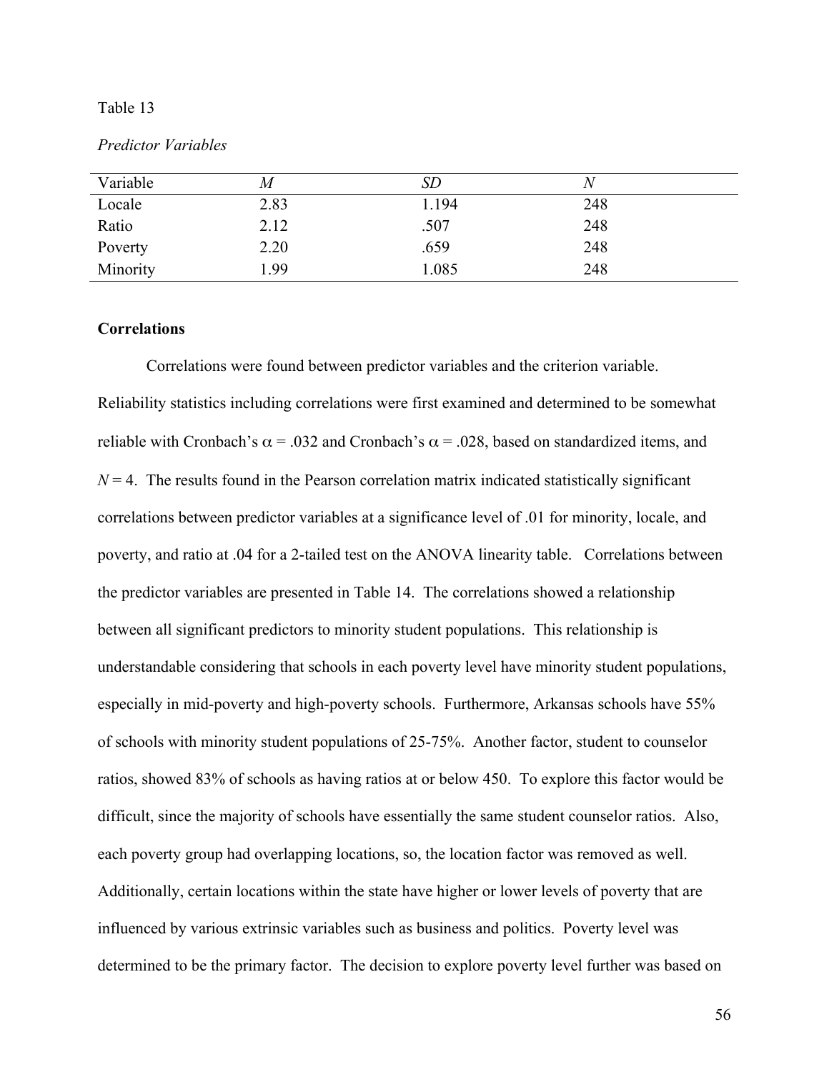Table 13

*Predictor Variables*

| Variable | *M* | *SD* | *N* |
|---|---|---|---|
| Locale | 2.83 | 1.194 | 248 |
| Ratio | 2.12 | .507 | 248 |
| Poverty | 2.20 | .659 | 248 |
| Minority | 1.99 | 1.085 | 248 |

**Correlations**

Correlations were found between predictor variables and the criterion variable. Reliability statistics including correlations were first examined and determined to be somewhat reliable with Cronbach's $\alpha$ = .032 and Cronbach's $\alpha$ = .028, based on standardized items, and $N = 4$. The results found in the Pearson correlation matrix indicated statistically significant correlations between predictor variables at a significance level of .01 for minority, locale, and poverty, and ratio at .04 for a 2-tailed test on the ANOVA linearity table. Correlations between the predictor variables are presented in Table 14. The correlations showed a relationship between all significant predictors to minority student populations. This relationship is understandable considering that schools in each poverty level have minority student populations, especially in mid-poverty and high-poverty schools. Furthermore, Arkansas schools have 55% of schools with minority student populations of 25-75%. Another factor, student to counselor ratios, showed 83% of schools as having ratios at or below 450. To explore this factor would be difficult, since the majority of schools have essentially the same student counselor ratios. Also, each poverty group had overlapping locations, so, the location factor was removed as well. Additionally, certain locations within the state have higher or lower levels of poverty that are influenced by various extrinsic variables such as business and politics. Poverty level was determined to be the primary factor. The decision to explore poverty level further was based on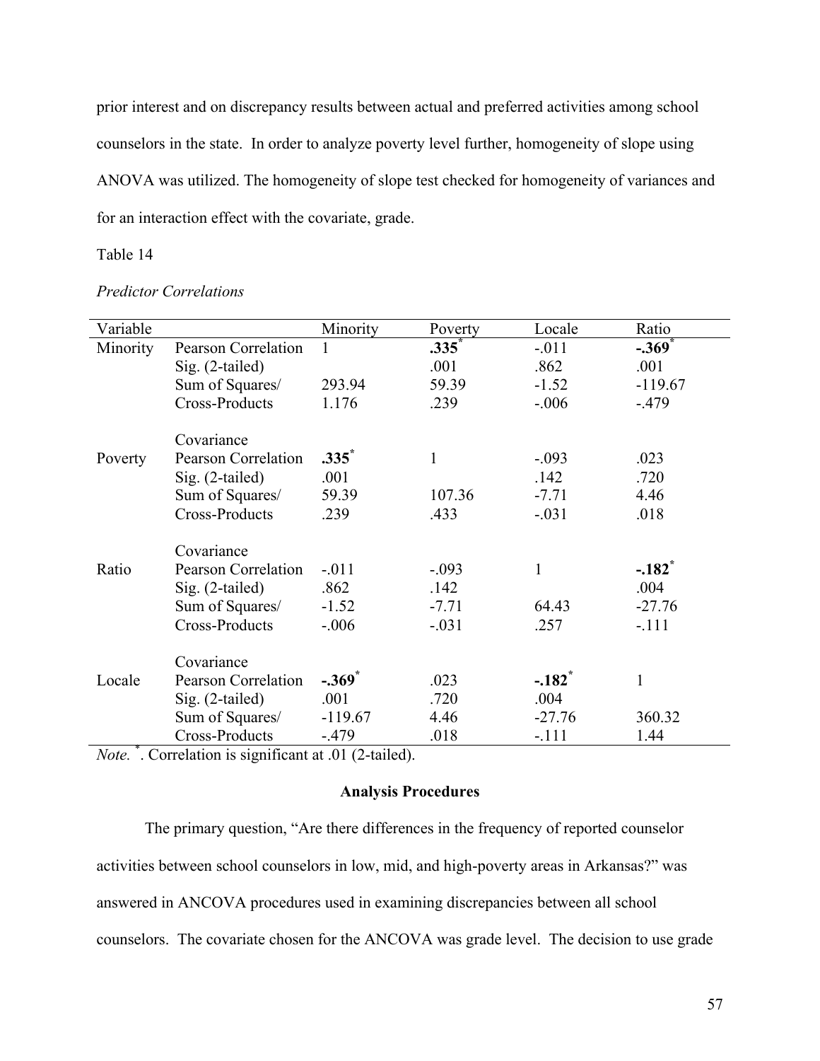prior interest and on discrepancy results between actual and preferred activities among school counselors in the state. In order to analyze poverty level further, homogeneity of slope using ANOVA was utilized. The homogeneity of slope test checked for homogeneity of variances and for an interaction effect with the covariate, grade.

Table 14

*Predictor Correlations*

| Variable | | Minority | Poverty | Locale | Ratio |
|---|---|---|---|---|---|
| Minority | Pearson Correlation | 1 | **.335**\* | -.011 | **-.369**\* |
| | Sig. (2-tailed) | | .001 | .862 | .001 |
| | Sum of Squares/ | 293.94 | 59.39 | -1.52 | -119.67 |
| | Cross-Products | 1.176 | .239 | -.006 | -.479 |
| | Covariance | | | | |
| Poverty | Pearson Correlation | **.335**\* | 1 | -.093 | .023 |
| | Sig. (2-tailed) | .001 | | .142 | .720 |
| | Sum of Squares/ | 59.39 | 107.36 | -7.71 | 4.46 |
| | Cross-Products | .239 | .433 | -.031 | .018 |
| | Covariance | | | | |
| Ratio | Pearson Correlation | -.011 | -.093 | 1 | **-.182**\* |
| | Sig. (2-tailed) | .862 | .142 | | .004 |
| | Sum of Squares/ | -1.52 | -7.71 | 64.43 | -27.76 |
| | Cross-Products | -.006 | -.031 | .257 | -.111 |
| | Covariance | | | | |
| Locale | Pearson Correlation | **-.369**\* | .023 | **-.182**\* | 1 |
| | Sig. (2-tailed) | .001 | .720 | .004 | |
| | Sum of Squares/ | -119.67 | 4.46 | -27.76 | 360.32 |
| | Cross-Products | -.479 | .018 | -.111 | 1.44 |

*Note.* \*. Correlation is significant at .01 (2-tailed).

**Analysis Procedures**

The primary question, "Are there differences in the frequency of reported counselor activities between school counselors in low, mid, and high-poverty areas in Arkansas?" was answered in ANCOVA procedures used in examining discrepancies between all school counselors. The covariate chosen for the ANCOVA was grade level. The decision to use grade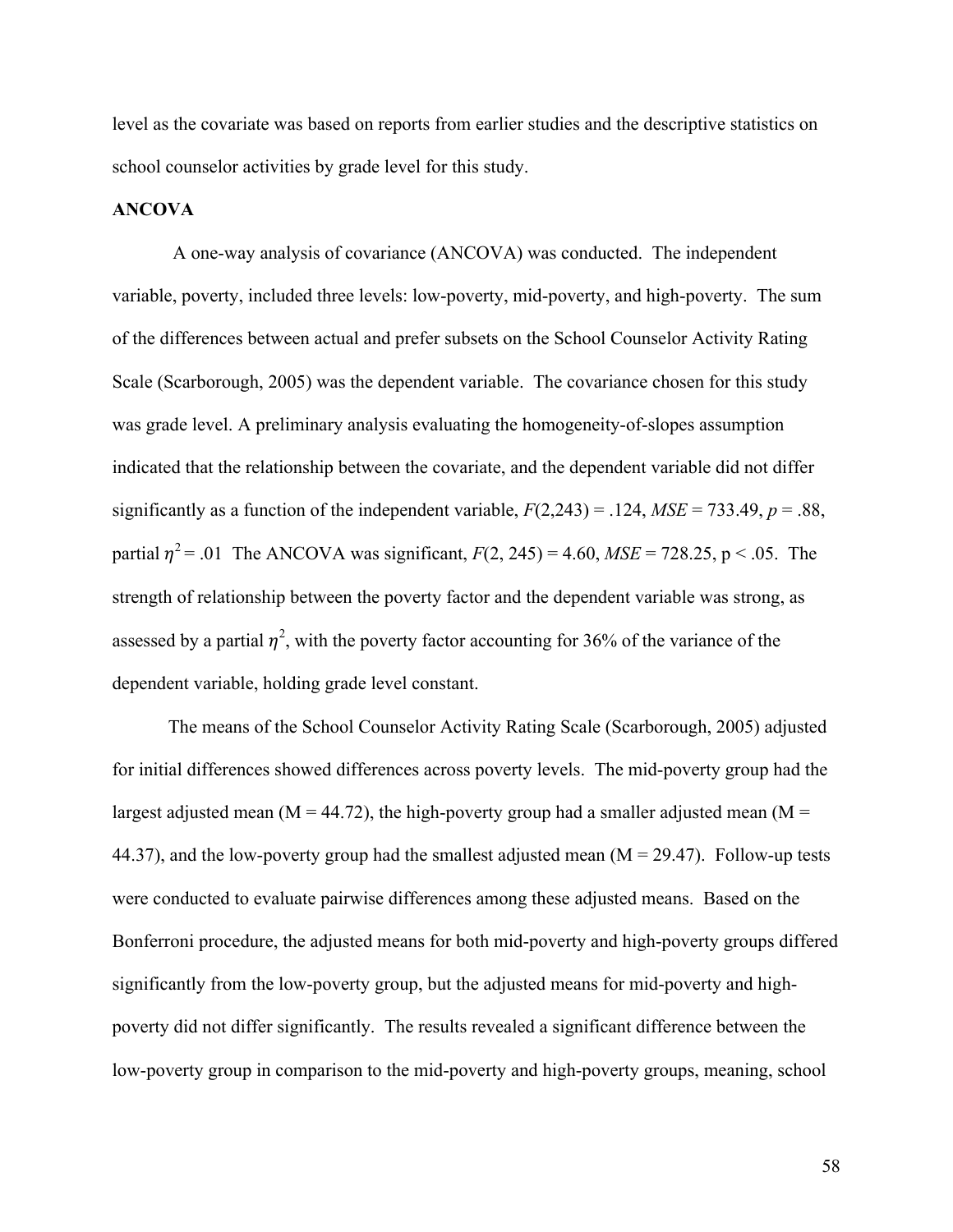level as the covariate was based on reports from earlier studies and the descriptive statistics on school counselor activities by grade level for this study.

**ANCOVA**

A one-way analysis of covariance (ANCOVA) was conducted. The independent variable, poverty, included three levels: low-poverty, mid-poverty, and high-poverty. The sum of the differences between actual and prefer subsets on the School Counselor Activity Rating Scale (Scarborough, 2005) was the dependent variable. The covariance chosen for this study was grade level. A preliminary analysis evaluating the homogeneity-of-slopes assumption indicated that the relationship between the covariate, and the dependent variable did not differ significantly as a function of the independent variable, $F(2,243) = .124$, $MSE = 733.49$, $p = .88$, partial $\eta^2 = .01$ The ANCOVA was significant, $F(2, 245) = 4.60$, $MSE = 728.25$, $p < .05$. The strength of relationship between the poverty factor and the dependent variable was strong, as assessed by a partial $\eta^2$, with the poverty factor accounting for 36% of the variance of the dependent variable, holding grade level constant.

The means of the School Counselor Activity Rating Scale (Scarborough, 2005) adjusted for initial differences showed differences across poverty levels. The mid-poverty group had the largest adjusted mean (M = 44.72), the high-poverty group had a smaller adjusted mean (M = 44.37), and the low-poverty group had the smallest adjusted mean (M = 29.47). Follow-up tests were conducted to evaluate pairwise differences among these adjusted means. Based on the Bonferroni procedure, the adjusted means for both mid-poverty and high-poverty groups differed significantly from the low-poverty group, but the adjusted means for mid-poverty and high-poverty did not differ significantly. The results revealed a significant difference between the low-poverty group in comparison to the mid-poverty and high-poverty groups, meaning, school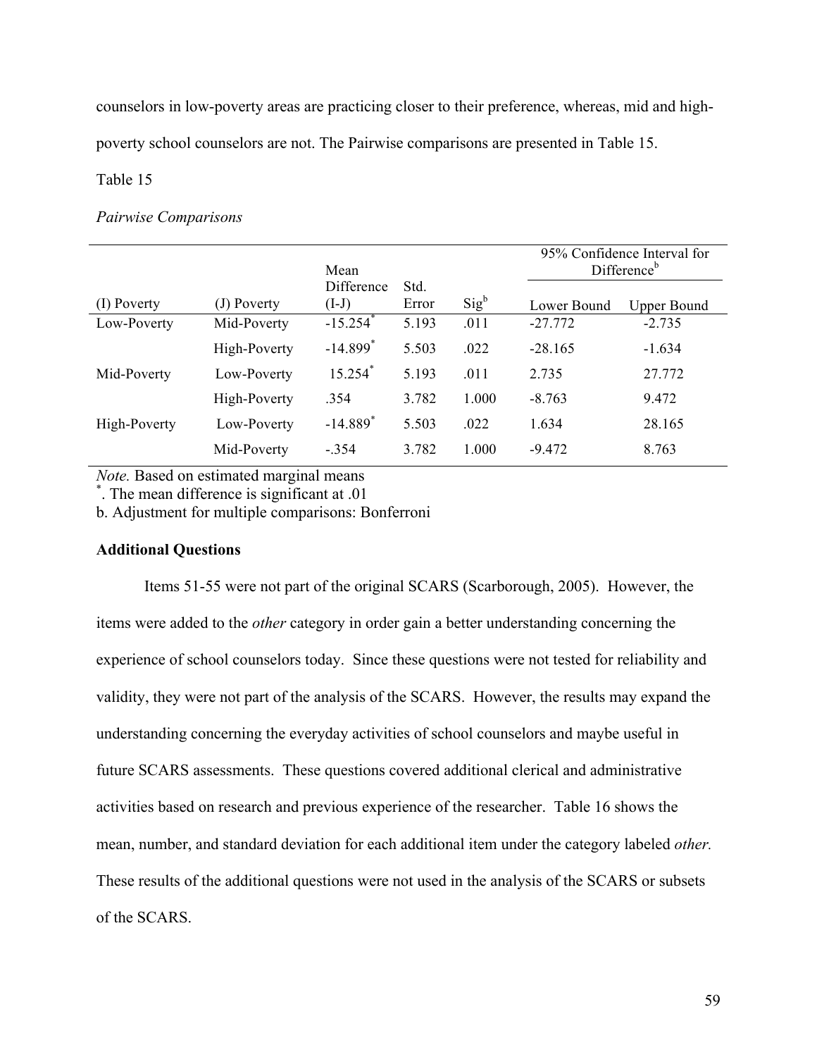counselors in low-poverty areas are practicing closer to their preference, whereas, mid and high-poverty school counselors are not. The Pairwise comparisons are presented in Table 15.

Table 15

*Pairwise Comparisons*

| (I) Poverty | (J) Poverty | Mean Difference (I-J) | Std. Error | Sig[b] | 95% Confidence Interval for Difference[b] Lower Bound | Upper Bound |
|---|---|---|---|---|---|---|
| Low-Poverty | Mid-Poverty | -15.254* | 5.193 | .011 | -27.772 | -2.735 |
| | High-Poverty | -14.899* | 5.503 | .022 | -28.165 | -1.634 |
| Mid-Poverty | Low-Poverty | 15.254* | 5.193 | .011 | 2.735 | 27.772 |
| | High-Poverty | .354 | 3.782 | 1.000 | -8.763 | 9.472 |
| High-Poverty | Low-Poverty | -14.889* | 5.503 | .022 | 1.634 | 28.165 |
| | Mid-Poverty | -.354 | 3.782 | 1.000 | -9.472 | 8.763 |

*Note.* Based on estimated marginal means
*. The mean difference is significant at .01
b. Adjustment for multiple comparisons: Bonferroni

**Additional Questions**

Items 51-55 were not part of the original SCARS (Scarborough, 2005). However, the items were added to the *other* category in order gain a better understanding concerning the experience of school counselors today. Since these questions were not tested for reliability and validity, they were not part of the analysis of the SCARS. However, the results may expand the understanding concerning the everyday activities of school counselors and maybe useful in future SCARS assessments. These questions covered additional clerical and administrative activities based on research and previous experience of the researcher. Table 16 shows the mean, number, and standard deviation for each additional item under the category labeled *other.* These results of the additional questions were not used in the analysis of the SCARS or subsets of the SCARS.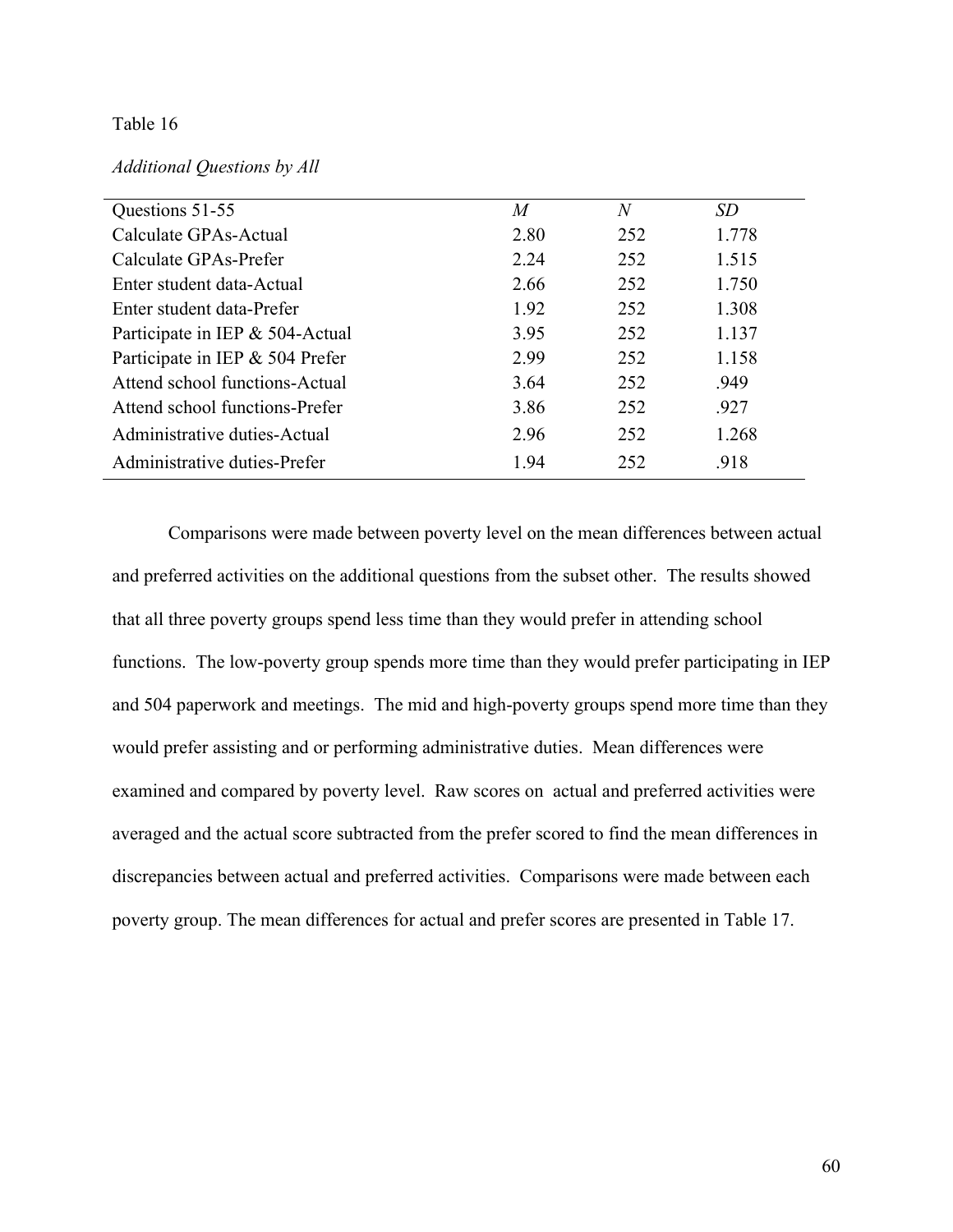Table 16

*Additional Questions by All*

| Questions 51-55 | *M* | *N* | *SD* |
|---|---|---|---|
| Calculate GPAs-Actual | 2.80 | 252 | 1.778 |
| Calculate GPAs-Prefer | 2.24 | 252 | 1.515 |
| Enter student data-Actual | 2.66 | 252 | 1.750 |
| Enter student data-Prefer | 1.92 | 252 | 1.308 |
| Participate in IEP & 504-Actual | 3.95 | 252 | 1.137 |
| Participate in IEP & 504 Prefer | 2.99 | 252 | 1.158 |
| Attend school functions-Actual | 3.64 | 252 | .949 |
| Attend school functions-Prefer | 3.86 | 252 | .927 |
| Administrative duties-Actual | 2.96 | 252 | 1.268 |
| Administrative duties-Prefer | 1.94 | 252 | .918 |

Comparisons were made between poverty level on the mean differences between actual and preferred activities on the additional questions from the subset other. The results showed that all three poverty groups spend less time than they would prefer in attending school functions. The low-poverty group spends more time than they would prefer participating in IEP and 504 paperwork and meetings. The mid and high-poverty groups spend more time than they would prefer assisting and or performing administrative duties. Mean differences were examined and compared by poverty level. Raw scores on actual and preferred activities were averaged and the actual score subtracted from the prefer scored to find the mean differences in discrepancies between actual and preferred activities. Comparisons were made between each poverty group. The mean differences for actual and prefer scores are presented in Table 17.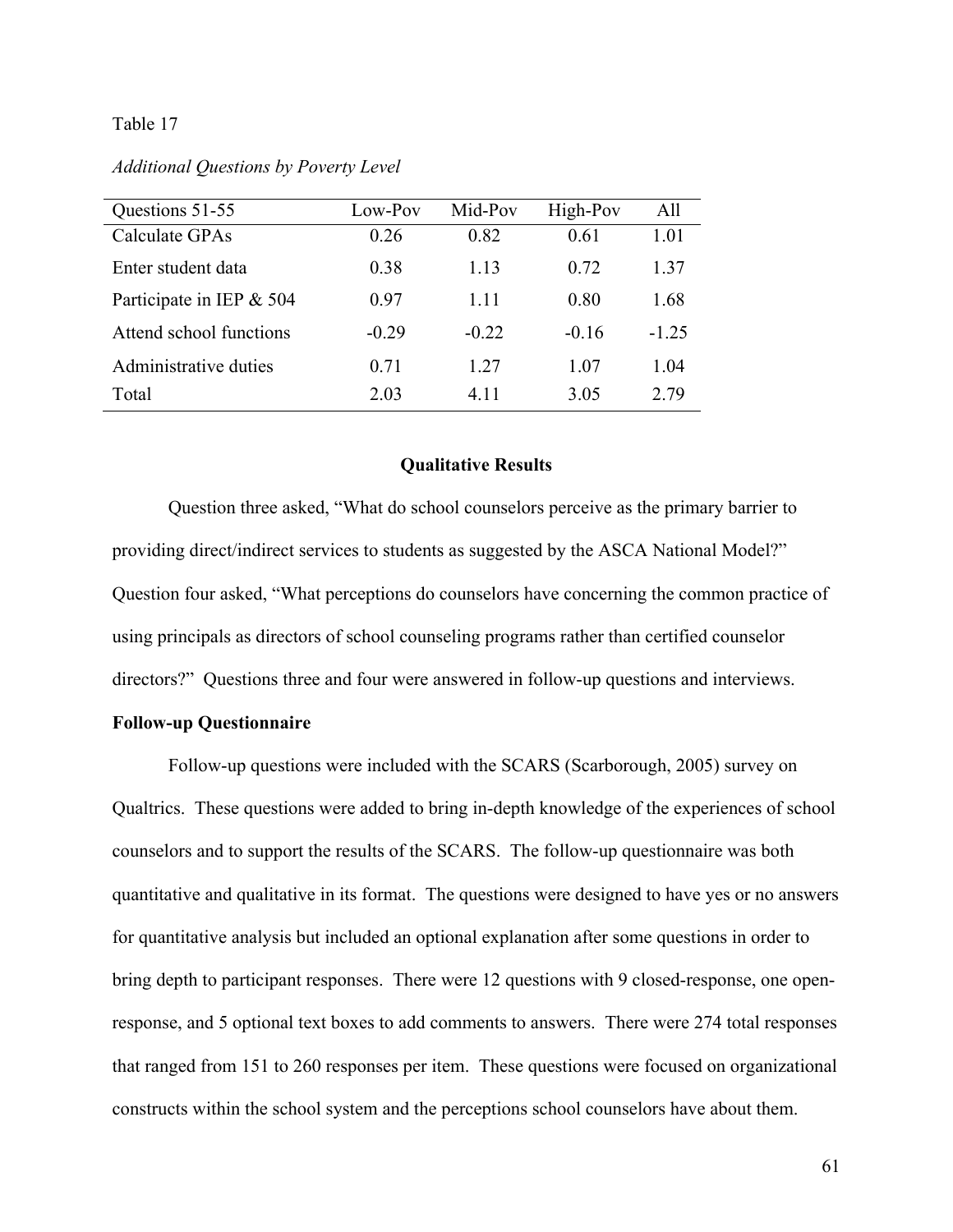Table 17

*Additional Questions by Poverty Level*

| Questions 51-55 | Low-Pov | Mid-Pov | High-Pov | All |
|---|---|---|---|---|
| Calculate GPAs | 0.26 | 0.82 | 0.61 | 1.01 |
| Enter student data | 0.38 | 1.13 | 0.72 | 1.37 |
| Participate in IEP & 504 | 0.97 | 1.11 | 0.80 | 1.68 |
| Attend school functions | -0.29 | -0.22 | -0.16 | -1.25 |
| Administrative duties | 0.71 | 1.27 | 1.07 | 1.04 |
| Total | 2.03 | 4.11 | 3.05 | 2.79 |

## Qualitative Results

Question three asked, "What do school counselors perceive as the primary barrier to providing direct/indirect services to students as suggested by the ASCA National Model?" Question four asked, "What perceptions do counselors have concerning the common practice of using principals as directors of school counseling programs rather than certified counselor directors?" Questions three and four were answered in follow-up questions and interviews.

### Follow-up Questionnaire

Follow-up questions were included with the SCARS (Scarborough, 2005) survey on Qualtrics. These questions were added to bring in-depth knowledge of the experiences of school counselors and to support the results of the SCARS. The follow-up questionnaire was both quantitative and qualitative in its format. The questions were designed to have yes or no answers for quantitative analysis but included an optional explanation after some questions in order to bring depth to participant responses. There were 12 questions with 9 closed-response, one open-response, and 5 optional text boxes to add comments to answers. There were 274 total responses that ranged from 151 to 260 responses per item. These questions were focused on organizational constructs within the school system and the perceptions school counselors have about them.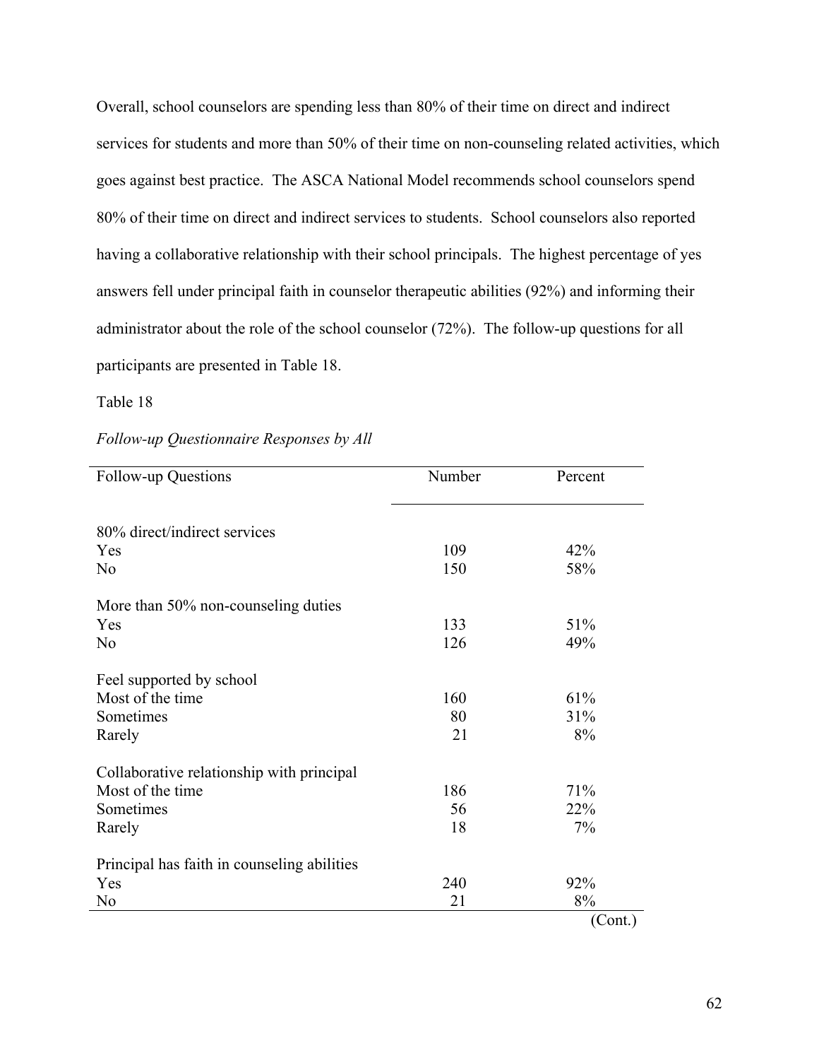Overall, school counselors are spending less than 80% of their time on direct and indirect services for students and more than 50% of their time on non-counseling related activities, which goes against best practice. The ASCA National Model recommends school counselors spend 80% of their time on direct and indirect services to students. School counselors also reported having a collaborative relationship with their school principals. The highest percentage of yes answers fell under principal faith in counselor therapeutic abilities (92%) and informing their administrator about the role of the school counselor (72%). The follow-up questions for all participants are presented in Table 18.

Table 18

*Follow-up Questionnaire Responses by All*

| Follow-up Questions | Number | Percent |
|---|---|---|
| 80% direct/indirect services | | |
| Yes | 109 | 42% |
| No | 150 | 58% |
| More than 50% non-counseling duties | | |
| Yes | 133 | 51% |
| No | 126 | 49% |
| Feel supported by school | | |
| Most of the time | 160 | 61% |
| Sometimes | 80 | 31% |
| Rarely | 21 | 8% |
| Collaborative relationship with principal | | |
| Most of the time | 186 | 71% |
| Sometimes | 56 | 22% |
| Rarely | 18 | 7% |
| Principal has faith in counseling abilities | | |
| Yes | 240 | 92% |
| No | 21 | 8% |

(Cont.)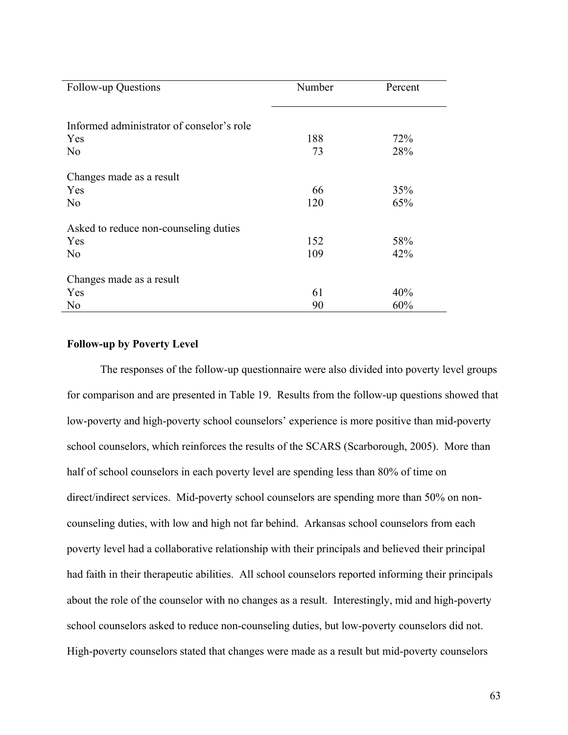| Follow-up Questions | Number | Percent |
|---|---|---|
| Informed administrator of conselor's role | | |
| Yes | 188 | 72% |
| No | 73 | 28% |
| Changes made as a result | | |
| Yes | 66 | 35% |
| No | 120 | 65% |
| Asked to reduce non-counseling duties | | |
| Yes | 152 | 58% |
| No | 109 | 42% |
| Changes made as a result | | |
| Yes | 61 | 40% |
| No | 90 | 60% |

**Follow-up by Poverty Level**

The responses of the follow-up questionnaire were also divided into poverty level groups for comparison and are presented in Table 19. Results from the follow-up questions showed that low-poverty and high-poverty school counselors' experience is more positive than mid-poverty school counselors, which reinforces the results of the SCARS (Scarborough, 2005). More than half of school counselors in each poverty level are spending less than 80% of time on direct/indirect services. Mid-poverty school counselors are spending more than 50% on non-counseling duties, with low and high not far behind. Arkansas school counselors from each poverty level had a collaborative relationship with their principals and believed their principal had faith in their therapeutic abilities. All school counselors reported informing their principals about the role of the counselor with no changes as a result. Interestingly, mid and high-poverty school counselors asked to reduce non-counseling duties, but low-poverty counselors did not. High-poverty counselors stated that changes were made as a result but mid-poverty counselors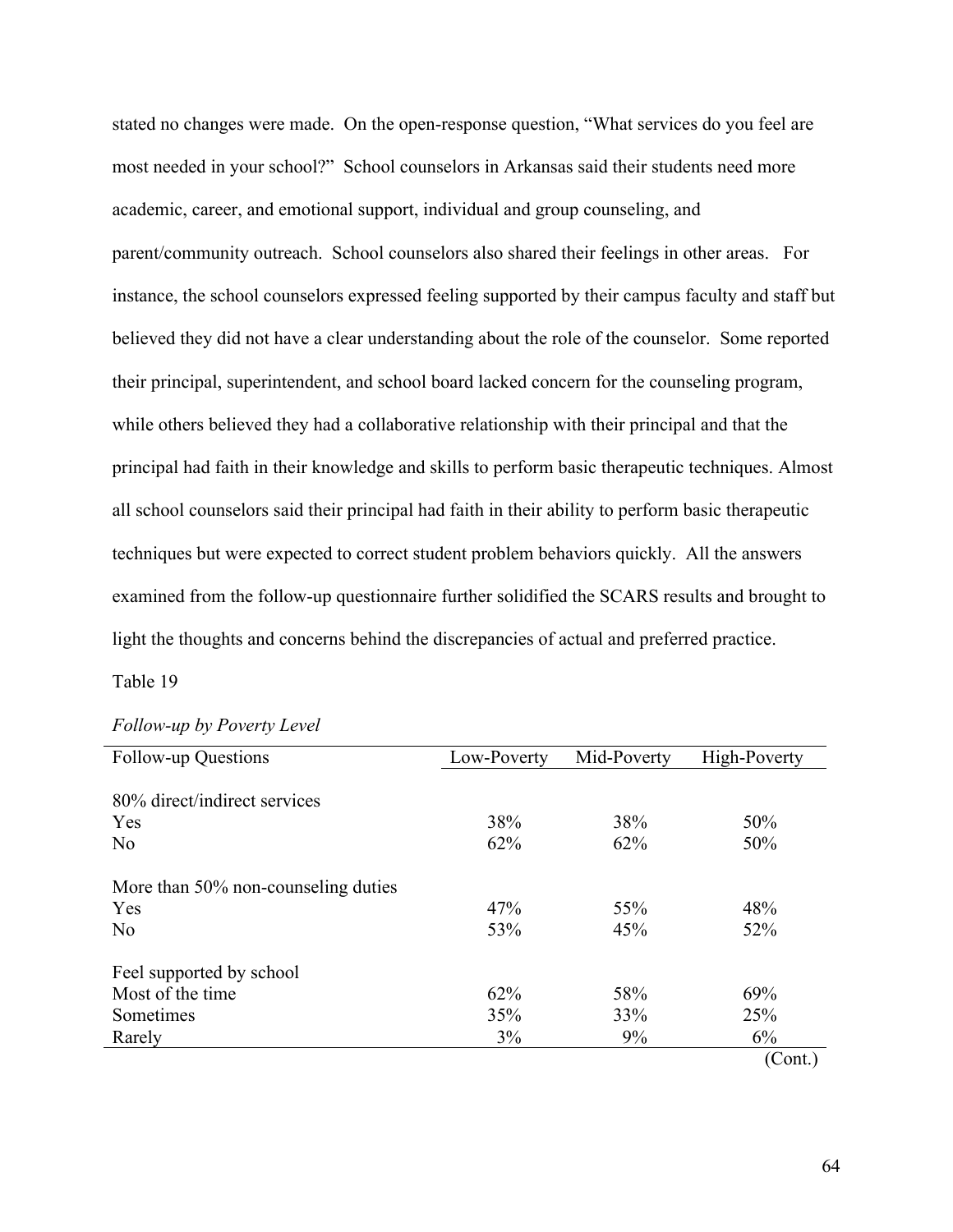stated no changes were made. On the open-response question, "What services do you feel are most needed in your school?" School counselors in Arkansas said their students need more academic, career, and emotional support, individual and group counseling, and parent/community outreach. School counselors also shared their feelings in other areas. For instance, the school counselors expressed feeling supported by their campus faculty and staff but believed they did not have a clear understanding about the role of the counselor. Some reported their principal, superintendent, and school board lacked concern for the counseling program, while others believed they had a collaborative relationship with their principal and that the principal had faith in their knowledge and skills to perform basic therapeutic techniques. Almost all school counselors said their principal had faith in their ability to perform basic therapeutic techniques but were expected to correct student problem behaviors quickly. All the answers examined from the follow-up questionnaire further solidified the SCARS results and brought to light the thoughts and concerns behind the discrepancies of actual and preferred practice.

Table 19

*Follow-up by Poverty Level*

| Follow-up Questions | Low-Poverty | Mid-Poverty | High-Poverty |
|---|---|---|---|
| 80% direct/indirect services | | | |
| Yes | 38% | 38% | 50% |
| No | 62% | 62% | 50% |
| More than 50% non-counseling duties | | | |
| Yes | 47% | 55% | 48% |
| No | 53% | 45% | 52% |
| Feel supported by school | | | |
| Most of the time | 62% | 58% | 69% |
| Sometimes | 35% | 33% | 25% |
| Rarely | 3% | 9% | 6% |

(Cont.)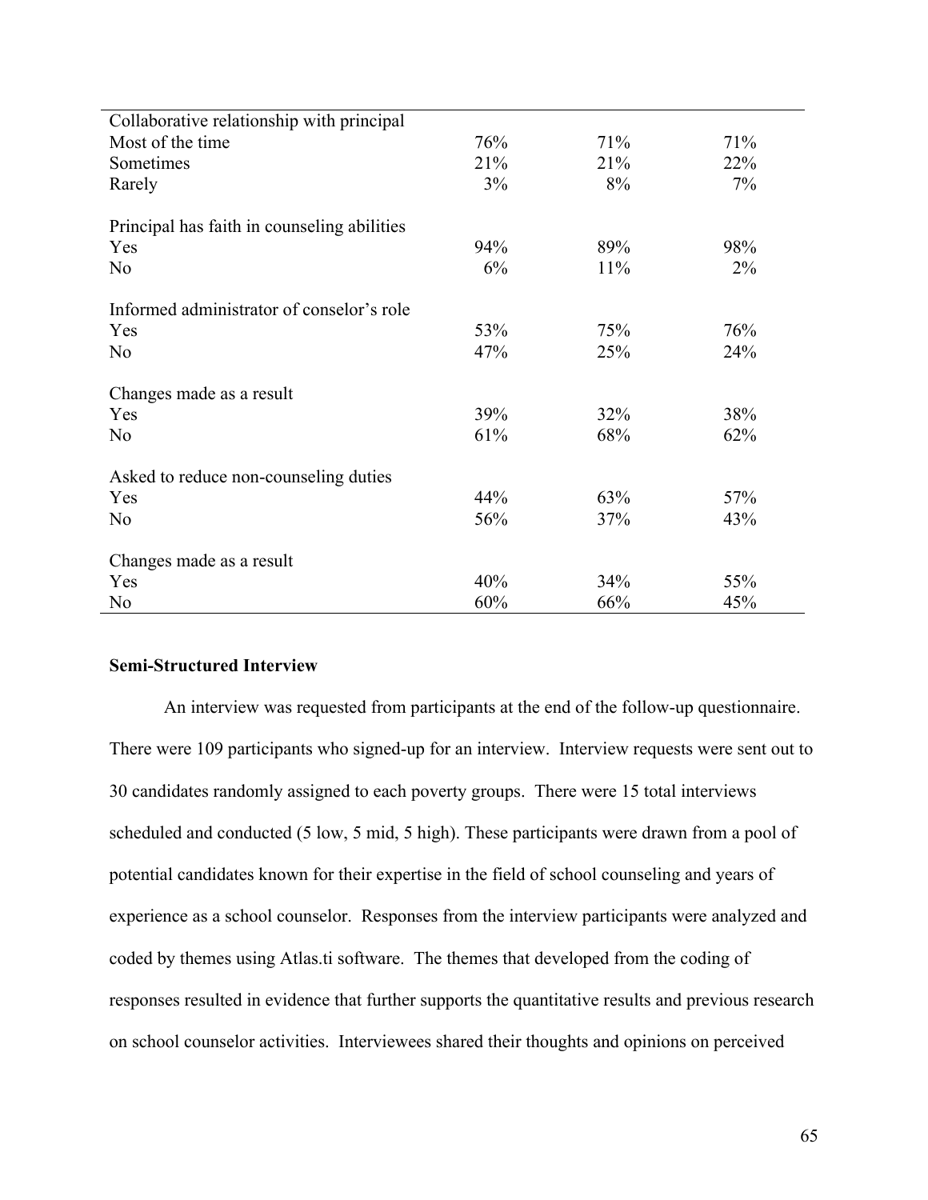| | | | |
|---|---|---|---|
| Collaborative relationship with principal | | | |
| Most of the time | 76% | 71% | 71% |
| Sometimes | 21% | 21% | 22% |
| Rarely | 3% | 8% | 7% |
| Principal has faith in counseling abilities | | | |
| Yes | 94% | 89% | 98% |
| No | 6% | 11% | 2% |
| Informed administrator of conselor's role | | | |
| Yes | 53% | 75% | 76% |
| No | 47% | 25% | 24% |
| Changes made as a result | | | |
| Yes | 39% | 32% | 38% |
| No | 61% | 68% | 62% |
| Asked to reduce non-counseling duties | | | |
| Yes | 44% | 63% | 57% |
| No | 56% | 37% | 43% |
| Changes made as a result | | | |
| Yes | 40% | 34% | 55% |
| No | 60% | 66% | 45% |

**Semi-Structured Interview**

An interview was requested from participants at the end of the follow-up questionnaire. There were 109 participants who signed-up for an interview. Interview requests were sent out to 30 candidates randomly assigned to each poverty groups. There were 15 total interviews scheduled and conducted (5 low, 5 mid, 5 high). These participants were drawn from a pool of potential candidates known for their expertise in the field of school counseling and years of experience as a school counselor. Responses from the interview participants were analyzed and coded by themes using Atlas.ti software. The themes that developed from the coding of responses resulted in evidence that further supports the quantitative results and previous research on school counselor activities. Interviewees shared their thoughts and opinions on perceived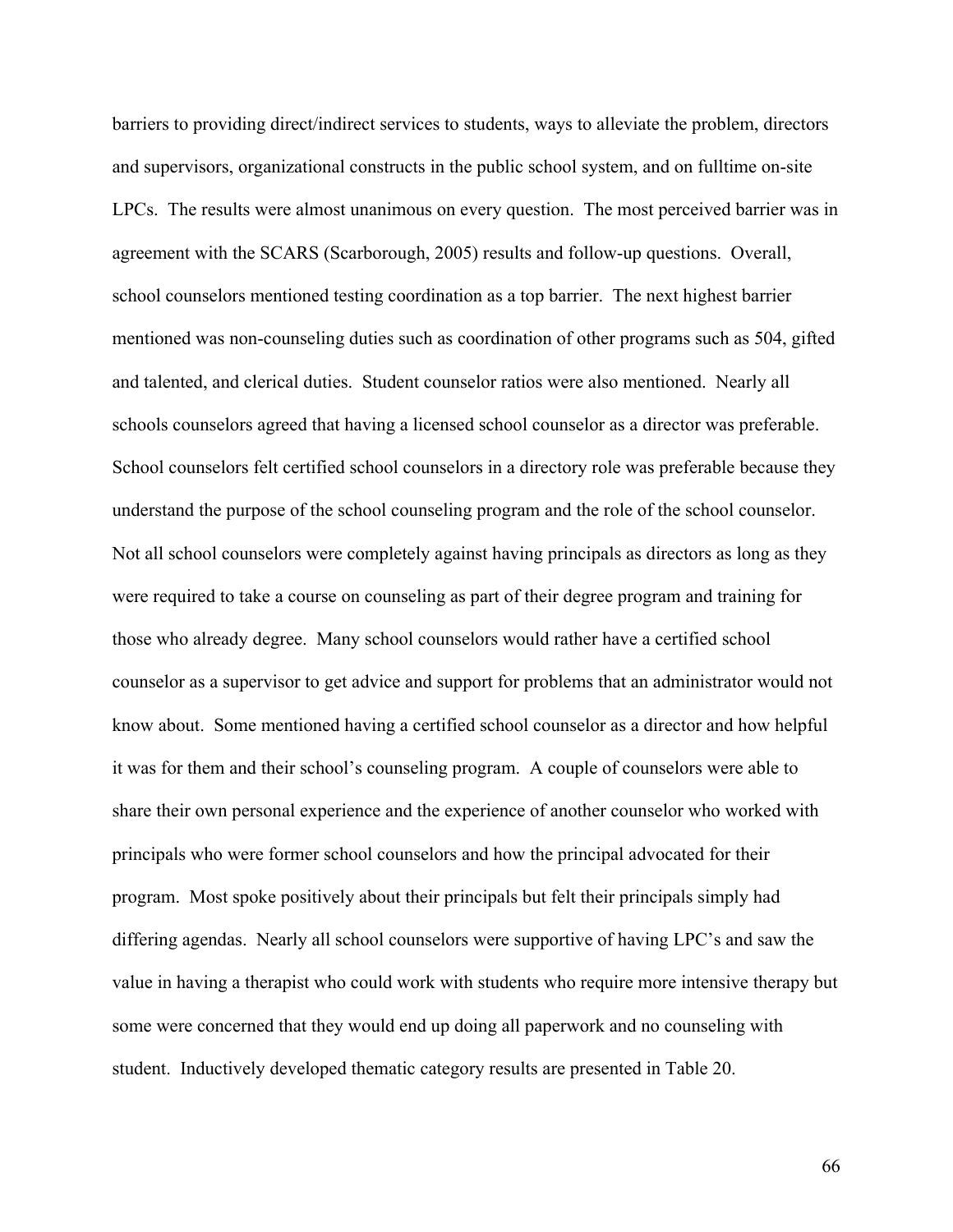barriers to providing direct/indirect services to students, ways to alleviate the problem, directors and supervisors, organizational constructs in the public school system, and on fulltime on-site LPCs. The results were almost unanimous on every question. The most perceived barrier was in agreement with the SCARS (Scarborough, 2005) results and follow-up questions. Overall, school counselors mentioned testing coordination as a top barrier. The next highest barrier mentioned was non-counseling duties such as coordination of other programs such as 504, gifted and talented, and clerical duties. Student counselor ratios were also mentioned. Nearly all schools counselors agreed that having a licensed school counselor as a director was preferable. School counselors felt certified school counselors in a directory role was preferable because they understand the purpose of the school counseling program and the role of the school counselor. Not all school counselors were completely against having principals as directors as long as they were required to take a course on counseling as part of their degree program and training for those who already degree. Many school counselors would rather have a certified school counselor as a supervisor to get advice and support for problems that an administrator would not know about. Some mentioned having a certified school counselor as a director and how helpful it was for them and their school's counseling program. A couple of counselors were able to share their own personal experience and the experience of another counselor who worked with principals who were former school counselors and how the principal advocated for their program. Most spoke positively about their principals but felt their principals simply had differing agendas. Nearly all school counselors were supportive of having LPC's and saw the value in having a therapist who could work with students who require more intensive therapy but some were concerned that they would end up doing all paperwork and no counseling with student. Inductively developed thematic category results are presented in Table 20.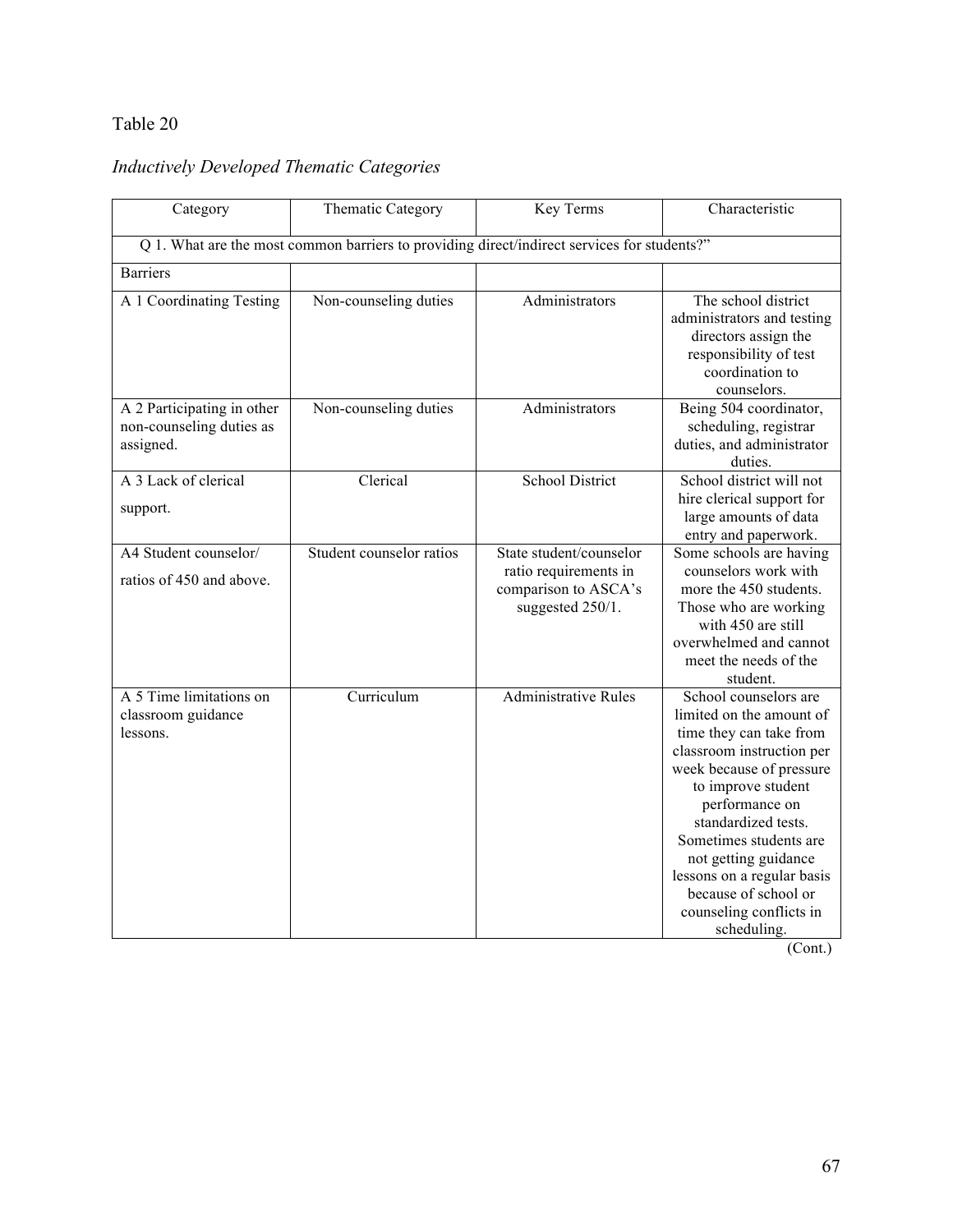Table 20

*Inductively Developed Thematic Categories*

| Category | Thematic Category | Key Terms | Characteristic |
|---|---|---|---|
| Q 1. What are the most common barriers to providing direct/indirect services for students?" | | | |
| Barriers | | | |
| A 1 Coordinating Testing | Non-counseling duties | Administrators | The school district administrators and testing directors assign the responsibility of test coordination to counselors. |
| A 2 Participating in other non-counseling duties as assigned. | Non-counseling duties | Administrators | Being 504 coordinator, scheduling, registrar duties, and administrator duties. |
| A 3 Lack of clerical support. | Clerical | School District | School district will not hire clerical support for large amounts of data entry and paperwork. |
| A4 Student counselor/ ratios of 450 and above. | Student counselor ratios | State student/counselor ratio requirements in comparison to ASCA's suggested 250/1. | Some schools are having counselors work with more the 450 students. Those who are working with 450 are still overwhelmed and cannot meet the needs of the student. |
| A 5 Time limitations on classroom guidance lessons. | Curriculum | Administrative Rules | School counselors are limited on the amount of time they can take from classroom instruction per week because of pressure to improve student performance on standardized tests. Sometimes students are not getting guidance lessons on a regular basis because of school or counseling conflicts in scheduling. |

(Cont.)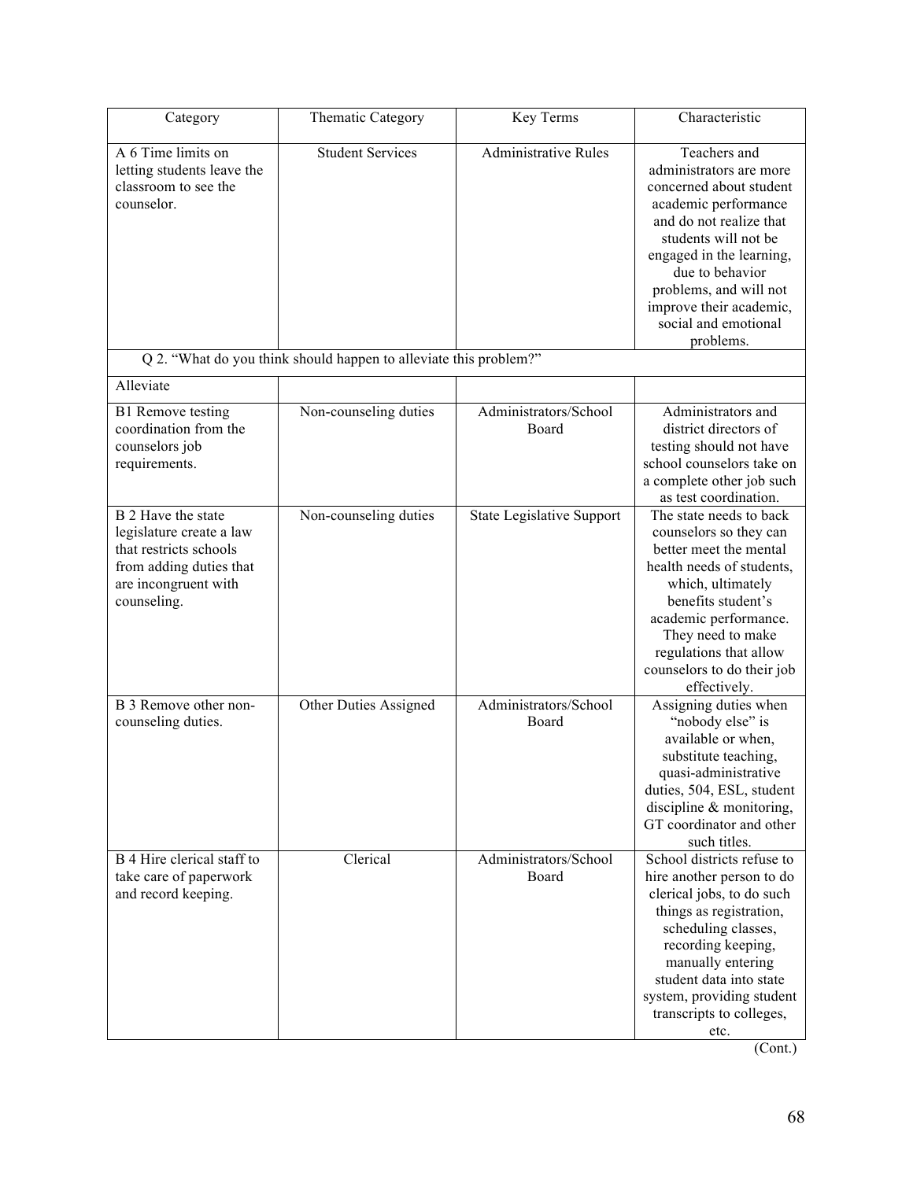| Category | Thematic Category | Key Terms | Characteristic |
|---|---|---|---|
| A 6 Time limits on letting students leave the classroom to see the counselor. | Student Services | Administrative Rules | Teachers and administrators are more concerned about student academic performance and do not realize that students will not be engaged in the learning, due to behavior problems, and will not improve their academic, social and emotional problems. |
| Q 2. "What do you think should happen to alleviate this problem?" | | | |
| Alleviate | | | |
| B1 Remove testing coordination from the counselors job requirements. | Non-counseling duties | Administrators/School Board | Administrators and district directors of testing should not have school counselors take on a complete other job such as test coordination. |
| B 2 Have the state legislature create a law that restricts schools from adding duties that are incongruent with counseling. | Non-counseling duties | State Legislative Support | The state needs to back counselors so they can better meet the mental health needs of students, which, ultimately benefits student's academic performance. They need to make regulations that allow counselors to do their job effectively. |
| B 3 Remove other non-counseling duties. | Other Duties Assigned | Administrators/School Board | Assigning duties when "nobody else" is available or when, substitute teaching, quasi-administrative duties, 504, ESL, student discipline & monitoring, GT coordinator and other such titles. |
| B 4 Hire clerical staff to take care of paperwork and record keeping. | Clerical | Administrators/School Board | School districts refuse to hire another person to do clerical jobs, to do such things as registration, scheduling classes, recording keeping, manually entering student data into state system, providing student transcripts to colleges, etc. |

(Cont.)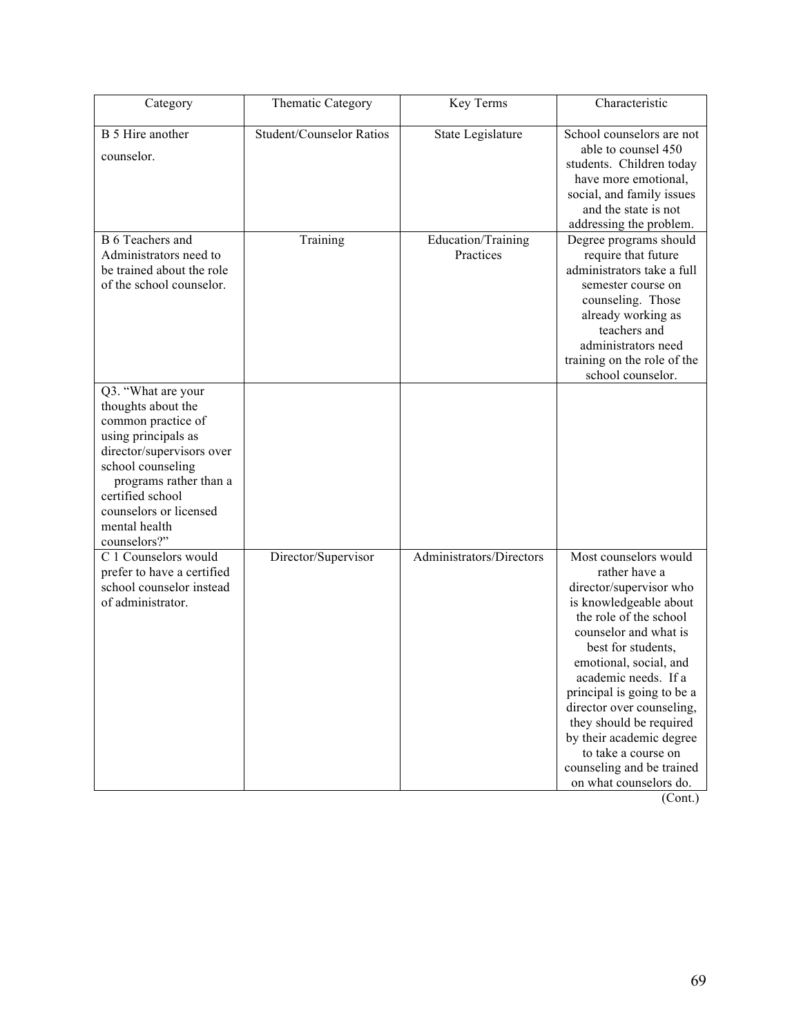| Category | Thematic Category | Key Terms | Characteristic |
|---|---|---|---|
| B 5 Hire another counselor. | Student/Counselor Ratios | State Legislature | School counselors are not able to counsel 450 students. Children today have more emotional, social, and family issues and the state is not addressing the problem. |
| B 6 Teachers and Administrators need to be trained about the role of the school counselor. | Training | Education/Training Practices | Degree programs should require that future administrators take a full semester course on counseling. Those already working as teachers and administrators need training on the role of the school counselor. |
| Q3. "What are your thoughts about the common practice of using principals as director/supervisors over school counseling programs rather than a certified school counselors or licensed mental health counselors?" | | | |
| C 1 Counselors would prefer to have a certified school counselor instead of administrator. | Director/Supervisor | Administrators/Directors | Most counselors would rather have a director/supervisor who is knowledgeable about the role of the school counselor and what is best for students, emotional, social, and academic needs. If a principal is going to be a director over counseling, they should be required by their academic degree to take a course on counseling and be trained on what counselors do. |

(Cont.)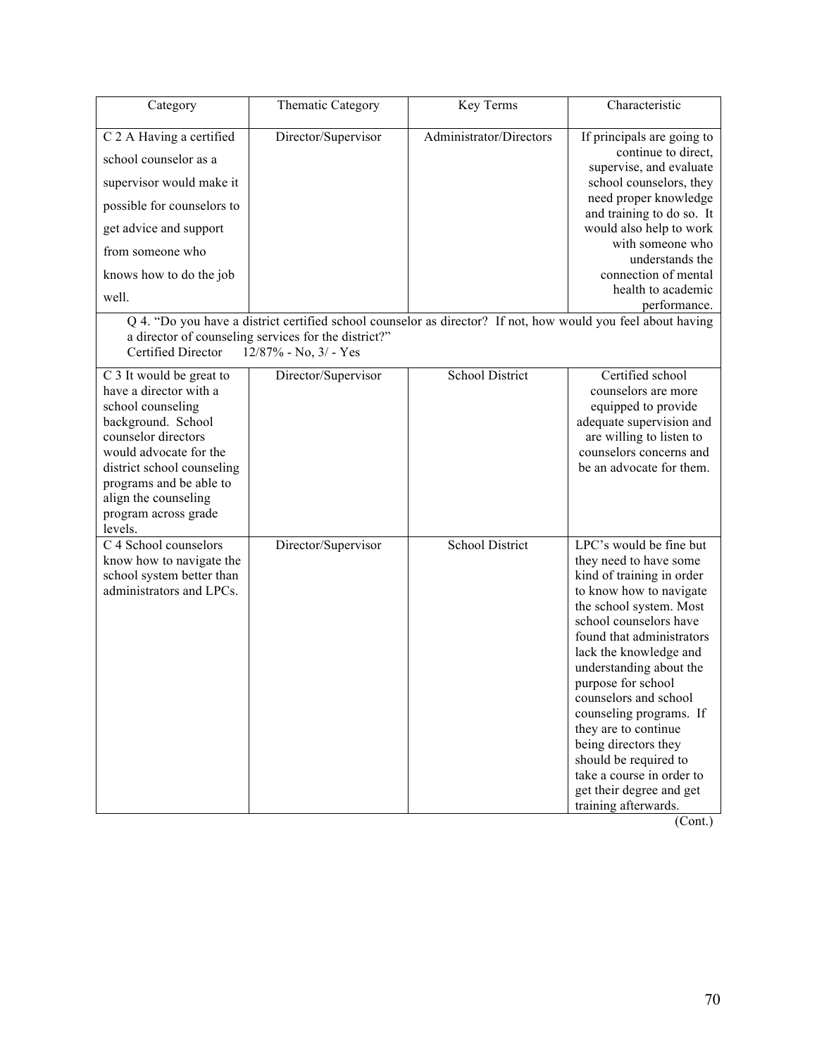| Category | Thematic Category | Key Terms | Characteristic |
|---|---|---|---|
| C 2 A Having a certified school counselor as a supervisor would make it possible for counselors to get advice and support from someone who knows how to do the job well. | Director/Supervisor | Administrator/Directors | If principals are going to continue to direct, supervise, and evaluate school counselors, they need proper knowledge and training to do so. It would also help to work with someone who understands the connection of mental health to academic performance. |
| Q 4. "Do you have a district certified school counselor as director? If not, how would you feel about having a director of counseling services for the district?" Certified Director 12/87% - No, 3/ - Yes | | | |
| C 3 It would be great to have a director with a school counseling background. School counselor directors would advocate for the district school counseling programs and be able to align the counseling program across grade levels. | Director/Supervisor | School District | Certified school counselors are more equipped to provide adequate supervision and are willing to listen to counselors concerns and be an advocate for them. |
| C 4 School counselors know how to navigate the school system better than administrators and LPCs. | Director/Supervisor | School District | LPC's would be fine but they need to have some kind of training in order to know how to navigate the school system. Most school counselors have found that administrators lack the knowledge and understanding about the purpose for school counselors and school counseling programs. If they are to continue being directors they should be required to take a course in order to get their degree and get training afterwards. |

(Cont.)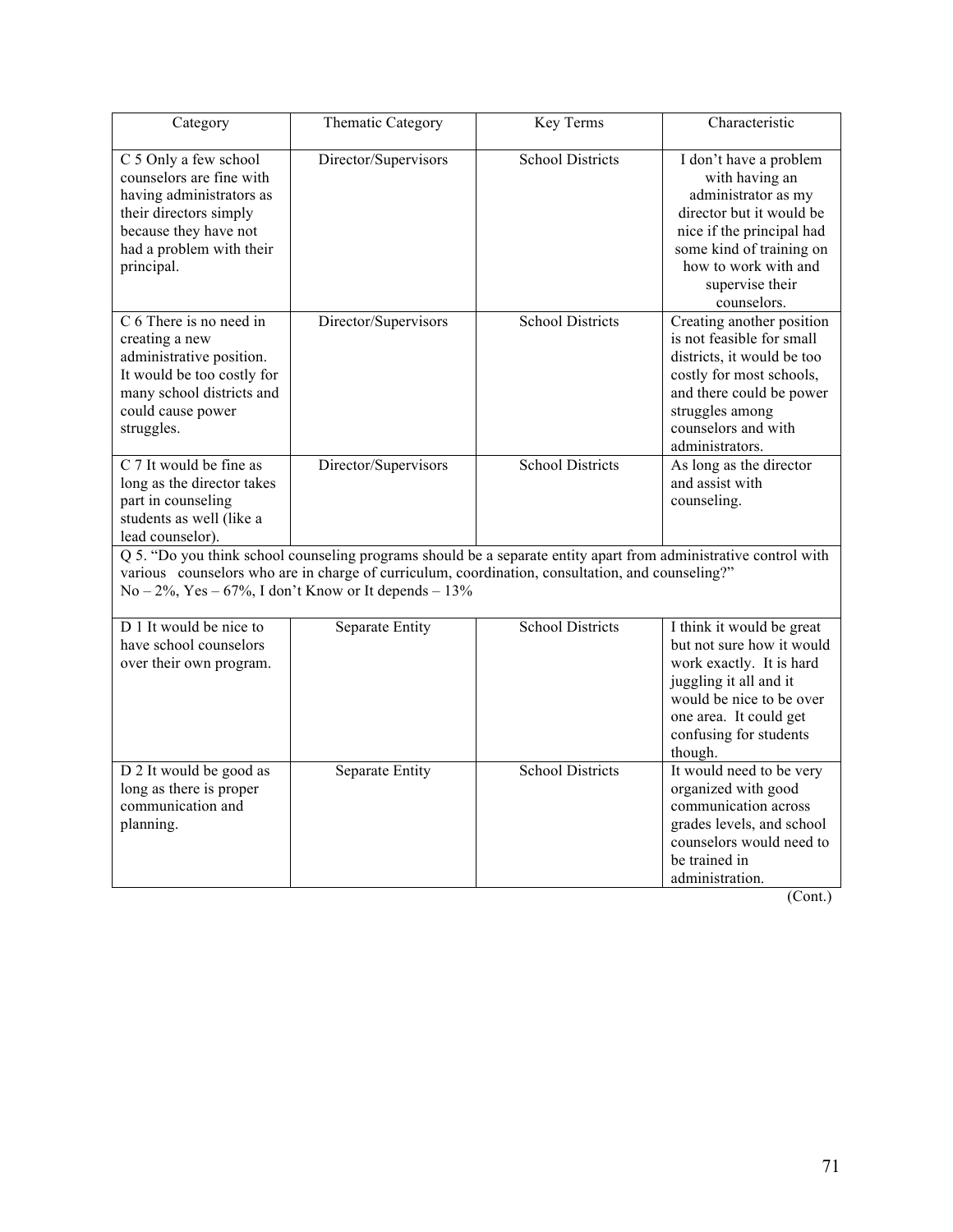| Category | Thematic Category | Key Terms | Characteristic |
|---|---|---|---|
| C 5 Only a few school counselors are fine with having administrators as their directors simply because they have not had a problem with their principal. | Director/Supervisors | School Districts | I don't have a problem with having an administrator as my director but it would be nice if the principal had some kind of training on how to work with and supervise their counselors. |
| C 6 There is no need in creating a new administrative position. It would be too costly for many school districts and could cause power struggles. | Director/Supervisors | School Districts | Creating another position is not feasible for small districts, it would be too costly for most schools, and there could be power struggles among counselors and with administrators. |
| C 7 It would be fine as long as the director takes part in counseling students as well (like a lead counselor). | Director/Supervisors | School Districts | As long as the director and assist with counseling. |
| Q 5. "Do you think school counseling programs should be a separate entity apart from administrative control with various counselors who are in charge of curriculum, coordination, consultation, and counseling?" No – 2%, Yes – 67%, I don't Know or It depends – 13% | | | |
| D 1 It would be nice to have school counselors over their own program. | Separate Entity | School Districts | I think it would be great but not sure how it would work exactly. It is hard juggling it all and it would be nice to be over one area. It could get confusing for students though. |
| D 2 It would be good as long as there is proper communication and planning. | Separate Entity | School Districts | It would need to be very organized with good communication across grades levels, and school counselors would need to be trained in administration. |

(Cont.)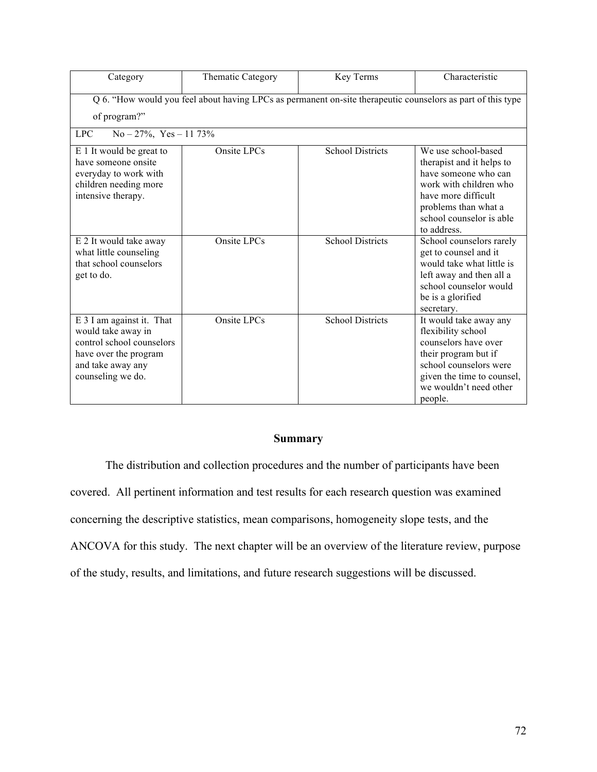| Category | Thematic Category | Key Terms | Characteristic |
| --- | --- | --- | --- |
| Q 6. "How would you feel about having LPCs as permanent on-site therapeutic counselors as part of this type of program?" | | | |
| LPC No – 27%, Yes – 11 73% | | | |
| E 1 It would be great to have someone onsite everyday to work with children needing more intensive therapy. | Onsite LPCs | School Districts | We use school-based therapist and it helps to have someone who can work with children who have more difficult problems than what a school counselor is able to address. |
| E 2 It would take away what little counseling that school counselors get to do. | Onsite LPCs | School Districts | School counselors rarely get to counsel and it would take what little is left away and then all a school counselor would be is a glorified secretary. |
| E 3 I am against it. That would take away in control school counselors have over the program and take away any counseling we do. | Onsite LPCs | School Districts | It would take away any flexibility school counselors have over their program but if school counselors were given the time to counsel, we wouldn't need other people. |

## Summary

The distribution and collection procedures and the number of participants have been covered. All pertinent information and test results for each research question was examined concerning the descriptive statistics, mean comparisons, homogeneity slope tests, and the ANCOVA for this study. The next chapter will be an overview of the literature review, purpose of the study, results, and limitations, and future research suggestions will be discussed.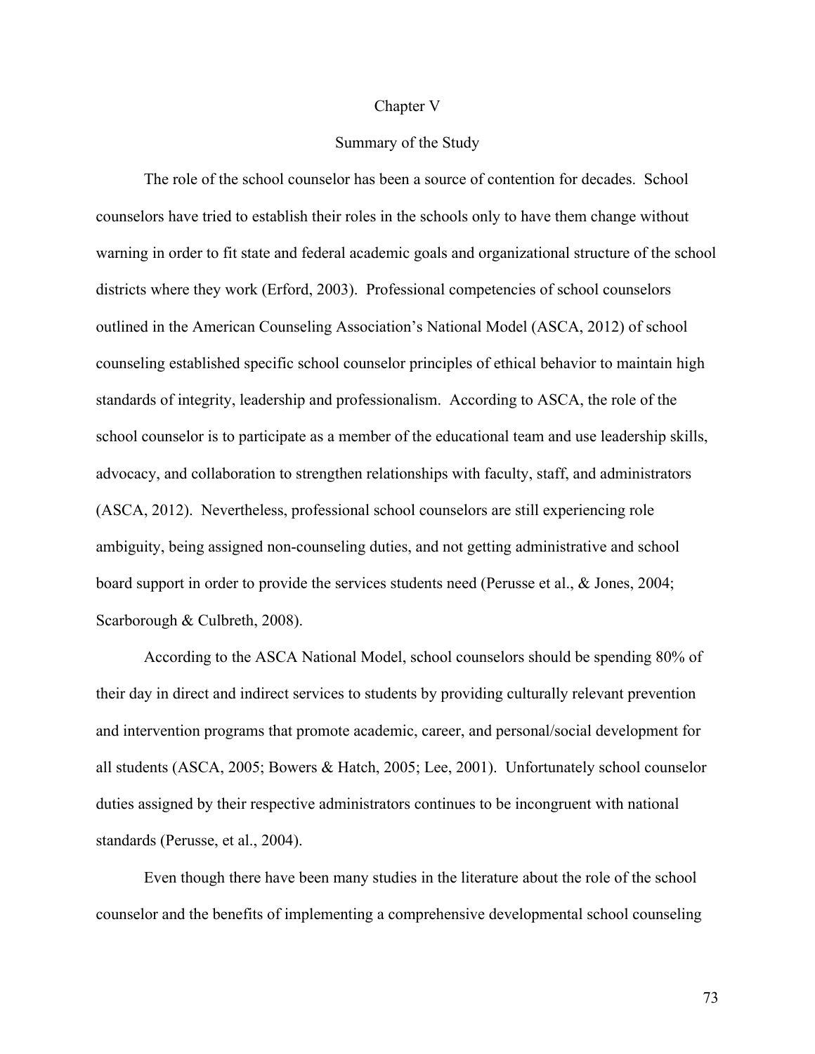# Chapter V

## Summary of the Study

The role of the school counselor has been a source of contention for decades. School counselors have tried to establish their roles in the schools only to have them change without warning in order to fit state and federal academic goals and organizational structure of the school districts where they work (Erford, 2003). Professional competencies of school counselors outlined in the American Counseling Association's National Model (ASCA, 2012) of school counseling established specific school counselor principles of ethical behavior to maintain high standards of integrity, leadership and professionalism. According to ASCA, the role of the school counselor is to participate as a member of the educational team and use leadership skills, advocacy, and collaboration to strengthen relationships with faculty, staff, and administrators (ASCA, 2012). Nevertheless, professional school counselors are still experiencing role ambiguity, being assigned non-counseling duties, and not getting administrative and school board support in order to provide the services students need (Perusse et al., & Jones, 2004; Scarborough & Culbreth, 2008).

According to the ASCA National Model, school counselors should be spending 80% of their day in direct and indirect services to students by providing culturally relevant prevention and intervention programs that promote academic, career, and personal/social development for all students (ASCA, 2005; Bowers & Hatch, 2005; Lee, 2001). Unfortunately school counselor duties assigned by their respective administrators continues to be incongruent with national standards (Perusse, et al., 2004).

Even though there have been many studies in the literature about the role of the school counselor and the benefits of implementing a comprehensive developmental school counseling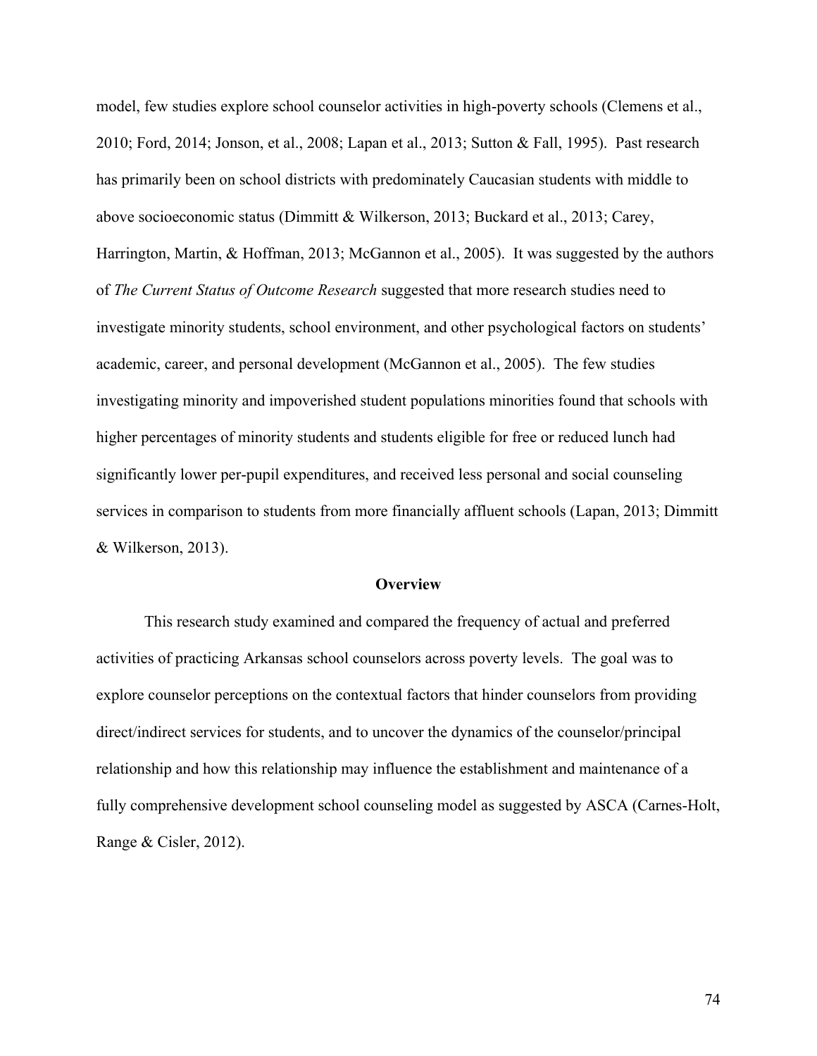model, few studies explore school counselor activities in high-poverty schools (Clemens et al., 2010; Ford, 2014; Jonson, et al., 2008; Lapan et al., 2013; Sutton & Fall, 1995). Past research has primarily been on school districts with predominately Caucasian students with middle to above socioeconomic status (Dimmitt & Wilkerson, 2013; Buckard et al., 2013; Carey, Harrington, Martin, & Hoffman, 2013; McGannon et al., 2005). It was suggested by the authors of *The Current Status of Outcome Research* suggested that more research studies need to investigate minority students, school environment, and other psychological factors on students' academic, career, and personal development (McGannon et al., 2005). The few studies investigating minority and impoverished student populations minorities found that schools with higher percentages of minority students and students eligible for free or reduced lunch had significantly lower per-pupil expenditures, and received less personal and social counseling services in comparison to students from more financially affluent schools (Lapan, 2013; Dimmitt & Wilkerson, 2013).

## Overview

This research study examined and compared the frequency of actual and preferred activities of practicing Arkansas school counselors across poverty levels. The goal was to explore counselor perceptions on the contextual factors that hinder counselors from providing direct/indirect services for students, and to uncover the dynamics of the counselor/principal relationship and how this relationship may influence the establishment and maintenance of a fully comprehensive development school counseling model as suggested by ASCA (Carnes-Holt, Range & Cisler, 2012).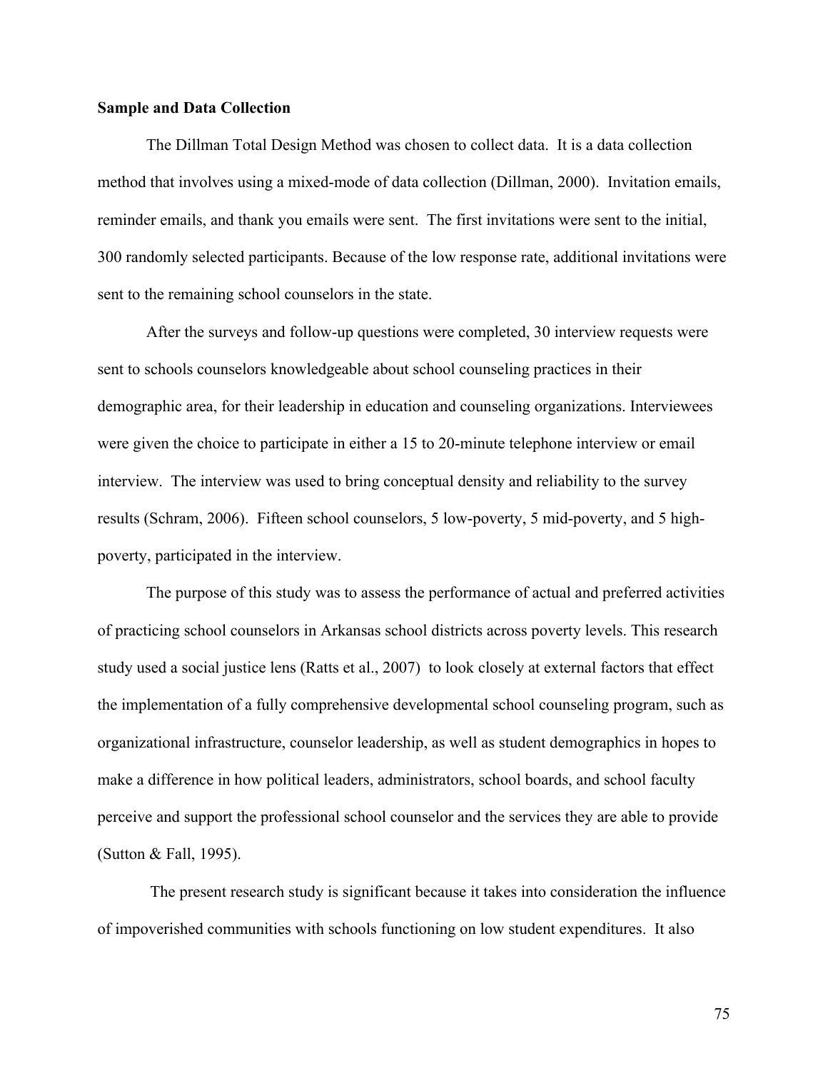**Sample and Data Collection**

The Dillman Total Design Method was chosen to collect data. It is a data collection method that involves using a mixed-mode of data collection (Dillman, 2000). Invitation emails, reminder emails, and thank you emails were sent. The first invitations were sent to the initial, 300 randomly selected participants. Because of the low response rate, additional invitations were sent to the remaining school counselors in the state.

After the surveys and follow-up questions were completed, 30 interview requests were sent to schools counselors knowledgeable about school counseling practices in their demographic area, for their leadership in education and counseling organizations. Interviewees were given the choice to participate in either a 15 to 20-minute telephone interview or email interview. The interview was used to bring conceptual density and reliability to the survey results (Schram, 2006). Fifteen school counselors, 5 low-poverty, 5 mid-poverty, and 5 high-poverty, participated in the interview.

The purpose of this study was to assess the performance of actual and preferred activities of practicing school counselors in Arkansas school districts across poverty levels. This research study used a social justice lens (Ratts et al., 2007) to look closely at external factors that effect the implementation of a fully comprehensive developmental school counseling program, such as organizational infrastructure, counselor leadership, as well as student demographics in hopes to make a difference in how political leaders, administrators, school boards, and school faculty perceive and support the professional school counselor and the services they are able to provide (Sutton & Fall, 1995).

The present research study is significant because it takes into consideration the influence of impoverished communities with schools functioning on low student expenditures. It also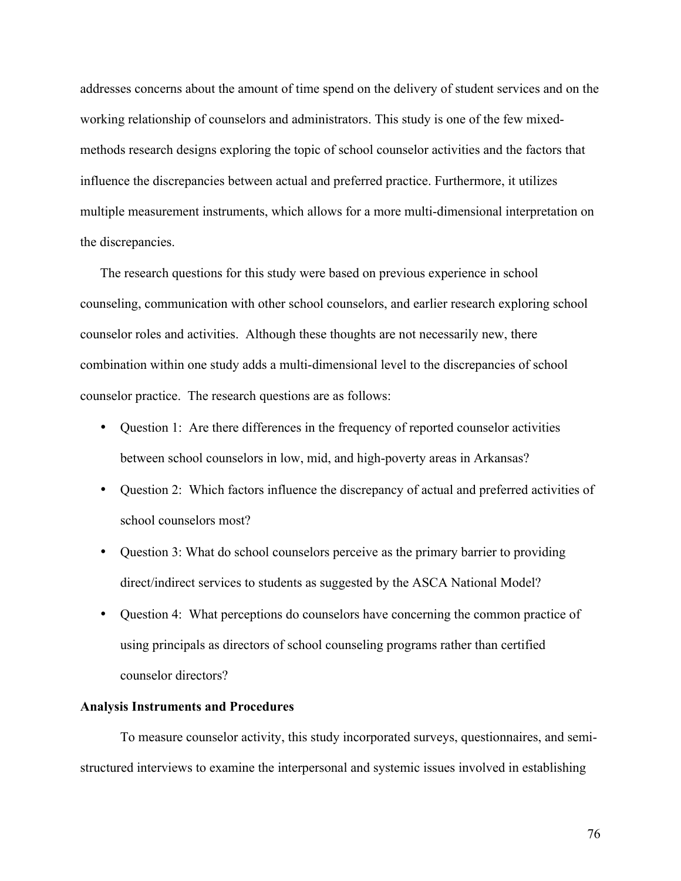addresses concerns about the amount of time spend on the delivery of student services and on the working relationship of counselors and administrators. This study is one of the few mixed-methods research designs exploring the topic of school counselor activities and the factors that influence the discrepancies between actual and preferred practice. Furthermore, it utilizes multiple measurement instruments, which allows for a more multi-dimensional interpretation on the discrepancies.

The research questions for this study were based on previous experience in school counseling, communication with other school counselors, and earlier research exploring school counselor roles and activities. Although these thoughts are not necessarily new, there combination within one study adds a multi-dimensional level to the discrepancies of school counselor practice. The research questions are as follows:

- Question 1: Are there differences in the frequency of reported counselor activities between school counselors in low, mid, and high-poverty areas in Arkansas?
- Question 2: Which factors influence the discrepancy of actual and preferred activities of school counselors most?
- Question 3: What do school counselors perceive as the primary barrier to providing direct/indirect services to students as suggested by the ASCA National Model?
- Question 4: What perceptions do counselors have concerning the common practice of using principals as directors of school counseling programs rather than certified counselor directors?

**Analysis Instruments and Procedures**

To measure counselor activity, this study incorporated surveys, questionnaires, and semi-structured interviews to examine the interpersonal and systemic issues involved in establishing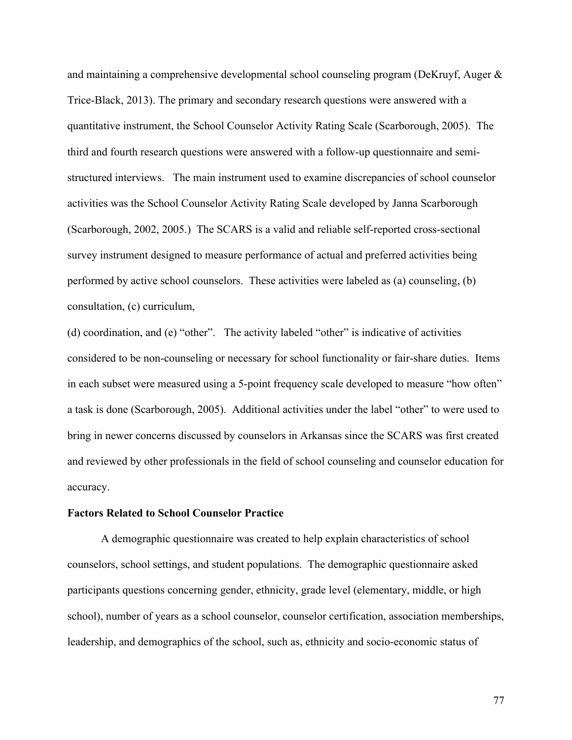and maintaining a comprehensive developmental school counseling program (DeKruyf, Auger & Trice-Black, 2013). The primary and secondary research questions were answered with a quantitative instrument, the School Counselor Activity Rating Scale (Scarborough, 2005). The third and fourth research questions were answered with a follow-up questionnaire and semi-structured interviews. The main instrument used to examine discrepancies of school counselor activities was the School Counselor Activity Rating Scale developed by Janna Scarborough (Scarborough, 2002, 2005.) The SCARS is a valid and reliable self-reported cross-sectional survey instrument designed to measure performance of actual and preferred activities being performed by active school counselors. These activities were labeled as (a) counseling, (b) consultation, (c) curriculum,

(d) coordination, and (e) "other". The activity labeled "other" is indicative of activities considered to be non-counseling or necessary for school functionality or fair-share duties. Items in each subset were measured using a 5-point frequency scale developed to measure "how often" a task is done (Scarborough, 2005). Additional activities under the label "other" to were used to bring in newer concerns discussed by counselors in Arkansas since the SCARS was first created and reviewed by other professionals in the field of school counseling and counselor education for accuracy.

**Factors Related to School Counselor Practice**

A demographic questionnaire was created to help explain characteristics of school counselors, school settings, and student populations. The demographic questionnaire asked participants questions concerning gender, ethnicity, grade level (elementary, middle, or high school), number of years as a school counselor, counselor certification, association memberships, leadership, and demographics of the school, such as, ethnicity and socio-economic status of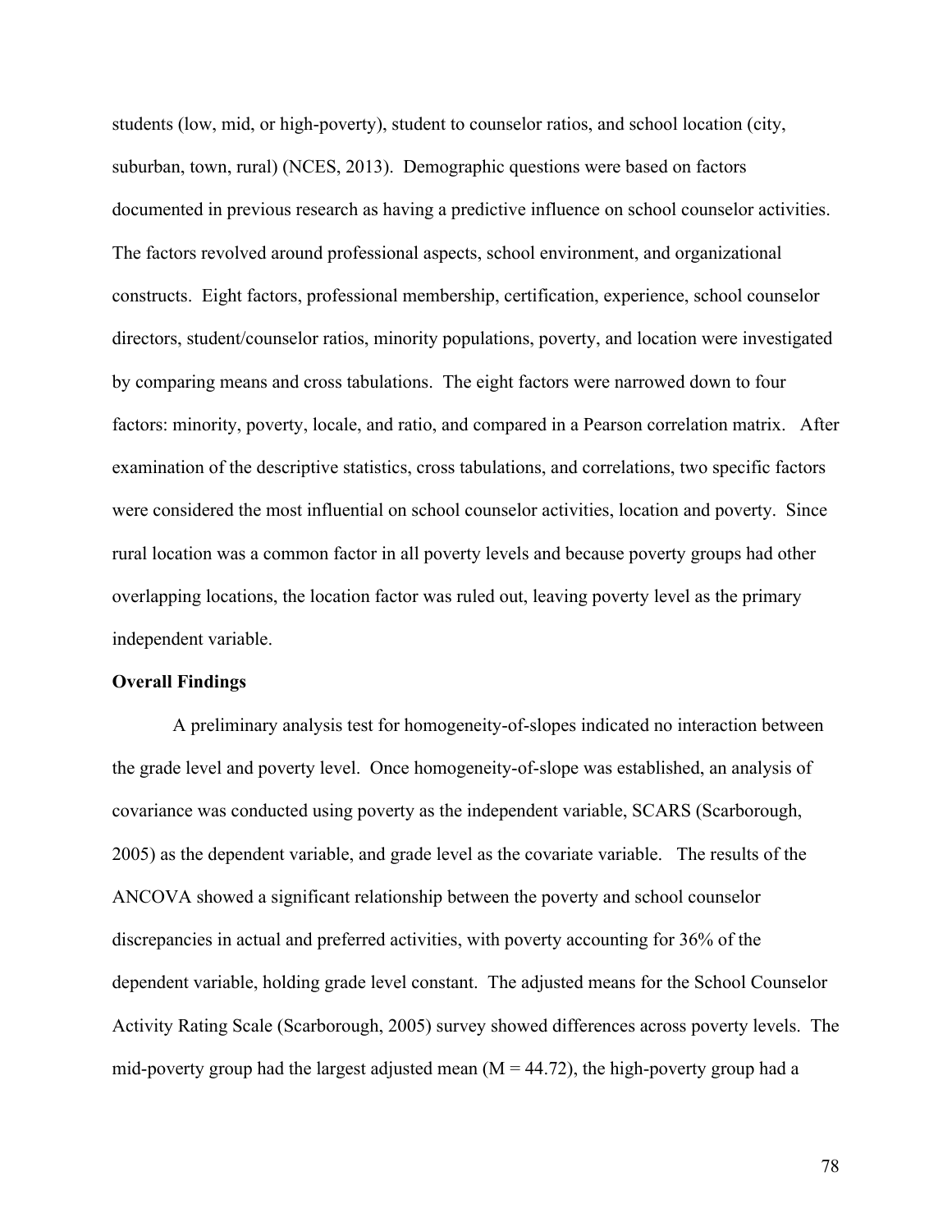students (low, mid, or high-poverty), student to counselor ratios, and school location (city, suburban, town, rural) (NCES, 2013). Demographic questions were based on factors documented in previous research as having a predictive influence on school counselor activities. The factors revolved around professional aspects, school environment, and organizational constructs. Eight factors, professional membership, certification, experience, school counselor directors, student/counselor ratios, minority populations, poverty, and location were investigated by comparing means and cross tabulations. The eight factors were narrowed down to four factors: minority, poverty, locale, and ratio, and compared in a Pearson correlation matrix. After examination of the descriptive statistics, cross tabulations, and correlations, two specific factors were considered the most influential on school counselor activities, location and poverty. Since rural location was a common factor in all poverty levels and because poverty groups had other overlapping locations, the location factor was ruled out, leaving poverty level as the primary independent variable.

**Overall Findings**

A preliminary analysis test for homogeneity-of-slopes indicated no interaction between the grade level and poverty level. Once homogeneity-of-slope was established, an analysis of covariance was conducted using poverty as the independent variable, SCARS (Scarborough, 2005) as the dependent variable, and grade level as the covariate variable. The results of the ANCOVA showed a significant relationship between the poverty and school counselor discrepancies in actual and preferred activities, with poverty accounting for 36% of the dependent variable, holding grade level constant. The adjusted means for the School Counselor Activity Rating Scale (Scarborough, 2005) survey showed differences across poverty levels. The mid-poverty group had the largest adjusted mean ($M = 44.72$), the high-poverty group had a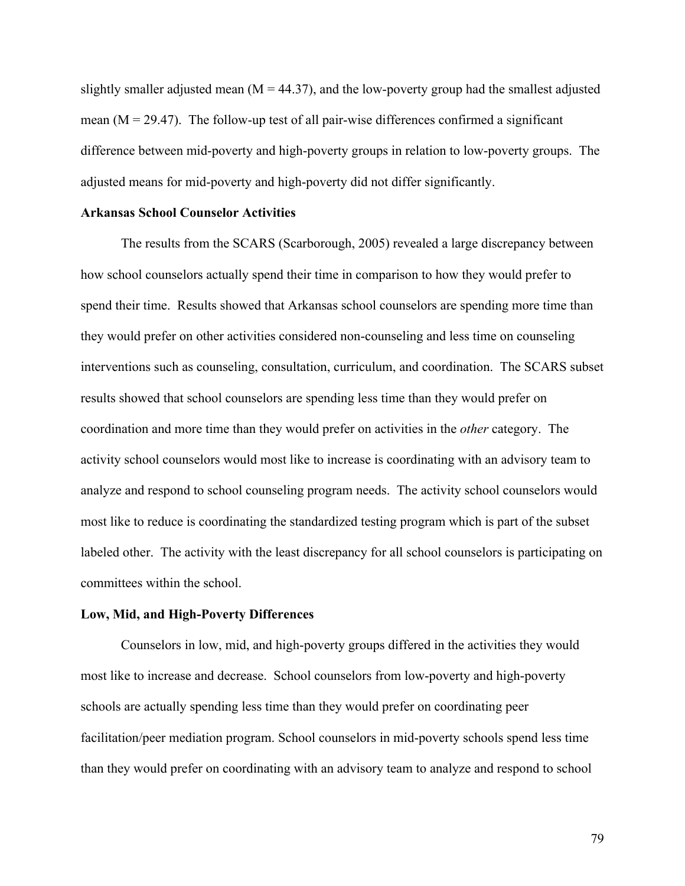slightly smaller adjusted mean ($M = 44.37$), and the low-poverty group had the smallest adjusted mean ($M = 29.47$). The follow-up test of all pair-wise differences confirmed a significant difference between mid-poverty and high-poverty groups in relation to low-poverty groups. The adjusted means for mid-poverty and high-poverty did not differ significantly.

### Arkansas School Counselor Activities

The results from the SCARS (Scarborough, 2005) revealed a large discrepancy between how school counselors actually spend their time in comparison to how they would prefer to spend their time. Results showed that Arkansas school counselors are spending more time than they would prefer on other activities considered non-counseling and less time on counseling interventions such as counseling, consultation, curriculum, and coordination. The SCARS subset results showed that school counselors are spending less time than they would prefer on coordination and more time than they would prefer on activities in the *other* category. The activity school counselors would most like to increase is coordinating with an advisory team to analyze and respond to school counseling program needs. The activity school counselors would most like to reduce is coordinating the standardized testing program which is part of the subset labeled other. The activity with the least discrepancy for all school counselors is participating on committees within the school.

### Low, Mid, and High-Poverty Differences

Counselors in low, mid, and high-poverty groups differed in the activities they would most like to increase and decrease. School counselors from low-poverty and high-poverty schools are actually spending less time than they would prefer on coordinating peer facilitation/peer mediation program. School counselors in mid-poverty schools spend less time than they would prefer on coordinating with an advisory team to analyze and respond to school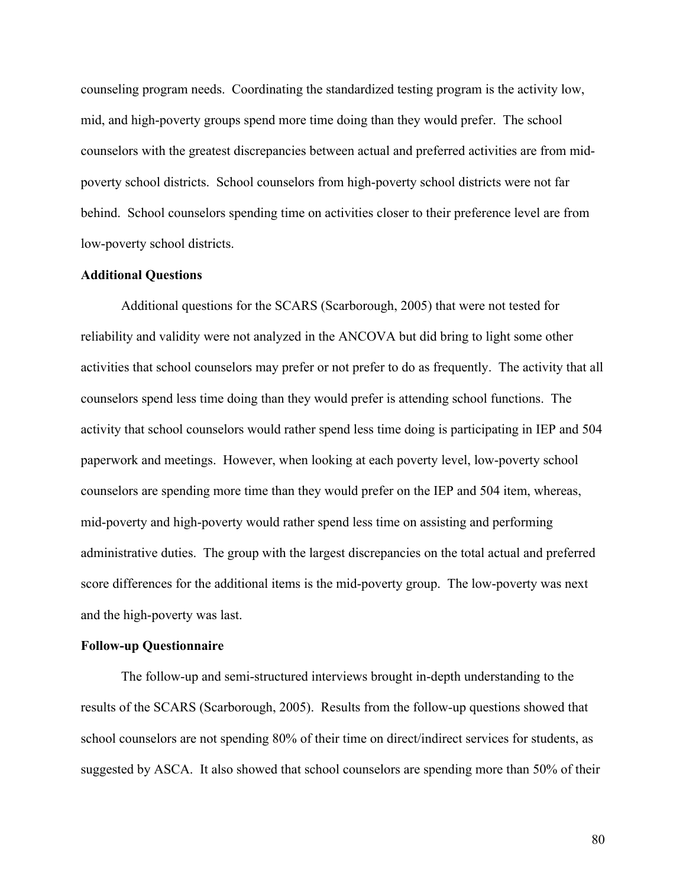counseling program needs. Coordinating the standardized testing program is the activity low, mid, and high-poverty groups spend more time doing than they would prefer. The school counselors with the greatest discrepancies between actual and preferred activities are from mid-poverty school districts. School counselors from high-poverty school districts were not far behind. School counselors spending time on activities closer to their preference level are from low-poverty school districts.

**Additional Questions**

Additional questions for the SCARS (Scarborough, 2005) that were not tested for reliability and validity were not analyzed in the ANCOVA but did bring to light some other activities that school counselors may prefer or not prefer to do as frequently. The activity that all counselors spend less time doing than they would prefer is attending school functions. The activity that school counselors would rather spend less time doing is participating in IEP and 504 paperwork and meetings. However, when looking at each poverty level, low-poverty school counselors are spending more time than they would prefer on the IEP and 504 item, whereas, mid-poverty and high-poverty would rather spend less time on assisting and performing administrative duties. The group with the largest discrepancies on the total actual and preferred score differences for the additional items is the mid-poverty group. The low-poverty was next and the high-poverty was last.

**Follow-up Questionnaire**

The follow-up and semi-structured interviews brought in-depth understanding to the results of the SCARS (Scarborough, 2005). Results from the follow-up questions showed that school counselors are not spending 80% of their time on direct/indirect services for students, as suggested by ASCA. It also showed that school counselors are spending more than 50% of their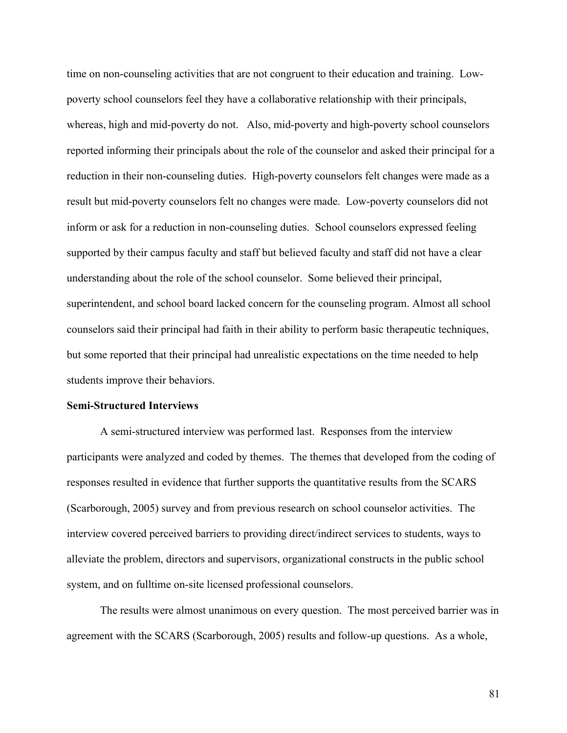time on non-counseling activities that are not congruent to their education and training. Low-poverty school counselors feel they have a collaborative relationship with their principals, whereas, high and mid-poverty do not. Also, mid-poverty and high-poverty school counselors reported informing their principals about the role of the counselor and asked their principal for a reduction in their non-counseling duties. High-poverty counselors felt changes were made as a result but mid-poverty counselors felt no changes were made. Low-poverty counselors did not inform or ask for a reduction in non-counseling duties. School counselors expressed feeling supported by their campus faculty and staff but believed faculty and staff did not have a clear understanding about the role of the school counselor. Some believed their principal, superintendent, and school board lacked concern for the counseling program. Almost all school counselors said their principal had faith in their ability to perform basic therapeutic techniques, but some reported that their principal had unrealistic expectations on the time needed to help students improve their behaviors.

**Semi-Structured Interviews**

A semi-structured interview was performed last. Responses from the interview participants were analyzed and coded by themes. The themes that developed from the coding of responses resulted in evidence that further supports the quantitative results from the SCARS (Scarborough, 2005) survey and from previous research on school counselor activities. The interview covered perceived barriers to providing direct/indirect services to students, ways to alleviate the problem, directors and supervisors, organizational constructs in the public school system, and on fulltime on-site licensed professional counselors.

The results were almost unanimous on every question. The most perceived barrier was in agreement with the SCARS (Scarborough, 2005) results and follow-up questions. As a whole,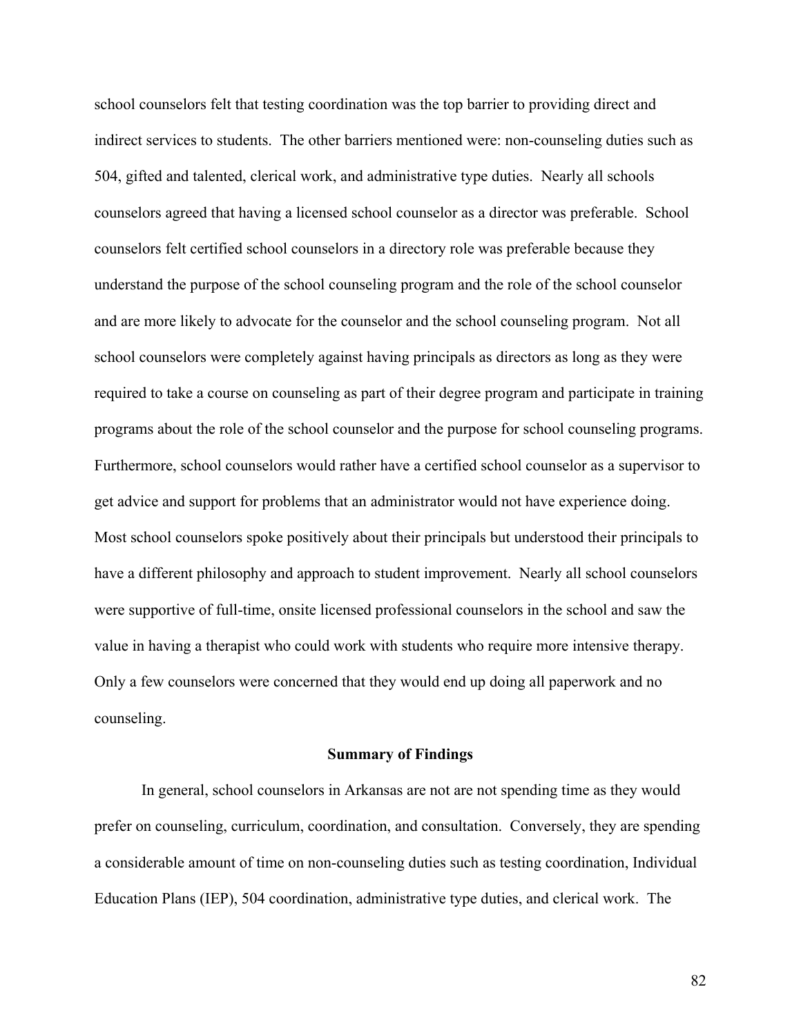school counselors felt that testing coordination was the top barrier to providing direct and indirect services to students. The other barriers mentioned were: non-counseling duties such as 504, gifted and talented, clerical work, and administrative type duties. Nearly all schools counselors agreed that having a licensed school counselor as a director was preferable. School counselors felt certified school counselors in a directory role was preferable because they understand the purpose of the school counseling program and the role of the school counselor and are more likely to advocate for the counselor and the school counseling program. Not all school counselors were completely against having principals as directors as long as they were required to take a course on counseling as part of their degree program and participate in training programs about the role of the school counselor and the purpose for school counseling programs. Furthermore, school counselors would rather have a certified school counselor as a supervisor to get advice and support for problems that an administrator would not have experience doing. Most school counselors spoke positively about their principals but understood their principals to have a different philosophy and approach to student improvement. Nearly all school counselors were supportive of full-time, onsite licensed professional counselors in the school and saw the value in having a therapist who could work with students who require more intensive therapy. Only a few counselors were concerned that they would end up doing all paperwork and no counseling.

## Summary of Findings

In general, school counselors in Arkansas are not are not spending time as they would prefer on counseling, curriculum, coordination, and consultation. Conversely, they are spending a considerable amount of time on non-counseling duties such as testing coordination, Individual Education Plans (IEP), 504 coordination, administrative type duties, and clerical work. The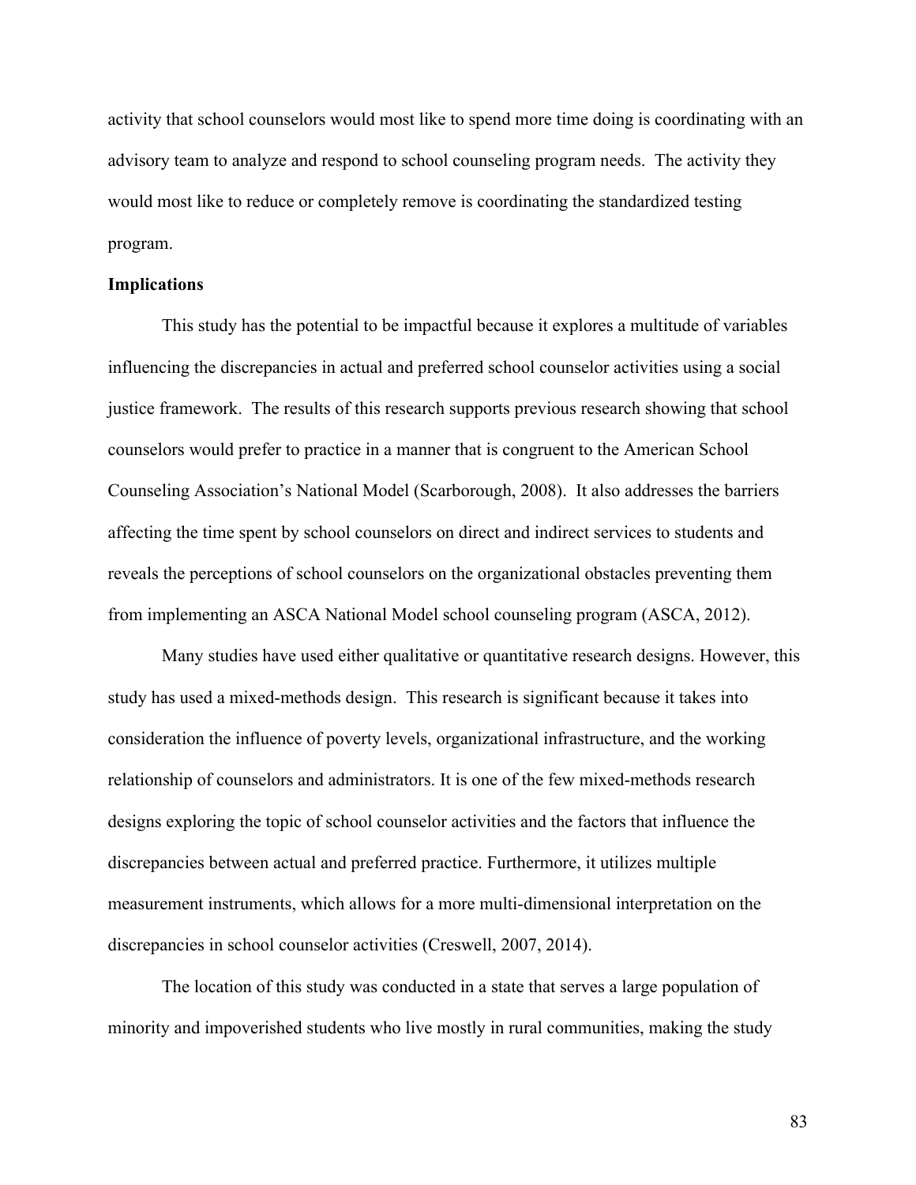activity that school counselors would most like to spend more time doing is coordinating with an advisory team to analyze and respond to school counseling program needs. The activity they would most like to reduce or completely remove is coordinating the standardized testing program.

**Implications**

This study has the potential to be impactful because it explores a multitude of variables influencing the discrepancies in actual and preferred school counselor activities using a social justice framework. The results of this research supports previous research showing that school counselors would prefer to practice in a manner that is congruent to the American School Counseling Association's National Model (Scarborough, 2008). It also addresses the barriers affecting the time spent by school counselors on direct and indirect services to students and reveals the perceptions of school counselors on the organizational obstacles preventing them from implementing an ASCA National Model school counseling program (ASCA, 2012).

Many studies have used either qualitative or quantitative research designs. However, this study has used a mixed-methods design. This research is significant because it takes into consideration the influence of poverty levels, organizational infrastructure, and the working relationship of counselors and administrators. It is one of the few mixed-methods research designs exploring the topic of school counselor activities and the factors that influence the discrepancies between actual and preferred practice. Furthermore, it utilizes multiple measurement instruments, which allows for a more multi-dimensional interpretation on the discrepancies in school counselor activities (Creswell, 2007, 2014).

The location of this study was conducted in a state that serves a large population of minority and impoverished students who live mostly in rural communities, making the study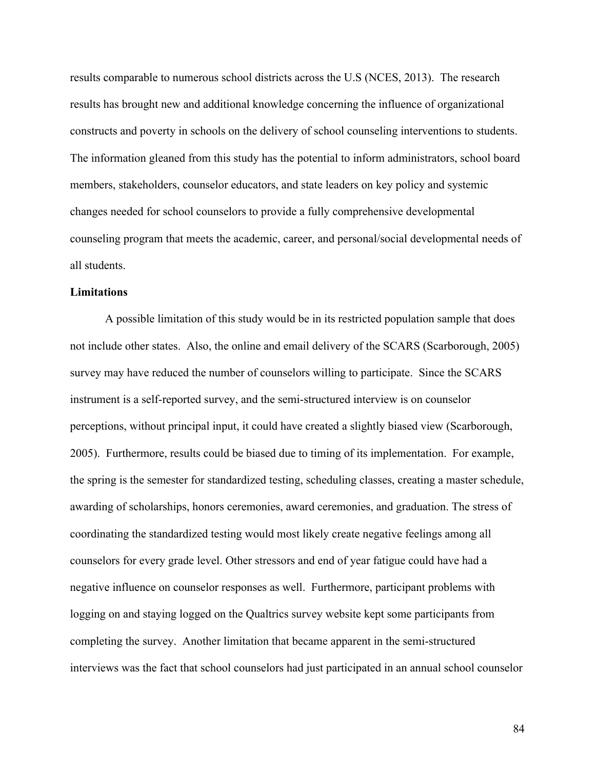results comparable to numerous school districts across the U.S (NCES, 2013). The research results has brought new and additional knowledge concerning the influence of organizational constructs and poverty in schools on the delivery of school counseling interventions to students. The information gleaned from this study has the potential to inform administrators, school board members, stakeholders, counselor educators, and state leaders on key policy and systemic changes needed for school counselors to provide a fully comprehensive developmental counseling program that meets the academic, career, and personal/social developmental needs of all students.

**Limitations**

A possible limitation of this study would be in its restricted population sample that does not include other states. Also, the online and email delivery of the SCARS (Scarborough, 2005) survey may have reduced the number of counselors willing to participate. Since the SCARS instrument is a self-reported survey, and the semi-structured interview is on counselor perceptions, without principal input, it could have created a slightly biased view (Scarborough, 2005). Furthermore, results could be biased due to timing of its implementation. For example, the spring is the semester for standardized testing, scheduling classes, creating a master schedule, awarding of scholarships, honors ceremonies, award ceremonies, and graduation. The stress of coordinating the standardized testing would most likely create negative feelings among all counselors for every grade level. Other stressors and end of year fatigue could have had a negative influence on counselor responses as well. Furthermore, participant problems with logging on and staying logged on the Qualtrics survey website kept some participants from completing the survey. Another limitation that became apparent in the semi-structured interviews was the fact that school counselors had just participated in an annual school counselor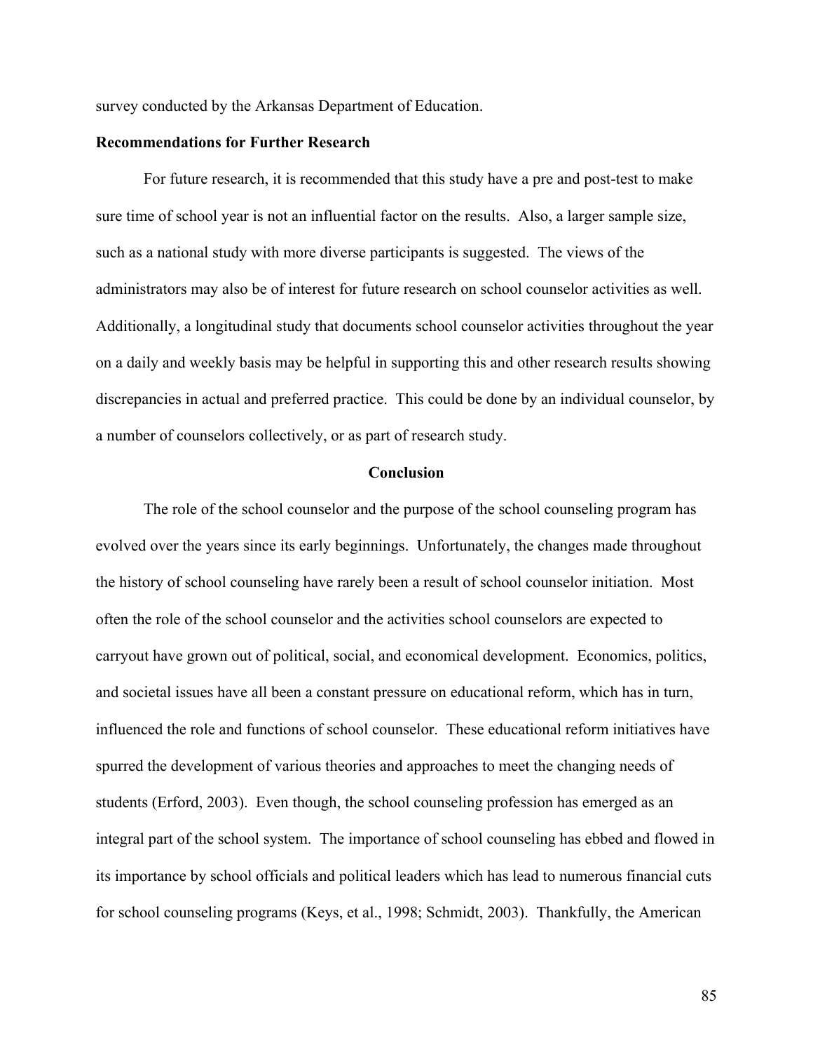survey conducted by the Arkansas Department of Education.

**Recommendations for Further Research**

For future research, it is recommended that this study have a pre and post-test to make sure time of school year is not an influential factor on the results. Also, a larger sample size, such as a national study with more diverse participants is suggested. The views of the administrators may also be of interest for future research on school counselor activities as well. Additionally, a longitudinal study that documents school counselor activities throughout the year on a daily and weekly basis may be helpful in supporting this and other research results showing discrepancies in actual and preferred practice. This could be done by an individual counselor, by a number of counselors collectively, or as part of research study.

## Conclusion

The role of the school counselor and the purpose of the school counseling program has evolved over the years since its early beginnings. Unfortunately, the changes made throughout the history of school counseling have rarely been a result of school counselor initiation. Most often the role of the school counselor and the activities school counselors are expected to carryout have grown out of political, social, and economical development. Economics, politics, and societal issues have all been a constant pressure on educational reform, which has in turn, influenced the role and functions of school counselor. These educational reform initiatives have spurred the development of various theories and approaches to meet the changing needs of students (Erford, 2003). Even though, the school counseling profession has emerged as an integral part of the school system. The importance of school counseling has ebbed and flowed in its importance by school officials and political leaders which has lead to numerous financial cuts for school counseling programs (Keys, et al., 1998; Schmidt, 2003). Thankfully, the American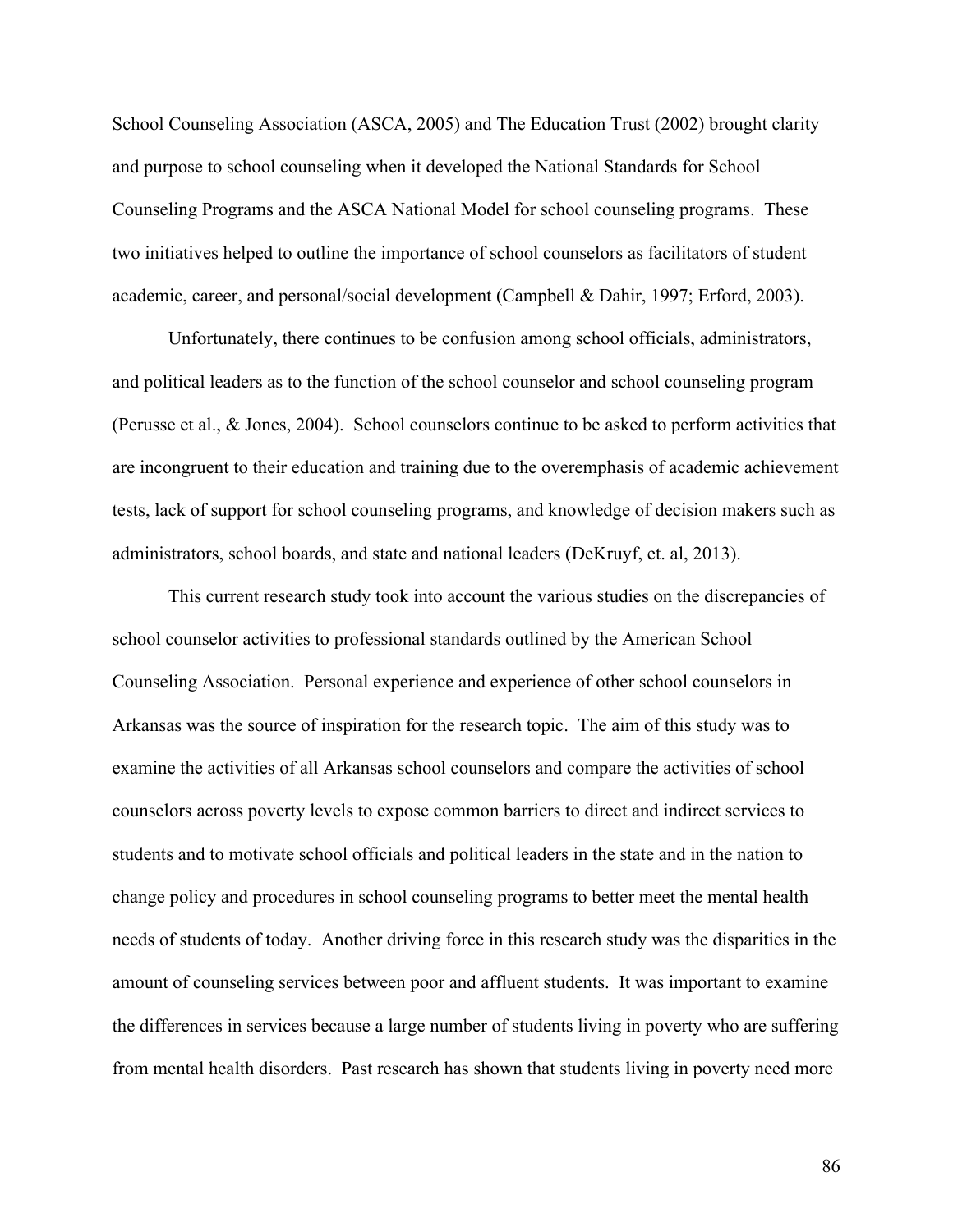School Counseling Association (ASCA, 2005) and The Education Trust (2002) brought clarity and purpose to school counseling when it developed the National Standards for School Counseling Programs and the ASCA National Model for school counseling programs. These two initiatives helped to outline the importance of school counselors as facilitators of student academic, career, and personal/social development (Campbell & Dahir, 1997; Erford, 2003).

Unfortunately, there continues to be confusion among school officials, administrators, and political leaders as to the function of the school counselor and school counseling program (Perusse et al., & Jones, 2004). School counselors continue to be asked to perform activities that are incongruent to their education and training due to the overemphasis of academic achievement tests, lack of support for school counseling programs, and knowledge of decision makers such as administrators, school boards, and state and national leaders (DeKruyf, et. al, 2013).

This current research study took into account the various studies on the discrepancies of school counselor activities to professional standards outlined by the American School Counseling Association. Personal experience and experience of other school counselors in Arkansas was the source of inspiration for the research topic. The aim of this study was to examine the activities of all Arkansas school counselors and compare the activities of school counselors across poverty levels to expose common barriers to direct and indirect services to students and to motivate school officials and political leaders in the state and in the nation to change policy and procedures in school counseling programs to better meet the mental health needs of students of today. Another driving force in this research study was the disparities in the amount of counseling services between poor and affluent students. It was important to examine the differences in services because a large number of students living in poverty who are suffering from mental health disorders. Past research has shown that students living in poverty need more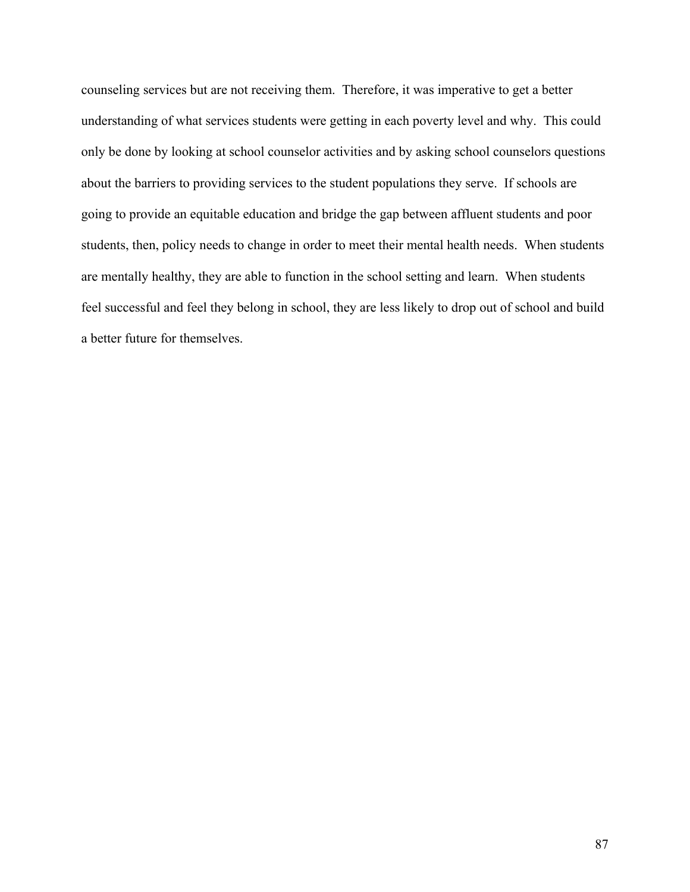counseling services but are not receiving them. Therefore, it was imperative to get a better understanding of what services students were getting in each poverty level and why. This could only be done by looking at school counselor activities and by asking school counselors questions about the barriers to providing services to the student populations they serve. If schools are going to provide an equitable education and bridge the gap between affluent students and poor students, then, policy needs to change in order to meet their mental health needs. When students are mentally healthy, they are able to function in the school setting and learn. When students feel successful and feel they belong in school, they are less likely to drop out of school and build a better future for themselves.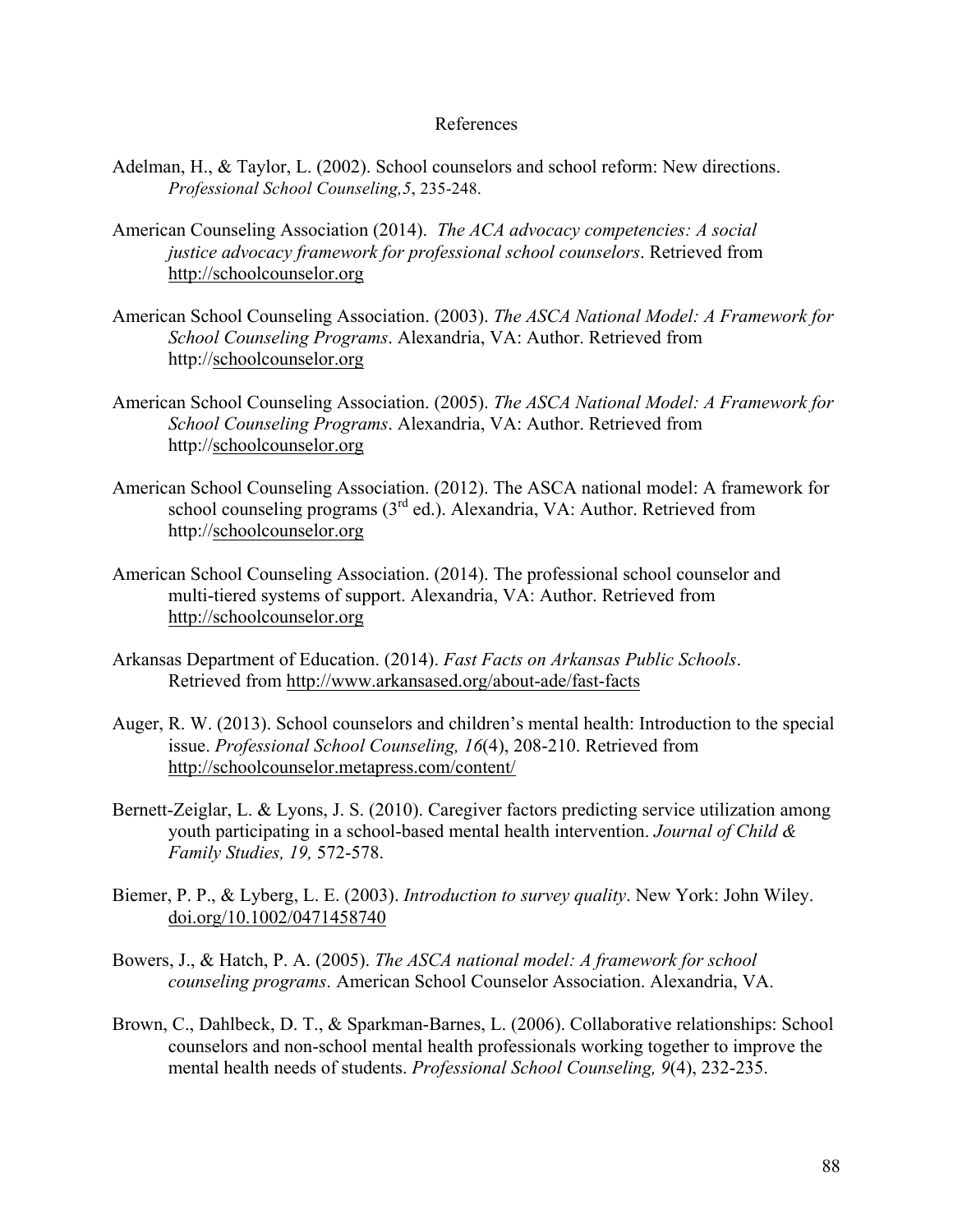# References

Adelman, H., & Taylor, L. (2002). School counselors and school reform: New directions. *Professional School Counseling,5*, 235-248.

American Counseling Association (2014). *The ACA advocacy competencies: A social justice advocacy framework for professional school counselors*. Retrieved from http://schoolcounselor.org

American School Counseling Association. (2003). *The ASCA National Model: A Framework for School Counseling Programs*. Alexandria, VA: Author. Retrieved from http://schoolcounselor.org

American School Counseling Association. (2005). *The ASCA National Model: A Framework for School Counseling Programs*. Alexandria, VA: Author. Retrieved from http://schoolcounselor.org

American School Counseling Association. (2012). The ASCA national model: A framework for school counseling programs (3rd ed.). Alexandria, VA: Author. Retrieved from http://schoolcounselor.org

American School Counseling Association. (2014). The professional school counselor and multi-tiered systems of support. Alexandria, VA: Author. Retrieved from http://schoolcounselor.org

Arkansas Department of Education. (2014). *Fast Facts on Arkansas Public Schools*. Retrieved from http://www.arkansased.org/about-ade/fast-facts

Auger, R. W. (2013). School counselors and children's mental health: Introduction to the special issue. *Professional School Counseling, 16*(4), 208-210. Retrieved from http://schoolcounselor.metapress.com/content/

Bernett-Zeiglar, L. & Lyons, J. S. (2010). Caregiver factors predicting service utilization among youth participating in a school-based mental health intervention. *Journal of Child & Family Studies, 19,* 572-578.

Biemer, P. P., & Lyberg, L. E. (2003). *Introduction to survey quality*. New York: John Wiley. doi.org/10.1002/0471458740

Bowers, J., & Hatch, P. A. (2005). *The ASCA national model: A framework for school counseling programs*. American School Counselor Association. Alexandria, VA.

Brown, C., Dahlbeck, D. T., & Sparkman-Barnes, L. (2006). Collaborative relationships: School counselors and non-school mental health professionals working together to improve the mental health needs of students. *Professional School Counseling, 9*(4), 232-235.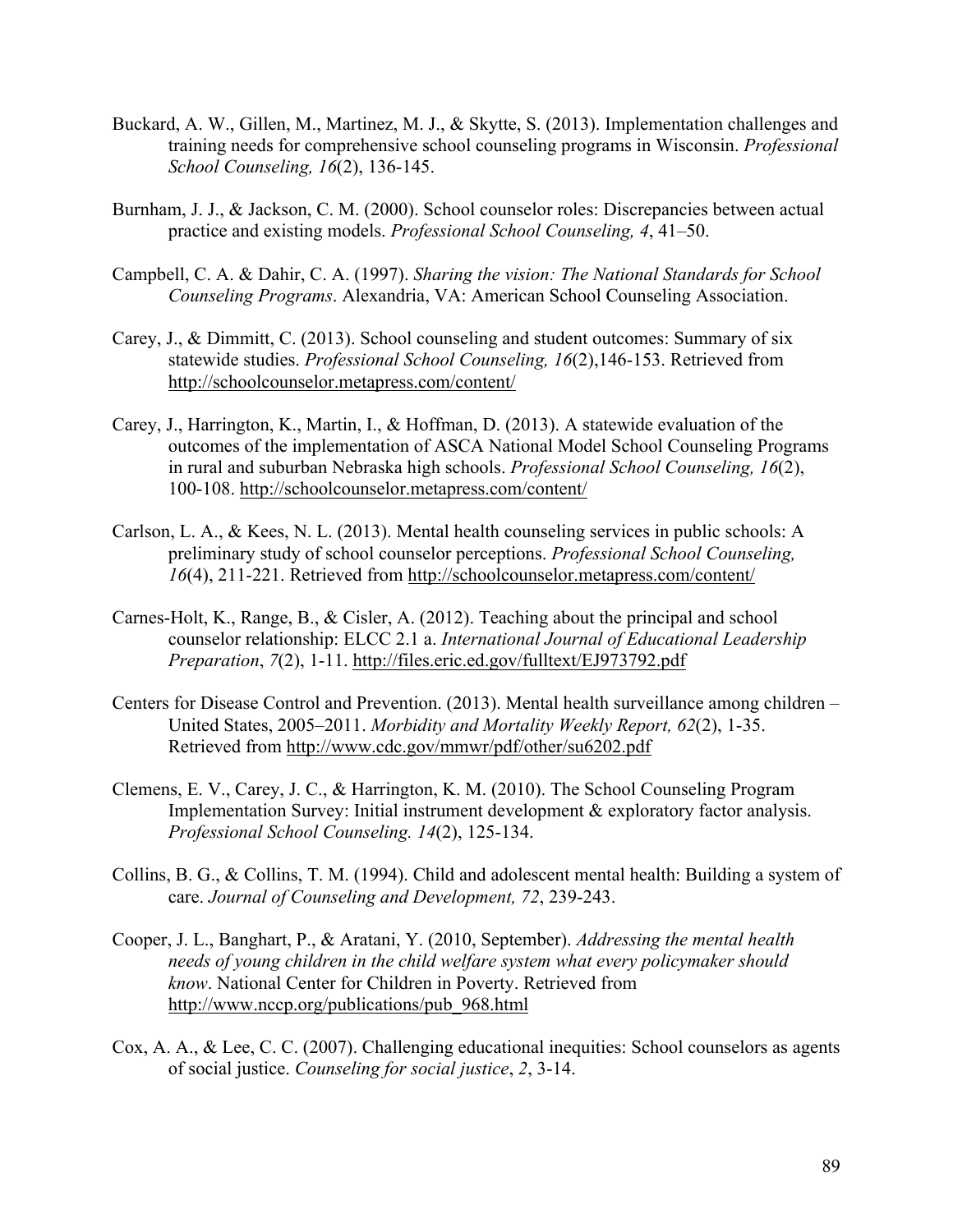Buckard, A. W., Gillen, M., Martinez, M. J., & Skytte, S. (2013). Implementation challenges and training needs for comprehensive school counseling programs in Wisconsin. *Professional School Counseling, 16*(2), 136-145.

Burnham, J. J., & Jackson, C. M. (2000). School counselor roles: Discrepancies between actual practice and existing models. *Professional School Counseling, 4*, 41–50.

Campbell, C. A. & Dahir, C. A. (1997). *Sharing the vision: The National Standards for School Counseling Programs*. Alexandria, VA: American School Counseling Association.

Carey, J., & Dimmitt, C. (2013). School counseling and student outcomes: Summary of six statewide studies. *Professional School Counseling, 16*(2),146-153. Retrieved from http://schoolcounselor.metapress.com/content/

Carey, J., Harrington, K., Martin, I., & Hoffman, D. (2013). A statewide evaluation of the outcomes of the implementation of ASCA National Model School Counseling Programs in rural and suburban Nebraska high schools. *Professional School Counseling, 16*(2), 100-108. http://schoolcounselor.metapress.com/content/

Carlson, L. A., & Kees, N. L. (2013). Mental health counseling services in public schools: A preliminary study of school counselor perceptions. *Professional School Counseling, 16*(4), 211-221. Retrieved from http://schoolcounselor.metapress.com/content/

Carnes-Holt, K., Range, B., & Cisler, A. (2012). Teaching about the principal and school counselor relationship: ELCC 2.1 a. *International Journal of Educational Leadership Preparation*, *7*(2), 1-11. http://files.eric.ed.gov/fulltext/EJ973792.pdf

Centers for Disease Control and Prevention. (2013). Mental health surveillance among children – United States, 2005–2011. *Morbidity and Mortality Weekly Report, 62*(2), 1-35. Retrieved from http://www.cdc.gov/mmwr/pdf/other/su6202.pdf

Clemens, E. V., Carey, J. C., & Harrington, K. M. (2010). The School Counseling Program Implementation Survey: Initial instrument development & exploratory factor analysis. *Professional School Counseling. 14*(2), 125-134.

Collins, B. G., & Collins, T. M. (1994). Child and adolescent mental health: Building a system of care. *Journal of Counseling and Development, 72*, 239-243.

Cooper, J. L., Banghart, P., & Aratani, Y. (2010, September). *Addressing the mental health needs of young children in the child welfare system what every policymaker should know*. National Center for Children in Poverty. Retrieved from http://www.nccp.org/publications/pub_968.html

Cox, A. A., & Lee, C. C. (2007). Challenging educational inequities: School counselors as agents of social justice. *Counseling for social justice*, *2*, 3-14.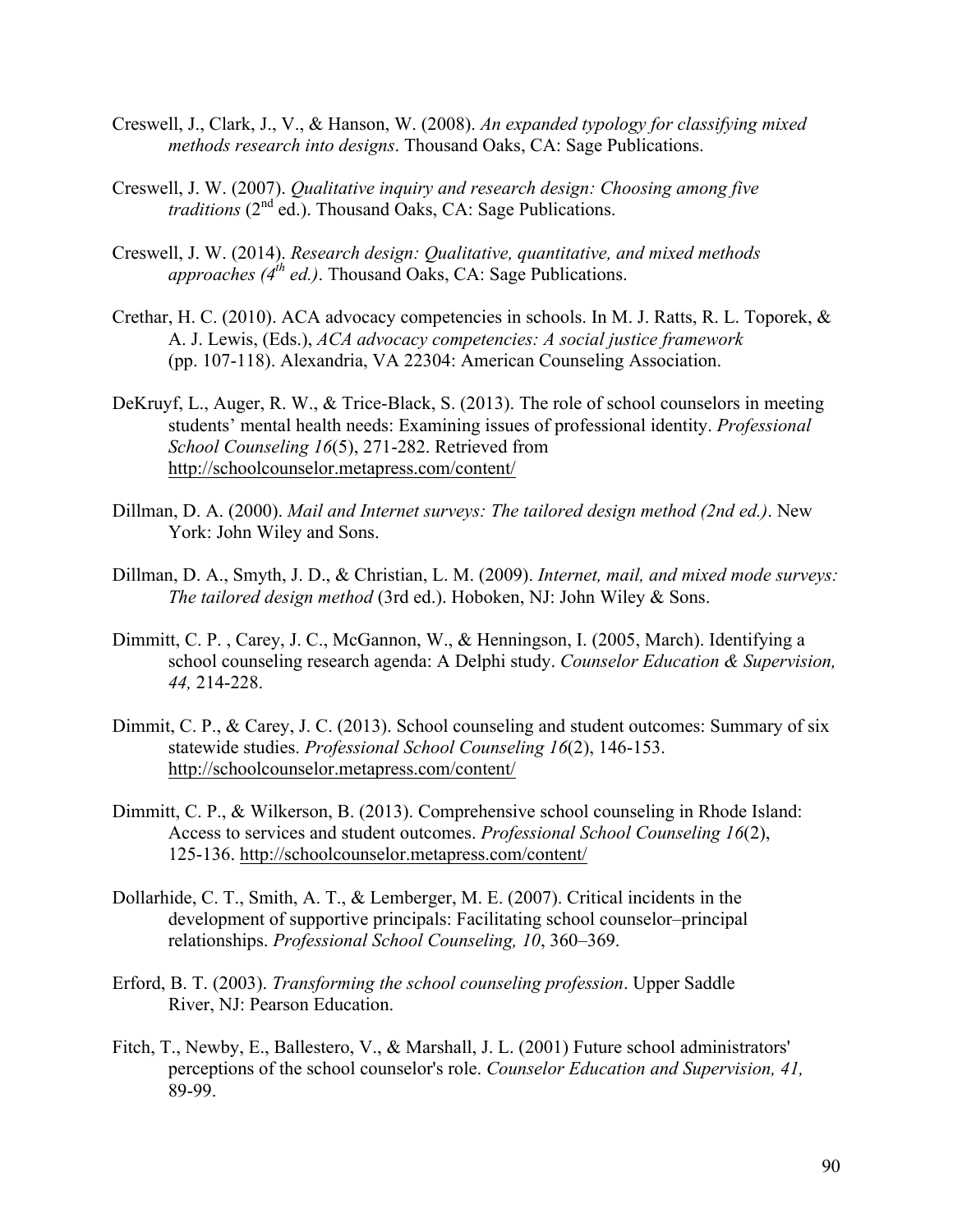Creswell, J., Clark, J., V., & Hanson, W. (2008). *An expanded typology for classifying mixed methods research into designs*. Thousand Oaks, CA: Sage Publications.

Creswell, J. W. (2007). *Qualitative inquiry and research design: Choosing among five traditions* (2nd ed.). Thousand Oaks, CA: Sage Publications.

Creswell, J. W. (2014). *Research design: Qualitative, quantitative, and mixed methods approaches (4th ed.)*. Thousand Oaks, CA: Sage Publications.

Crethar, H. C. (2010). ACA advocacy competencies in schools. In M. J. Ratts, R. L. Toporek, & A. J. Lewis, (Eds.), *ACA advocacy competencies: A social justice framework* (pp. 107-118). Alexandria, VA 22304: American Counseling Association.

DeKruyf, L., Auger, R. W., & Trice-Black, S. (2013). The role of school counselors in meeting students' mental health needs: Examining issues of professional identity. *Professional School Counseling 16*(5), 271-282. Retrieved from http://schoolcounselor.metapress.com/content/

Dillman, D. A. (2000). *Mail and Internet surveys: The tailored design method (2nd ed.)*. New York: John Wiley and Sons.

Dillman, D. A., Smyth, J. D., & Christian, L. M. (2009). *Internet, mail, and mixed mode surveys: The tailored design method* (3rd ed.). Hoboken, NJ: John Wiley & Sons.

Dimmitt, C. P. , Carey, J. C., McGannon, W., & Henningson, I. (2005, March). Identifying a school counseling research agenda: A Delphi study. *Counselor Education & Supervision, 44,* 214-228.

Dimmit, C. P., & Carey, J. C. (2013). School counseling and student outcomes: Summary of six statewide studies. *Professional School Counseling 16*(2), 146-153. http://schoolcounselor.metapress.com/content/

Dimmitt, C. P., & Wilkerson, B. (2013). Comprehensive school counseling in Rhode Island: Access to services and student outcomes. *Professional School Counseling 16*(2), 125-136. http://schoolcounselor.metapress.com/content/

Dollarhide, C. T., Smith, A. T., & Lemberger, M. E. (2007). Critical incidents in the development of supportive principals: Facilitating school counselor–principal relationships. *Professional School Counseling, 10*, 360–369.

Erford, B. T. (2003). *Transforming the school counseling profession*. Upper Saddle River, NJ: Pearson Education.

Fitch, T., Newby, E., Ballestero, V., & Marshall, J. L. (2001) Future school administrators' perceptions of the school counselor's role. *Counselor Education and Supervision, 41,* 89-99.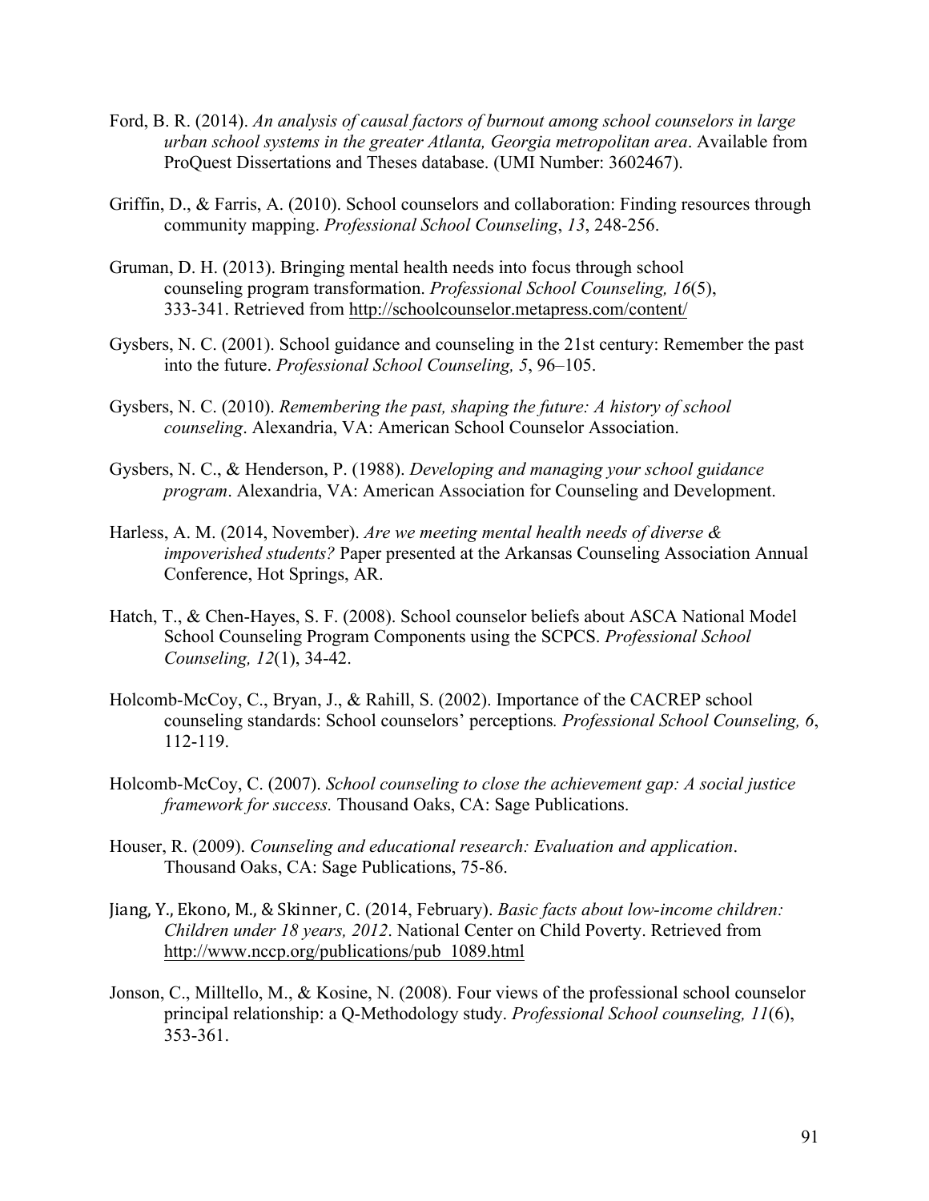Ford, B. R. (2014). *An analysis of causal factors of burnout among school counselors in large urban school systems in the greater Atlanta, Georgia metropolitan area*. Available from ProQuest Dissertations and Theses database. (UMI Number: 3602467).

Griffin, D., & Farris, A. (2010). School counselors and collaboration: Finding resources through community mapping. *Professional School Counseling*, *13*, 248-256.

Gruman, D. H. (2013). Bringing mental health needs into focus through school counseling program transformation. *Professional School Counseling, 16*(5), 333-341. Retrieved from http://schoolcounselor.metapress.com/content/

Gysbers, N. C. (2001). School guidance and counseling in the 21st century: Remember the past into the future. *Professional School Counseling, 5*, 96–105.

Gysbers, N. C. (2010). *Remembering the past, shaping the future: A history of school counseling*. Alexandria, VA: American School Counselor Association.

Gysbers, N. C., & Henderson, P. (1988). *Developing and managing your school guidance program*. Alexandria, VA: American Association for Counseling and Development.

Harless, A. M. (2014, November). *Are we meeting mental health needs of diverse & impoverished students?* Paper presented at the Arkansas Counseling Association Annual Conference, Hot Springs, AR.

Hatch, T., & Chen-Hayes, S. F. (2008). School counselor beliefs about ASCA National Model School Counseling Program Components using the SCPCS. *Professional School Counseling, 12*(1), 34-42.

Holcomb-McCoy, C., Bryan, J., & Rahill, S. (2002). Importance of the CACREP school counseling standards: School counselors' perceptions*. Professional School Counseling, 6*, 112-119.

Holcomb-McCoy, C. (2007). *School counseling to close the achievement gap: A social justice framework for success.* Thousand Oaks, CA: Sage Publications.

Houser, R. (2009). *Counseling and educational research: Evaluation and application*. Thousand Oaks, CA: Sage Publications, 75-86.

Jiang, Y., Ekono, M., & Skinner, C. (2014, February). *Basic facts about low-income children: Children under 18 years, 2012*. National Center on Child Poverty. Retrieved from http://www.nccp.org/publications/pub_1089.html

Jonson, C., Milltello, M., & Kosine, N. (2008). Four views of the professional school counselor principal relationship: a Q-Methodology study. *Professional School counseling, 11*(6), 353-361.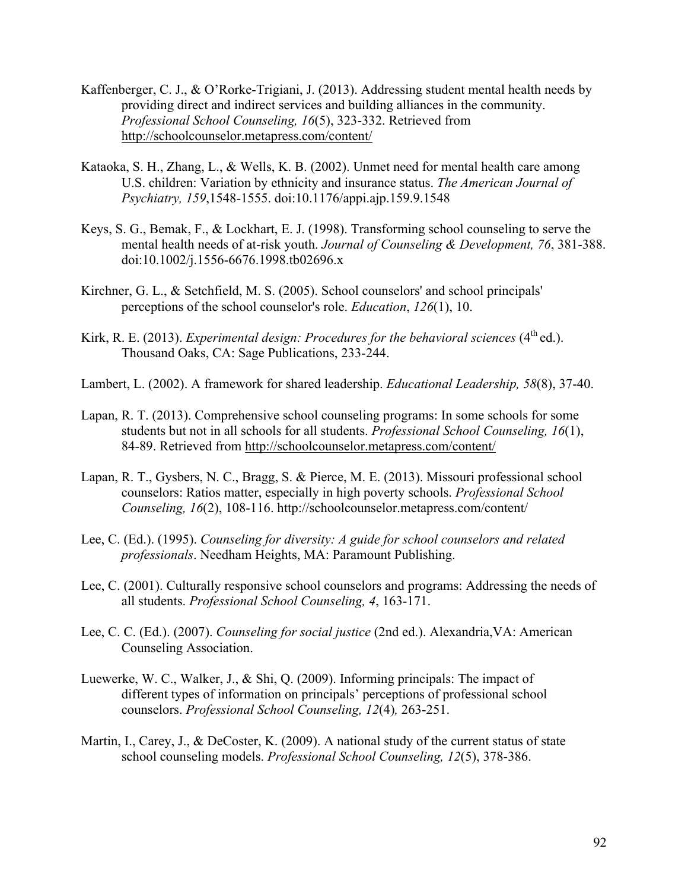Kaffenberger, C. J., & O'Rorke-Trigiani, J. (2013). Addressing student mental health needs by providing direct and indirect services and building alliances in the community. *Professional School Counseling, 16*(5), 323-332. Retrieved from http://schoolcounselor.metapress.com/content/

Kataoka, S. H., Zhang, L., & Wells, K. B. (2002). Unmet need for mental health care among U.S. children: Variation by ethnicity and insurance status. *The American Journal of Psychiatry, 159*,1548-1555. doi:10.1176/appi.ajp.159.9.1548

Keys, S. G., Bemak, F., & Lockhart, E. J. (1998). Transforming school counseling to serve the mental health needs of at-risk youth. *Journal of Counseling & Development, 76*, 381-388. doi:10.1002/j.1556-6676.1998.tb02696.x

Kirchner, G. L., & Setchfield, M. S. (2005). School counselors' and school principals' perceptions of the school counselor's role. *Education*, *126*(1), 10.

Kirk, R. E. (2013). *Experimental design: Procedures for the behavioral sciences* (4th ed.). Thousand Oaks, CA: Sage Publications, 233-244.

Lambert, L. (2002). A framework for shared leadership. *Educational Leadership, 58*(8), 37-40.

Lapan, R. T. (2013). Comprehensive school counseling programs: In some schools for some students but not in all schools for all students. *Professional School Counseling, 16*(1), 84-89. Retrieved from http://schoolcounselor.metapress.com/content/

Lapan, R. T., Gysbers, N. C., Bragg, S. & Pierce, M. E. (2013). Missouri professional school counselors: Ratios matter, especially in high poverty schools. *Professional School Counseling, 16*(2), 108-116. http://schoolcounselor.metapress.com/content/

Lee, C. (Ed.). (1995). *Counseling for diversity: A guide for school counselors and related professionals*. Needham Heights, MA: Paramount Publishing.

Lee, C. (2001). Culturally responsive school counselors and programs: Addressing the needs of all students. *Professional School Counseling, 4*, 163-171.

Lee, C. C. (Ed.). (2007). *Counseling for social justice* (2nd ed.). Alexandria,VA: American Counseling Association.

Luewerke, W. C., Walker, J., & Shi, Q. (2009). Informing principals: The impact of different types of information on principals' perceptions of professional school counselors. *Professional School Counseling, 12*(4)*,* 263-251.

Martin, I., Carey, J., & DeCoster, K. (2009). A national study of the current status of state school counseling models. *Professional School Counseling, 12*(5), 378-386.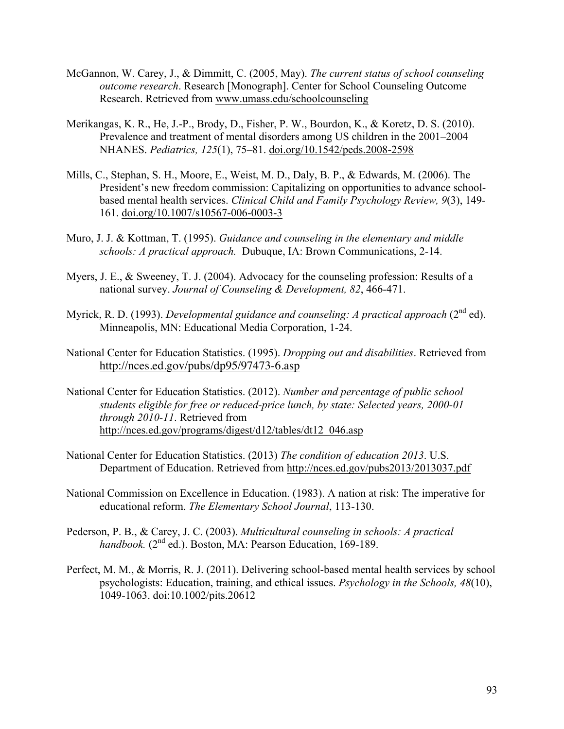McGannon, W. Carey, J., & Dimmitt, C. (2005, May). *The current status of school counseling outcome research*. Research [Monograph]. Center for School Counseling Outcome Research. Retrieved from www.umass.edu/schoolcounseling

Merikangas, K. R., He, J.-P., Brody, D., Fisher, P. W., Bourdon, K., & Koretz, D. S. (2010). Prevalence and treatment of mental disorders among US children in the 2001–2004 NHANES. *Pediatrics, 125*(1), 75–81. doi.org/10.1542/peds.2008-2598

Mills, C., Stephan, S. H., Moore, E., Weist, M. D., Daly, B. P., & Edwards, M. (2006). The President's new freedom commission: Capitalizing on opportunities to advance school-based mental health services. *Clinical Child and Family Psychology Review, 9*(3), 149-161. doi.org/10.1007/s10567-006-0003-3

Muro, J. J. & Kottman, T. (1995). *Guidance and counseling in the elementary and middle schools: A practical approach.* Dubuque, IA: Brown Communications, 2-14.

Myers, J. E., & Sweeney, T. J. (2004). Advocacy for the counseling profession: Results of a national survey. *Journal of Counseling & Development, 82*, 466-471.

Myrick, R. D. (1993). *Developmental guidance and counseling: A practical approach* (2nd ed). Minneapolis, MN: Educational Media Corporation, 1-24.

National Center for Education Statistics. (1995). *Dropping out and disabilities*. Retrieved from http://nces.ed.gov/pubs/dp95/97473-6.asp

National Center for Education Statistics. (2012). *Number and percentage of public school students eligible for free or reduced-price lunch, by state: Selected years, 2000-01 through 2010-11*. Retrieved from http://nces.ed.gov/programs/digest/d12/tables/dt12_046.asp

National Center for Education Statistics. (2013) *The condition of education 2013*. U.S. Department of Education. Retrieved from http://nces.ed.gov/pubs2013/2013037.pdf

National Commission on Excellence in Education. (1983). A nation at risk: The imperative for educational reform. *The Elementary School Journal*, 113-130.

Pederson, P. B., & Carey, J. C. (2003). *Multicultural counseling in schools: A practical handbook.* (2nd ed.). Boston, MA: Pearson Education, 169-189.

Perfect, M. M., & Morris, R. J. (2011). Delivering school-based mental health services by school psychologists: Education, training, and ethical issues. *Psychology in the Schools, 48*(10), 1049-1063. doi:10.1002/pits.20612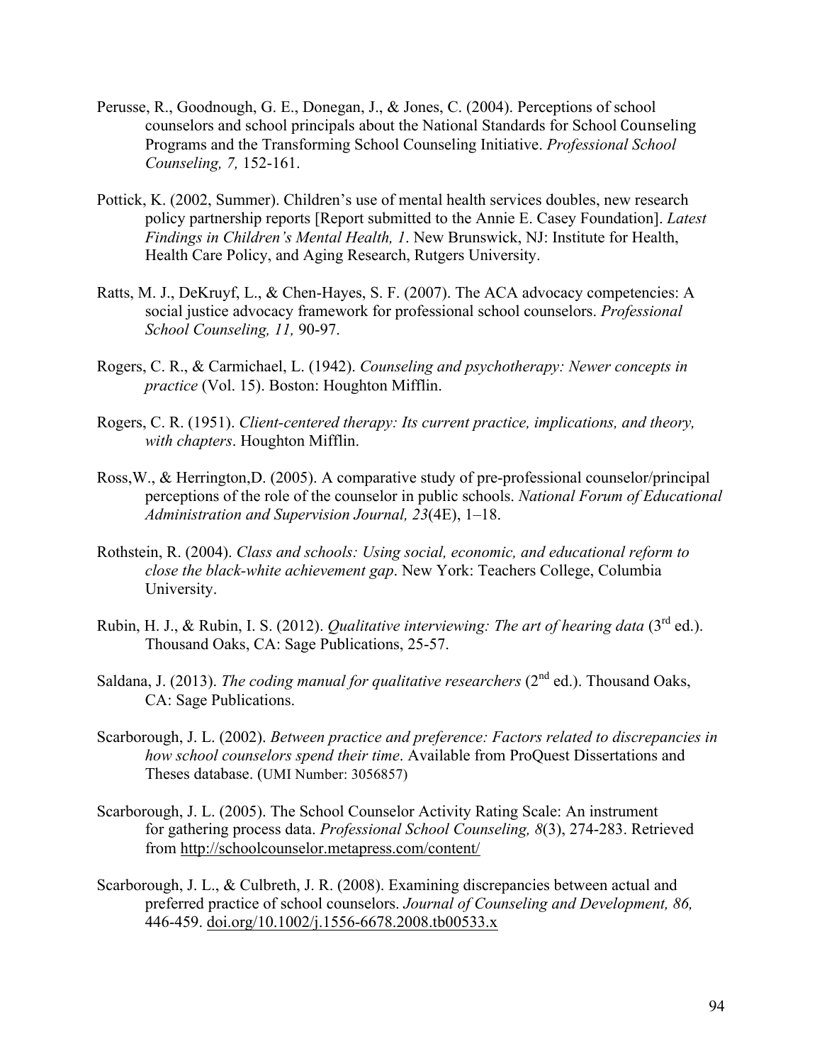Perusse, R., Goodnough, G. E., Donegan, J., & Jones, C. (2004). Perceptions of school counselors and school principals about the National Standards for School Counseling Programs and the Transforming School Counseling Initiative. *Professional School Counseling, 7,* 152-161.

Pottick, K. (2002, Summer). Children's use of mental health services doubles, new research policy partnership reports [Report submitted to the Annie E. Casey Foundation]. *Latest Findings in Children's Mental Health, 1*. New Brunswick, NJ: Institute for Health, Health Care Policy, and Aging Research, Rutgers University.

Ratts, M. J., DeKruyf, L., & Chen-Hayes, S. F. (2007). The ACA advocacy competencies: A social justice advocacy framework for professional school counselors. *Professional School Counseling, 11,* 90-97.

Rogers, C. R., & Carmichael, L. (1942). *Counseling and psychotherapy: Newer concepts in practice* (Vol. 15). Boston: Houghton Mifflin.

Rogers, C. R. (1951). *Client-centered therapy: Its current practice, implications, and theory, with chapters*. Houghton Mifflin.

Ross,W., & Herrington,D. (2005). A comparative study of pre-professional counselor/principal perceptions of the role of the counselor in public schools. *National Forum of Educational Administration and Supervision Journal, 23*(4E), 1–18.

Rothstein, R. (2004). *Class and schools: Using social, economic, and educational reform to close the black-white achievement gap*. New York: Teachers College, Columbia University.

Rubin, H. J., & Rubin, I. S. (2012). *Qualitative interviewing: The art of hearing data* (3rd ed.). Thousand Oaks, CA: Sage Publications, 25-57.

Saldana, J. (2013). *The coding manual for qualitative researchers* (2nd ed.). Thousand Oaks, CA: Sage Publications.

Scarborough, J. L. (2002). *Between practice and preference: Factors related to discrepancies in how school counselors spend their time*. Available from ProQuest Dissertations and Theses database. (UMI Number: 3056857)

Scarborough, J. L. (2005). The School Counselor Activity Rating Scale: An instrument for gathering process data. *Professional School Counseling, 8*(3), 274-283. Retrieved from http://schoolcounselor.metapress.com/content/

Scarborough, J. L., & Culbreth, J. R. (2008). Examining discrepancies between actual and preferred practice of school counselors. *Journal of Counseling and Development, 86,* 446-459. doi.org/10.1002/j.1556-6678.2008.tb00533.x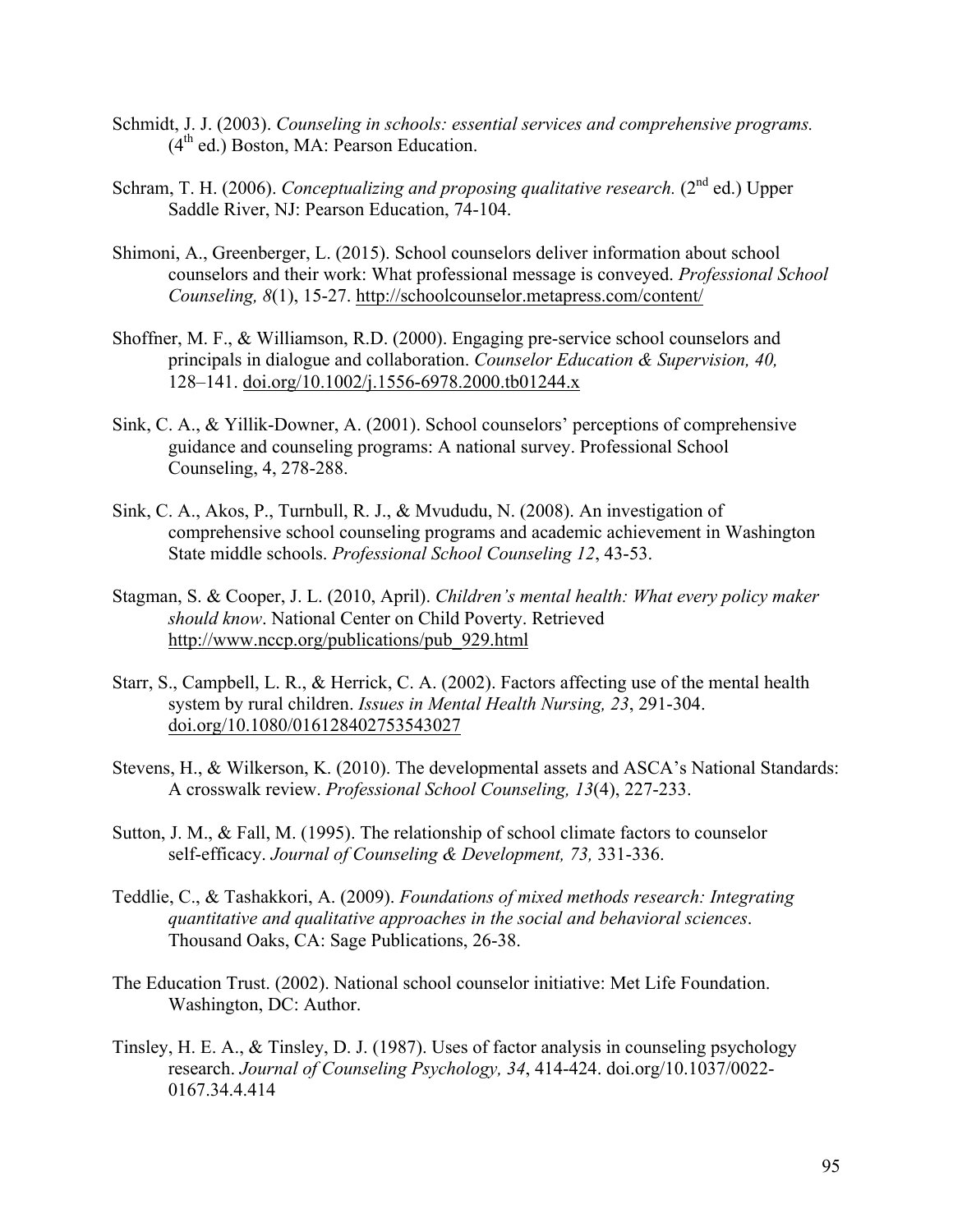Schmidt, J. J. (2003). *Counseling in schools: essential services and comprehensive programs.* (4th ed.) Boston, MA: Pearson Education.

Schram, T. H. (2006). *Conceptualizing and proposing qualitative research.* (2nd ed.) Upper Saddle River, NJ: Pearson Education, 74-104.

Shimoni, A., Greenberger, L. (2015). School counselors deliver information about school counselors and their work: What professional message is conveyed. *Professional School Counseling, 8*(1), 15-27. http://schoolcounselor.metapress.com/content/

Shoffner, M. F., & Williamson, R.D. (2000). Engaging pre-service school counselors and principals in dialogue and collaboration. *Counselor Education & Supervision, 40,* 128–141. doi.org/10.1002/j.1556-6978.2000.tb01244.x

Sink, C. A., & Yillik-Downer, A. (2001). School counselors' perceptions of comprehensive guidance and counseling programs: A national survey. Professional School Counseling, 4, 278-288.

Sink, C. A., Akos, P., Turnbull, R. J., & Mvududu, N. (2008). An investigation of comprehensive school counseling programs and academic achievement in Washington State middle schools. *Professional School Counseling 12*, 43-53.

Stagman, S. & Cooper, J. L. (2010, April). *Children's mental health: What every policy maker should know*. National Center on Child Poverty. Retrieved http://www.nccp.org/publications/pub_929.html

Starr, S., Campbell, L. R., & Herrick, C. A. (2002). Factors affecting use of the mental health system by rural children. *Issues in Mental Health Nursing, 23*, 291-304. doi.org/10.1080/016128402753543027

Stevens, H., & Wilkerson, K. (2010). The developmental assets and ASCA's National Standards: A crosswalk review. *Professional School Counseling, 13*(4), 227-233.

Sutton, J. M., & Fall, M. (1995). The relationship of school climate factors to counselor self-efficacy. *Journal of Counseling & Development, 73,* 331-336.

Teddlie, C., & Tashakkori, A. (2009). *Foundations of mixed methods research: Integrating quantitative and qualitative approaches in the social and behavioral sciences*. Thousand Oaks, CA: Sage Publications, 26-38.

The Education Trust. (2002). National school counselor initiative: Met Life Foundation. Washington, DC: Author.

Tinsley, H. E. A., & Tinsley, D. J. (1987). Uses of factor analysis in counseling psychology research. *Journal of Counseling Psychology, 34*, 414-424. doi.org/10.1037/0022-0167.34.4.414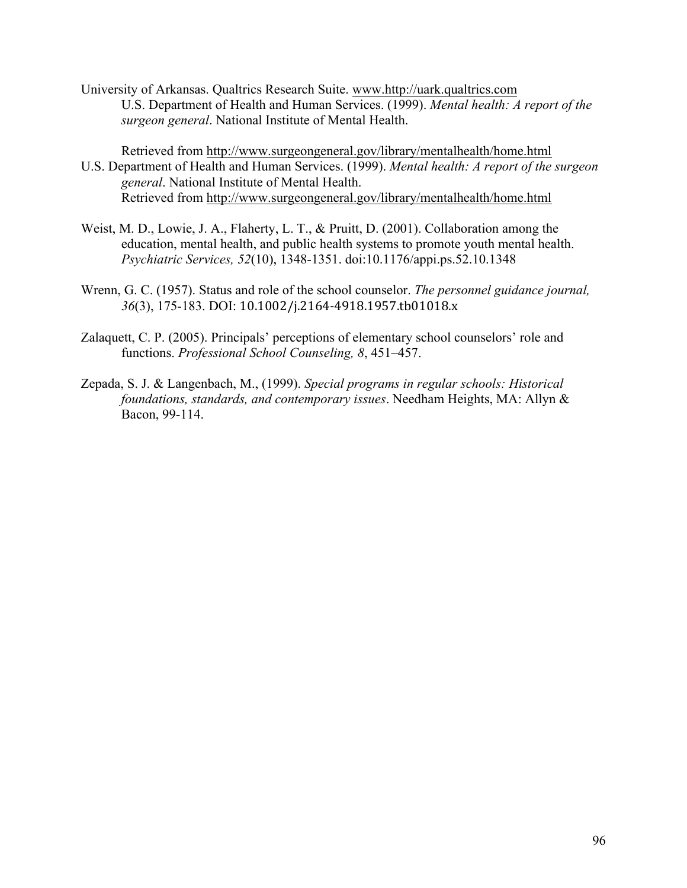University of Arkansas. Qualtrics Research Suite. www.http://uark.qualtrics.com
U.S. Department of Health and Human Services. (1999). *Mental health: A report of the surgeon general*. National Institute of Mental Health.

Retrieved from http://www.surgeongeneral.gov/library/mentalhealth/home.html
U.S. Department of Health and Human Services. (1999). *Mental health: A report of the surgeon general*. National Institute of Mental Health.
Retrieved from http://www.surgeongeneral.gov/library/mentalhealth/home.html

Weist, M. D., Lowie, J. A., Flaherty, L. T., & Pruitt, D. (2001). Collaboration among the education, mental health, and public health systems to promote youth mental health. *Psychiatric Services, 52*(10), 1348-1351. doi:10.1176/appi.ps.52.10.1348

Wrenn, G. C. (1957). Status and role of the school counselor. *The personnel guidance journal, 36*(3), 175-183. DOI: 10.1002/j.2164-4918.1957.tb01018.x

Zalaquett, C. P. (2005). Principals' perceptions of elementary school counselors' role and functions. *Professional School Counseling, 8*, 451–457.

Zepada, S. J. & Langenbach, M., (1999). *Special programs in regular schools: Historical foundations, standards, and contemporary issues*. Needham Heights, MA: Allyn & Bacon, 99-114.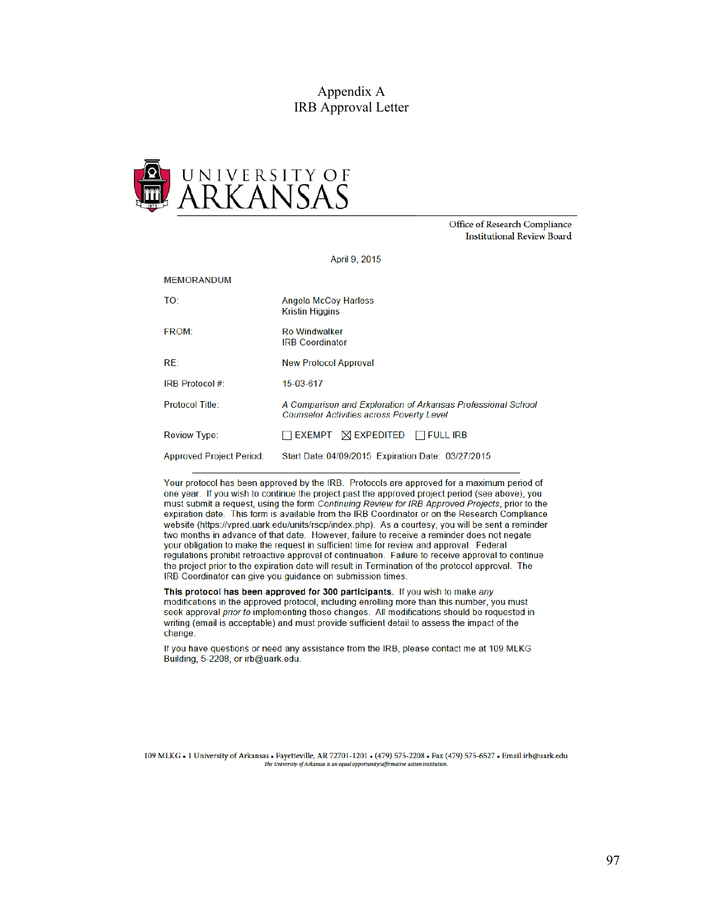# Appendix A
## IRB Approval Letter

UNIVERSITY OF ARKANSAS

Office of Research Compliance
Institutional Review Board

April 9, 2015

MEMORANDUM

| | |
|---|---|
| TO: | Angela McCoy Harless<br>Kristin Higgins |
| FROM: | Ro Windwalker<br>IRB Coordinator |
| RE: | New Protocol Approval |
| IRB Protocol #: | 15-03-617 |
| Protocol Title: | *A Comparison and Exploration of Arkansas Professional School Counselor Activities across Poverty Level* |
| Review Type: | ☐ EXEMPT ☒ EXPEDITED ☐ FULL IRB |
| Approved Project Period: | Start Date: 04/09/2015 Expiration Date: 03/27/2015 |

---

Your protocol has been approved by the IRB. Protocols are approved for a maximum period of one year. If you wish to continue the project past the approved project period (see above), you must submit a request, using the form *Continuing Review for IRB Approved Projects*, prior to the expiration date. This form is available from the IRB Coordinator or on the Research Compliance website (https://vpred.uark.edu/units/rscp/index.php). As a courtesy, you will be sent a reminder two months in advance of that date. However, failure to receive a reminder does not negate your obligation to make the request in sufficient time for review and approval. Federal regulations prohibit retroactive approval of continuation. Failure to receive approval to continue the project prior to the expiration date will result in Termination of the protocol approval. The IRB Coordinator can give you guidance on submission times.

**This protocol has been approved for 300 participants.** If you wish to make *any* modifications in the approved protocol, including enrolling more than this number, you must seek approval *prior to* implementing those changes. All modifications should be requested in writing (email is acceptable) and must provide sufficient detail to assess the impact of the change.

If you have questions or need any assistance from the IRB, please contact me at 109 MLKG Building, 5-2208, or irb@uark.edu.

109 MLKG • 1 University of Arkansas • Fayetteville, AR 72701-1201 • (479) 575-2208 • Fax (479) 575-6527 • Email irb@uark.edu
*The University of Arkansas is an equal opportunity/affirmative action institution.*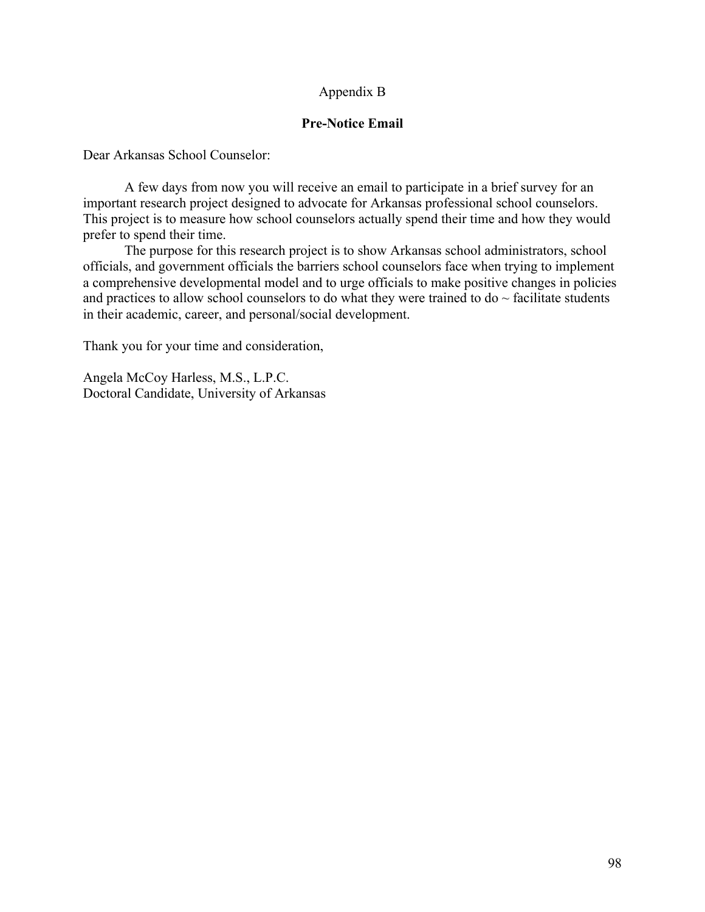Appendix B

## Pre-Notice Email

Dear Arkansas School Counselor:

A few days from now you will receive an email to participate in a brief survey for an important research project designed to advocate for Arkansas professional school counselors. This project is to measure how school counselors actually spend their time and how they would prefer to spend their time.

The purpose for this research project is to show Arkansas school administrators, school officials, and government officials the barriers school counselors face when trying to implement a comprehensive developmental model and to urge officials to make positive changes in policies and practices to allow school counselors to do what they were trained to do ~ facilitate students in their academic, career, and personal/social development.

Thank you for your time and consideration,

Angela McCoy Harless, M.S., L.P.C.
Doctoral Candidate, University of Arkansas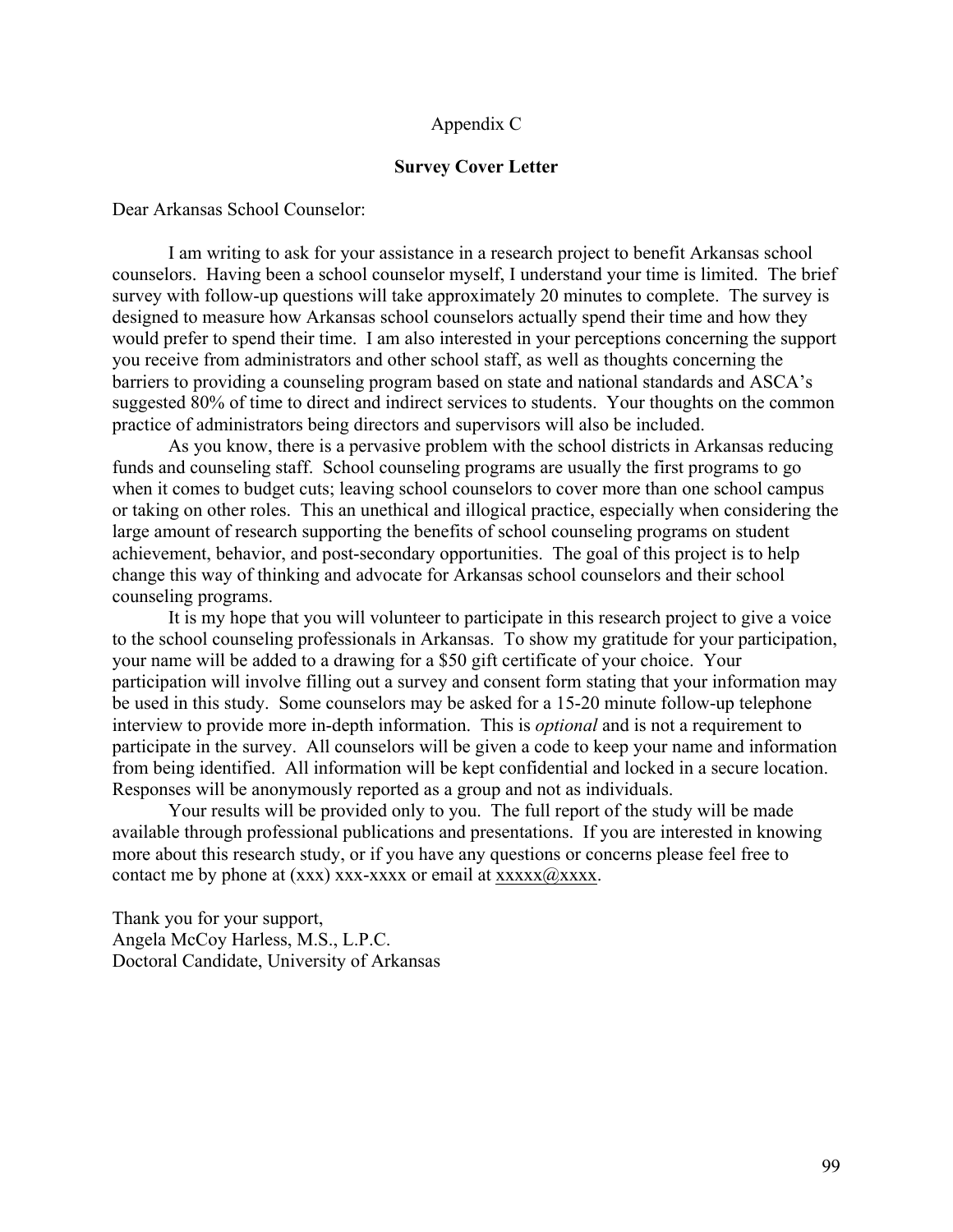Appendix C

**Survey Cover Letter**

Dear Arkansas School Counselor:

I am writing to ask for your assistance in a research project to benefit Arkansas school counselors. Having been a school counselor myself, I understand your time is limited. The brief survey with follow-up questions will take approximately 20 minutes to complete. The survey is designed to measure how Arkansas school counselors actually spend their time and how they would prefer to spend their time. I am also interested in your perceptions concerning the support you receive from administrators and other school staff, as well as thoughts concerning the barriers to providing a counseling program based on state and national standards and ASCA's suggested 80% of time to direct and indirect services to students. Your thoughts on the common practice of administrators being directors and supervisors will also be included.

As you know, there is a pervasive problem with the school districts in Arkansas reducing funds and counseling staff. School counseling programs are usually the first programs to go when it comes to budget cuts; leaving school counselors to cover more than one school campus or taking on other roles. This an unethical and illogical practice, especially when considering the large amount of research supporting the benefits of school counseling programs on student achievement, behavior, and post-secondary opportunities. The goal of this project is to help change this way of thinking and advocate for Arkansas school counselors and their school counseling programs.

It is my hope that you will volunteer to participate in this research project to give a voice to the school counseling professionals in Arkansas. To show my gratitude for your participation, your name will be added to a drawing for a $50 gift certificate of your choice. Your participation will involve filling out a survey and consent form stating that your information may be used in this study. Some counselors may be asked for a 15-20 minute follow-up telephone interview to provide more in-depth information. This is *optional* and is not a requirement to participate in the survey. All counselors will be given a code to keep your name and information from being identified. All information will be kept confidential and locked in a secure location. Responses will be anonymously reported as a group and not as individuals.

Your results will be provided only to you. The full report of the study will be made available through professional publications and presentations. If you are interested in knowing more about this research study, or if you have any questions or concerns please feel free to contact me by phone at (xxx) xxx-xxxx or email at xxxxx@xxxx.

Thank you for your support,
Angela McCoy Harless, M.S., L.P.C.
Doctoral Candidate, University of Arkansas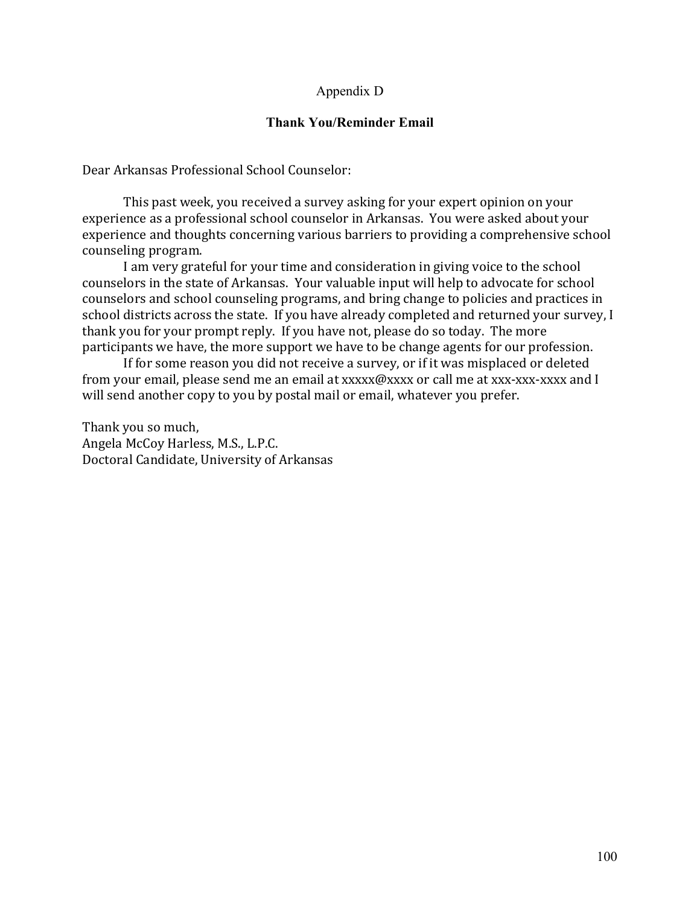Appendix D

## Thank You/Reminder Email

Dear Arkansas Professional School Counselor:

This past week, you received a survey asking for your expert opinion on your experience as a professional school counselor in Arkansas. You were asked about your experience and thoughts concerning various barriers to providing a comprehensive school counseling program.

I am very grateful for your time and consideration in giving voice to the school counselors in the state of Arkansas. Your valuable input will help to advocate for school counselors and school counseling programs, and bring change to policies and practices in school districts across the state. If you have already completed and returned your survey, I thank you for your prompt reply. If you have not, please do so today. The more participants we have, the more support we have to be change agents for our profession.

If for some reason you did not receive a survey, or if it was misplaced or deleted from your email, please send me an email at xxxxx@xxxx or call me at xxx-xxx-xxxx and I will send another copy to you by postal mail or email, whatever you prefer.

Thank you so much,
Angela McCoy Harless, M.S., L.P.C.
Doctoral Candidate, University of Arkansas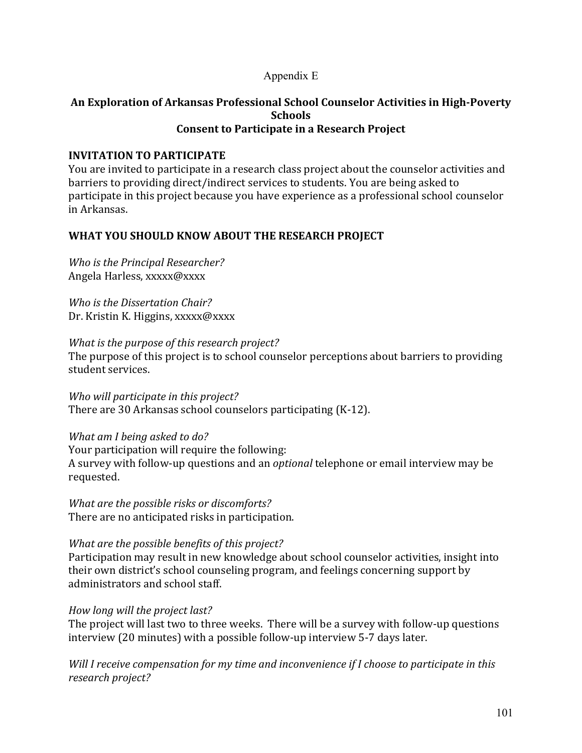Appendix E

# An Exploration of Arkansas Professional School Counselor Activities in High-Poverty Schools
## Consent to Participate in a Research Project

### INVITATION TO PARTICIPATE

You are invited to participate in a research class project about the counselor activities and barriers to providing direct/indirect services to students. You are being asked to participate in this project because you have experience as a professional school counselor in Arkansas.

### WHAT YOU SHOULD KNOW ABOUT THE RESEARCH PROJECT

*Who is the Principal Researcher?*
Angela Harless, xxxxx@xxxx

*Who is the Dissertation Chair?*
Dr. Kristin K. Higgins, xxxxx@xxxx

*What is the purpose of this research project?*
The purpose of this project is to school counselor perceptions about barriers to providing student services.

*Who will participate in this project?*
There are 30 Arkansas school counselors participating (K-12).

*What am I being asked to do?*
Your participation will require the following:
A survey with follow-up questions and an *optional* telephone or email interview may be requested.

*What are the possible risks or discomforts?*
There are no anticipated risks in participation.

*What are the possible benefits of this project?*
Participation may result in new knowledge about school counselor activities, insight into their own district's school counseling program, and feelings concerning support by administrators and school staff.

*How long will the project last?*
The project will last two to three weeks. There will be a survey with follow-up questions interview (20 minutes) with a possible follow-up interview 5-7 days later.

*Will I receive compensation for my time and inconvenience if I choose to participate in this research project?*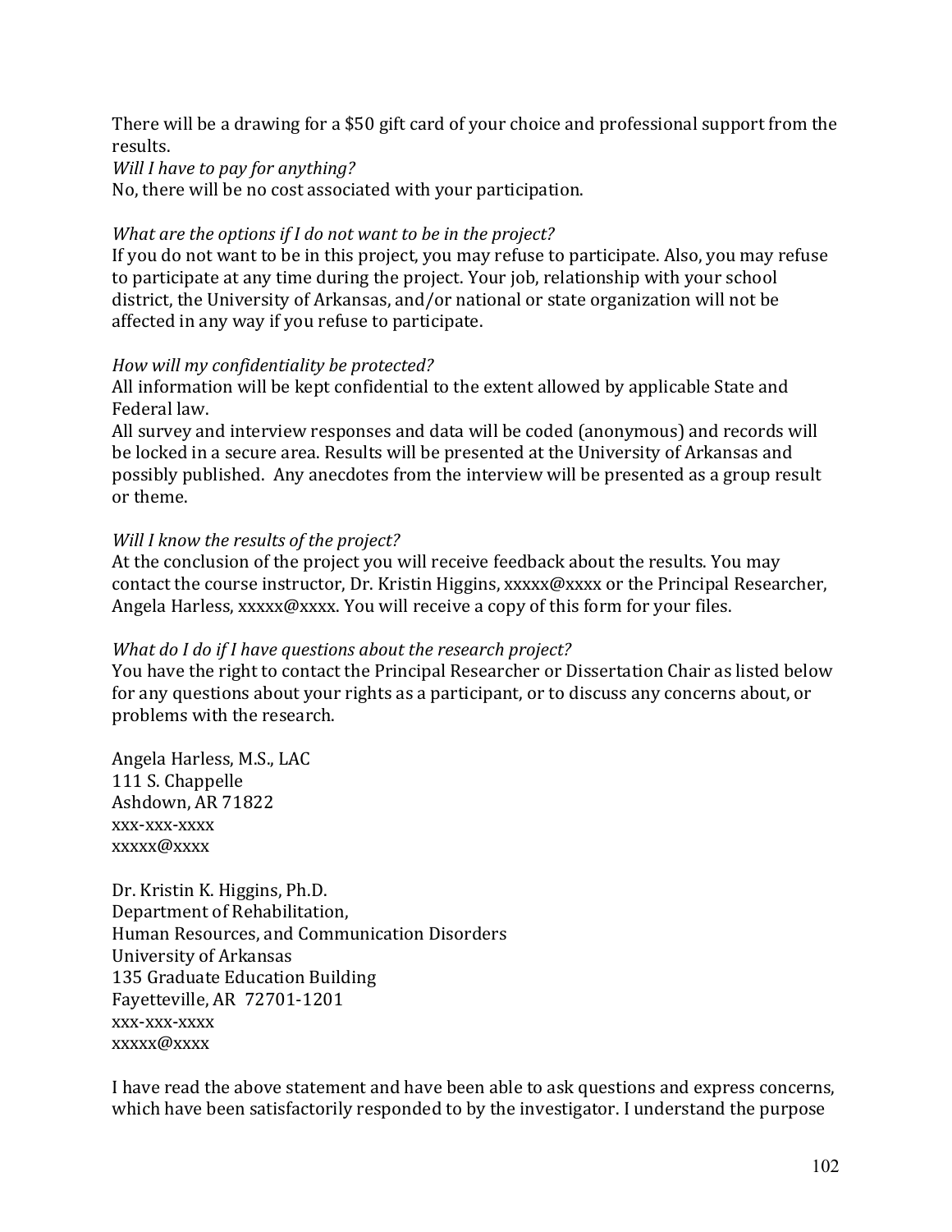There will be a drawing for a $50 gift card of your choice and professional support from the results.

*Will I have to pay for anything?*

No, there will be no cost associated with your participation.

*What are the options if I do not want to be in the project?*

If you do not want to be in this project, you may refuse to participate. Also, you may refuse to participate at any time during the project. Your job, relationship with your school district, the University of Arkansas, and/or national or state organization will not be affected in any way if you refuse to participate.

*How will my confidentiality be protected?*

All information will be kept confidential to the extent allowed by applicable State and Federal law.

All survey and interview responses and data will be coded (anonymous) and records will be locked in a secure area. Results will be presented at the University of Arkansas and possibly published. Any anecdotes from the interview will be presented as a group result or theme.

*Will I know the results of the project?*

At the conclusion of the project you will receive feedback about the results. You may contact the course instructor, Dr. Kristin Higgins, xxxxx@xxxx or the Principal Researcher, Angela Harless, xxxxx@xxxx. You will receive a copy of this form for your files.

*What do I do if I have questions about the research project?*

You have the right to contact the Principal Researcher or Dissertation Chair as listed below for any questions about your rights as a participant, or to discuss any concerns about, or problems with the research.

Angela Harless, M.S., LAC
111 S. Chappelle
Ashdown, AR 71822
xxx-xxx-xxxx
xxxxx@xxxx

Dr. Kristin K. Higgins, Ph.D.
Department of Rehabilitation,
Human Resources, and Communication Disorders
University of Arkansas
135 Graduate Education Building
Fayetteville, AR 72701-1201
xxx-xxx-xxxx
xxxxx@xxxx

I have read the above statement and have been able to ask questions and express concerns, which have been satisfactorily responded to by the investigator. I understand the purpose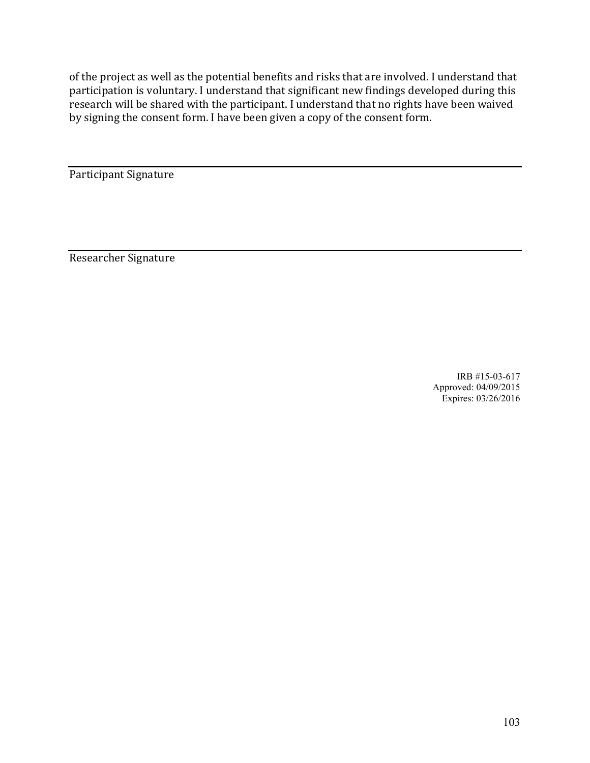of the project as well as the potential benefits and risks that are involved. I understand that participation is voluntary. I understand that significant new findings developed during this research will be shared with the participant. I understand that no rights have been waived by signing the consent form. I have been given a copy of the consent form.

\_\_\_\_\_\_\_\_\_\_\_\_\_\_\_\_\_\_\_\_\_\_\_\_\_\_\_\_\_\_\_\_\_\_\_\_\_\_\_\_\_\_\_\_\_\_\_\_\_\_\_\_\_\_\_\_\_\_\_\_\_\_

Participant Signature

\_\_\_\_\_\_\_\_\_\_\_\_\_\_\_\_\_\_\_\_\_\_\_\_\_\_\_\_\_\_\_\_\_\_\_\_\_\_\_\_\_\_\_\_\_\_\_\_\_\_\_\_\_\_\_\_\_\_\_\_\_\_

Researcher Signature

IRB #15-03-617
Approved: 04/09/2015
Expires: 03/26/2016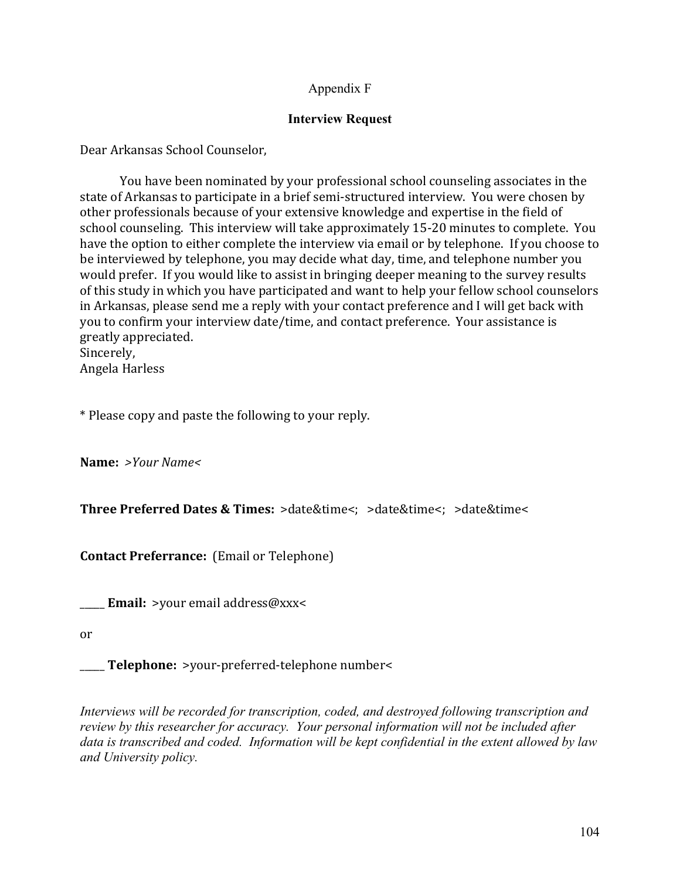Appendix F

**Interview Request**

Dear Arkansas School Counselor,

You have been nominated by your professional school counseling associates in the state of Arkansas to participate in a brief semi-structured interview. You were chosen by other professionals because of your extensive knowledge and expertise in the field of school counseling. This interview will take approximately 15-20 minutes to complete. You have the option to either complete the interview via email or by telephone. If you choose to be interviewed by telephone, you may decide what day, time, and telephone number you would prefer. If you would like to assist in bringing deeper meaning to the survey results of this study in which you have participated and want to help your fellow school counselors in Arkansas, please send me a reply with your contact preference and I will get back with you to confirm your interview date/time, and contact preference. Your assistance is greatly appreciated.
Sincerely,
Angela Harless

* Please copy and paste the following to your reply.

**Name:** *>Your Name<*

**Three Preferred Dates & Times:** >date&time<; >date&time<; >date&time<

**Contact Preferrance:** (Email or Telephone)

_____ **Email:** >your email address@xxx<

or

_____ **Telephone:** >your-preferred-telephone number<

*Interviews will be recorded for transcription, coded, and destroyed following transcription and review by this researcher for accuracy. Your personal information will not be included after data is transcribed and coded. Information will be kept confidential in the extent allowed by law and University policy.*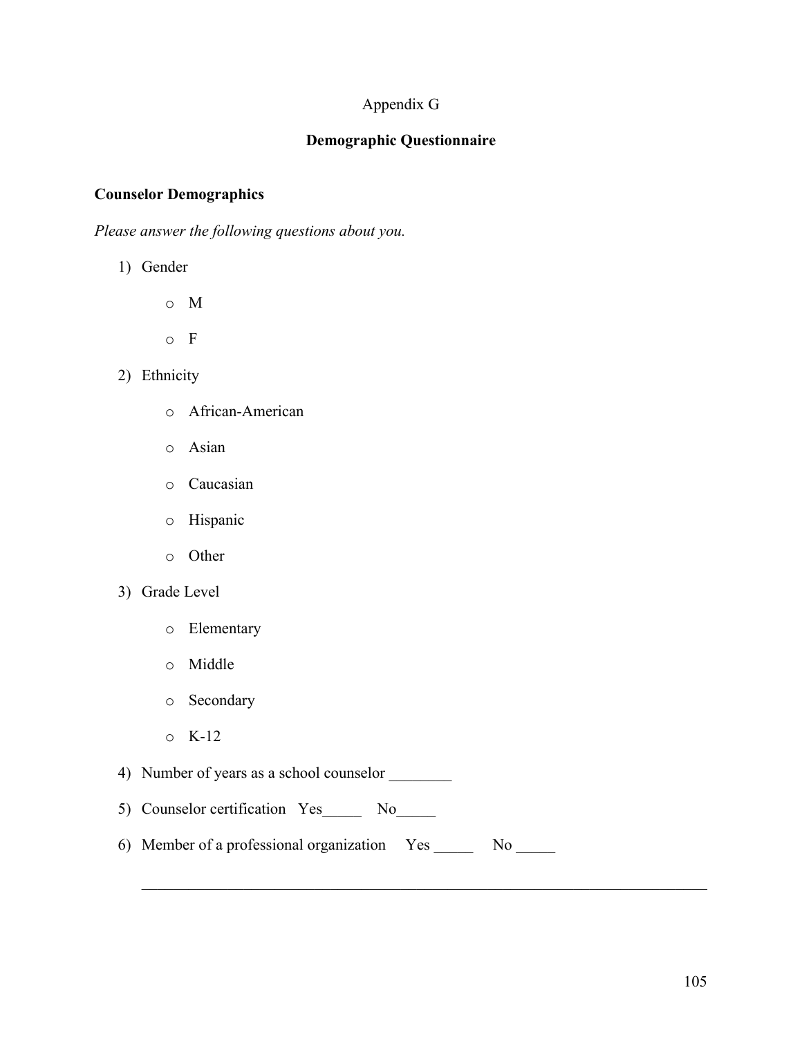Appendix G

# Demographic Questionnaire

**Counselor Demographics**

*Please answer the following questions about you.*

1) Gender
   - o M
   - o F
2) Ethnicity
   - o African-American
   - o Asian
   - o Caucasian
   - o Hispanic
   - o Other
3) Grade Level
   - o Elementary
   - o Middle
   - o Secondary
   - o K-12
4) Number of years as a school counselor ________
5) Counselor certification Yes_____ No_____
6) Member of a professional organization Yes _____ No _____

---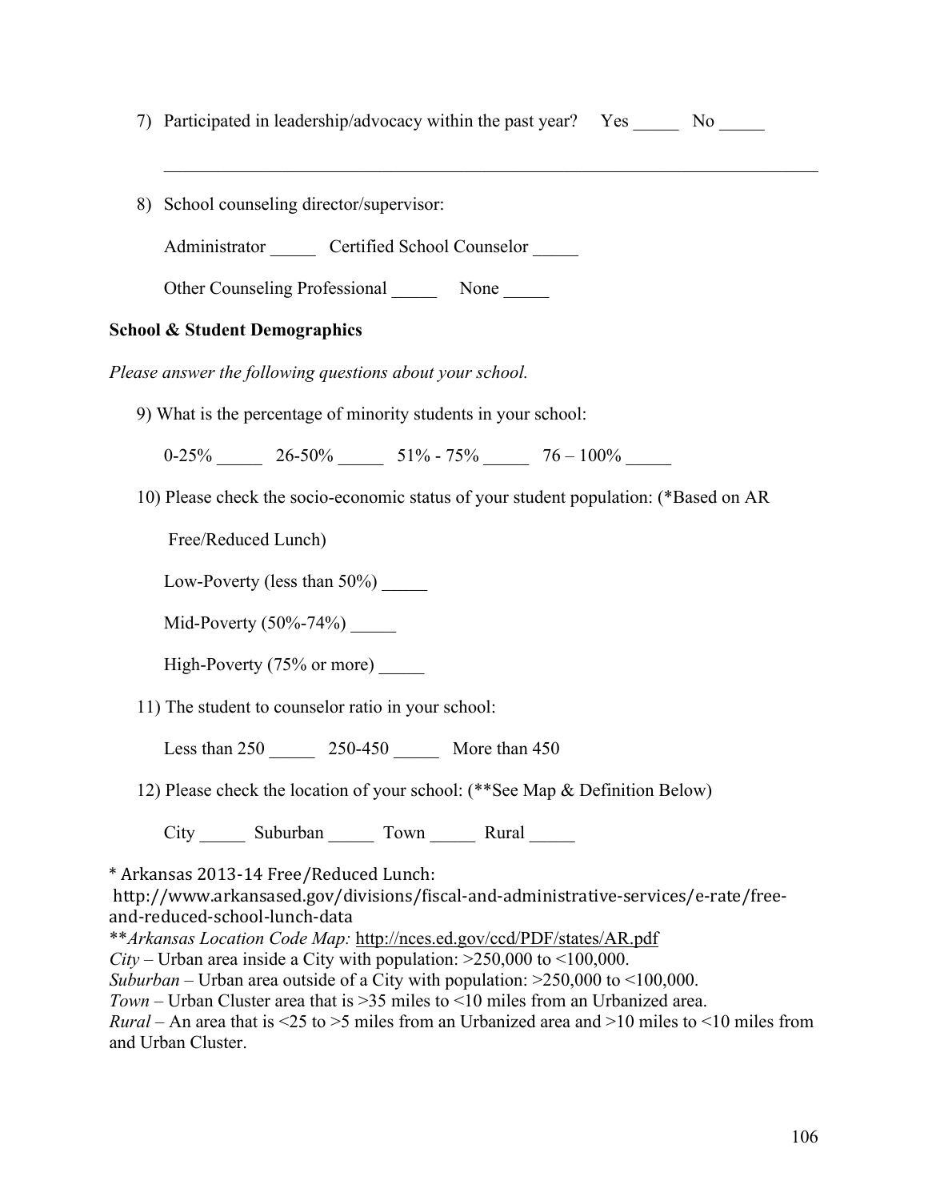7) Participated in leadership/advocacy within the past year? Yes _____ No _____

______________________________________________________________________________

8) School counseling director/supervisor:

Administrator _____ Certified School Counselor _____

Other Counseling Professional _____ None _____

**School & Student Demographics**

*Please answer the following questions about your school.*

9) What is the percentage of minority students in your school:

0-25% _____ 26-50% _____ 51% - 75% _____ 76 – 100% _____

10) Please check the socio-economic status of your student population: (*Based on AR Free/Reduced Lunch)

Low-Poverty (less than 50%) _____

Mid-Poverty (50%-74%) _____

High-Poverty (75% or more) _____

11) The student to counselor ratio in your school:

Less than 250 _____ 250-450 _____ More than 450

12) Please check the location of your school: (**See Map & Definition Below)

City _____ Suburban _____ Town _____ Rural _____

* Arkansas 2013-14 Free/Reduced Lunch:
http://www.arkansased.gov/divisions/fiscal-and-administrative-services/e-rate/free-and-reduced-school-lunch-data
***Arkansas Location Code Map:* http://nces.ed.gov/ccd/PDF/states/AR.pdf
*City* – Urban area inside a City with population: >250,000 to <100,000.
*Suburban* – Urban area outside of a City with population: >250,000 to <100,000.
*Town* – Urban Cluster area that is >35 miles to <10 miles from an Urbanized area.
*Rural* – An area that is <25 to >5 miles from an Urbanized area and >10 miles to <10 miles from and Urban Cluster.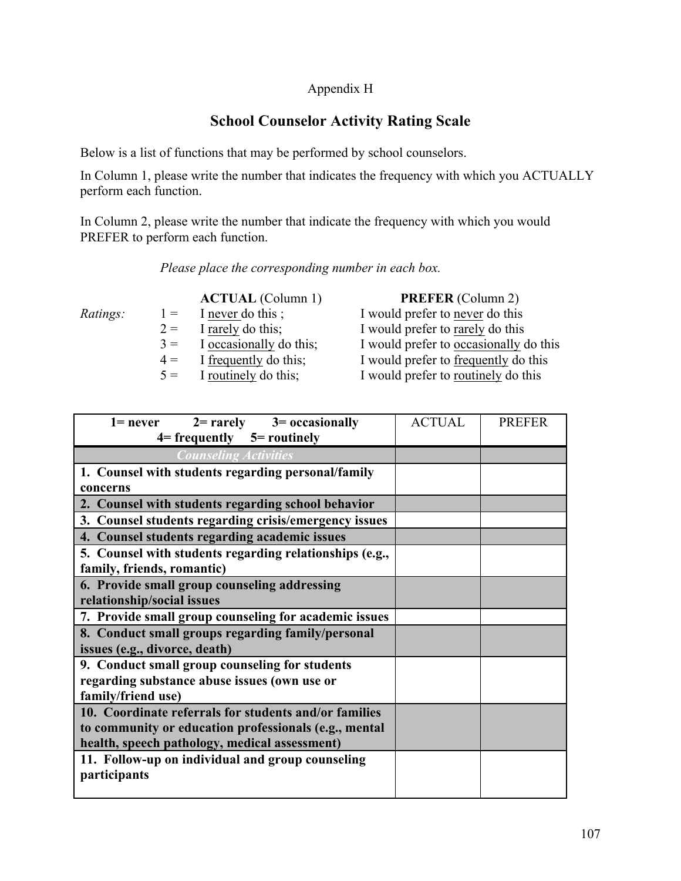Appendix H

# School Counselor Activity Rating Scale

Below is a list of functions that may be performed by school counselors.

In Column 1, please write the number that indicates the frequency with which you ACTUALLY perform each function.

In Column 2, please write the number that indicate the frequency with which you would PREFER to perform each function.

*Please place the corresponding number in each box.*

| *Ratings:* | | **ACTUAL** (Column 1) | **PREFER** (Column 2) |
|---|---|---|---|
| | 1 = | I never do this ; | I would prefer to never do this |
| | 2 = | I rarely do this; | I would prefer to rarely do this |
| | 3 = | I occasionally do this; | I would prefer to occasionally do this |
| | 4 = | I frequently do this; | I would prefer to frequently do this |
| | 5 = | I routinely do this; | I would prefer to routinely do this |

| **1= never 2= rarely 3= occasionally 4= frequently 5= routinely** | ACTUAL | PREFER |
|---|---|---|
| ***Counseling Activities*** | | |
| **1. Counsel with students regarding personal/family concerns** | | |
| **2. Counsel with students regarding school behavior** | | |
| **3. Counsel students regarding crisis/emergency issues** | | |
| **4. Counsel students regarding academic issues** | | |
| **5. Counsel with students regarding relationships (e.g., family, friends, romantic)** | | |
| **6. Provide small group counseling addressing relationship/social issues** | | |
| **7. Provide small group counseling for academic issues** | | |
| **8. Conduct small groups regarding family/personal issues (e.g., divorce, death)** | | |
| **9. Conduct small group counseling for students regarding substance abuse issues (own use or family/friend use)** | | |
| **10. Coordinate referrals for students and/or families to community or education professionals (e.g., mental health, speech pathology, medical assessment)** | | |
| **11. Follow-up on individual and group counseling participants** | | |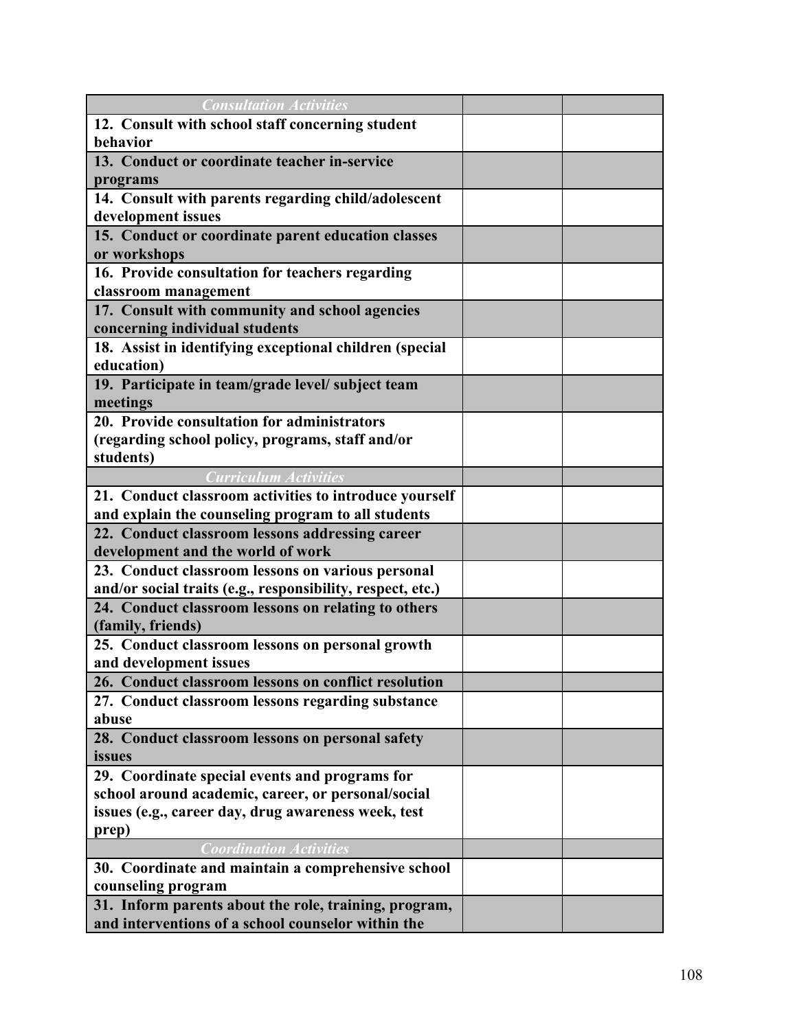| *Consultation Activities* | | |
|---|---|---|
| **12. Consult with school staff concerning student behavior** | | |
| **13. Conduct or coordinate teacher in-service programs** | | |
| **14. Consult with parents regarding child/adolescent development issues** | | |
| **15. Conduct or coordinate parent education classes or workshops** | | |
| **16. Provide consultation for teachers regarding classroom management** | | |
| **17. Consult with community and school agencies concerning individual students** | | |
| **18. Assist in identifying exceptional children (special education)** | | |
| **19. Participate in team/grade level/ subject team meetings** | | |
| **20. Provide consultation for administrators (regarding school policy, programs, staff and/or students)** | | |
| *Curriculum Activities* | | |
| **21. Conduct classroom activities to introduce yourself and explain the counseling program to all students** | | |
| **22. Conduct classroom lessons addressing career development and the world of work** | | |
| **23. Conduct classroom lessons on various personal and/or social traits (e.g., responsibility, respect, etc.)** | | |
| **24. Conduct classroom lessons on relating to others (family, friends)** | | |
| **25. Conduct classroom lessons on personal growth and development issues** | | |
| **26. Conduct classroom lessons on conflict resolution** | | |
| **27. Conduct classroom lessons regarding substance abuse** | | |
| **28. Conduct classroom lessons on personal safety issues** | | |
| **29. Coordinate special events and programs for school around academic, career, or personal/social issues (e.g., career day, drug awareness week, test prep)** | | |
| *Coordination Activities* | | |
| **30. Coordinate and maintain a comprehensive school counseling program** | | |
| **31. Inform parents about the role, training, program, and interventions of a school counselor within the** | | |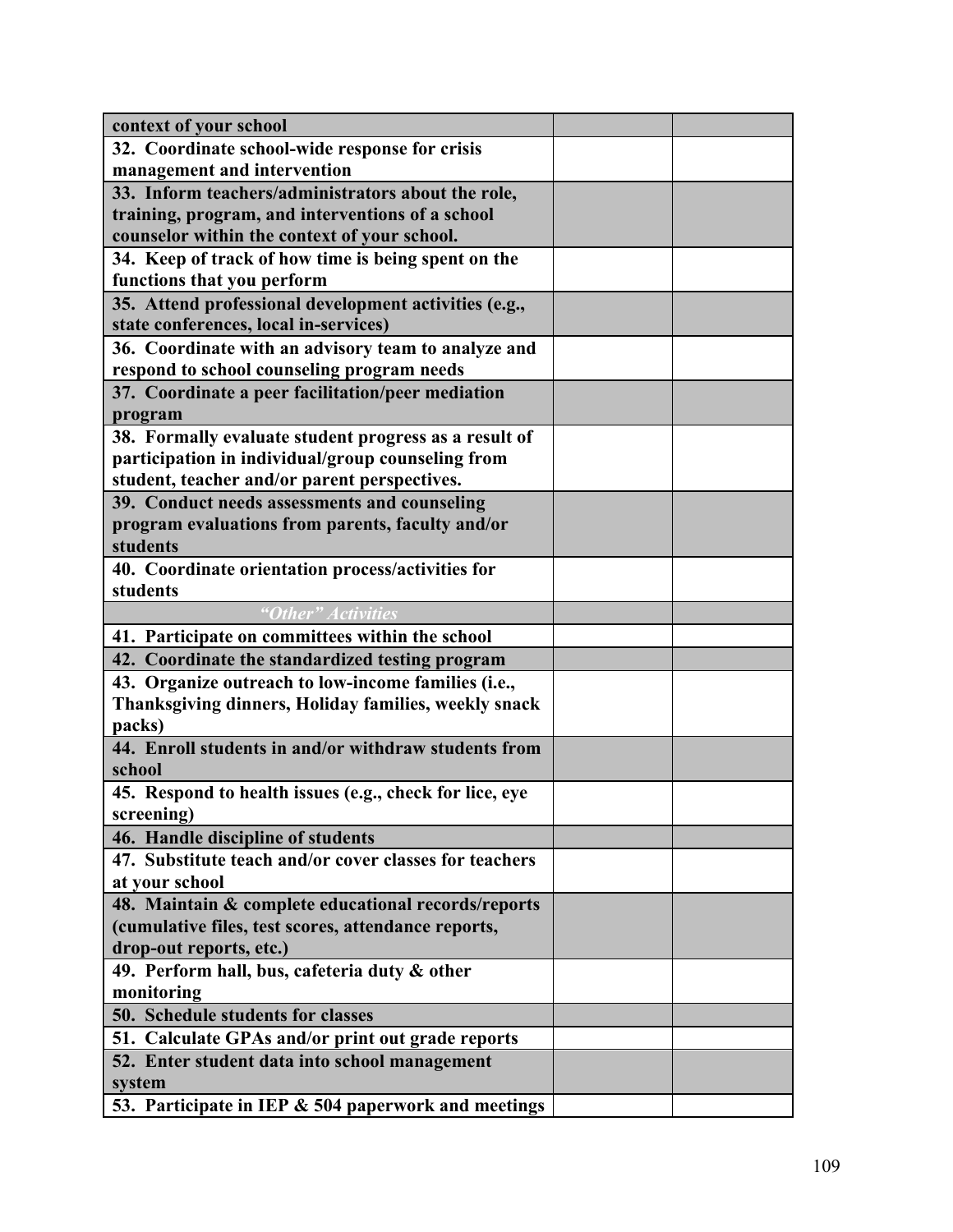| context of your school | | |
|---|---|---|
| **32. Coordinate school-wide response for crisis management and intervention** | | |
| **33. Inform teachers/administrators about the role, training, program, and interventions of a school counselor within the context of your school.** | | |
| **34. Keep of track of how time is being spent on the functions that you perform** | | |
| **35. Attend professional development activities (e.g., state conferences, local in-services)** | | |
| **36. Coordinate with an advisory team to analyze and respond to school counseling program needs** | | |
| **37. Coordinate a peer facilitation/peer mediation program** | | |
| **38. Formally evaluate student progress as a result of participation in individual/group counseling from student, teacher and/or parent perspectives.** | | |
| **39. Conduct needs assessments and counseling program evaluations from parents, faculty and/or students** | | |
| **40. Coordinate orientation process/activities for students** | | |
| ***"Other" Activities*** | | |
| **41. Participate on committees within the school** | | |
| **42. Coordinate the standardized testing program** | | |
| **43. Organize outreach to low-income families (i.e., Thanksgiving dinners, Holiday families, weekly snack packs)** | | |
| **44. Enroll students in and/or withdraw students from school** | | |
| **45. Respond to health issues (e.g., check for lice, eye screening)** | | |
| **46. Handle discipline of students** | | |
| **47. Substitute teach and/or cover classes for teachers at your school** | | |
| **48. Maintain & complete educational records/reports (cumulative files, test scores, attendance reports, drop-out reports, etc.)** | | |
| **49. Perform hall, bus, cafeteria duty & other monitoring** | | |
| **50. Schedule students for classes** | | |
| **51. Calculate GPAs and/or print out grade reports** | | |
| **52. Enter student data into school management system** | | |
| **53. Participate in IEP & 504 paperwork and meetings** | | |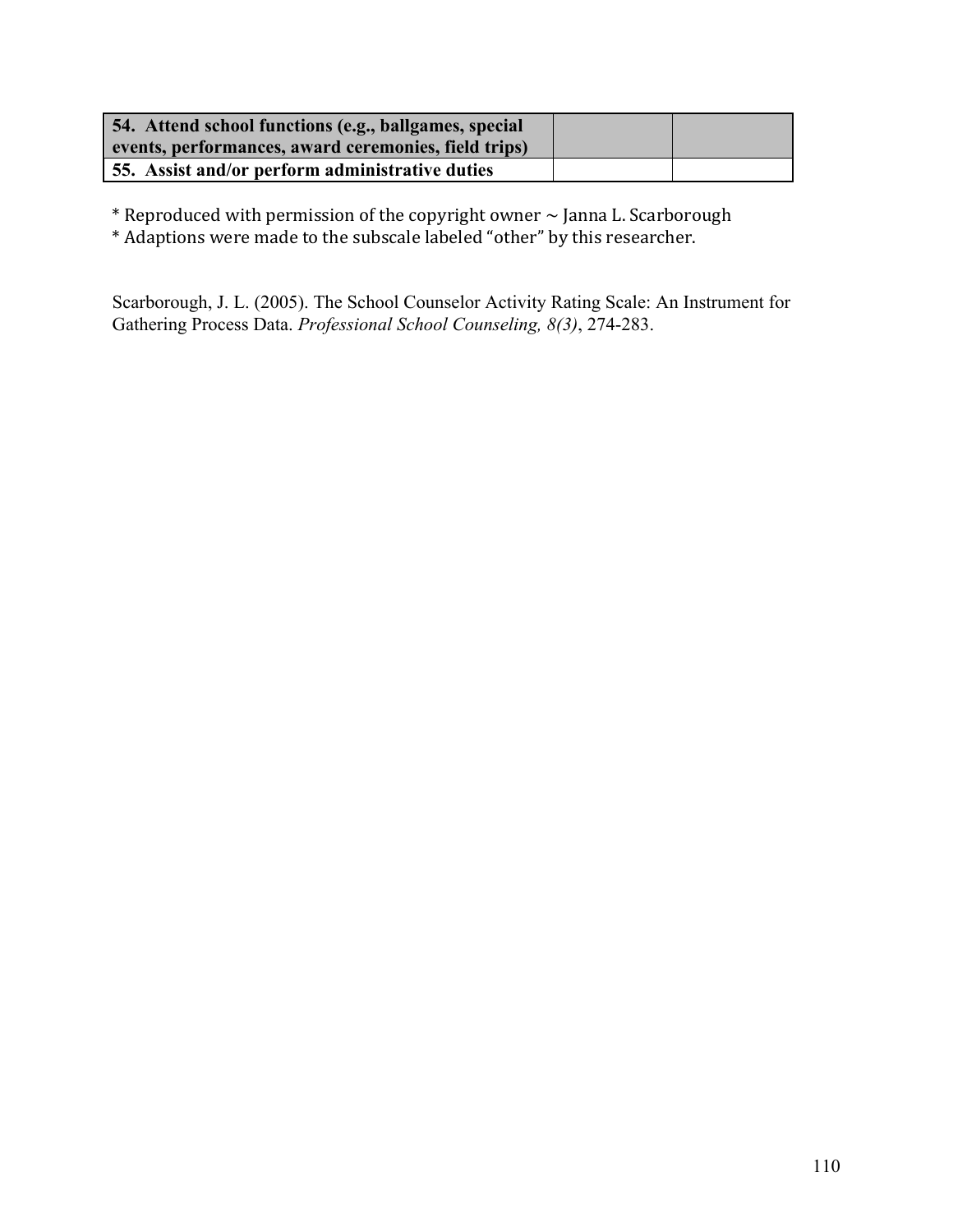| **54. Attend school functions (e.g., ballgames, special events, performances, award ceremonies, field trips)** | | |
|---|---|---|
| **55. Assist and/or perform administrative duties** | | |

* Reproduced with permission of the copyright owner ~ Janna L. Scarborough
* Adaptions were made to the subscale labeled "other" by this researcher.

Scarborough, J. L. (2005). The School Counselor Activity Rating Scale: An Instrument for Gathering Process Data. *Professional School Counseling, 8(3)*, 274-283.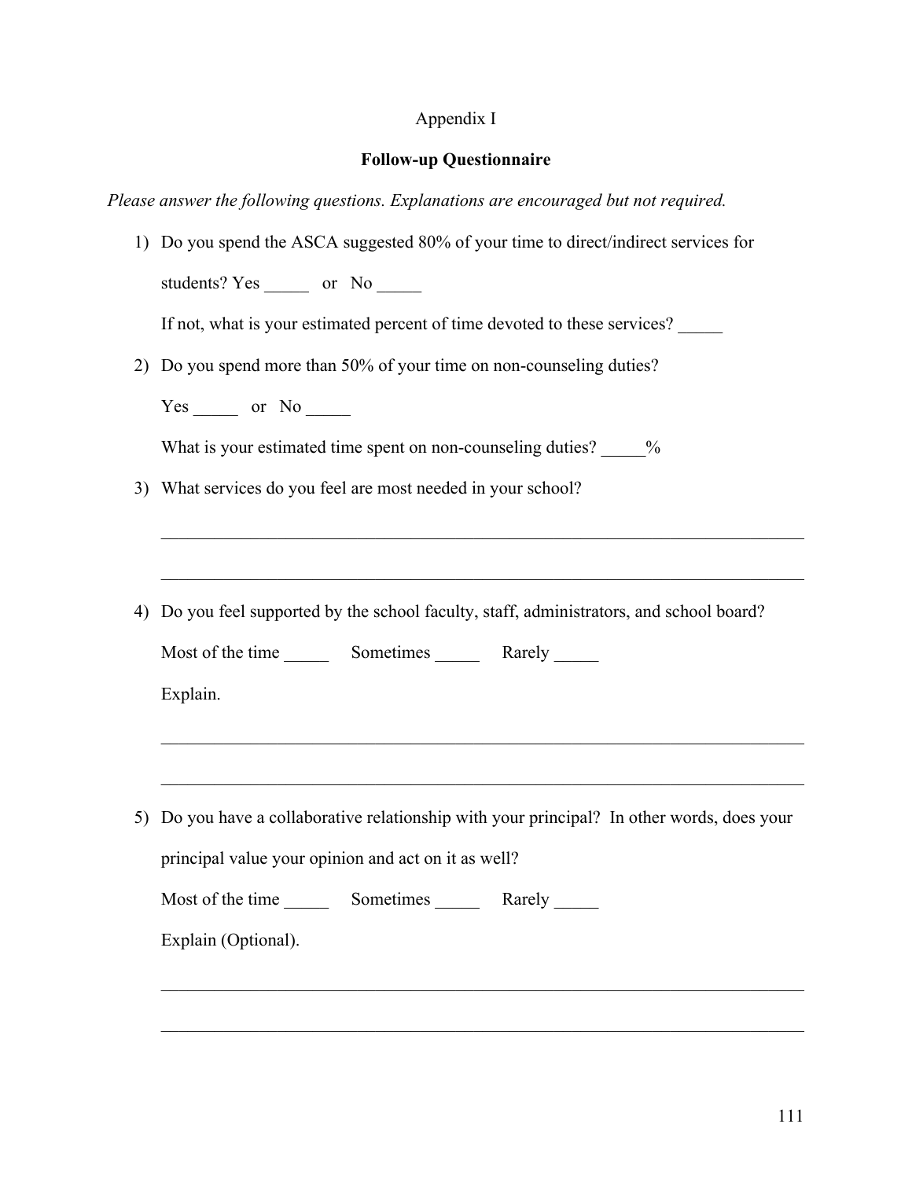Appendix I

**Follow-up Questionnaire**

*Please answer the following questions. Explanations are encouraged but not required.*

1) Do you spend the ASCA suggested 80% of your time to direct/indirect services for students? Yes _____ or No _____

   If not, what is your estimated percent of time devoted to these services? _____

2) Do you spend more than 50% of your time on non-counseling duties?

   Yes _____ or No _____

   What is your estimated time spent on non-counseling duties? _____%

3) What services do you feel are most needed in your school?

   ___________________________________________________________________________

   ___________________________________________________________________________

4) Do you feel supported by the school faculty, staff, administrators, and school board?

   Most of the time _____ Sometimes _____ Rarely _____

   Explain.

   ___________________________________________________________________________

   ___________________________________________________________________________

5) Do you have a collaborative relationship with your principal? In other words, does your principal value your opinion and act on it as well?

   Most of the time _____ Sometimes _____ Rarely _____

   Explain (Optional).

   ___________________________________________________________________________

   ___________________________________________________________________________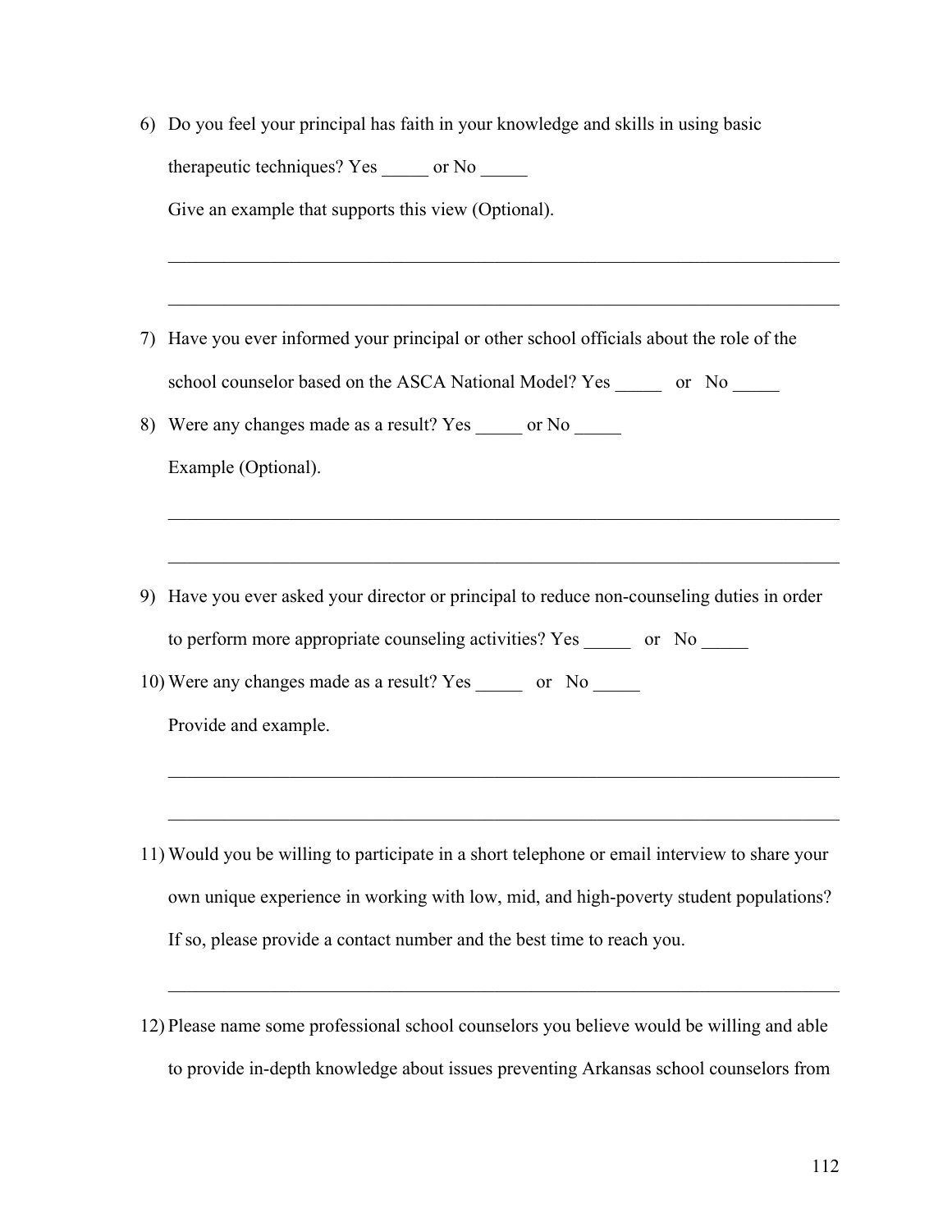6) Do you feel your principal has faith in your knowledge and skills in using basic therapeutic techniques? Yes _____ or No _____

   Give an example that supports this view (Optional).

   ___________________________________________________________________________

   ___________________________________________________________________________

7) Have you ever informed your principal or other school officials about the role of the school counselor based on the ASCA National Model? Yes _____ or No _____

8) Were any changes made as a result? Yes _____ or No _____

   Example (Optional).

   ___________________________________________________________________________

   ___________________________________________________________________________

9) Have you ever asked your director or principal to reduce non-counseling duties in order to perform more appropriate counseling activities? Yes _____ or No _____

10) Were any changes made as a result? Yes _____ or No _____

    Provide and example.

    ___________________________________________________________________________

    ___________________________________________________________________________

11) Would you be willing to participate in a short telephone or email interview to share your own unique experience in working with low, mid, and high-poverty student populations? If so, please provide a contact number and the best time to reach you.

    ___________________________________________________________________________

12) Please name some professional school counselors you believe would be willing and able to provide in-depth knowledge about issues preventing Arkansas school counselors from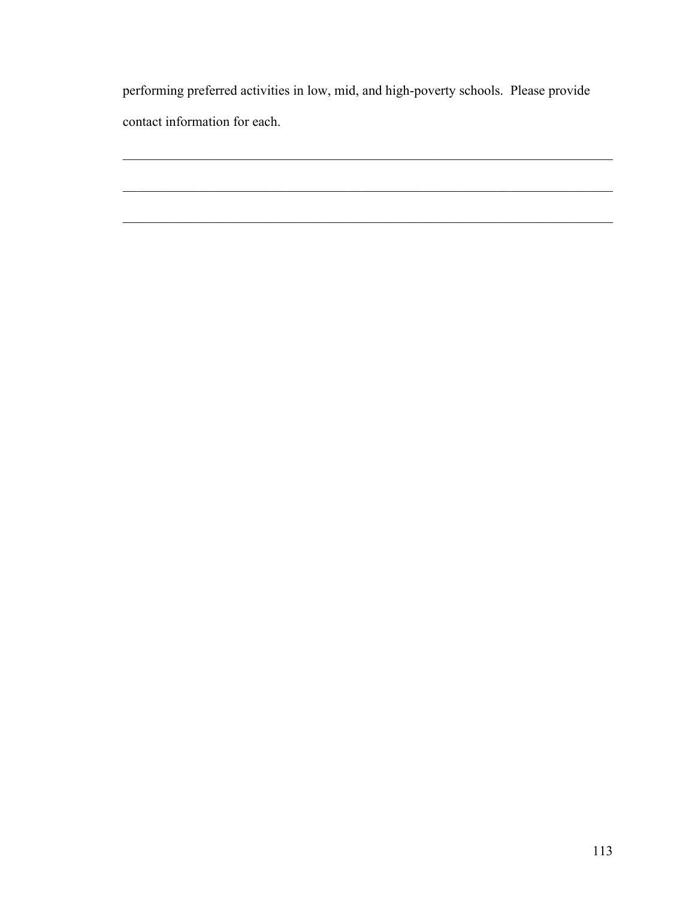performing preferred activities in low, mid, and high-poverty schools. Please provide contact information for each.

\_\_\_\_\_\_\_\_\_\_\_\_\_\_\_\_\_\_\_\_\_\_\_\_\_\_\_\_\_\_\_\_\_\_\_\_\_\_\_\_\_\_\_\_\_\_\_\_\_\_\_\_\_\_\_\_\_\_\_\_\_\_\_\_\_\_\_\_\_\_\_\_

\_\_\_\_\_\_\_\_\_\_\_\_\_\_\_\_\_\_\_\_\_\_\_\_\_\_\_\_\_\_\_\_\_\_\_\_\_\_\_\_\_\_\_\_\_\_\_\_\_\_\_\_\_\_\_\_\_\_\_\_\_\_\_\_\_\_\_\_\_\_\_\_

\_\_\_\_\_\_\_\_\_\_\_\_\_\_\_\_\_\_\_\_\_\_\_\_\_\_\_\_\_\_\_\_\_\_\_\_\_\_\_\_\_\_\_\_\_\_\_\_\_\_\_\_\_\_\_\_\_\_\_\_\_\_\_\_\_\_\_\_\_\_\_\_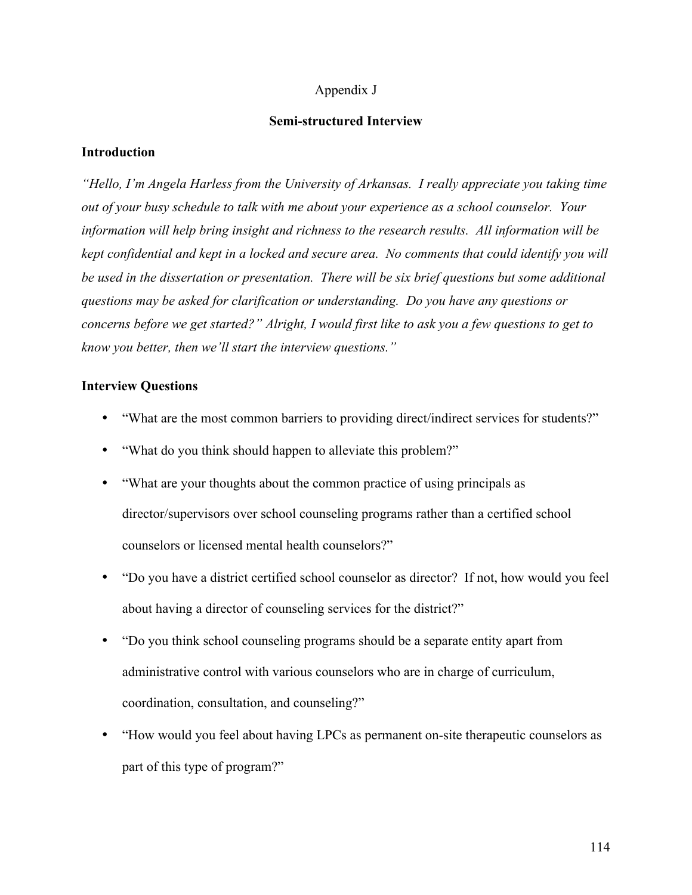Appendix J

## Semi-structured Interview

### Introduction

*"Hello, I'm Angela Harless from the University of Arkansas. I really appreciate you taking time out of your busy schedule to talk with me about your experience as a school counselor. Your information will help bring insight and richness to the research results. All information will be kept confidential and kept in a locked and secure area. No comments that could identify you will be used in the dissertation or presentation. There will be six brief questions but some additional questions may be asked for clarification or understanding. Do you have any questions or concerns before we get started?" Alright, I would first like to ask you a few questions to get to know you better, then we'll start the interview questions."*

### Interview Questions

- "What are the most common barriers to providing direct/indirect services for students?"
- "What do you think should happen to alleviate this problem?"
- "What are your thoughts about the common practice of using principals as director/supervisors over school counseling programs rather than a certified school counselors or licensed mental health counselors?"
- "Do you have a district certified school counselor as director? If not, how would you feel about having a director of counseling services for the district?"
- "Do you think school counseling programs should be a separate entity apart from administrative control with various counselors who are in charge of curriculum, coordination, consultation, and counseling?"
- "How would you feel about having LPCs as permanent on-site therapeutic counselors as part of this type of program?"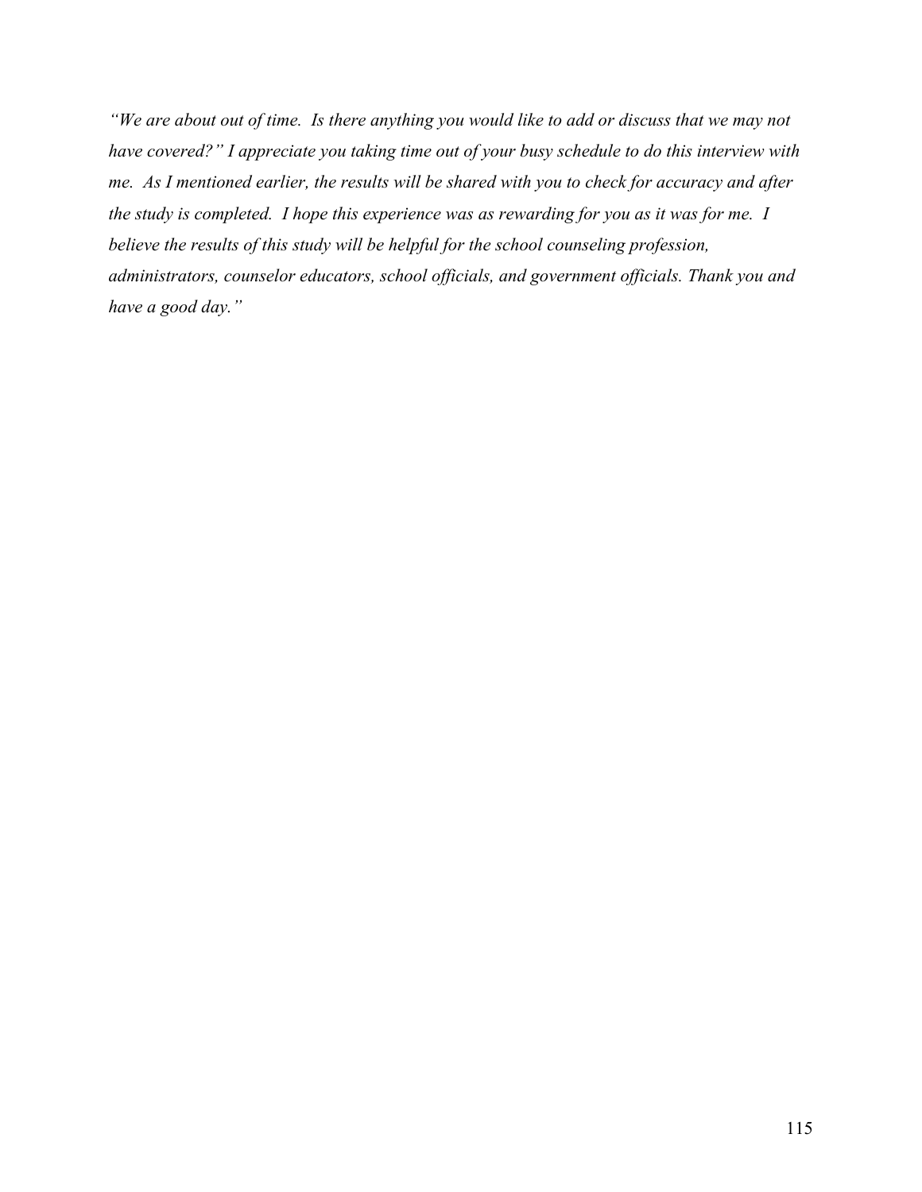*"We are about out of time. Is there anything you would like to add or discuss that we may not have covered?" I appreciate you taking time out of your busy schedule to do this interview with me. As I mentioned earlier, the results will be shared with you to check for accuracy and after the study is completed. I hope this experience was as rewarding for you as it was for me. I believe the results of this study will be helpful for the school counseling profession, administrators, counselor educators, school officials, and government officials. Thank you and have a good day."*